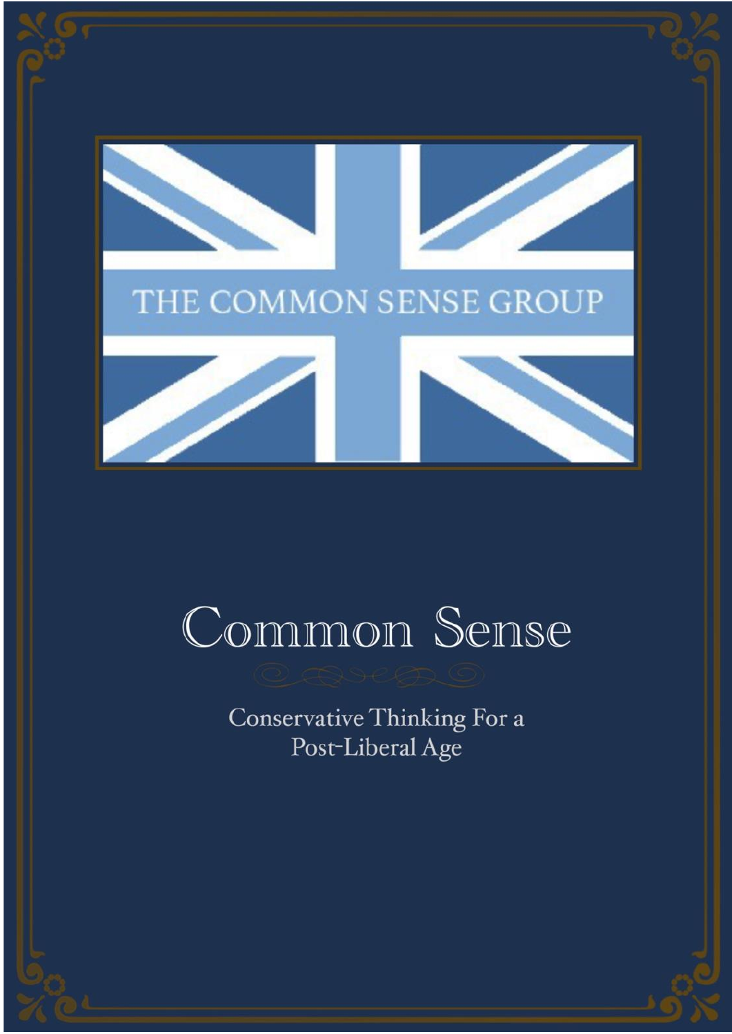THE COMMON SENSE GROUP

# Common Sense

Conservative Thinking For a Post-Liberal Age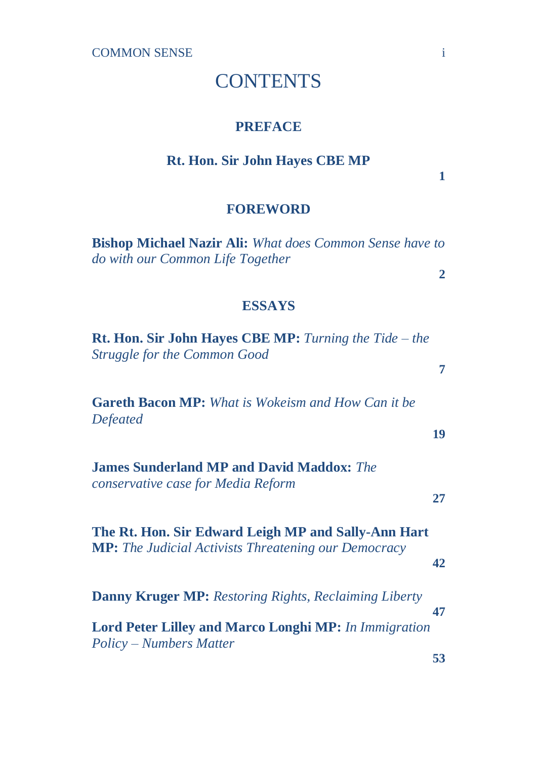# CONTENTS

## PREFACE

**Rt. Hon. Sir John Hayes CBE MP** **1**

## FOREWORD

**Bishop Michael Nazir Ali:** *What does Common Sense have to do with our Common Life Together* **2**

## ESSAYS

**Rt. Hon. Sir John Hayes CBE MP:** *Turning the Tide – the Struggle for the Common Good* **7**

**Gareth Bacon MP:** *What is Wokeism and How Can it be Defeated* **19**

**James Sunderland MP and David Maddox:** *The conservative case for Media Reform* **27**

**The Rt. Hon. Sir Edward Leigh MP and Sally-Ann Hart MP:** *The Judicial Activists Threatening our Democracy* **42**

**Danny Kruger MP:** *Restoring Rights, Reclaiming Liberty* **47**

**Lord Peter Lilley and Marco Longhi MP:** *In Immigration Policy – Numbers Matter* **53**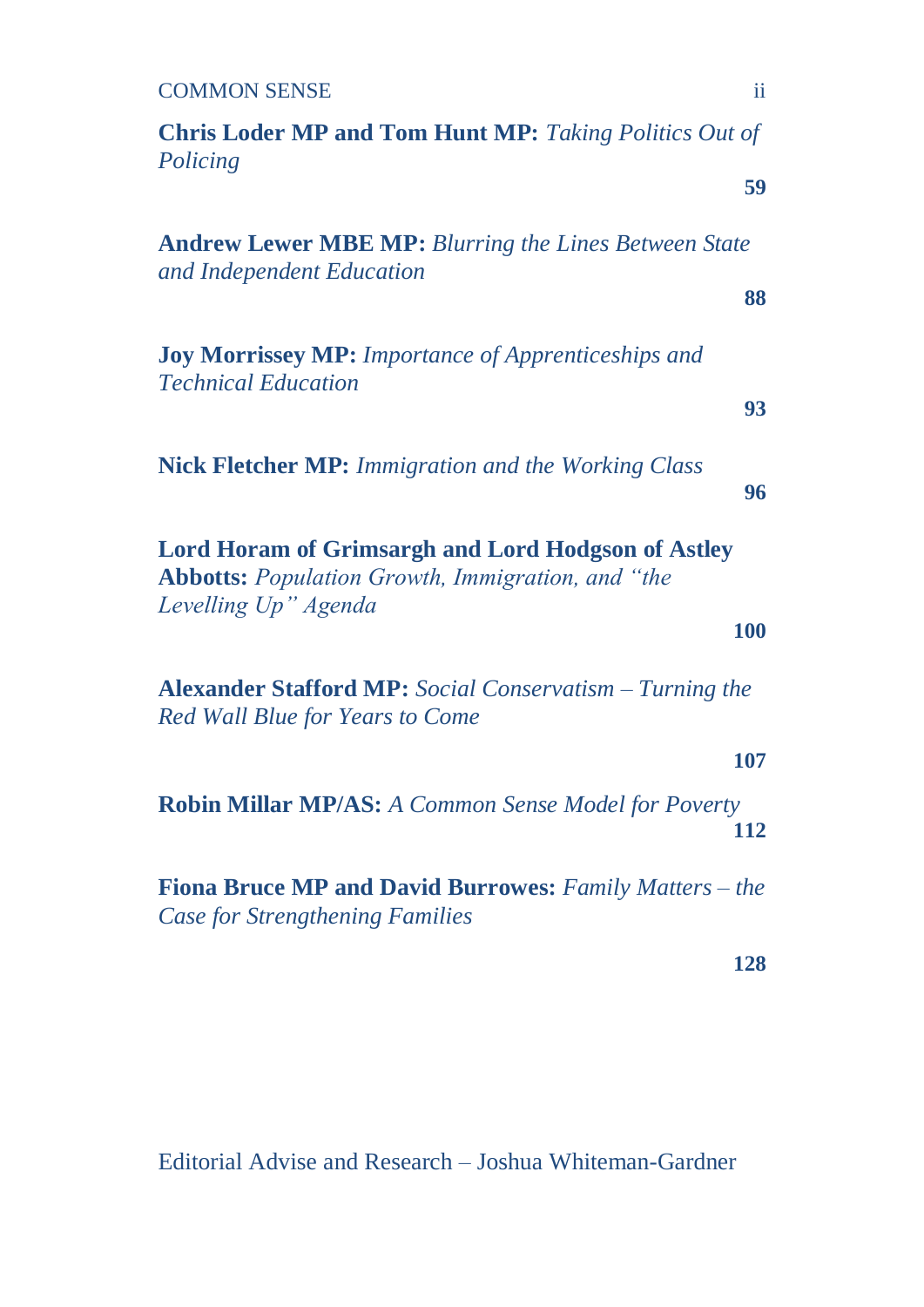**Chris Loder MP and Tom Hunt MP:** *Taking Politics Out of Policing* **59**

**Andrew Lewer MBE MP:** *Blurring the Lines Between State and Independent Education* **88**

**Joy Morrissey MP:** *Importance of Apprenticeships and Technical Education* **93**

**Nick Fletcher MP:** *Immigration and the Working Class* **96**

**Lord Horam of Grimsargh and Lord Hodgson of Astley Abbotts:** *Population Growth, Immigration, and "the Levelling Up" Agenda* **100**

**Alexander Stafford MP:** *Social Conservatism – Turning the Red Wall Blue for Years to Come* **107**

**Robin Millar MP/AS:** *A Common Sense Model for Poverty* **112**

**Fiona Bruce MP and David Burrowes:** *Family Matters – the Case for Strengthening Families* **128**

Editorial Advise and Research – Joshua Whiteman-Gardner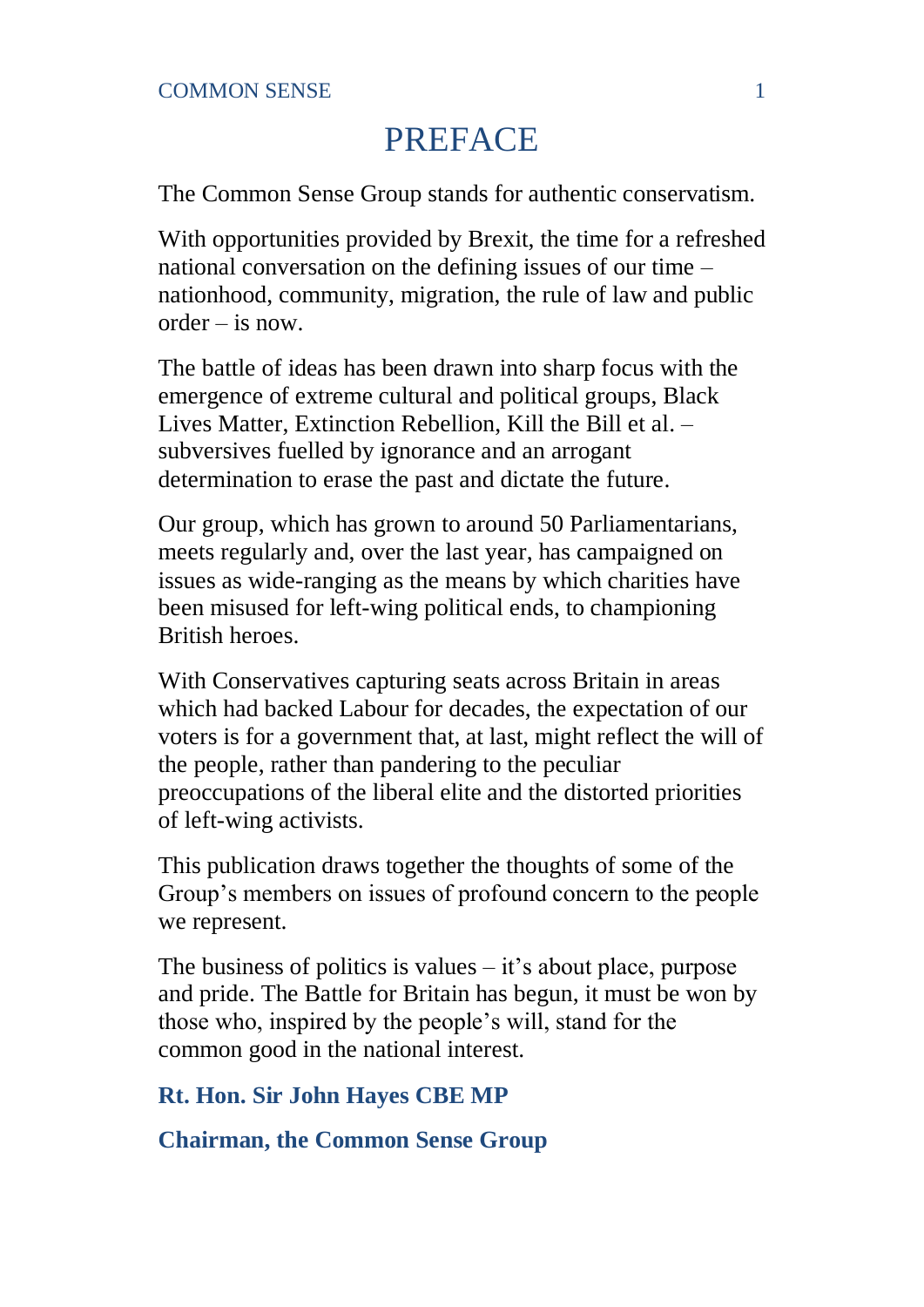# PREFACE

The Common Sense Group stands for authentic conservatism.

With opportunities provided by Brexit, the time for a refreshed national conversation on the defining issues of our time – nationhood, community, migration, the rule of law and public order – is now.

The battle of ideas has been drawn into sharp focus with the emergence of extreme cultural and political groups, Black Lives Matter, Extinction Rebellion, Kill the Bill et al. – subversives fuelled by ignorance and an arrogant determination to erase the past and dictate the future.

Our group, which has grown to around 50 Parliamentarians, meets regularly and, over the last year, has campaigned on issues as wide-ranging as the means by which charities have been misused for left-wing political ends, to championing British heroes.

With Conservatives capturing seats across Britain in areas which had backed Labour for decades, the expectation of our voters is for a government that, at last, might reflect the will of the people, rather than pandering to the peculiar preoccupations of the liberal elite and the distorted priorities of left-wing activists.

This publication draws together the thoughts of some of the Group's members on issues of profound concern to the people we represent.

The business of politics is values – it's about place, purpose and pride. The Battle for Britain has begun, it must be won by those who, inspired by the people's will, stand for the common good in the national interest.

**Rt. Hon. Sir John Hayes CBE MP**

**Chairman, the Common Sense Group**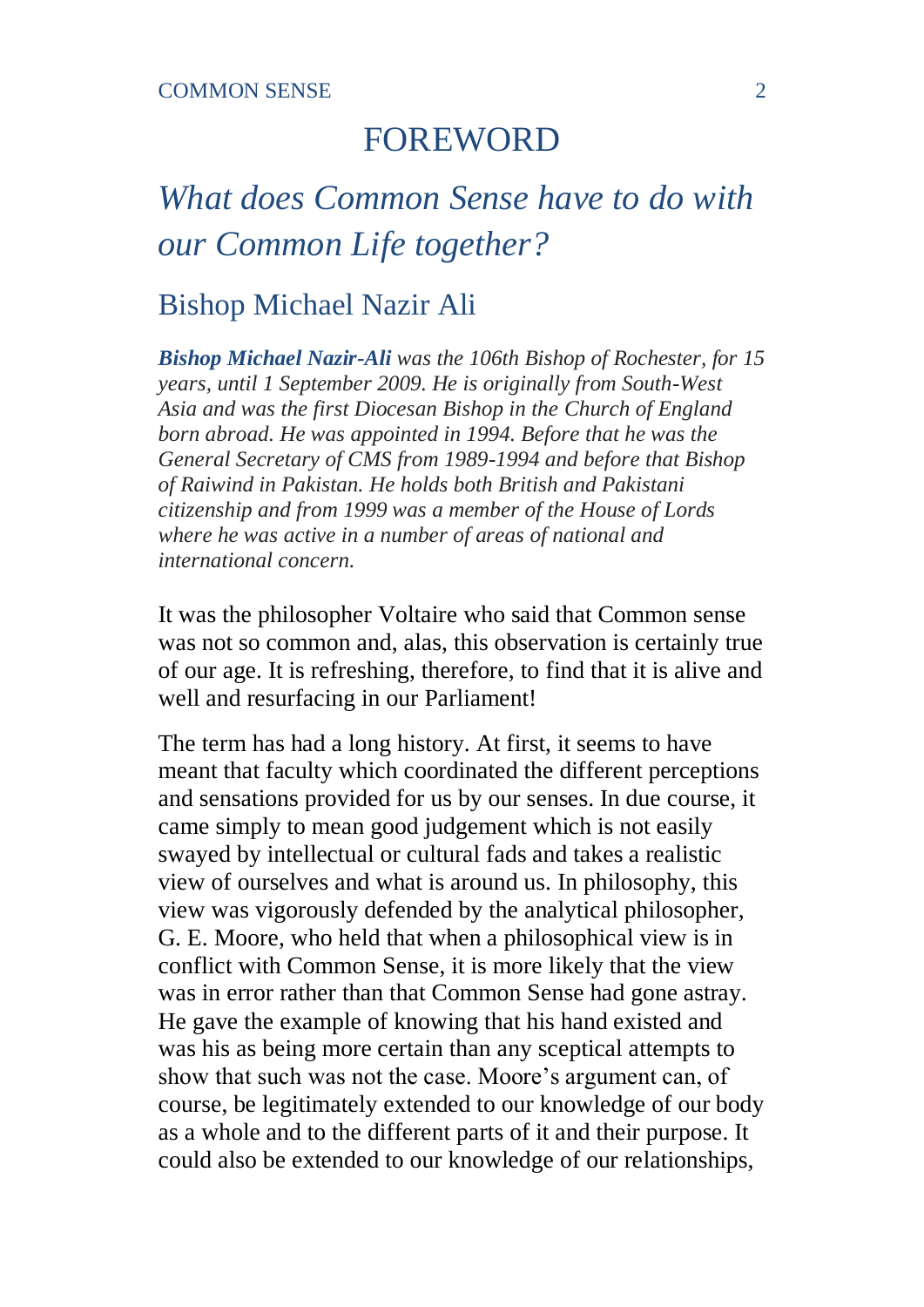# FOREWORD

## *What does Common Sense have to do with our Common Life together?*

### Bishop Michael Nazir Ali

***Bishop Michael Nazir-Ali*** *was the 106th Bishop of Rochester, for 15 years, until 1 September 2009. He is originally from South-West Asia and was the first Diocesan Bishop in the Church of England born abroad. He was appointed in 1994. Before that he was the General Secretary of CMS from 1989-1994 and before that Bishop of Raiwind in Pakistan. He holds both British and Pakistani citizenship and from 1999 was a member of the House of Lords where he was active in a number of areas of national and international concern.*

It was the philosopher Voltaire who said that Common sense was not so common and, alas, this observation is certainly true of our age. It is refreshing, therefore, to find that it is alive and well and resurfacing in our Parliament!

The term has had a long history. At first, it seems to have meant that faculty which coordinated the different perceptions and sensations provided for us by our senses. In due course, it came simply to mean good judgement which is not easily swayed by intellectual or cultural fads and takes a realistic view of ourselves and what is around us. In philosophy, this view was vigorously defended by the analytical philosopher, G. E. Moore, who held that when a philosophical view is in conflict with Common Sense, it is more likely that the view was in error rather than that Common Sense had gone astray. He gave the example of knowing that his hand existed and was his as being more certain than any sceptical attempts to show that such was not the case. Moore's argument can, of course, be legitimately extended to our knowledge of our body as a whole and to the different parts of it and their purpose. It could also be extended to our knowledge of our relationships,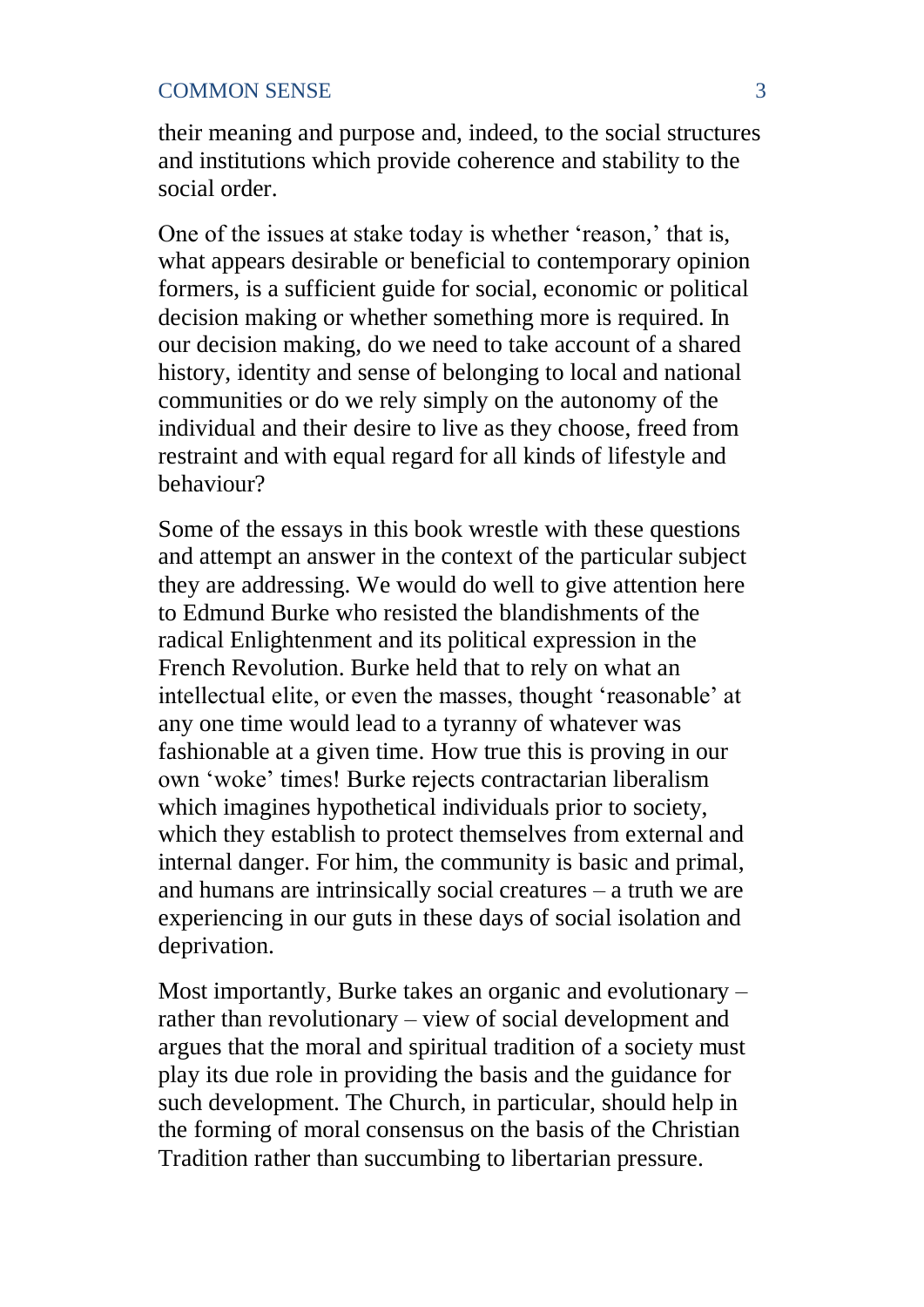their meaning and purpose and, indeed, to the social structures and institutions which provide coherence and stability to the social order.

One of the issues at stake today is whether 'reason,' that is, what appears desirable or beneficial to contemporary opinion formers, is a sufficient guide for social, economic or political decision making or whether something more is required. In our decision making, do we need to take account of a shared history, identity and sense of belonging to local and national communities or do we rely simply on the autonomy of the individual and their desire to live as they choose, freed from restraint and with equal regard for all kinds of lifestyle and behaviour?

Some of the essays in this book wrestle with these questions and attempt an answer in the context of the particular subject they are addressing. We would do well to give attention here to Edmund Burke who resisted the blandishments of the radical Enlightenment and its political expression in the French Revolution. Burke held that to rely on what an intellectual elite, or even the masses, thought 'reasonable' at any one time would lead to a tyranny of whatever was fashionable at a given time. How true this is proving in our own 'woke' times! Burke rejects contractarian liberalism which imagines hypothetical individuals prior to society, which they establish to protect themselves from external and internal danger. For him, the community is basic and primal, and humans are intrinsically social creatures – a truth we are experiencing in our guts in these days of social isolation and deprivation.

Most importantly, Burke takes an organic and evolutionary – rather than revolutionary – view of social development and argues that the moral and spiritual tradition of a society must play its due role in providing the basis and the guidance for such development. The Church, in particular, should help in the forming of moral consensus on the basis of the Christian Tradition rather than succumbing to libertarian pressure.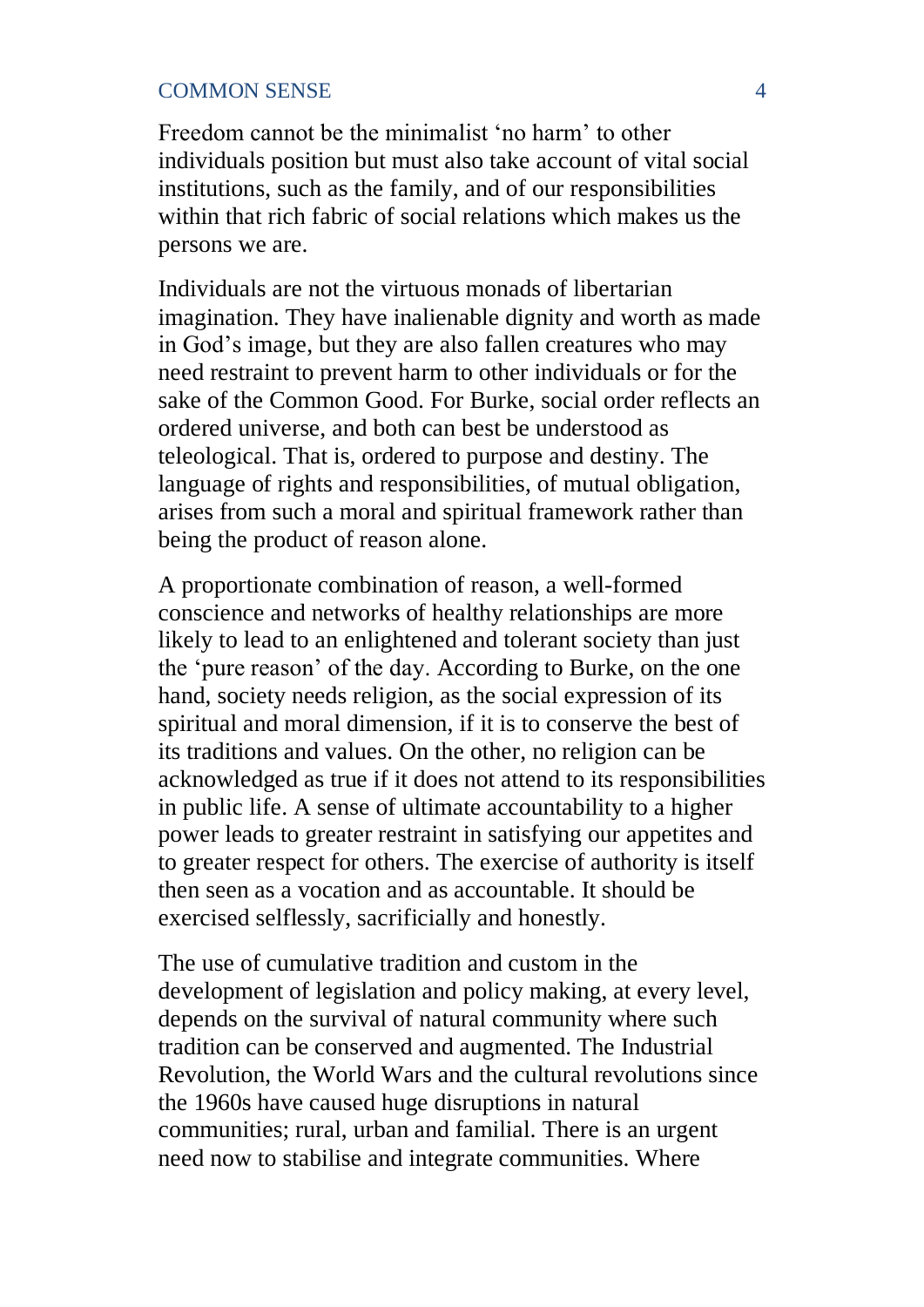Freedom cannot be the minimalist 'no harm' to other individuals position but must also take account of vital social institutions, such as the family, and of our responsibilities within that rich fabric of social relations which makes us the persons we are.

Individuals are not the virtuous monads of libertarian imagination. They have inalienable dignity and worth as made in God's image, but they are also fallen creatures who may need restraint to prevent harm to other individuals or for the sake of the Common Good. For Burke, social order reflects an ordered universe, and both can best be understood as teleological. That is, ordered to purpose and destiny. The language of rights and responsibilities, of mutual obligation, arises from such a moral and spiritual framework rather than being the product of reason alone.

A proportionate combination of reason, a well-formed conscience and networks of healthy relationships are more likely to lead to an enlightened and tolerant society than just the 'pure reason' of the day. According to Burke, on the one hand, society needs religion, as the social expression of its spiritual and moral dimension, if it is to conserve the best of its traditions and values. On the other, no religion can be acknowledged as true if it does not attend to its responsibilities in public life. A sense of ultimate accountability to a higher power leads to greater restraint in satisfying our appetites and to greater respect for others. The exercise of authority is itself then seen as a vocation and as accountable. It should be exercised selflessly, sacrificially and honestly.

The use of cumulative tradition and custom in the development of legislation and policy making, at every level, depends on the survival of natural community where such tradition can be conserved and augmented. The Industrial Revolution, the World Wars and the cultural revolutions since the 1960s have caused huge disruptions in natural communities; rural, urban and familial. There is an urgent need now to stabilise and integrate communities. Where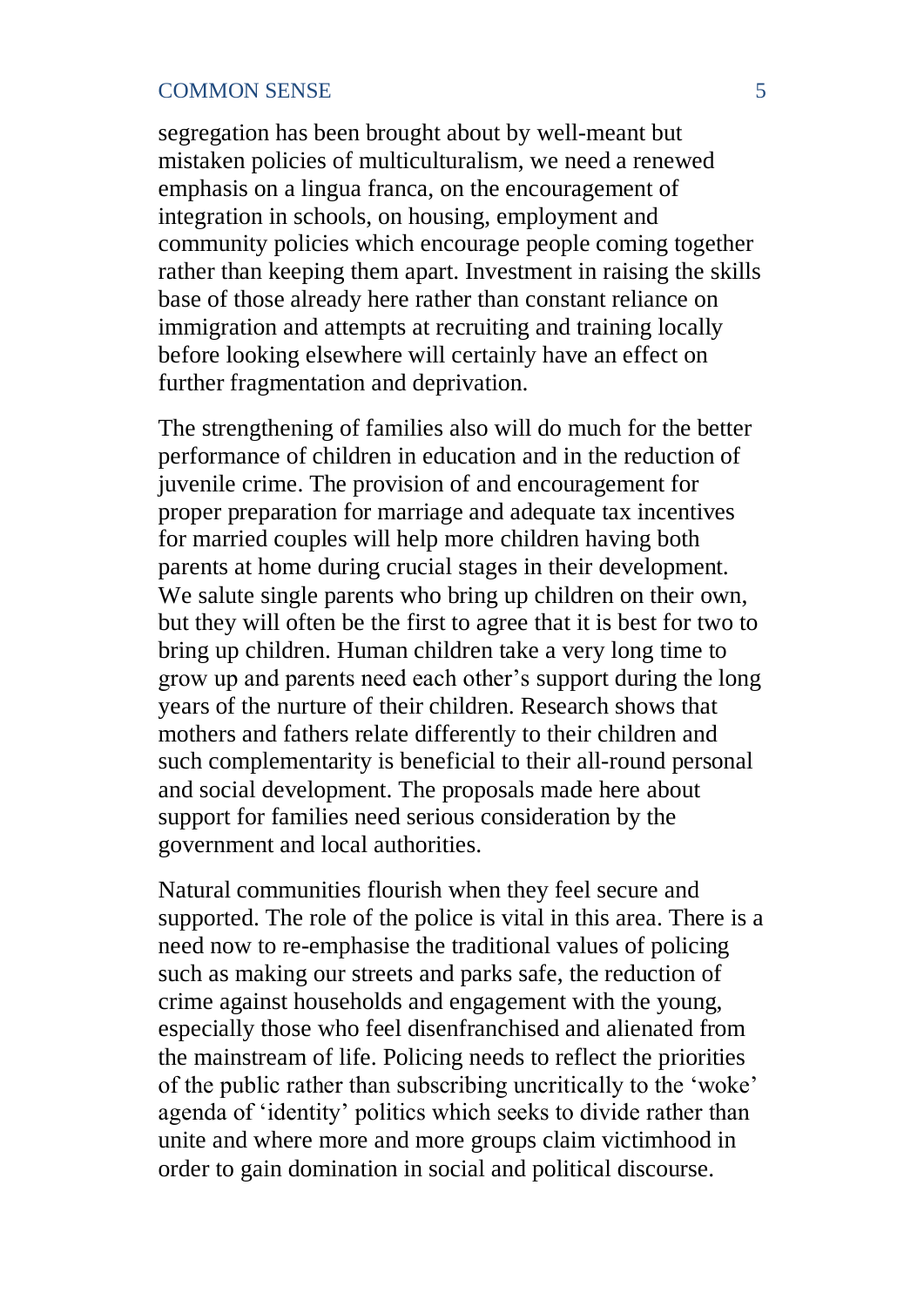segregation has been brought about by well-meant but mistaken policies of multiculturalism, we need a renewed emphasis on a lingua franca, on the encouragement of integration in schools, on housing, employment and community policies which encourage people coming together rather than keeping them apart. Investment in raising the skills base of those already here rather than constant reliance on immigration and attempts at recruiting and training locally before looking elsewhere will certainly have an effect on further fragmentation and deprivation.

The strengthening of families also will do much for the better performance of children in education and in the reduction of juvenile crime. The provision of and encouragement for proper preparation for marriage and adequate tax incentives for married couples will help more children having both parents at home during crucial stages in their development. We salute single parents who bring up children on their own, but they will often be the first to agree that it is best for two to bring up children. Human children take a very long time to grow up and parents need each other's support during the long years of the nurture of their children. Research shows that mothers and fathers relate differently to their children and such complementarity is beneficial to their all-round personal and social development. The proposals made here about support for families need serious consideration by the government and local authorities.

Natural communities flourish when they feel secure and supported. The role of the police is vital in this area. There is a need now to re-emphasise the traditional values of policing such as making our streets and parks safe, the reduction of crime against households and engagement with the young, especially those who feel disenfranchised and alienated from the mainstream of life. Policing needs to reflect the priorities of the public rather than subscribing uncritically to the 'woke' agenda of 'identity' politics which seeks to divide rather than unite and where more and more groups claim victimhood in order to gain domination in social and political discourse.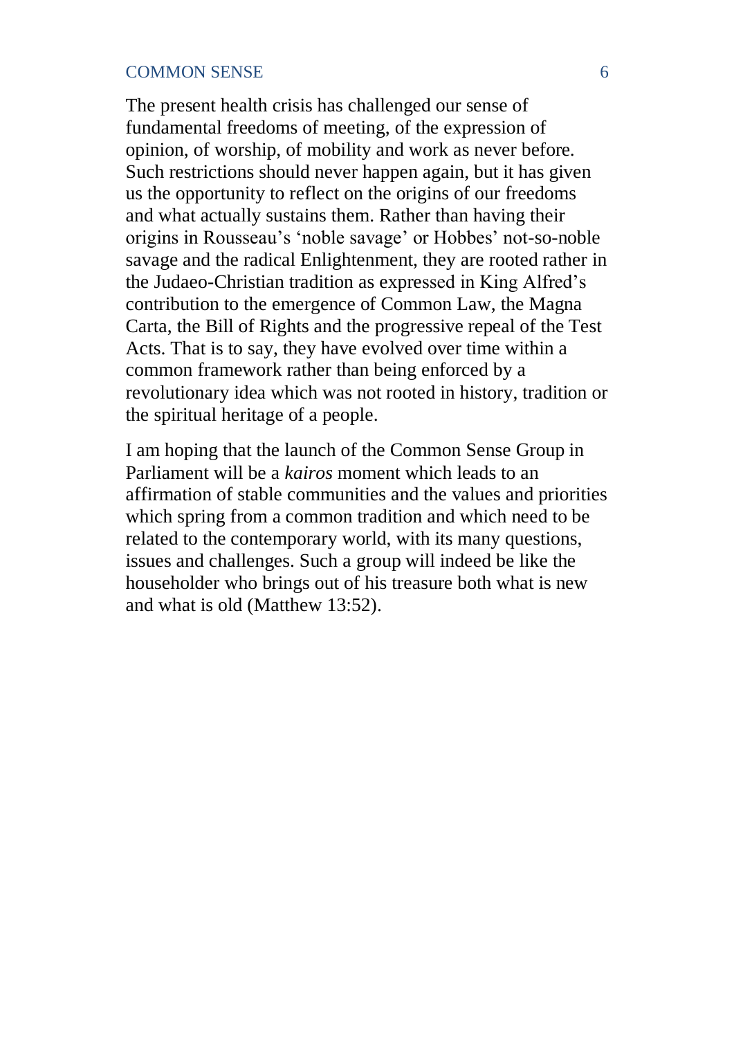The present health crisis has challenged our sense of fundamental freedoms of meeting, of the expression of opinion, of worship, of mobility and work as never before. Such restrictions should never happen again, but it has given us the opportunity to reflect on the origins of our freedoms and what actually sustains them. Rather than having their origins in Rousseau's 'noble savage' or Hobbes' not-so-noble savage and the radical Enlightenment, they are rooted rather in the Judaeo-Christian tradition as expressed in King Alfred's contribution to the emergence of Common Law, the Magna Carta, the Bill of Rights and the progressive repeal of the Test Acts. That is to say, they have evolved over time within a common framework rather than being enforced by a revolutionary idea which was not rooted in history, tradition or the spiritual heritage of a people.

I am hoping that the launch of the Common Sense Group in Parliament will be a *kairos* moment which leads to an affirmation of stable communities and the values and priorities which spring from a common tradition and which need to be related to the contemporary world, with its many questions, issues and challenges. Such a group will indeed be like the householder who brings out of his treasure both what is new and what is old (Matthew 13:52).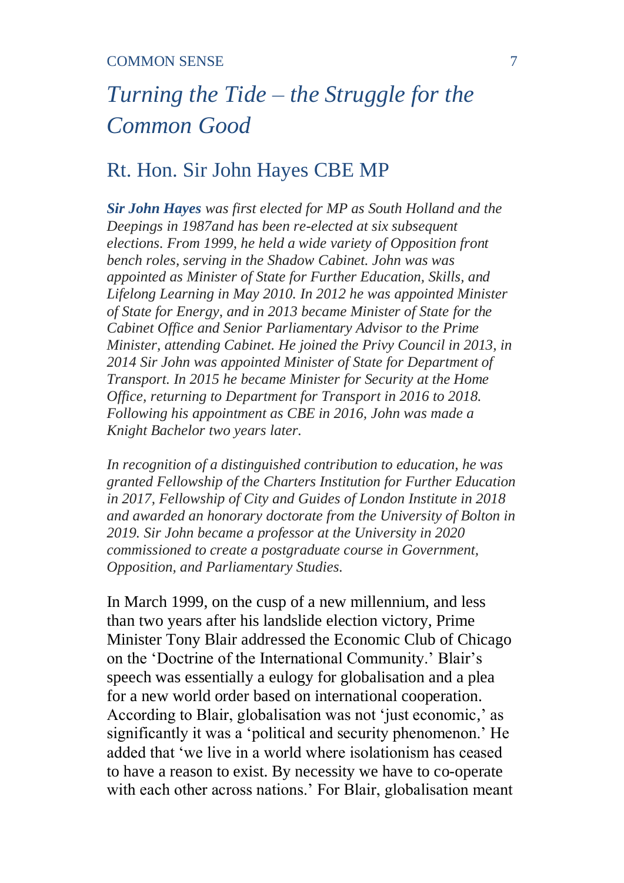# *Turning the Tide – the Struggle for the Common Good*

## Rt. Hon. Sir John Hayes CBE MP

***Sir John Hayes*** *was first elected for MP as South Holland and the Deepings in 1987and has been re-elected at six subsequent elections. From 1999, he held a wide variety of Opposition front bench roles, serving in the Shadow Cabinet. John was was appointed as Minister of State for Further Education, Skills, and Lifelong Learning in May 2010. In 2012 he was appointed Minister of State for Energy, and in 2013 became Minister of State for the Cabinet Office and Senior Parliamentary Advisor to the Prime Minister, attending Cabinet. He joined the Privy Council in 2013, in 2014 Sir John was appointed Minister of State for Department of Transport. In 2015 he became Minister for Security at the Home Office, returning to Department for Transport in 2016 to 2018. Following his appointment as CBE in 2016, John was made a Knight Bachelor two years later.*

*In recognition of a distinguished contribution to education, he was granted Fellowship of the Charters Institution for Further Education in 2017, Fellowship of City and Guides of London Institute in 2018 and awarded an honorary doctorate from the University of Bolton in 2019. Sir John became a professor at the University in 2020 commissioned to create a postgraduate course in Government, Opposition, and Parliamentary Studies.*

In March 1999, on the cusp of a new millennium, and less than two years after his landslide election victory, Prime Minister Tony Blair addressed the Economic Club of Chicago on the 'Doctrine of the International Community.' Blair's speech was essentially a eulogy for globalisation and a plea for a new world order based on international cooperation. According to Blair, globalisation was not 'just economic,' as significantly it was a 'political and security phenomenon.' He added that 'we live in a world where isolationism has ceased to have a reason to exist. By necessity we have to co-operate with each other across nations.' For Blair, globalisation meant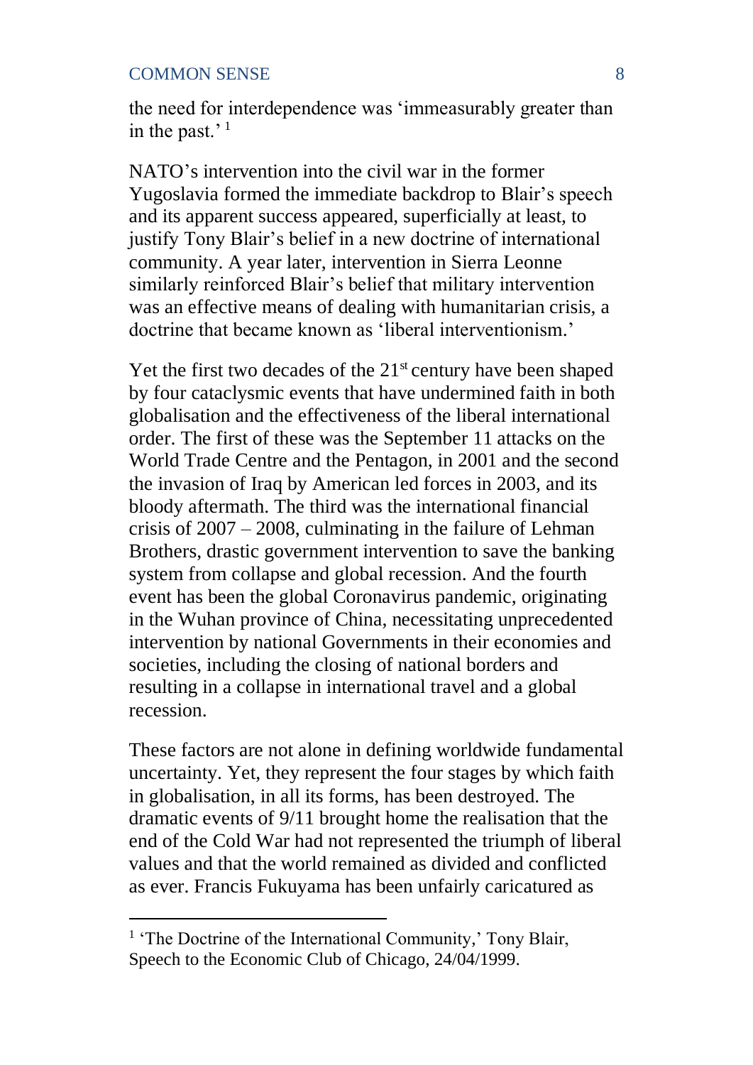the need for interdependence was 'immeasurably greater than in the past.'[1]

NATO's intervention into the civil war in the former Yugoslavia formed the immediate backdrop to Blair's speech and its apparent success appeared, superficially at least, to justify Tony Blair's belief in a new doctrine of international community. A year later, intervention in Sierra Leonne similarly reinforced Blair's belief that military intervention was an effective means of dealing with humanitarian crisis, a doctrine that became known as 'liberal interventionism.'

Yet the first two decades of the 21st century have been shaped by four cataclysmic events that have undermined faith in both globalisation and the effectiveness of the liberal international order. The first of these was the September 11 attacks on the World Trade Centre and the Pentagon, in 2001 and the second the invasion of Iraq by American led forces in 2003, and its bloody aftermath. The third was the international financial crisis of 2007 – 2008, culminating in the failure of Lehman Brothers, drastic government intervention to save the banking system from collapse and global recession. And the fourth event has been the global Coronavirus pandemic, originating in the Wuhan province of China, necessitating unprecedented intervention by national Governments in their economies and societies, including the closing of national borders and resulting in a collapse in international travel and a global recession.

These factors are not alone in defining worldwide fundamental uncertainty. Yet, they represent the four stages by which faith in globalisation, in all its forms, has been destroyed. The dramatic events of 9/11 brought home the realisation that the end of the Cold War had not represented the triumph of liberal values and that the world remained as divided and conflicted as ever. Francis Fukuyama has been unfairly caricatured as

[1] 'The Doctrine of the International Community,' Tony Blair, Speech to the Economic Club of Chicago, 24/04/1999.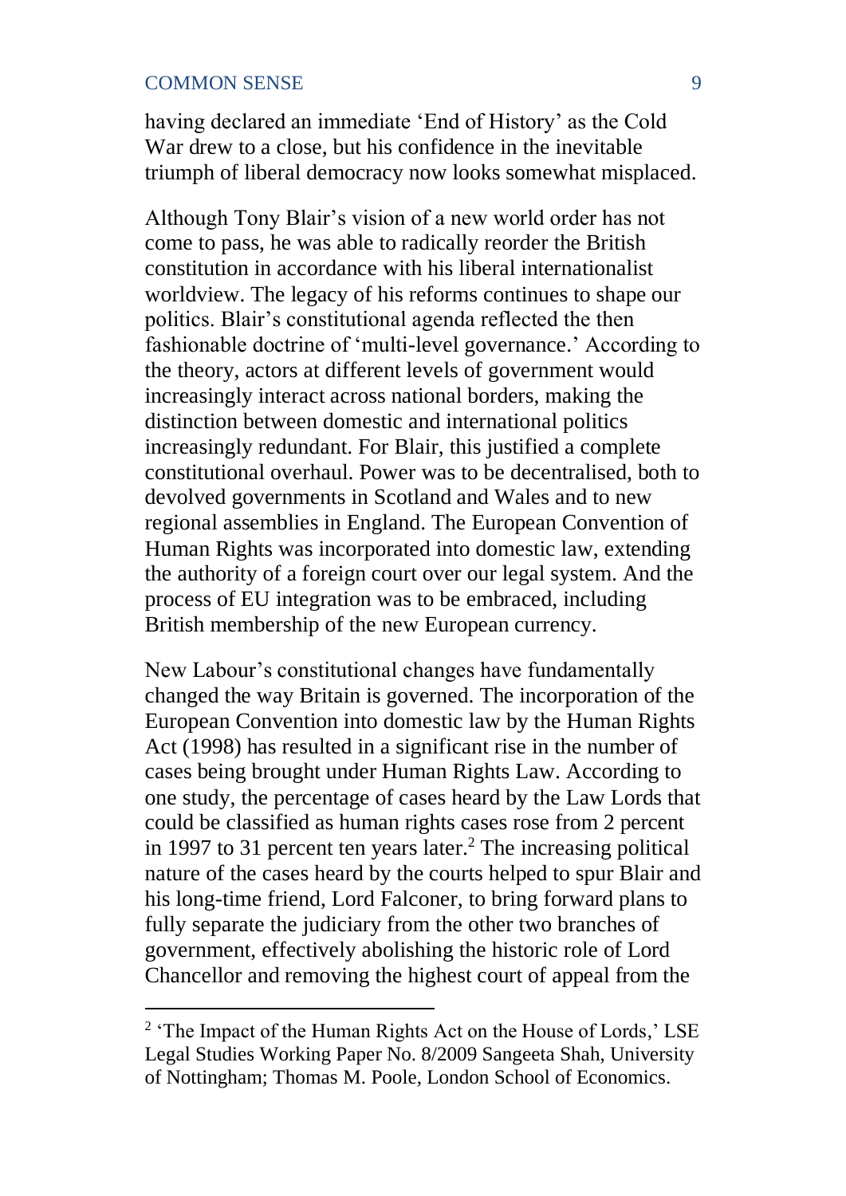having declared an immediate 'End of History' as the Cold War drew to a close, but his confidence in the inevitable triumph of liberal democracy now looks somewhat misplaced.

Although Tony Blair's vision of a new world order has not come to pass, he was able to radically reorder the British constitution in accordance with his liberal internationalist worldview. The legacy of his reforms continues to shape our politics. Blair's constitutional agenda reflected the then fashionable doctrine of 'multi-level governance.' According to the theory, actors at different levels of government would increasingly interact across national borders, making the distinction between domestic and international politics increasingly redundant. For Blair, this justified a complete constitutional overhaul. Power was to be decentralised, both to devolved governments in Scotland and Wales and to new regional assemblies in England. The European Convention of Human Rights was incorporated into domestic law, extending the authority of a foreign court over our legal system. And the process of EU integration was to be embraced, including British membership of the new European currency.

New Labour's constitutional changes have fundamentally changed the way Britain is governed. The incorporation of the European Convention into domestic law by the Human Rights Act (1998) has resulted in a significant rise in the number of cases being brought under Human Rights Law. According to one study, the percentage of cases heard by the Law Lords that could be classified as human rights cases rose from 2 percent in 1997 to 31 percent ten years later.[2] The increasing political nature of the cases heard by the courts helped to spur Blair and his long-time friend, Lord Falconer, to bring forward plans to fully separate the judiciary from the other two branches of government, effectively abolishing the historic role of Lord Chancellor and removing the highest court of appeal from the

---

[2] 'The Impact of the Human Rights Act on the House of Lords,' LSE Legal Studies Working Paper No. 8/2009 Sangeeta Shah, University of Nottingham; Thomas M. Poole, London School of Economics.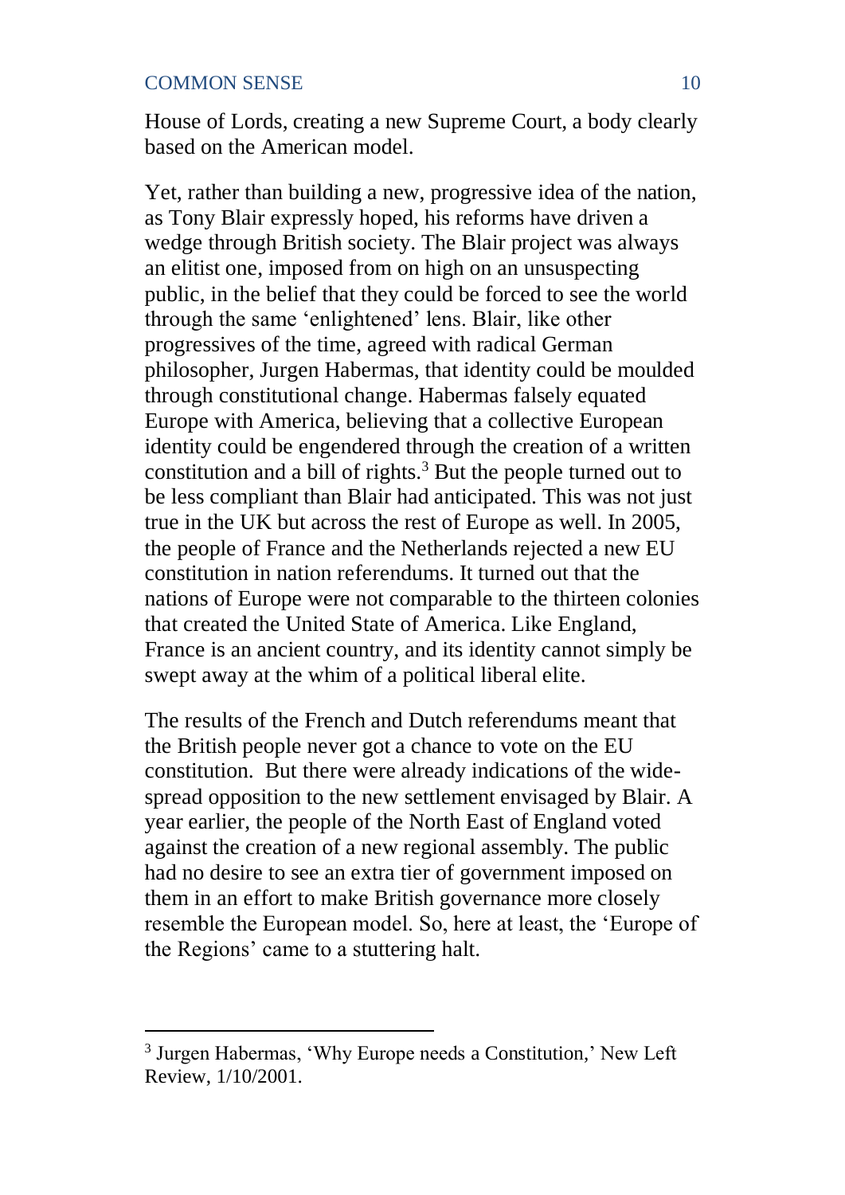House of Lords, creating a new Supreme Court, a body clearly based on the American model.

Yet, rather than building a new, progressive idea of the nation, as Tony Blair expressly hoped, his reforms have driven a wedge through British society. The Blair project was always an elitist one, imposed from on high on an unsuspecting public, in the belief that they could be forced to see the world through the same 'enlightened' lens. Blair, like other progressives of the time, agreed with radical German philosopher, Jurgen Habermas, that identity could be moulded through constitutional change. Habermas falsely equated Europe with America, believing that a collective European identity could be engendered through the creation of a written constitution and a bill of rights.[3] But the people turned out to be less compliant than Blair had anticipated. This was not just true in the UK but across the rest of Europe as well. In 2005, the people of France and the Netherlands rejected a new EU constitution in nation referendums. It turned out that the nations of Europe were not comparable to the thirteen colonies that created the United State of America. Like England, France is an ancient country, and its identity cannot simply be swept away at the whim of a political liberal elite.

The results of the French and Dutch referendums meant that the British people never got a chance to vote on the EU constitution. But there were already indications of the wide-spread opposition to the new settlement envisaged by Blair. A year earlier, the people of the North East of England voted against the creation of a new regional assembly. The public had no desire to see an extra tier of government imposed on them in an effort to make British governance more closely resemble the European model. So, here at least, the 'Europe of the Regions' came to a stuttering halt.

---

[3] Jurgen Habermas, 'Why Europe needs a Constitution,' New Left Review, 1/10/2001.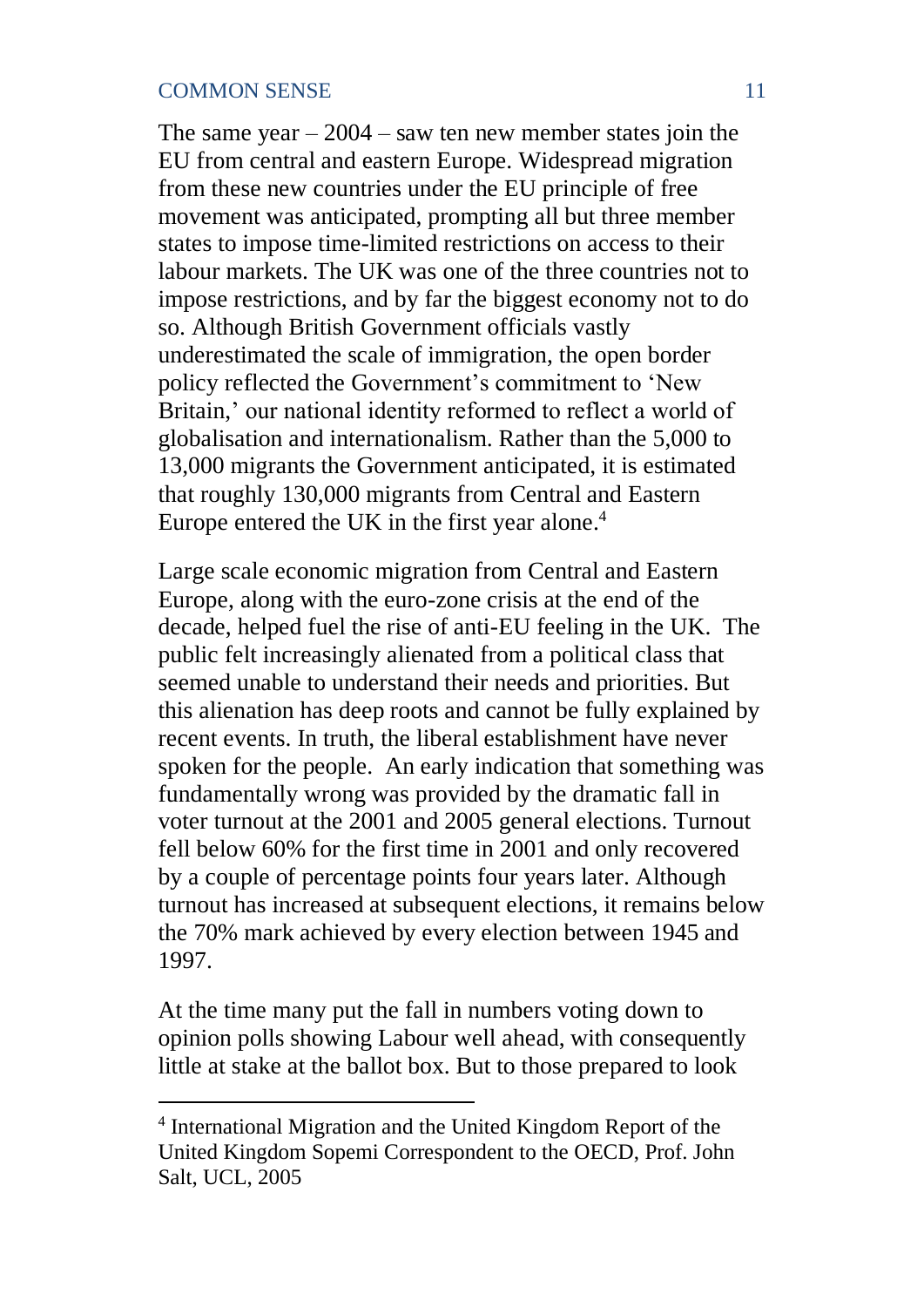The same year – 2004 – saw ten new member states join the EU from central and eastern Europe. Widespread migration from these new countries under the EU principle of free movement was anticipated, prompting all but three member states to impose time-limited restrictions on access to their labour markets. The UK was one of the three countries not to impose restrictions, and by far the biggest economy not to do so. Although British Government officials vastly underestimated the scale of immigration, the open border policy reflected the Government's commitment to 'New Britain,' our national identity reformed to reflect a world of globalisation and internationalism. Rather than the 5,000 to 13,000 migrants the Government anticipated, it is estimated that roughly 130,000 migrants from Central and Eastern Europe entered the UK in the first year alone.[4]

Large scale economic migration from Central and Eastern Europe, along with the euro-zone crisis at the end of the decade, helped fuel the rise of anti-EU feeling in the UK. The public felt increasingly alienated from a political class that seemed unable to understand their needs and priorities. But this alienation has deep roots and cannot be fully explained by recent events. In truth, the liberal establishment have never spoken for the people. An early indication that something was fundamentally wrong was provided by the dramatic fall in voter turnout at the 2001 and 2005 general elections. Turnout fell below 60% for the first time in 2001 and only recovered by a couple of percentage points four years later. Although turnout has increased at subsequent elections, it remains below the 70% mark achieved by every election between 1945 and 1997.

At the time many put the fall in numbers voting down to opinion polls showing Labour well ahead, with consequently little at stake at the ballot box. But to those prepared to look

---

[4] International Migration and the United Kingdom Report of the United Kingdom Sopemi Correspondent to the OECD, Prof. John Salt, UCL, 2005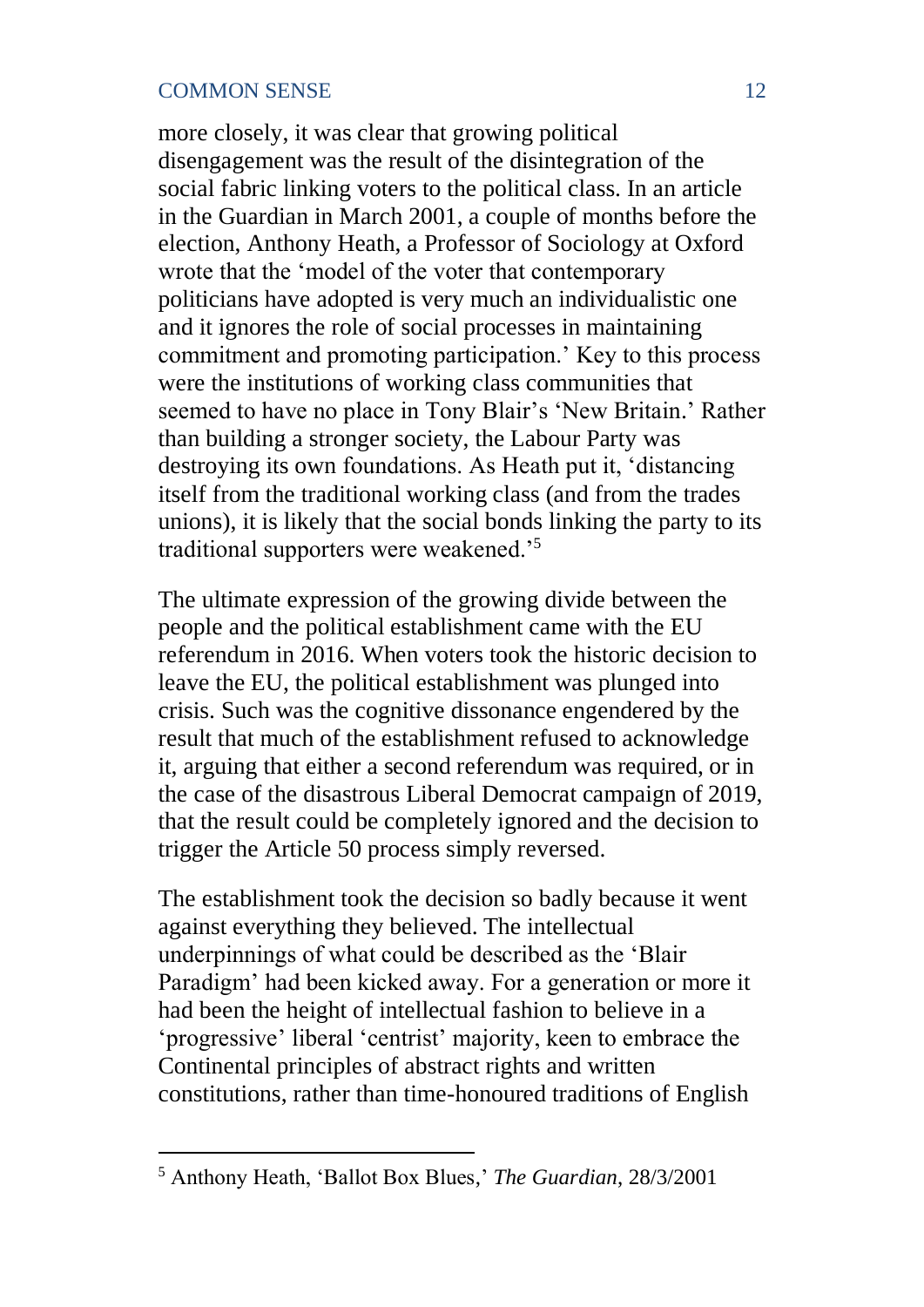more closely, it was clear that growing political disengagement was the result of the disintegration of the social fabric linking voters to the political class. In an article in the Guardian in March 2001, a couple of months before the election, Anthony Heath, a Professor of Sociology at Oxford wrote that the 'model of the voter that contemporary politicians have adopted is very much an individualistic one and it ignores the role of social processes in maintaining commitment and promoting participation.' Key to this process were the institutions of working class communities that seemed to have no place in Tony Blair's 'New Britain.' Rather than building a stronger society, the Labour Party was destroying its own foundations. As Heath put it, 'distancing itself from the traditional working class (and from the trades unions), it is likely that the social bonds linking the party to its traditional supporters were weakened.'[5]

The ultimate expression of the growing divide between the people and the political establishment came with the EU referendum in 2016. When voters took the historic decision to leave the EU, the political establishment was plunged into crisis. Such was the cognitive dissonance engendered by the result that much of the establishment refused to acknowledge it, arguing that either a second referendum was required, or in the case of the disastrous Liberal Democrat campaign of 2019, that the result could be completely ignored and the decision to trigger the Article 50 process simply reversed.

The establishment took the decision so badly because it went against everything they believed. The intellectual underpinnings of what could be described as the 'Blair Paradigm' had been kicked away. For a generation or more it had been the height of intellectual fashion to believe in a 'progressive' liberal 'centrist' majority, keen to embrace the Continental principles of abstract rights and written constitutions, rather than time-honoured traditions of English

---

[5] Anthony Heath, 'Ballot Box Blues,' *The Guardian*, 28/3/2001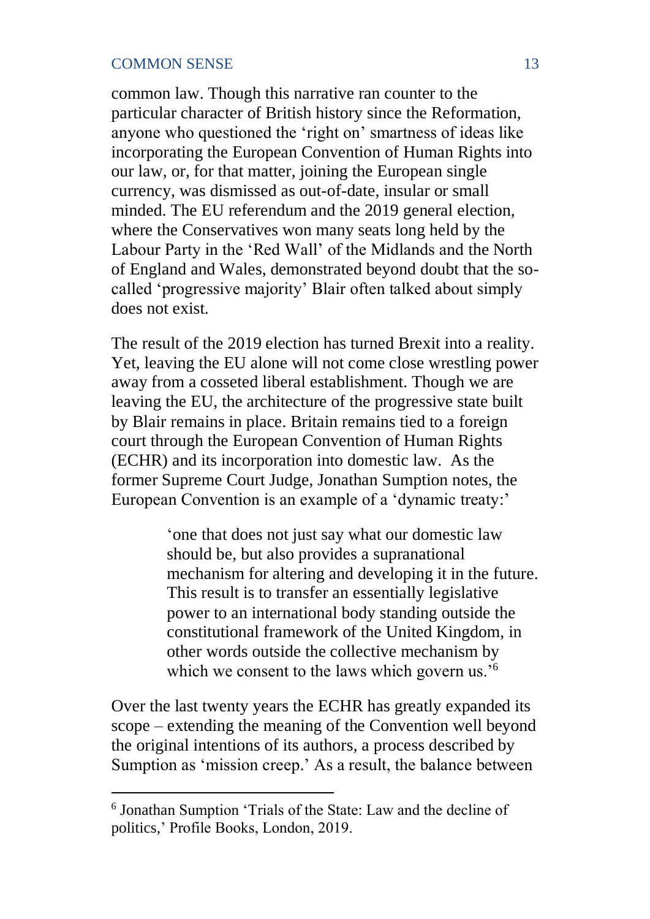common law. Though this narrative ran counter to the particular character of British history since the Reformation, anyone who questioned the 'right on' smartness of ideas like incorporating the European Convention of Human Rights into our law, or, for that matter, joining the European single currency, was dismissed as out-of-date, insular or small minded. The EU referendum and the 2019 general election, where the Conservatives won many seats long held by the Labour Party in the 'Red Wall' of the Midlands and the North of England and Wales, demonstrated beyond doubt that the so-called 'progressive majority' Blair often talked about simply does not exist.

The result of the 2019 election has turned Brexit into a reality. Yet, leaving the EU alone will not come close wrestling power away from a cosseted liberal establishment. Though we are leaving the EU, the architecture of the progressive state built by Blair remains in place. Britain remains tied to a foreign court through the European Convention of Human Rights (ECHR) and its incorporation into domestic law. As the former Supreme Court Judge, Jonathan Sumption notes, the European Convention is an example of a 'dynamic treaty:'

> 'one that does not just say what our domestic law should be, but also provides a supranational mechanism for altering and developing it in the future. This result is to transfer an essentially legislative power to an international body standing outside the constitutional framework of the United Kingdom, in other words outside the collective mechanism by which we consent to the laws which govern us.'[6]

Over the last twenty years the ECHR has greatly expanded its scope – extending the meaning of the Convention well beyond the original intentions of its authors, a process described by Sumption as 'mission creep.' As a result, the balance between

---

[6] Jonathan Sumption 'Trials of the State: Law and the decline of politics,' Profile Books, London, 2019.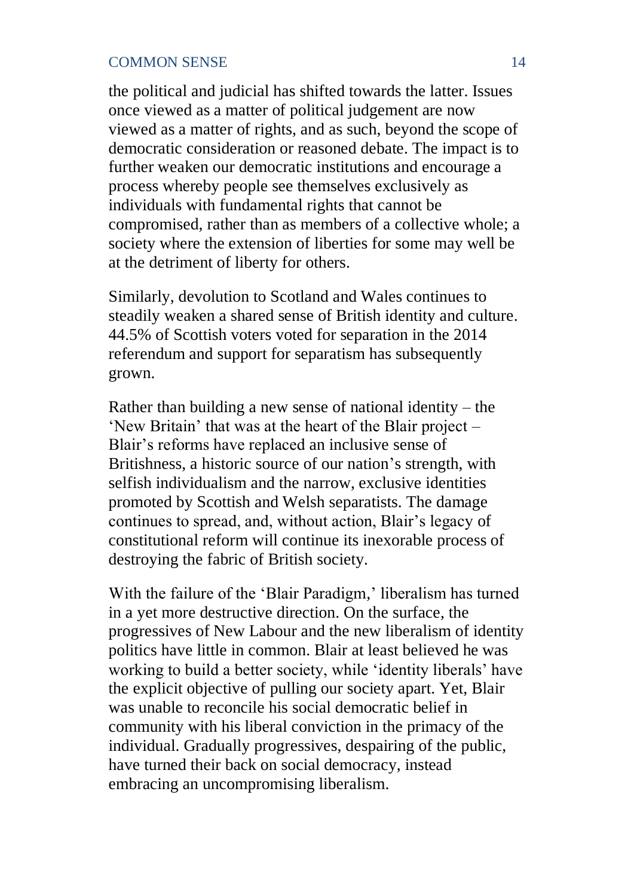the political and judicial has shifted towards the latter. Issues once viewed as a matter of political judgement are now viewed as a matter of rights, and as such, beyond the scope of democratic consideration or reasoned debate. The impact is to further weaken our democratic institutions and encourage a process whereby people see themselves exclusively as individuals with fundamental rights that cannot be compromised, rather than as members of a collective whole; a society where the extension of liberties for some may well be at the detriment of liberty for others.

Similarly, devolution to Scotland and Wales continues to steadily weaken a shared sense of British identity and culture. 44.5% of Scottish voters voted for separation in the 2014 referendum and support for separatism has subsequently grown.

Rather than building a new sense of national identity – the 'New Britain' that was at the heart of the Blair project – Blair's reforms have replaced an inclusive sense of Britishness, a historic source of our nation's strength, with selfish individualism and the narrow, exclusive identities promoted by Scottish and Welsh separatists. The damage continues to spread, and, without action, Blair's legacy of constitutional reform will continue its inexorable process of destroying the fabric of British society.

With the failure of the 'Blair Paradigm,' liberalism has turned in a yet more destructive direction. On the surface, the progressives of New Labour and the new liberalism of identity politics have little in common. Blair at least believed he was working to build a better society, while 'identity liberals' have the explicit objective of pulling our society apart. Yet, Blair was unable to reconcile his social democratic belief in community with his liberal conviction in the primacy of the individual. Gradually progressives, despairing of the public, have turned their back on social democracy, instead embracing an uncompromising liberalism.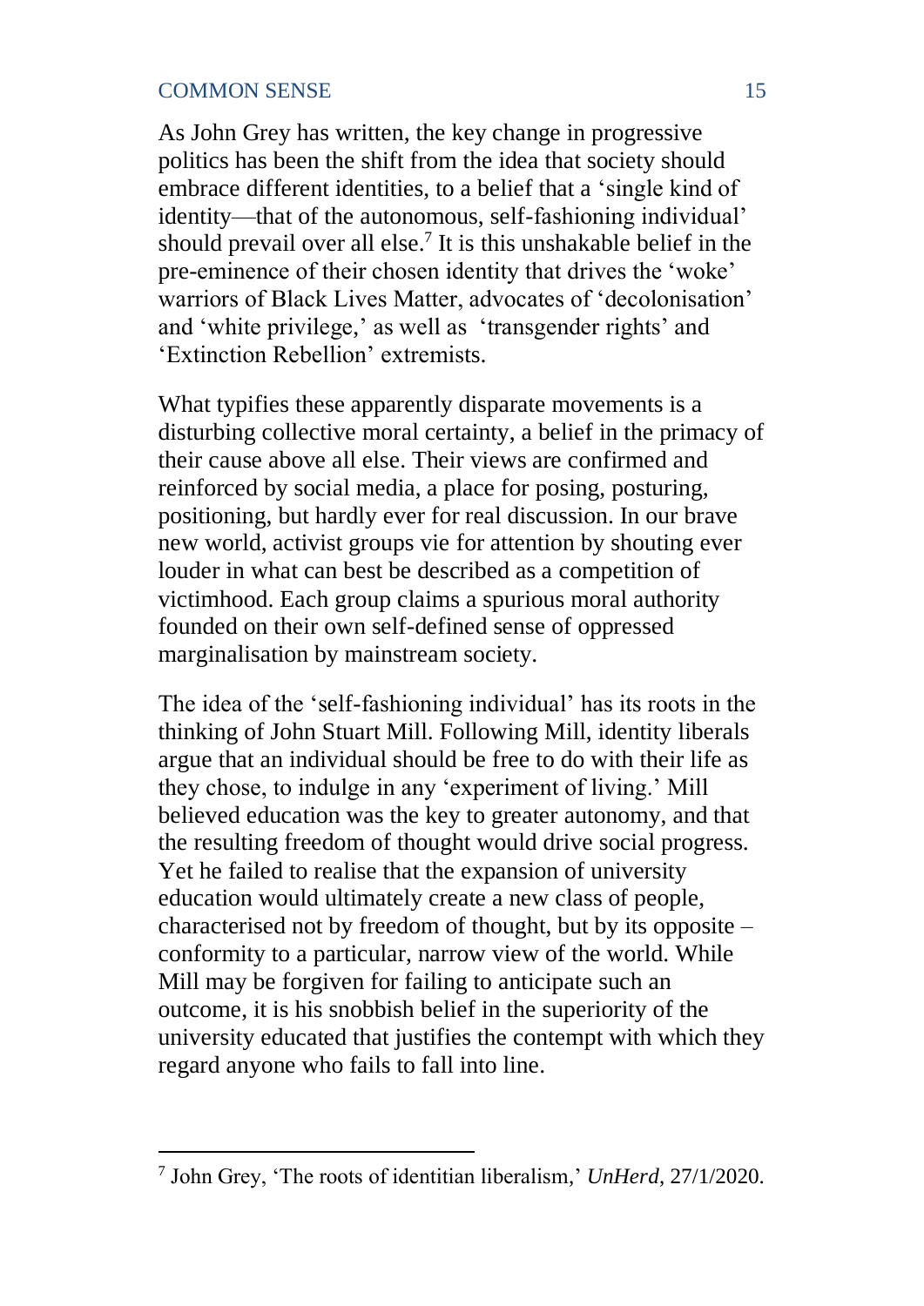As John Grey has written, the key change in progressive politics has been the shift from the idea that society should embrace different identities, to a belief that a 'single kind of identity—that of the autonomous, self-fashioning individual' should prevail over all else.[7] It is this unshakable belief in the pre-eminence of their chosen identity that drives the 'woke' warriors of Black Lives Matter, advocates of 'decolonisation' and 'white privilege,' as well as 'transgender rights' and 'Extinction Rebellion' extremists.

What typifies these apparently disparate movements is a disturbing collective moral certainty, a belief in the primacy of their cause above all else. Their views are confirmed and reinforced by social media, a place for posing, posturing, positioning, but hardly ever for real discussion. In our brave new world, activist groups vie for attention by shouting ever louder in what can best be described as a competition of victimhood. Each group claims a spurious moral authority founded on their own self-defined sense of oppressed marginalisation by mainstream society.

The idea of the 'self-fashioning individual' has its roots in the thinking of John Stuart Mill. Following Mill, identity liberals argue that an individual should be free to do with their life as they chose, to indulge in any 'experiment of living.' Mill believed education was the key to greater autonomy, and that the resulting freedom of thought would drive social progress. Yet he failed to realise that the expansion of university education would ultimately create a new class of people, characterised not by freedom of thought, but by its opposite – conformity to a particular, narrow view of the world. While Mill may be forgiven for failing to anticipate such an outcome, it is his snobbish belief in the superiority of the university educated that justifies the contempt with which they regard anyone who fails to fall into line.

---

[7] John Grey, 'The roots of identitian liberalism,' *UnHerd*, 27/1/2020.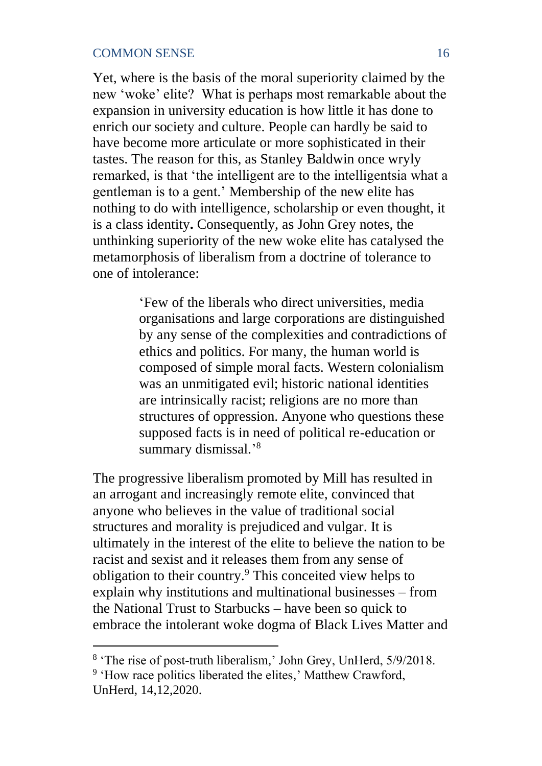Yet, where is the basis of the moral superiority claimed by the new 'woke' elite? What is perhaps most remarkable about the expansion in university education is how little it has done to enrich our society and culture. People can hardly be said to have become more articulate or more sophisticated in their tastes. The reason for this, as Stanley Baldwin once wryly remarked, is that 'the intelligent are to the intelligentsia what a gentleman is to a gent.' Membership of the new elite has nothing to do with intelligence, scholarship or even thought, it is a class identity**.** Consequently, as John Grey notes, the unthinking superiority of the new woke elite has catalysed the metamorphosis of liberalism from a doctrine of tolerance to one of intolerance:

> 'Few of the liberals who direct universities, media organisations and large corporations are distinguished by any sense of the complexities and contradictions of ethics and politics. For many, the human world is composed of simple moral facts. Western colonialism was an unmitigated evil; historic national identities are intrinsically racist; religions are no more than structures of oppression. Anyone who questions these supposed facts is in need of political re-education or summary dismissal.'[8]

The progressive liberalism promoted by Mill has resulted in an arrogant and increasingly remote elite, convinced that anyone who believes in the value of traditional social structures and morality is prejudiced and vulgar. It is ultimately in the interest of the elite to believe the nation to be racist and sexist and it releases them from any sense of obligation to their country.[9] This conceited view helps to explain why institutions and multinational businesses – from the National Trust to Starbucks – have been so quick to embrace the intolerant woke dogma of Black Lives Matter and

---

[8] 'The rise of post-truth liberalism,' John Grey, UnHerd, 5/9/2018.

[9] 'How race politics liberated the elites,' Matthew Crawford, UnHerd, 14,12,2020.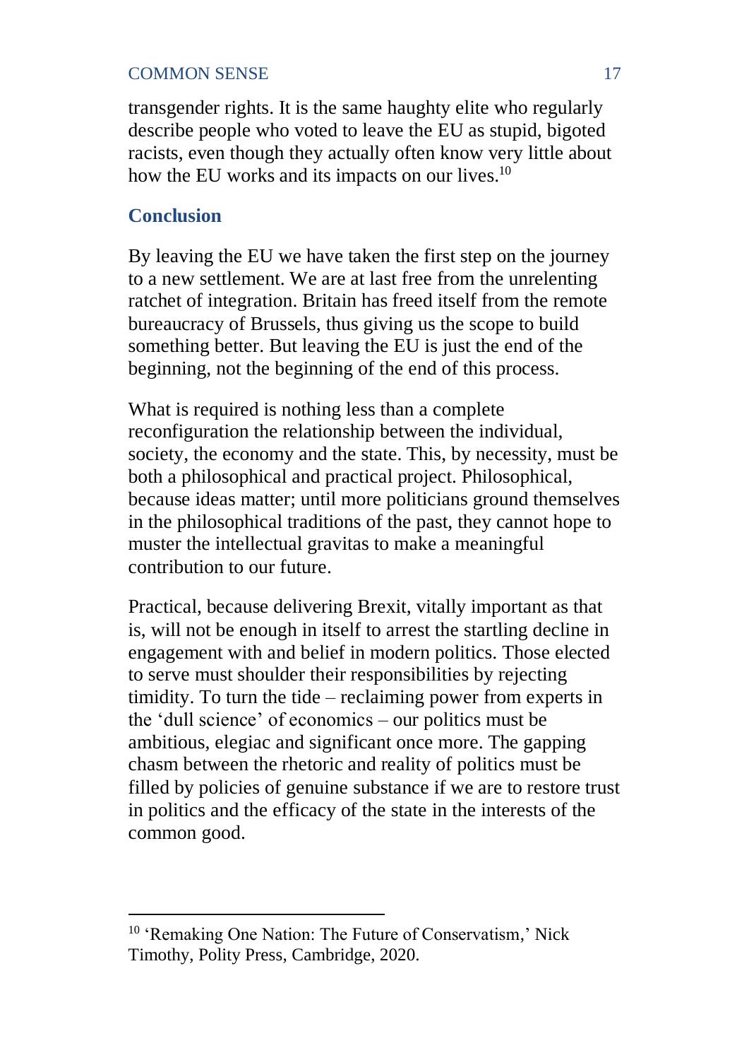transgender rights. It is the same haughty elite who regularly describe people who voted to leave the EU as stupid, bigoted racists, even though they actually often know very little about how the EU works and its impacts on our lives.[10]

## Conclusion

By leaving the EU we have taken the first step on the journey to a new settlement. We are at last free from the unrelenting ratchet of integration. Britain has freed itself from the remote bureaucracy of Brussels, thus giving us the scope to build something better. But leaving the EU is just the end of the beginning, not the beginning of the end of this process.

What is required is nothing less than a complete reconfiguration the relationship between the individual, society, the economy and the state. This, by necessity, must be both a philosophical and practical project. Philosophical, because ideas matter; until more politicians ground themselves in the philosophical traditions of the past, they cannot hope to muster the intellectual gravitas to make a meaningful contribution to our future.

Practical, because delivering Brexit, vitally important as that is, will not be enough in itself to arrest the startling decline in engagement with and belief in modern politics. Those elected to serve must shoulder their responsibilities by rejecting timidity. To turn the tide – reclaiming power from experts in the 'dull science' of economics – our politics must be ambitious, elegiac and significant once more. The gapping chasm between the rhetoric and reality of politics must be filled by policies of genuine substance if we are to restore trust in politics and the efficacy of the state in the interests of the common good.

---

[10] 'Remaking One Nation: The Future of Conservatism,' Nick Timothy, Polity Press, Cambridge, 2020.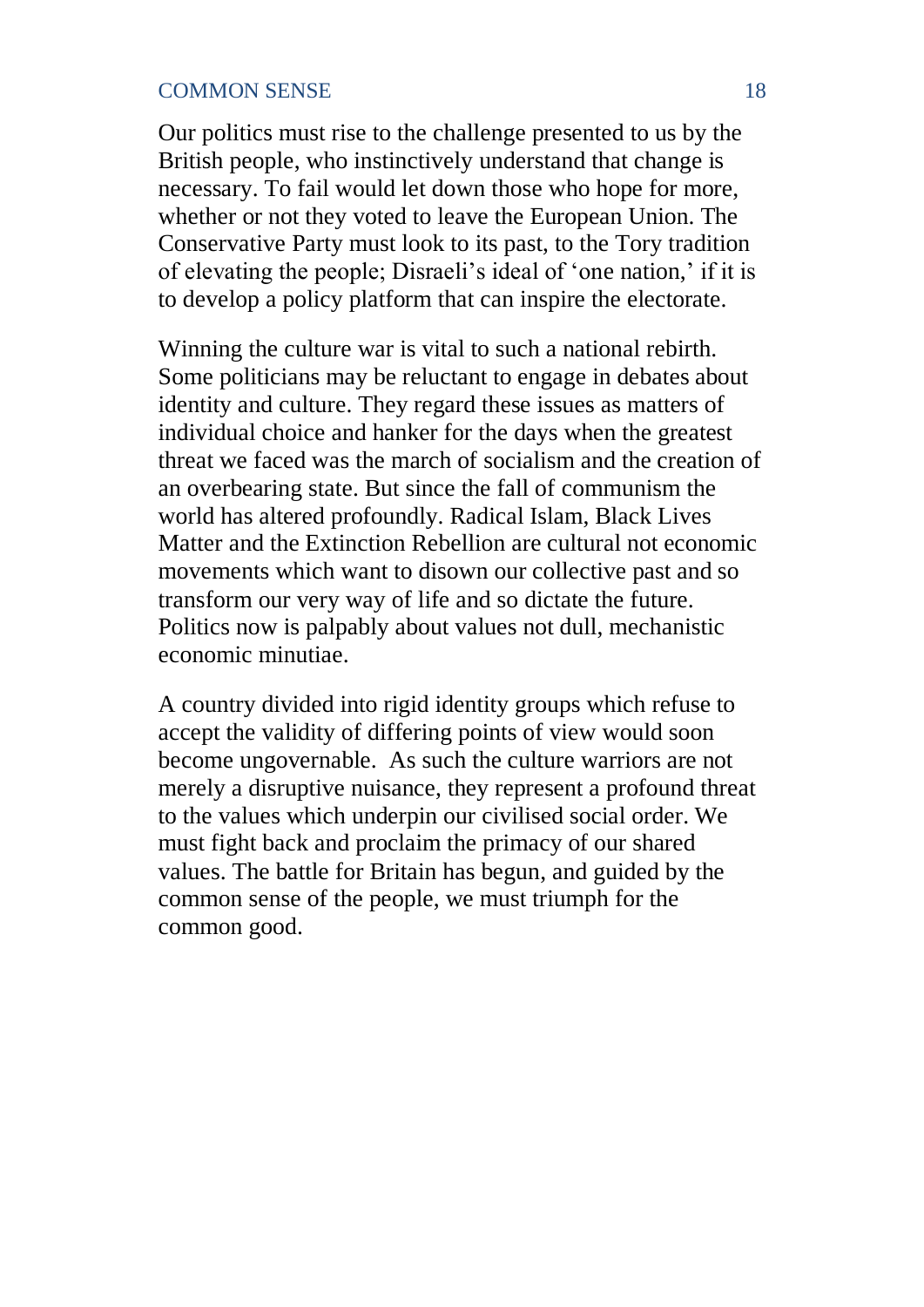Our politics must rise to the challenge presented to us by the British people, who instinctively understand that change is necessary. To fail would let down those who hope for more, whether or not they voted to leave the European Union. The Conservative Party must look to its past, to the Tory tradition of elevating the people; Disraeli's ideal of 'one nation,' if it is to develop a policy platform that can inspire the electorate.

Winning the culture war is vital to such a national rebirth. Some politicians may be reluctant to engage in debates about identity and culture. They regard these issues as matters of individual choice and hanker for the days when the greatest threat we faced was the march of socialism and the creation of an overbearing state. But since the fall of communism the world has altered profoundly. Radical Islam, Black Lives Matter and the Extinction Rebellion are cultural not economic movements which want to disown our collective past and so transform our very way of life and so dictate the future. Politics now is palpably about values not dull, mechanistic economic minutiae.

A country divided into rigid identity groups which refuse to accept the validity of differing points of view would soon become ungovernable. As such the culture warriors are not merely a disruptive nuisance, they represent a profound threat to the values which underpin our civilised social order. We must fight back and proclaim the primacy of our shared values. The battle for Britain has begun, and guided by the common sense of the people, we must triumph for the common good.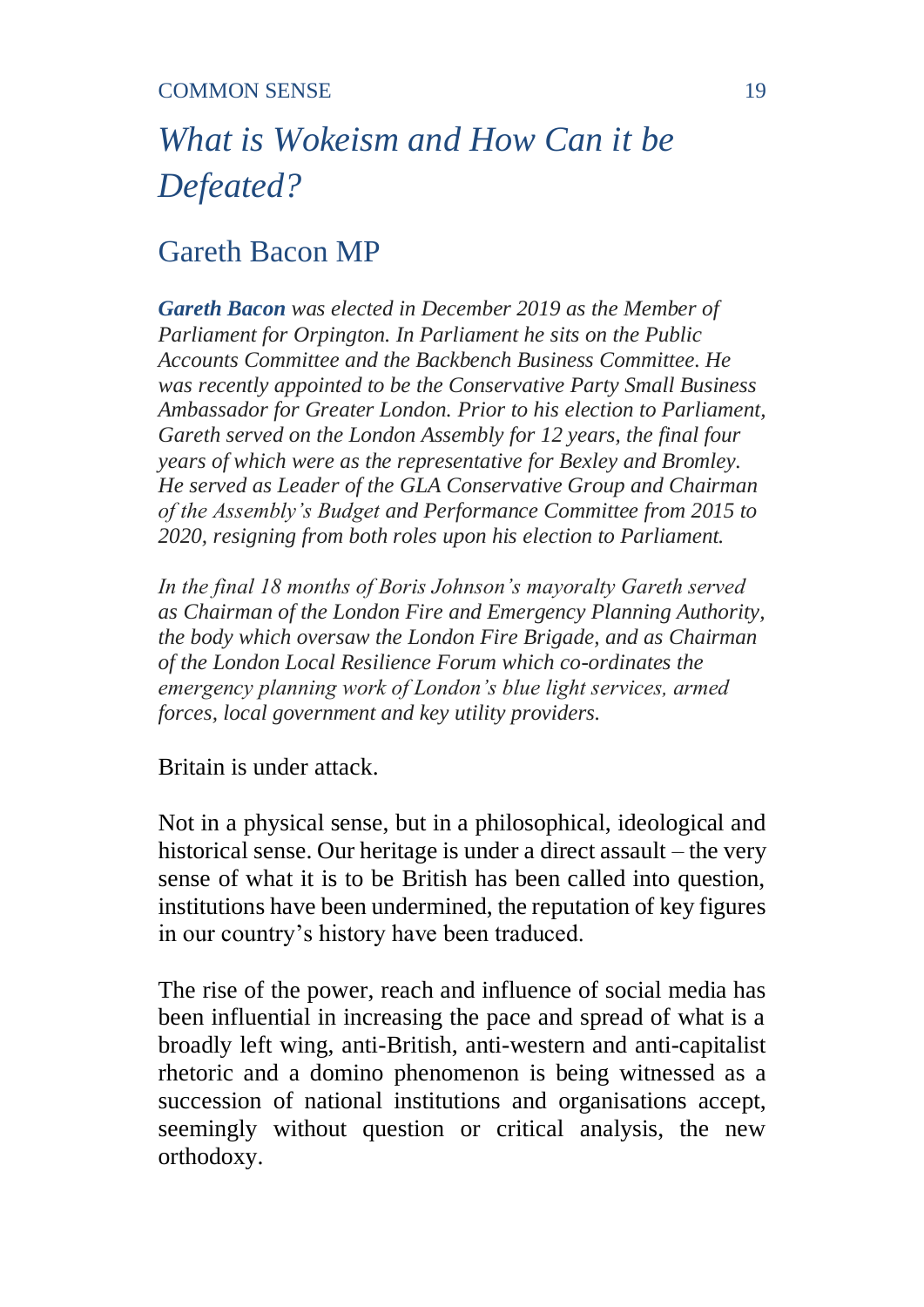# *What is Wokeism and How Can it be Defeated?*

## Gareth Bacon MP

***Gareth Bacon*** *was elected in December 2019 as the Member of Parliament for Orpington. In Parliament he sits on the Public Accounts Committee and the Backbench Business Committee. He was recently appointed to be the Conservative Party Small Business Ambassador for Greater London. Prior to his election to Parliament, Gareth served on the London Assembly for 12 years, the final four years of which were as the representative for Bexley and Bromley. He served as Leader of the GLA Conservative Group and Chairman of the Assembly's Budget and Performance Committee from 2015 to 2020, resigning from both roles upon his election to Parliament.*

*In the final 18 months of Boris Johnson's mayoralty Gareth served as Chairman of the London Fire and Emergency Planning Authority, the body which oversaw the London Fire Brigade, and as Chairman of the London Local Resilience Forum which co-ordinates the emergency planning work of London's blue light services, armed forces, local government and key utility providers.*

Britain is under attack.

Not in a physical sense, but in a philosophical, ideological and historical sense. Our heritage is under a direct assault – the very sense of what it is to be British has been called into question, institutions have been undermined, the reputation of key figures in our country's history have been traduced.

The rise of the power, reach and influence of social media has been influential in increasing the pace and spread of what is a broadly left wing, anti-British, anti-western and anti-capitalist rhetoric and a domino phenomenon is being witnessed as a succession of national institutions and organisations accept, seemingly without question or critical analysis, the new orthodoxy.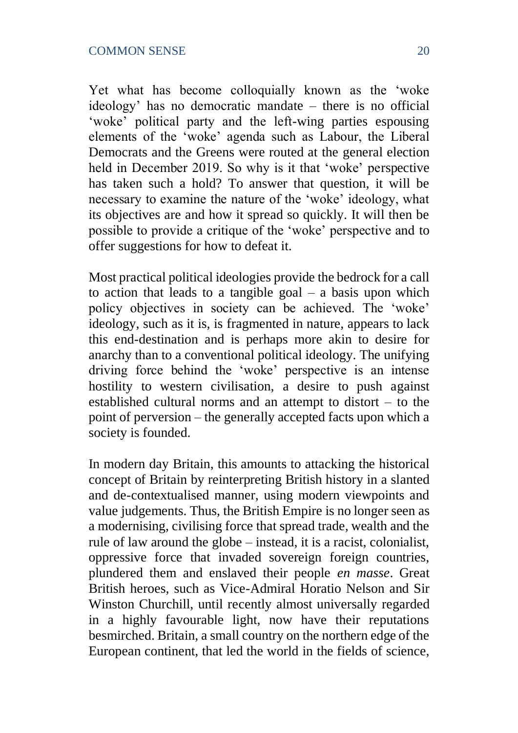Yet what has become colloquially known as the 'woke ideology' has no democratic mandate – there is no official 'woke' political party and the left-wing parties espousing elements of the 'woke' agenda such as Labour, the Liberal Democrats and the Greens were routed at the general election held in December 2019. So why is it that 'woke' perspective has taken such a hold? To answer that question, it will be necessary to examine the nature of the 'woke' ideology, what its objectives are and how it spread so quickly. It will then be possible to provide a critique of the 'woke' perspective and to offer suggestions for how to defeat it.

Most practical political ideologies provide the bedrock for a call to action that leads to a tangible goal – a basis upon which policy objectives in society can be achieved. The 'woke' ideology, such as it is, is fragmented in nature, appears to lack this end-destination and is perhaps more akin to desire for anarchy than to a conventional political ideology. The unifying driving force behind the 'woke' perspective is an intense hostility to western civilisation, a desire to push against established cultural norms and an attempt to distort – to the point of perversion – the generally accepted facts upon which a society is founded.

In modern day Britain, this amounts to attacking the historical concept of Britain by reinterpreting British history in a slanted and de-contextualised manner, using modern viewpoints and value judgements. Thus, the British Empire is no longer seen as a modernising, civilising force that spread trade, wealth and the rule of law around the globe – instead, it is a racist, colonialist, oppressive force that invaded sovereign foreign countries, plundered them and enslaved their people *en masse*. Great British heroes, such as Vice-Admiral Horatio Nelson and Sir Winston Churchill, until recently almost universally regarded in a highly favourable light, now have their reputations besmirched. Britain, a small country on the northern edge of the European continent, that led the world in the fields of science,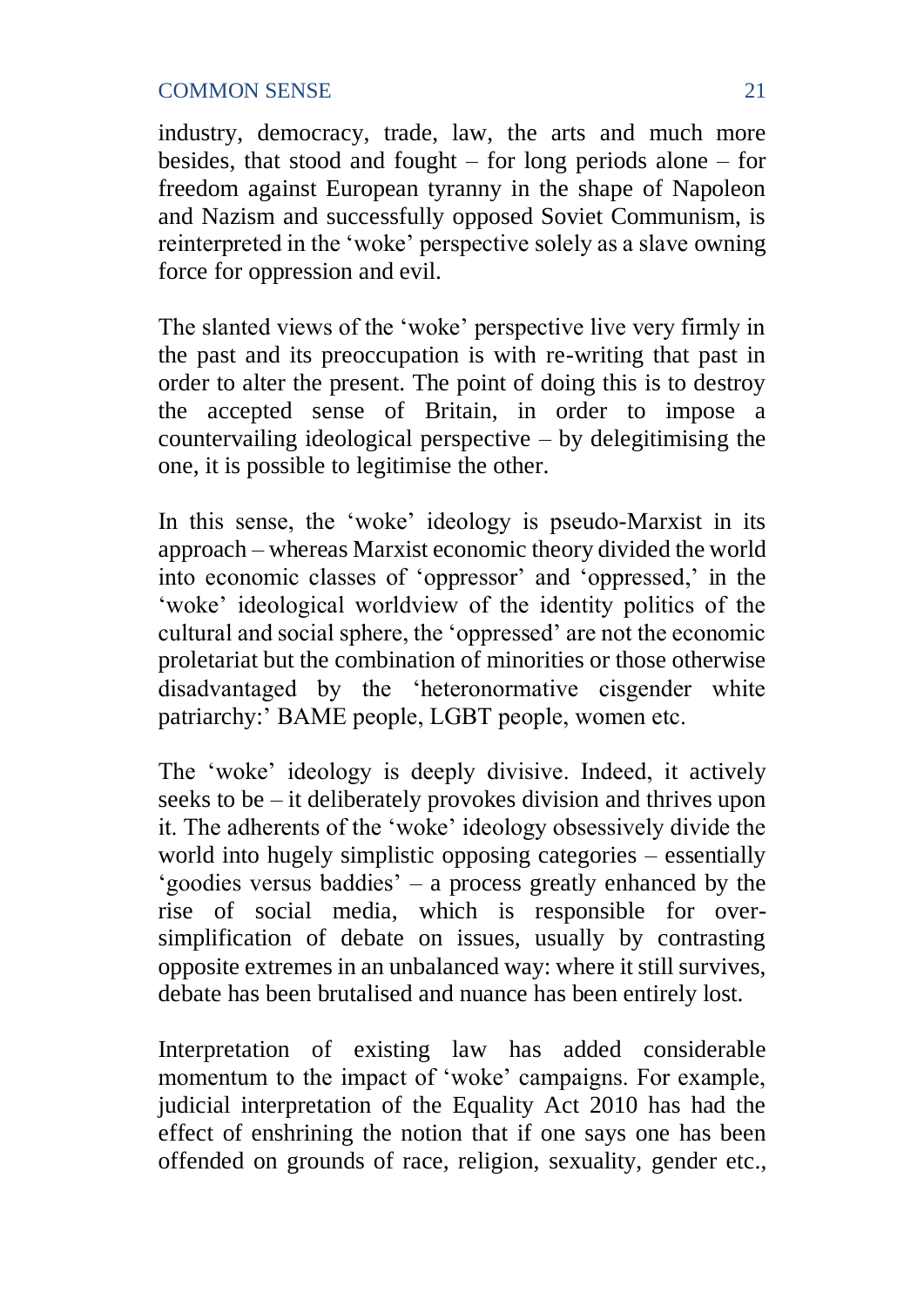industry, democracy, trade, law, the arts and much more besides, that stood and fought – for long periods alone – for freedom against European tyranny in the shape of Napoleon and Nazism and successfully opposed Soviet Communism, is reinterpreted in the 'woke' perspective solely as a slave owning force for oppression and evil.

The slanted views of the 'woke' perspective live very firmly in the past and its preoccupation is with re-writing that past in order to alter the present. The point of doing this is to destroy the accepted sense of Britain, in order to impose a countervailing ideological perspective – by delegitimising the one, it is possible to legitimise the other.

In this sense, the 'woke' ideology is pseudo-Marxist in its approach – whereas Marxist economic theory divided the world into economic classes of 'oppressor' and 'oppressed,' in the 'woke' ideological worldview of the identity politics of the cultural and social sphere, the 'oppressed' are not the economic proletariat but the combination of minorities or those otherwise disadvantaged by the 'heteronormative cisgender white patriarchy:' BAME people, LGBT people, women etc.

The 'woke' ideology is deeply divisive. Indeed, it actively seeks to be – it deliberately provokes division and thrives upon it. The adherents of the 'woke' ideology obsessively divide the world into hugely simplistic opposing categories – essentially 'goodies versus baddies' – a process greatly enhanced by the rise of social media, which is responsible for over-simplification of debate on issues, usually by contrasting opposite extremes in an unbalanced way: where it still survives, debate has been brutalised and nuance has been entirely lost.

Interpretation of existing law has added considerable momentum to the impact of 'woke' campaigns. For example, judicial interpretation of the Equality Act 2010 has had the effect of enshrining the notion that if one says one has been offended on grounds of race, religion, sexuality, gender etc.,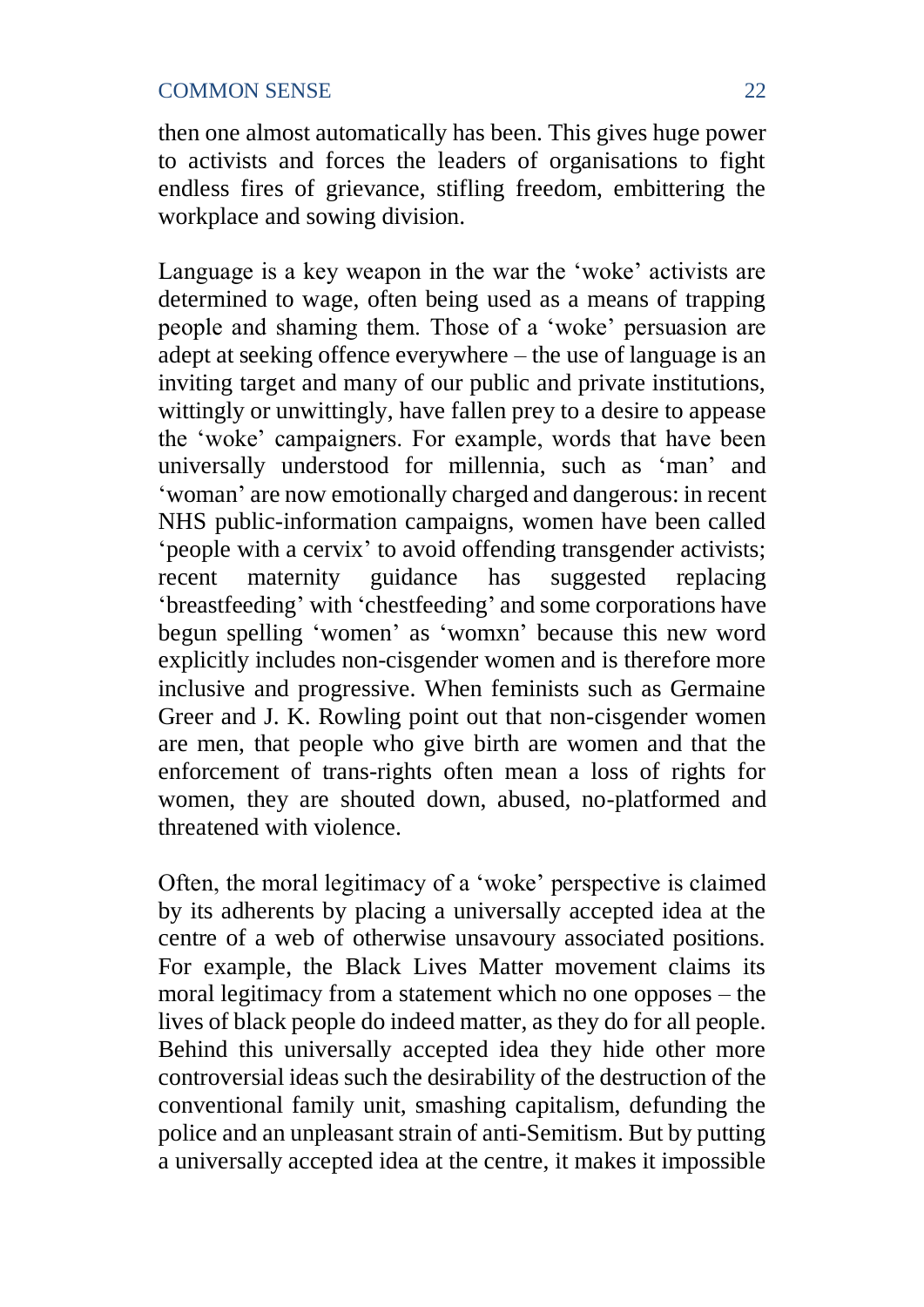then one almost automatically has been. This gives huge power to activists and forces the leaders of organisations to fight endless fires of grievance, stifling freedom, embittering the workplace and sowing division.

Language is a key weapon in the war the 'woke' activists are determined to wage, often being used as a means of trapping people and shaming them. Those of a 'woke' persuasion are adept at seeking offence everywhere – the use of language is an inviting target and many of our public and private institutions, wittingly or unwittingly, have fallen prey to a desire to appease the 'woke' campaigners. For example, words that have been universally understood for millennia, such as 'man' and 'woman' are now emotionally charged and dangerous: in recent NHS public-information campaigns, women have been called 'people with a cervix' to avoid offending transgender activists; recent maternity guidance has suggested replacing 'breastfeeding' with 'chestfeeding' and some corporations have begun spelling 'women' as 'womxn' because this new word explicitly includes non-cisgender women and is therefore more inclusive and progressive. When feminists such as Germaine Greer and J. K. Rowling point out that non-cisgender women are men, that people who give birth are women and that the enforcement of trans-rights often mean a loss of rights for women, they are shouted down, abused, no-platformed and threatened with violence.

Often, the moral legitimacy of a 'woke' perspective is claimed by its adherents by placing a universally accepted idea at the centre of a web of otherwise unsavoury associated positions. For example, the Black Lives Matter movement claims its moral legitimacy from a statement which no one opposes – the lives of black people do indeed matter, as they do for all people. Behind this universally accepted idea they hide other more controversial ideas such the desirability of the destruction of the conventional family unit, smashing capitalism, defunding the police and an unpleasant strain of anti-Semitism. But by putting a universally accepted idea at the centre, it makes it impossible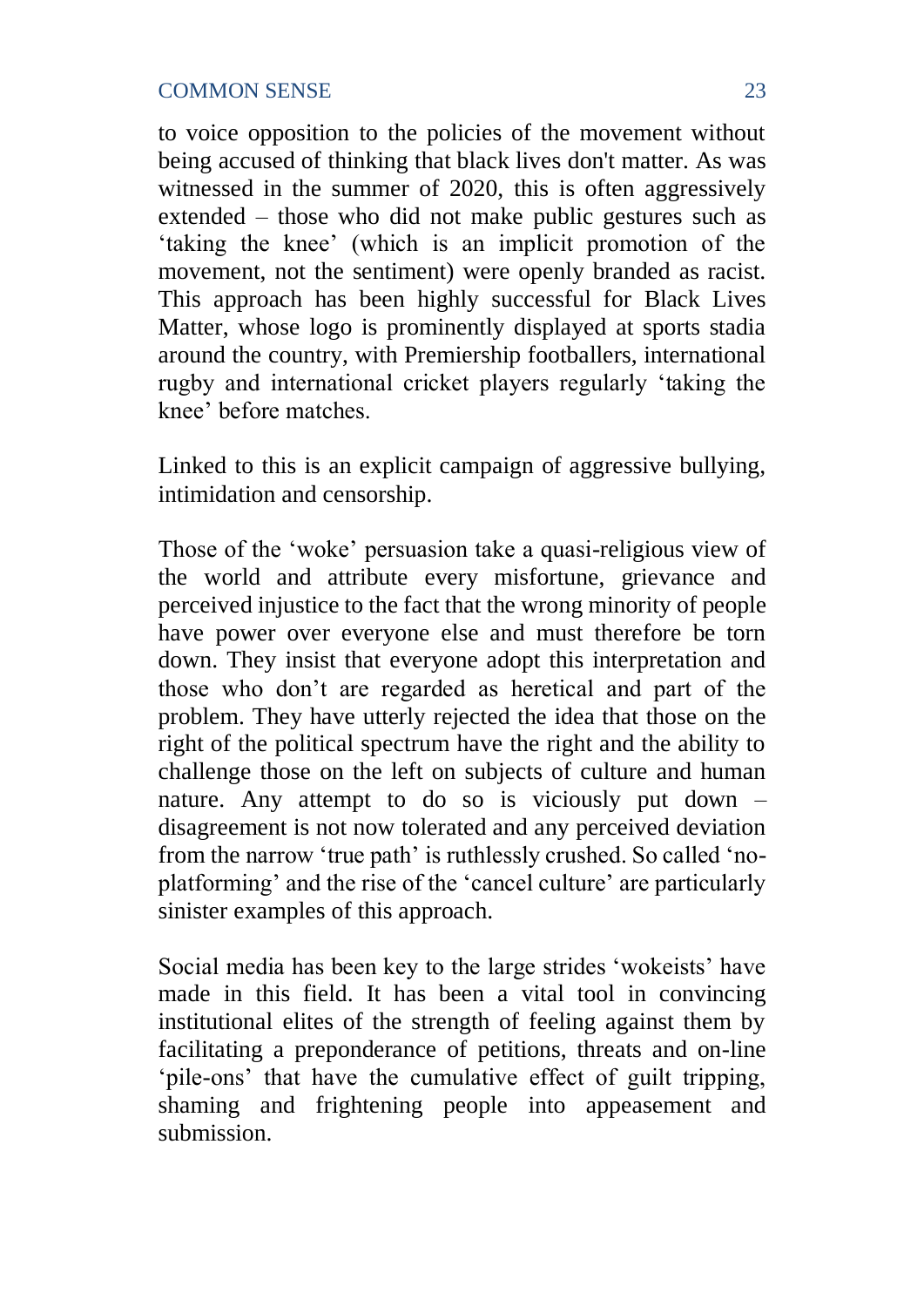to voice opposition to the policies of the movement without being accused of thinking that black lives don't matter. As was witnessed in the summer of 2020, this is often aggressively extended – those who did not make public gestures such as 'taking the knee' (which is an implicit promotion of the movement, not the sentiment) were openly branded as racist. This approach has been highly successful for Black Lives Matter, whose logo is prominently displayed at sports stadia around the country, with Premiership footballers, international rugby and international cricket players regularly 'taking the knee' before matches.

Linked to this is an explicit campaign of aggressive bullying, intimidation and censorship.

Those of the 'woke' persuasion take a quasi-religious view of the world and attribute every misfortune, grievance and perceived injustice to the fact that the wrong minority of people have power over everyone else and must therefore be torn down. They insist that everyone adopt this interpretation and those who don't are regarded as heretical and part of the problem. They have utterly rejected the idea that those on the right of the political spectrum have the right and the ability to challenge those on the left on subjects of culture and human nature. Any attempt to do so is viciously put down – disagreement is not now tolerated and any perceived deviation from the narrow 'true path' is ruthlessly crushed. So called 'no-platforming' and the rise of the 'cancel culture' are particularly sinister examples of this approach.

Social media has been key to the large strides 'wokeists' have made in this field. It has been a vital tool in convincing institutional elites of the strength of feeling against them by facilitating a preponderance of petitions, threats and on-line 'pile-ons' that have the cumulative effect of guilt tripping, shaming and frightening people into appeasement and submission.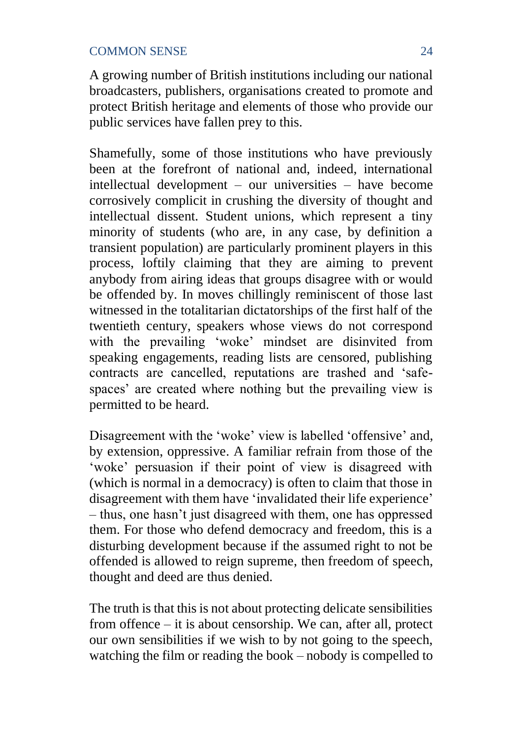A growing number of British institutions including our national broadcasters, publishers, organisations created to promote and protect British heritage and elements of those who provide our public services have fallen prey to this.

Shamefully, some of those institutions who have previously been at the forefront of national and, indeed, international intellectual development – our universities – have become corrosively complicit in crushing the diversity of thought and intellectual dissent. Student unions, which represent a tiny minority of students (who are, in any case, by definition a transient population) are particularly prominent players in this process, loftily claiming that they are aiming to prevent anybody from airing ideas that groups disagree with or would be offended by. In moves chillingly reminiscent of those last witnessed in the totalitarian dictatorships of the first half of the twentieth century, speakers whose views do not correspond with the prevailing 'woke' mindset are disinvited from speaking engagements, reading lists are censored, publishing contracts are cancelled, reputations are trashed and 'safe-spaces' are created where nothing but the prevailing view is permitted to be heard.

Disagreement with the 'woke' view is labelled 'offensive' and, by extension, oppressive. A familiar refrain from those of the 'woke' persuasion if their point of view is disagreed with (which is normal in a democracy) is often to claim that those in disagreement with them have 'invalidated their life experience' – thus, one hasn't just disagreed with them, one has oppressed them. For those who defend democracy and freedom, this is a disturbing development because if the assumed right to not be offended is allowed to reign supreme, then freedom of speech, thought and deed are thus denied.

The truth is that this is not about protecting delicate sensibilities from offence – it is about censorship. We can, after all, protect our own sensibilities if we wish to by not going to the speech, watching the film or reading the book – nobody is compelled to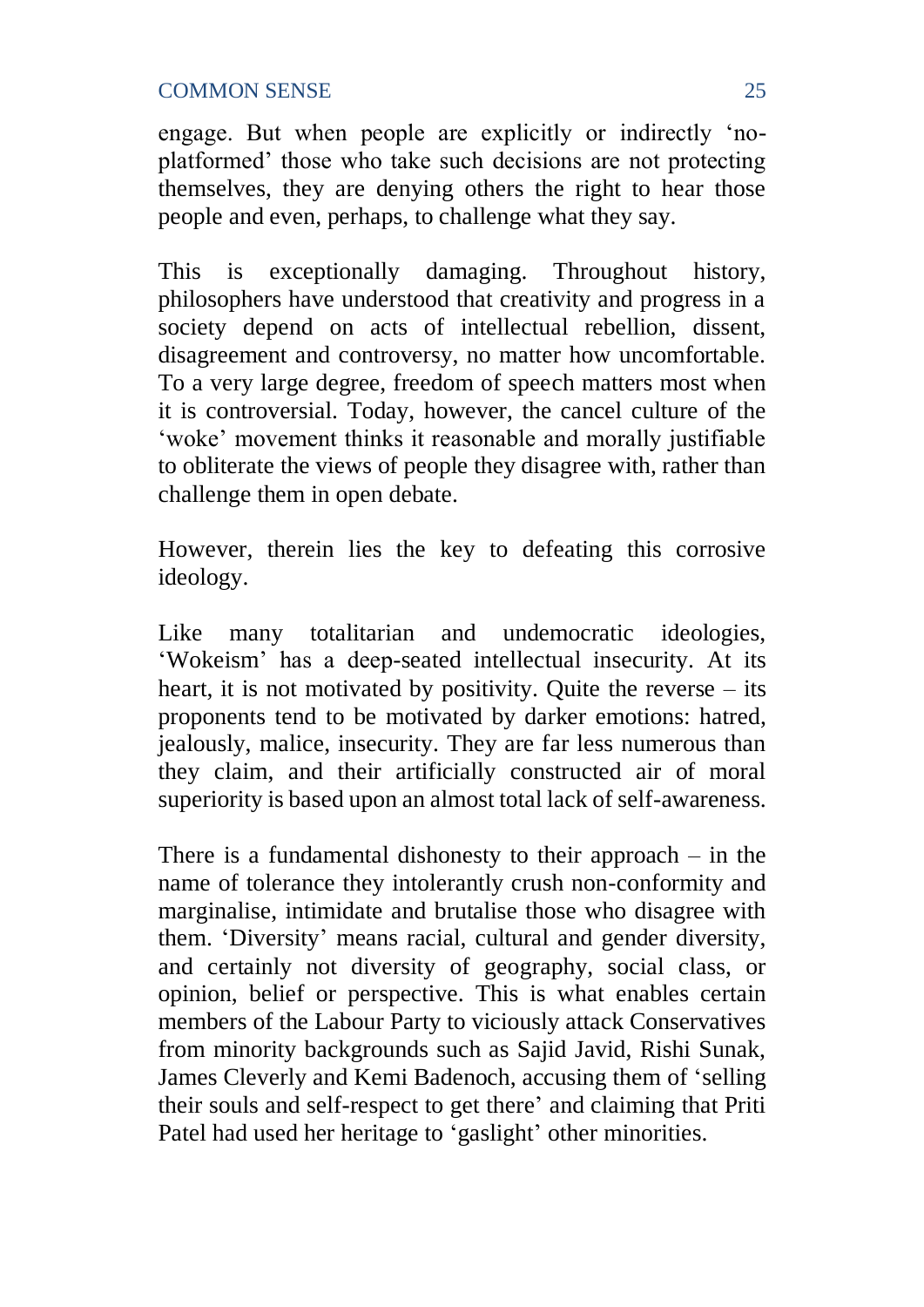engage. But when people are explicitly or indirectly 'no-platformed' those who take such decisions are not protecting themselves, they are denying others the right to hear those people and even, perhaps, to challenge what they say.

This is exceptionally damaging. Throughout history, philosophers have understood that creativity and progress in a society depend on acts of intellectual rebellion, dissent, disagreement and controversy, no matter how uncomfortable. To a very large degree, freedom of speech matters most when it is controversial. Today, however, the cancel culture of the 'woke' movement thinks it reasonable and morally justifiable to obliterate the views of people they disagree with, rather than challenge them in open debate.

However, therein lies the key to defeating this corrosive ideology.

Like many totalitarian and undemocratic ideologies, 'Wokeism' has a deep-seated intellectual insecurity. At its heart, it is not motivated by positivity. Quite the reverse – its proponents tend to be motivated by darker emotions: hatred, jealously, malice, insecurity. They are far less numerous than they claim, and their artificially constructed air of moral superiority is based upon an almost total lack of self-awareness.

There is a fundamental dishonesty to their approach – in the name of tolerance they intolerantly crush non-conformity and marginalise, intimidate and brutalise those who disagree with them. 'Diversity' means racial, cultural and gender diversity, and certainly not diversity of geography, social class, or opinion, belief or perspective. This is what enables certain members of the Labour Party to viciously attack Conservatives from minority backgrounds such as Sajid Javid, Rishi Sunak, James Cleverly and Kemi Badenoch, accusing them of 'selling their souls and self-respect to get there' and claiming that Priti Patel had used her heritage to 'gaslight' other minorities.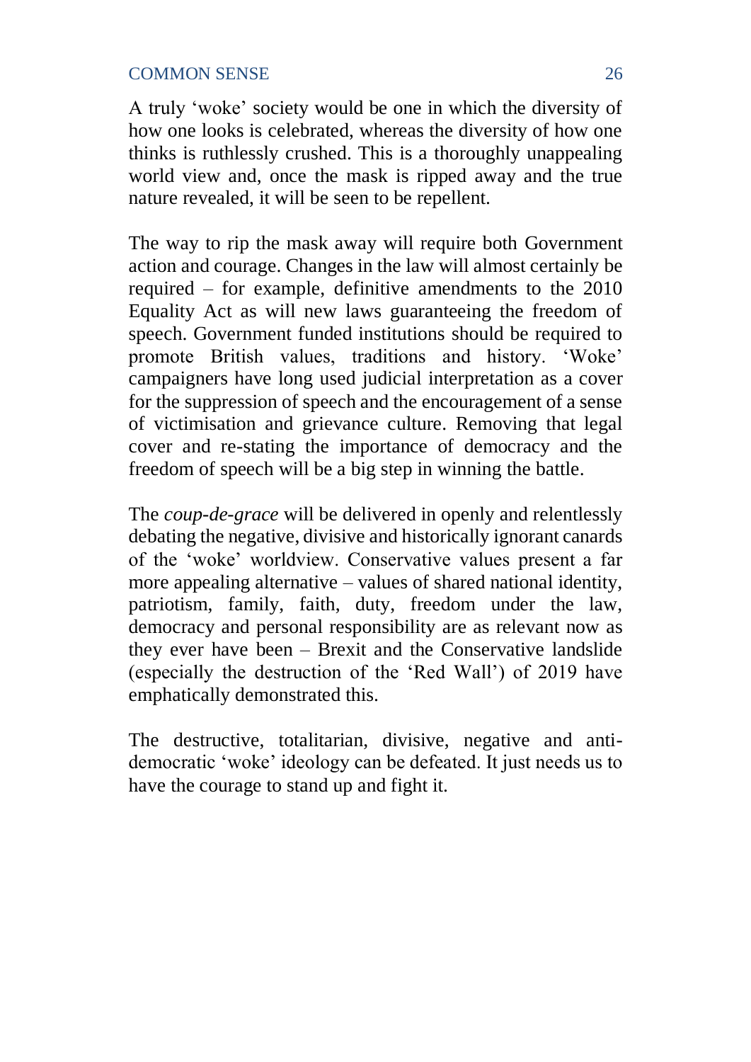A truly 'woke' society would be one in which the diversity of how one looks is celebrated, whereas the diversity of how one thinks is ruthlessly crushed. This is a thoroughly unappealing world view and, once the mask is ripped away and the true nature revealed, it will be seen to be repellent.

The way to rip the mask away will require both Government action and courage. Changes in the law will almost certainly be required – for example, definitive amendments to the 2010 Equality Act as will new laws guaranteeing the freedom of speech. Government funded institutions should be required to promote British values, traditions and history. 'Woke' campaigners have long used judicial interpretation as a cover for the suppression of speech and the encouragement of a sense of victimisation and grievance culture. Removing that legal cover and re-stating the importance of democracy and the freedom of speech will be a big step in winning the battle.

The *coup-de-grace* will be delivered in openly and relentlessly debating the negative, divisive and historically ignorant canards of the 'woke' worldview. Conservative values present a far more appealing alternative – values of shared national identity, patriotism, family, faith, duty, freedom under the law, democracy and personal responsibility are as relevant now as they ever have been – Brexit and the Conservative landslide (especially the destruction of the 'Red Wall') of 2019 have emphatically demonstrated this.

The destructive, totalitarian, divisive, negative and anti-democratic 'woke' ideology can be defeated. It just needs us to have the courage to stand up and fight it.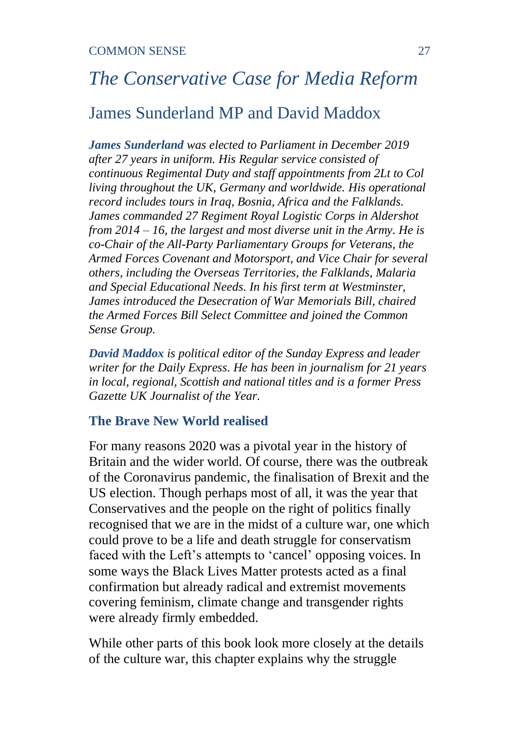# *The Conservative Case for Media Reform*

## James Sunderland MP and David Maddox

***James Sunderland*** *was elected to Parliament in December 2019 after 27 years in uniform. His Regular service consisted of continuous Regimental Duty and staff appointments from 2Lt to Col living throughout the UK, Germany and worldwide. His operational record includes tours in Iraq, Bosnia, Africa and the Falklands. James commanded 27 Regiment Royal Logistic Corps in Aldershot from 2014 – 16, the largest and most diverse unit in the Army. He is co-Chair of the All-Party Parliamentary Groups for Veterans, the Armed Forces Covenant and Motorsport, and Vice Chair for several others, including the Overseas Territories, the Falklands, Malaria and Special Educational Needs. In his first term at Westminster, James introduced the Desecration of War Memorials Bill, chaired the Armed Forces Bill Select Committee and joined the Common Sense Group.*

***David Maddox*** *is political editor of the Sunday Express and leader writer for the Daily Express. He has been in journalism for 21 years in local, regional, Scottish and national titles and is a former Press Gazette UK Journalist of the Year.*

### The Brave New World realised

For many reasons 2020 was a pivotal year in the history of Britain and the wider world. Of course, there was the outbreak of the Coronavirus pandemic, the finalisation of Brexit and the US election. Though perhaps most of all, it was the year that Conservatives and the people on the right of politics finally recognised that we are in the midst of a culture war, one which could prove to be a life and death struggle for conservatism faced with the Left's attempts to 'cancel' opposing voices. In some ways the Black Lives Matter protests acted as a final confirmation but already radical and extremist movements covering feminism, climate change and transgender rights were already firmly embedded.

While other parts of this book look more closely at the details of the culture war, this chapter explains why the struggle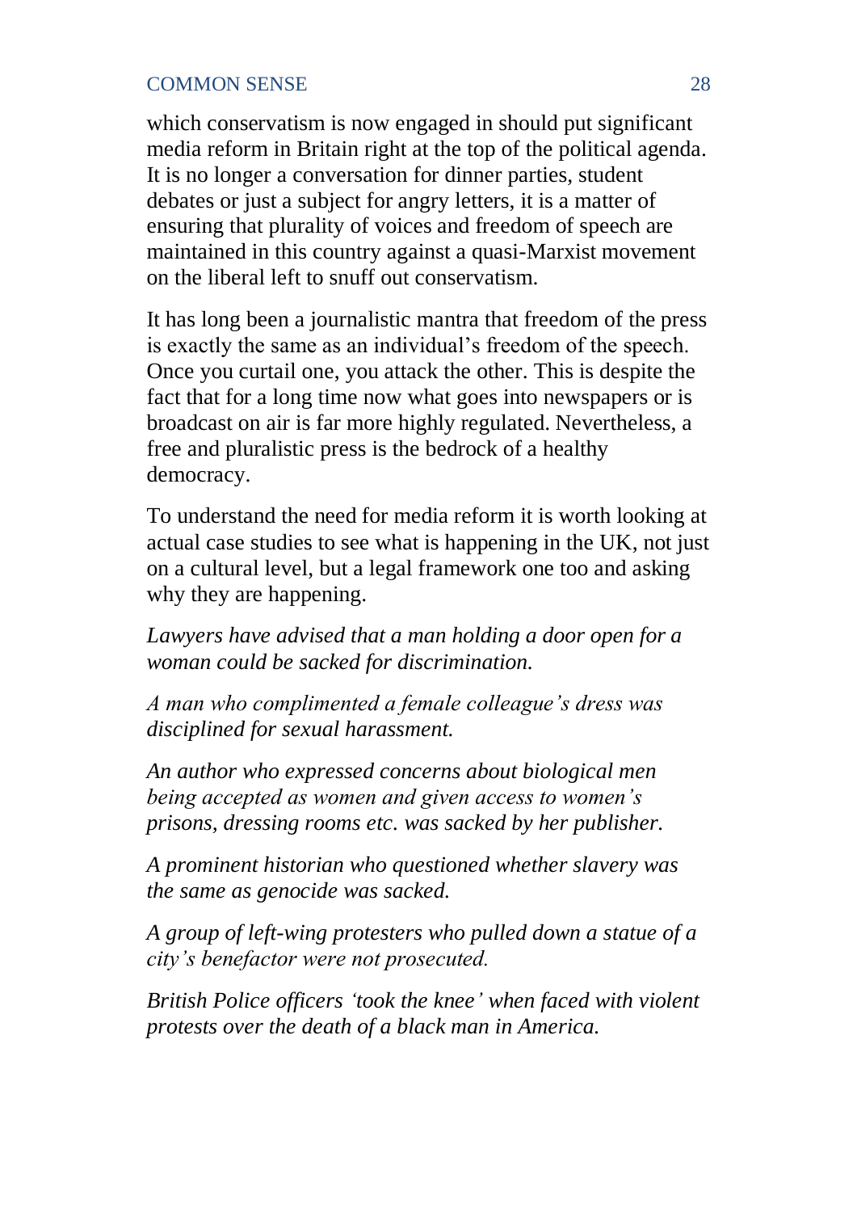which conservatism is now engaged in should put significant media reform in Britain right at the top of the political agenda. It is no longer a conversation for dinner parties, student debates or just a subject for angry letters, it is a matter of ensuring that plurality of voices and freedom of speech are maintained in this country against a quasi-Marxist movement on the liberal left to snuff out conservatism.

It has long been a journalistic mantra that freedom of the press is exactly the same as an individual's freedom of the speech. Once you curtail one, you attack the other. This is despite the fact that for a long time now what goes into newspapers or is broadcast on air is far more highly regulated. Nevertheless, a free and pluralistic press is the bedrock of a healthy democracy.

To understand the need for media reform it is worth looking at actual case studies to see what is happening in the UK, not just on a cultural level, but a legal framework one too and asking why they are happening.

*Lawyers have advised that a man holding a door open for a woman could be sacked for discrimination.*

*A man who complimented a female colleague's dress was disciplined for sexual harassment.*

*An author who expressed concerns about biological men being accepted as women and given access to women's prisons, dressing rooms etc. was sacked by her publisher.*

*A prominent historian who questioned whether slavery was the same as genocide was sacked.*

*A group of left-wing protesters who pulled down a statue of a city's benefactor were not prosecuted.*

*British Police officers 'took the knee' when faced with violent protests over the death of a black man in America.*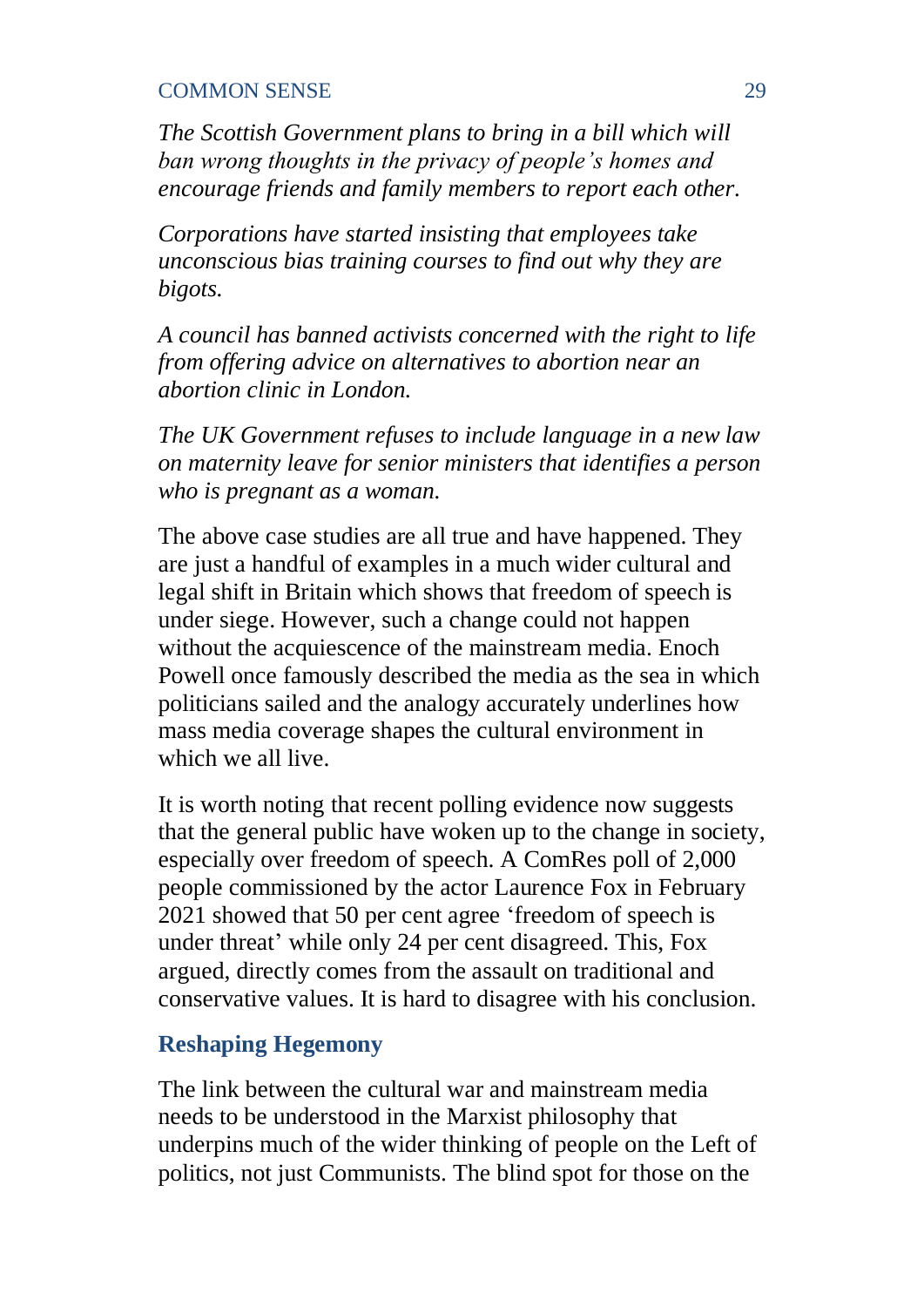*The Scottish Government plans to bring in a bill which will ban wrong thoughts in the privacy of people's homes and encourage friends and family members to report each other.*

*Corporations have started insisting that employees take unconscious bias training courses to find out why they are bigots.*

*A council has banned activists concerned with the right to life from offering advice on alternatives to abortion near an abortion clinic in London.*

*The UK Government refuses to include language in a new law on maternity leave for senior ministers that identifies a person who is pregnant as a woman.*

The above case studies are all true and have happened. They are just a handful of examples in a much wider cultural and legal shift in Britain which shows that freedom of speech is under siege. However, such a change could not happen without the acquiescence of the mainstream media. Enoch Powell once famously described the media as the sea in which politicians sailed and the analogy accurately underlines how mass media coverage shapes the cultural environment in which we all live.

It is worth noting that recent polling evidence now suggests that the general public have woken up to the change in society, especially over freedom of speech. A ComRes poll of 2,000 people commissioned by the actor Laurence Fox in February 2021 showed that 50 per cent agree 'freedom of speech is under threat' while only 24 per cent disagreed. This, Fox argued, directly comes from the assault on traditional and conservative values. It is hard to disagree with his conclusion.

## Reshaping Hegemony

The link between the cultural war and mainstream media needs to be understood in the Marxist philosophy that underpins much of the wider thinking of people on the Left of politics, not just Communists. The blind spot for those on the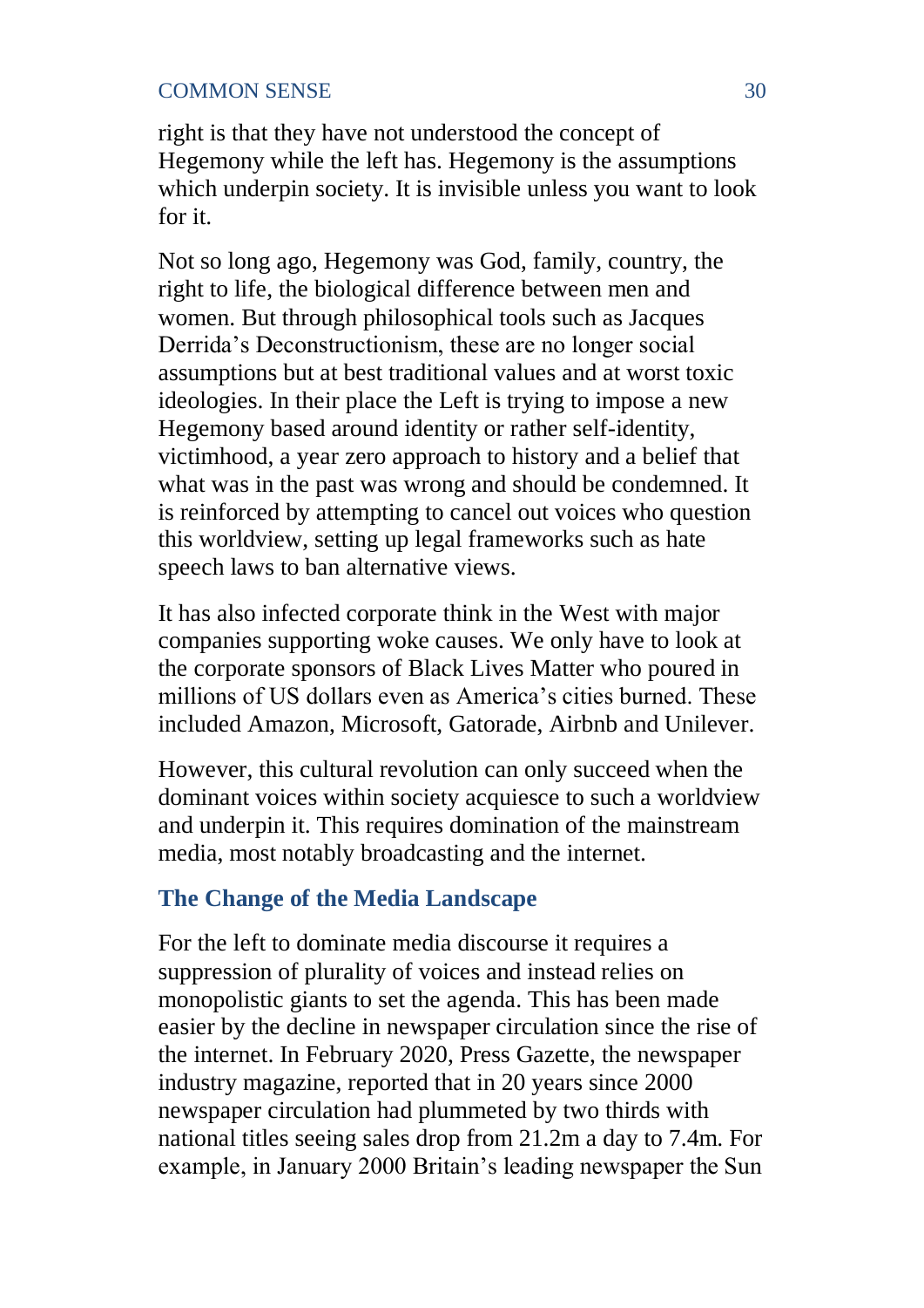right is that they have not understood the concept of Hegemony while the left has. Hegemony is the assumptions which underpin society. It is invisible unless you want to look for it.

Not so long ago, Hegemony was God, family, country, the right to life, the biological difference between men and women. But through philosophical tools such as Jacques Derrida's Deconstructionism, these are no longer social assumptions but at best traditional values and at worst toxic ideologies. In their place the Left is trying to impose a new Hegemony based around identity or rather self-identity, victimhood, a year zero approach to history and a belief that what was in the past was wrong and should be condemned. It is reinforced by attempting to cancel out voices who question this worldview, setting up legal frameworks such as hate speech laws to ban alternative views.

It has also infected corporate think in the West with major companies supporting woke causes. We only have to look at the corporate sponsors of Black Lives Matter who poured in millions of US dollars even as America's cities burned. These included Amazon, Microsoft, Gatorade, Airbnb and Unilever.

However, this cultural revolution can only succeed when the dominant voices within society acquiesce to such a worldview and underpin it. This requires domination of the mainstream media, most notably broadcasting and the internet.

## The Change of the Media Landscape

For the left to dominate media discourse it requires a suppression of plurality of voices and instead relies on monopolistic giants to set the agenda. This has been made easier by the decline in newspaper circulation since the rise of the internet. In February 2020, Press Gazette, the newspaper industry magazine, reported that in 20 years since 2000 newspaper circulation had plummeted by two thirds with national titles seeing sales drop from 21.2m a day to 7.4m. For example, in January 2000 Britain's leading newspaper the Sun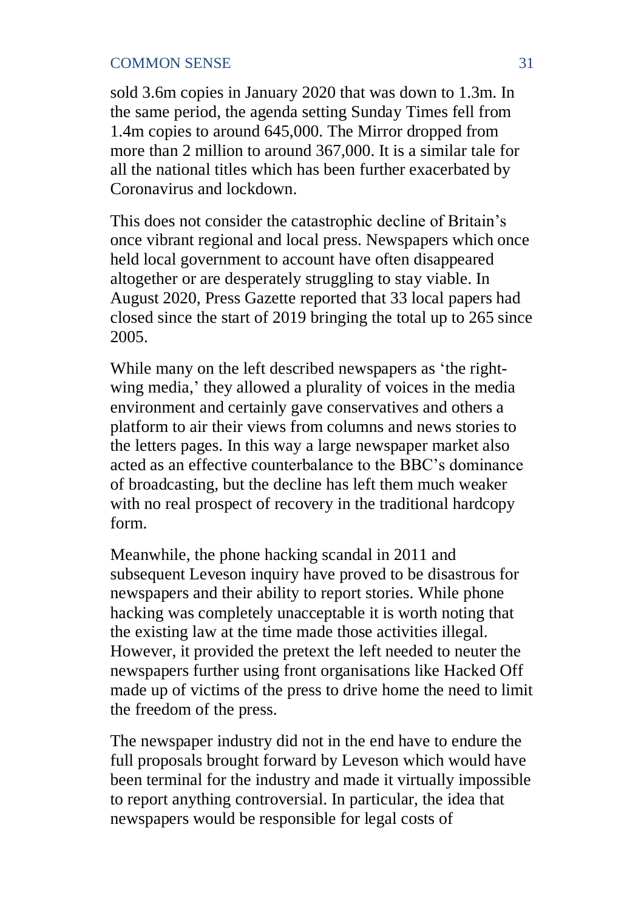sold 3.6m copies in January 2020 that was down to 1.3m. In the same period, the agenda setting Sunday Times fell from 1.4m copies to around 645,000. The Mirror dropped from more than 2 million to around 367,000. It is a similar tale for all the national titles which has been further exacerbated by Coronavirus and lockdown.

This does not consider the catastrophic decline of Britain's once vibrant regional and local press. Newspapers which once held local government to account have often disappeared altogether or are desperately struggling to stay viable. In August 2020, Press Gazette reported that 33 local papers had closed since the start of 2019 bringing the total up to 265 since 2005.

While many on the left described newspapers as 'the right-wing media,' they allowed a plurality of voices in the media environment and certainly gave conservatives and others a platform to air their views from columns and news stories to the letters pages. In this way a large newspaper market also acted as an effective counterbalance to the BBC's dominance of broadcasting, but the decline has left them much weaker with no real prospect of recovery in the traditional hardcopy form.

Meanwhile, the phone hacking scandal in 2011 and subsequent Leveson inquiry have proved to be disastrous for newspapers and their ability to report stories. While phone hacking was completely unacceptable it is worth noting that the existing law at the time made those activities illegal. However, it provided the pretext the left needed to neuter the newspapers further using front organisations like Hacked Off made up of victims of the press to drive home the need to limit the freedom of the press.

The newspaper industry did not in the end have to endure the full proposals brought forward by Leveson which would have been terminal for the industry and made it virtually impossible to report anything controversial. In particular, the idea that newspapers would be responsible for legal costs of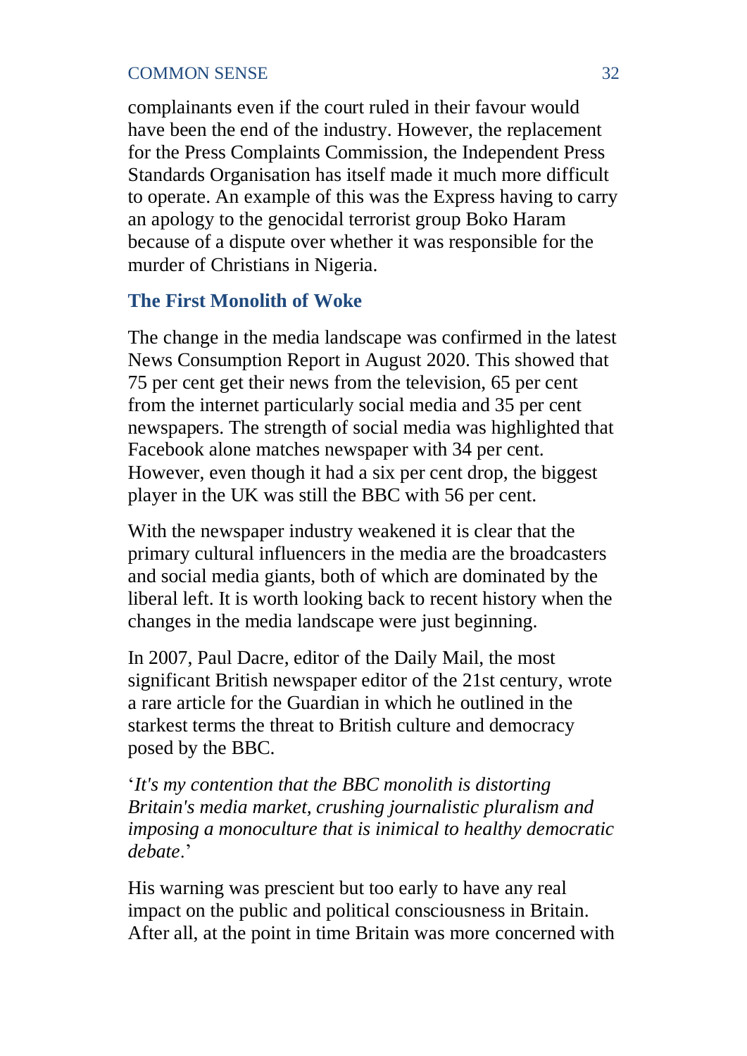complainants even if the court ruled in their favour would have been the end of the industry. However, the replacement for the Press Complaints Commission, the Independent Press Standards Organisation has itself made it much more difficult to operate. An example of this was the Express having to carry an apology to the genocidal terrorist group Boko Haram because of a dispute over whether it was responsible for the murder of Christians in Nigeria.

### The First Monolith of Woke

The change in the media landscape was confirmed in the latest News Consumption Report in August 2020. This showed that 75 per cent get their news from the television, 65 per cent from the internet particularly social media and 35 per cent newspapers. The strength of social media was highlighted that Facebook alone matches newspaper with 34 per cent. However, even though it had a six per cent drop, the biggest player in the UK was still the BBC with 56 per cent.

With the newspaper industry weakened it is clear that the primary cultural influencers in the media are the broadcasters and social media giants, both of which are dominated by the liberal left. It is worth looking back to recent history when the changes in the media landscape were just beginning.

In 2007, Paul Dacre, editor of the Daily Mail, the most significant British newspaper editor of the 21st century, wrote a rare article for the Guardian in which he outlined in the starkest terms the threat to British culture and democracy posed by the BBC.

'*It's my contention that the BBC monolith is distorting Britain's media market, crushing journalistic pluralism and imposing a monoculture that is inimical to healthy democratic debate*.'

His warning was prescient but too early to have any real impact on the public and political consciousness in Britain. After all, at the point in time Britain was more concerned with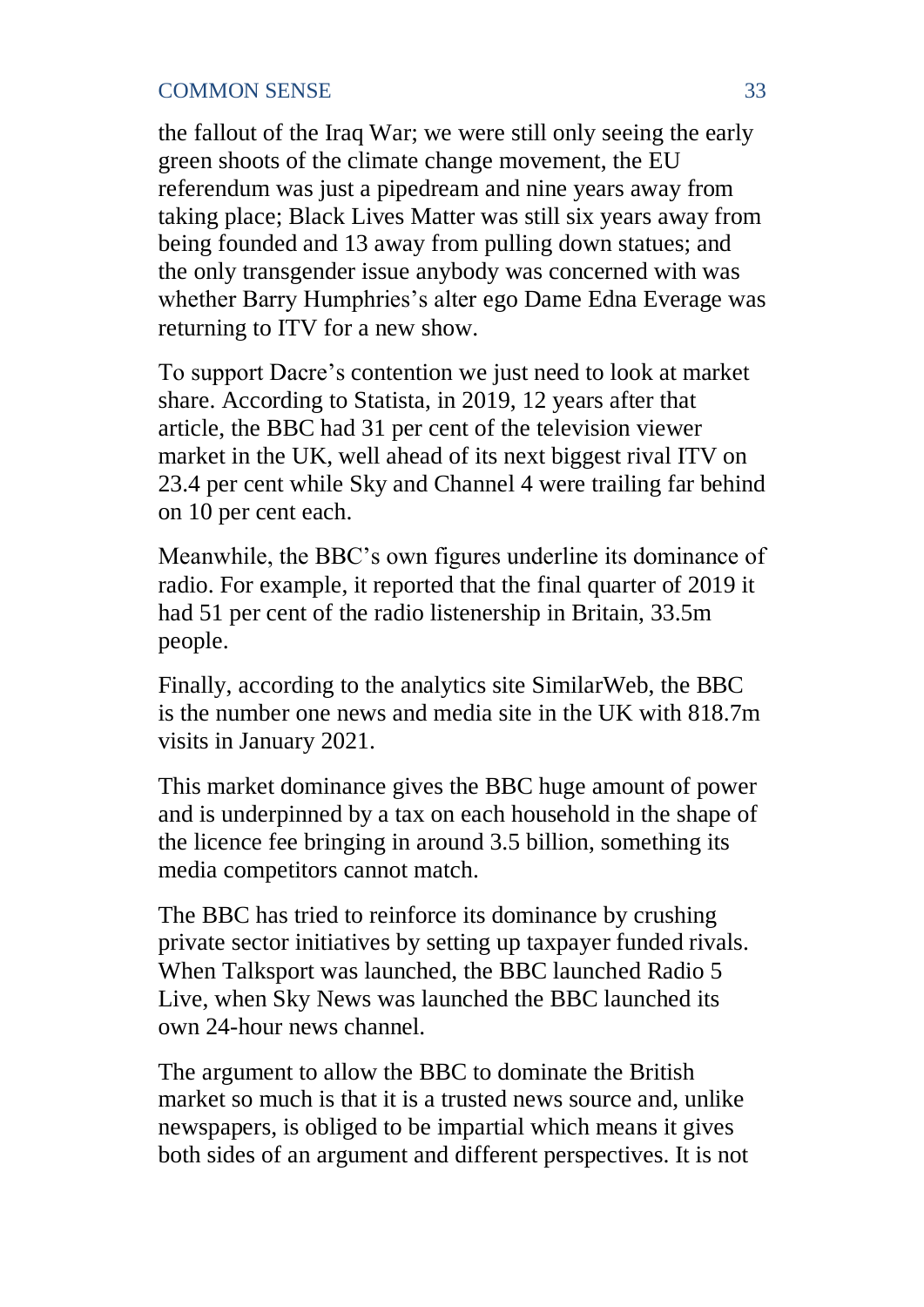the fallout of the Iraq War; we were still only seeing the early green shoots of the climate change movement, the EU referendum was just a pipedream and nine years away from taking place; Black Lives Matter was still six years away from being founded and 13 away from pulling down statues; and the only transgender issue anybody was concerned with was whether Barry Humphries's alter ego Dame Edna Everage was returning to ITV for a new show.

To support Dacre's contention we just need to look at market share. According to Statista, in 2019, 12 years after that article, the BBC had 31 per cent of the television viewer market in the UK, well ahead of its next biggest rival ITV on 23.4 per cent while Sky and Channel 4 were trailing far behind on 10 per cent each.

Meanwhile, the BBC's own figures underline its dominance of radio. For example, it reported that the final quarter of 2019 it had 51 per cent of the radio listenership in Britain, 33.5m people.

Finally, according to the analytics site SimilarWeb, the BBC is the number one news and media site in the UK with 818.7m visits in January 2021.

This market dominance gives the BBC huge amount of power and is underpinned by a tax on each household in the shape of the licence fee bringing in around 3.5 billion, something its media competitors cannot match.

The BBC has tried to reinforce its dominance by crushing private sector initiatives by setting up taxpayer funded rivals. When Talksport was launched, the BBC launched Radio 5 Live, when Sky News was launched the BBC launched its own 24-hour news channel.

The argument to allow the BBC to dominate the British market so much is that it is a trusted news source and, unlike newspapers, is obliged to be impartial which means it gives both sides of an argument and different perspectives. It is not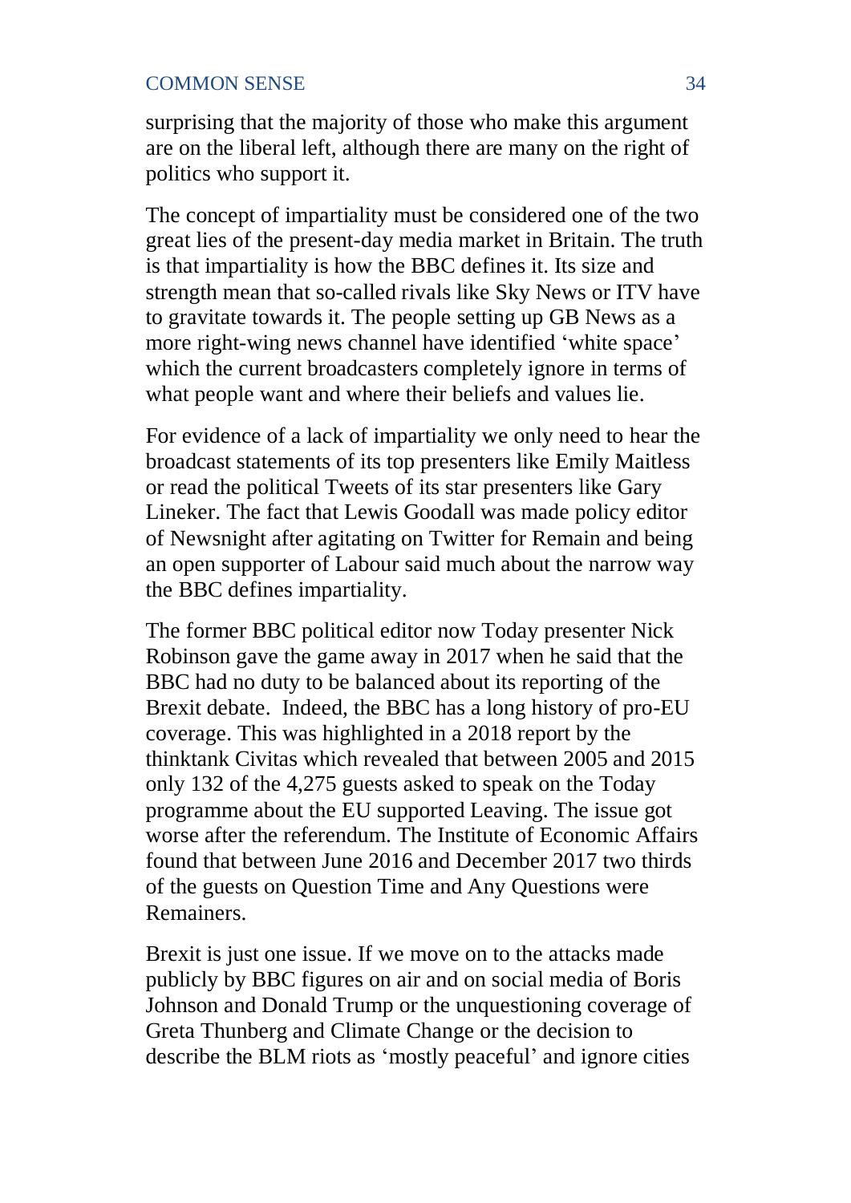surprising that the majority of those who make this argument are on the liberal left, although there are many on the right of politics who support it.

The concept of impartiality must be considered one of the two great lies of the present-day media market in Britain. The truth is that impartiality is how the BBC defines it. Its size and strength mean that so-called rivals like Sky News or ITV have to gravitate towards it. The people setting up GB News as a more right-wing news channel have identified 'white space' which the current broadcasters completely ignore in terms of what people want and where their beliefs and values lie.

For evidence of a lack of impartiality we only need to hear the broadcast statements of its top presenters like Emily Maitless or read the political Tweets of its star presenters like Gary Lineker. The fact that Lewis Goodall was made policy editor of Newsnight after agitating on Twitter for Remain and being an open supporter of Labour said much about the narrow way the BBC defines impartiality.

The former BBC political editor now Today presenter Nick Robinson gave the game away in 2017 when he said that the BBC had no duty to be balanced about its reporting of the Brexit debate. Indeed, the BBC has a long history of pro-EU coverage. This was highlighted in a 2018 report by the thinktank Civitas which revealed that between 2005 and 2015 only 132 of the 4,275 guests asked to speak on the Today programme about the EU supported Leaving. The issue got worse after the referendum. The Institute of Economic Affairs found that between June 2016 and December 2017 two thirds of the guests on Question Time and Any Questions were Remainers.

Brexit is just one issue. If we move on to the attacks made publicly by BBC figures on air and on social media of Boris Johnson and Donald Trump or the unquestioning coverage of Greta Thunberg and Climate Change or the decision to describe the BLM riots as 'mostly peaceful' and ignore cities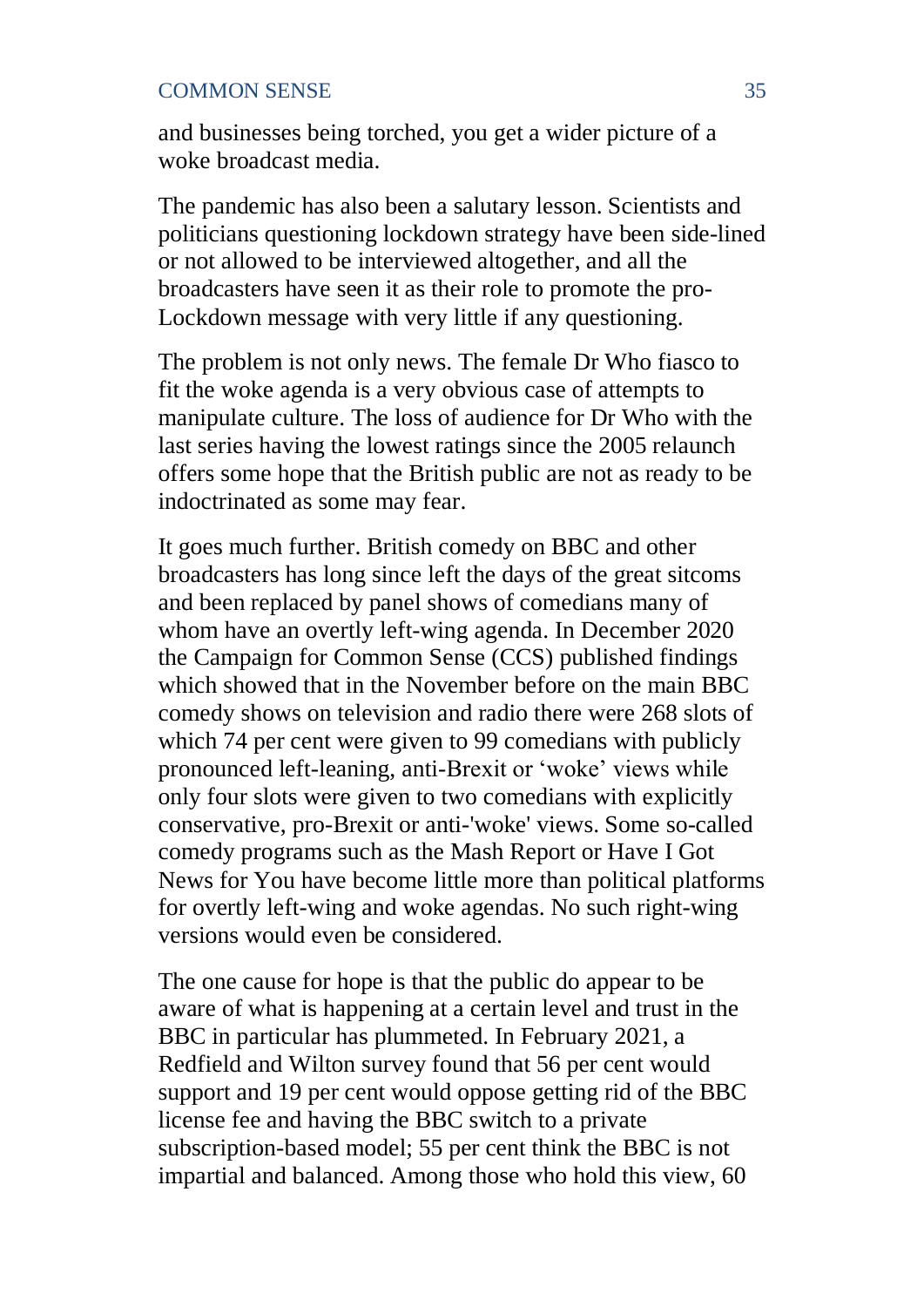and businesses being torched, you get a wider picture of a woke broadcast media.

The pandemic has also been a salutary lesson. Scientists and politicians questioning lockdown strategy have been side-lined or not allowed to be interviewed altogether, and all the broadcasters have seen it as their role to promote the pro-Lockdown message with very little if any questioning.

The problem is not only news. The female Dr Who fiasco to fit the woke agenda is a very obvious case of attempts to manipulate culture. The loss of audience for Dr Who with the last series having the lowest ratings since the 2005 relaunch offers some hope that the British public are not as ready to be indoctrinated as some may fear.

It goes much further. British comedy on BBC and other broadcasters has long since left the days of the great sitcoms and been replaced by panel shows of comedians many of whom have an overtly left-wing agenda. In December 2020 the Campaign for Common Sense (CCS) published findings which showed that in the November before on the main BBC comedy shows on television and radio there were 268 slots of which 74 per cent were given to 99 comedians with publicly pronounced left-leaning, anti-Brexit or 'woke' views while only four slots were given to two comedians with explicitly conservative, pro-Brexit or anti-'woke' views. Some so-called comedy programs such as the Mash Report or Have I Got News for You have become little more than political platforms for overtly left-wing and woke agendas. No such right-wing versions would even be considered.

The one cause for hope is that the public do appear to be aware of what is happening at a certain level and trust in the BBC in particular has plummeted. In February 2021, a Redfield and Wilton survey found that 56 per cent would support and 19 per cent would oppose getting rid of the BBC license fee and having the BBC switch to a private subscription-based model; 55 per cent think the BBC is not impartial and balanced. Among those who hold this view, 60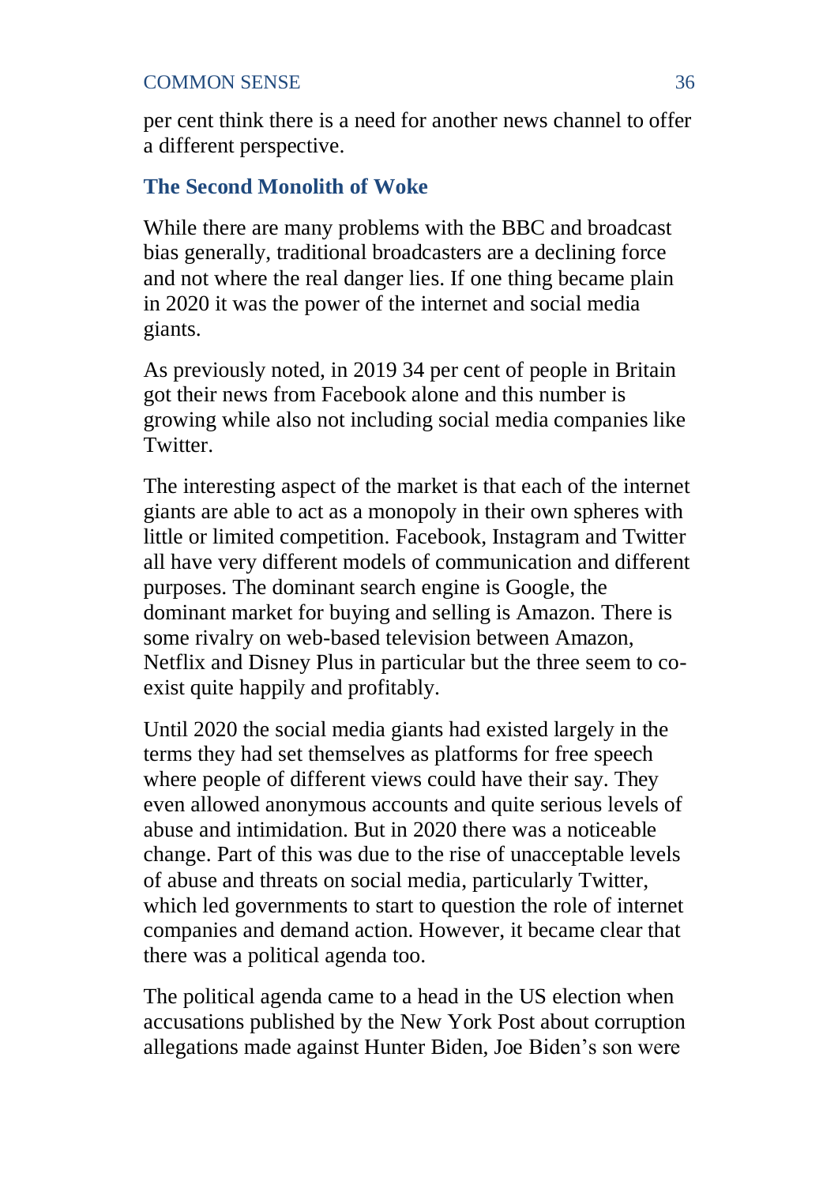per cent think there is a need for another news channel to offer a different perspective.

## The Second Monolith of Woke

While there are many problems with the BBC and broadcast bias generally, traditional broadcasters are a declining force and not where the real danger lies. If one thing became plain in 2020 it was the power of the internet and social media giants.

As previously noted, in 2019 34 per cent of people in Britain got their news from Facebook alone and this number is growing while also not including social media companies like Twitter.

The interesting aspect of the market is that each of the internet giants are able to act as a monopoly in their own spheres with little or limited competition. Facebook, Instagram and Twitter all have very different models of communication and different purposes. The dominant search engine is Google, the dominant market for buying and selling is Amazon. There is some rivalry on web-based television between Amazon, Netflix and Disney Plus in particular but the three seem to co-exist quite happily and profitably.

Until 2020 the social media giants had existed largely in the terms they had set themselves as platforms for free speech where people of different views could have their say. They even allowed anonymous accounts and quite serious levels of abuse and intimidation. But in 2020 there was a noticeable change. Part of this was due to the rise of unacceptable levels of abuse and threats on social media, particularly Twitter, which led governments to start to question the role of internet companies and demand action. However, it became clear that there was a political agenda too.

The political agenda came to a head in the US election when accusations published by the New York Post about corruption allegations made against Hunter Biden, Joe Biden's son were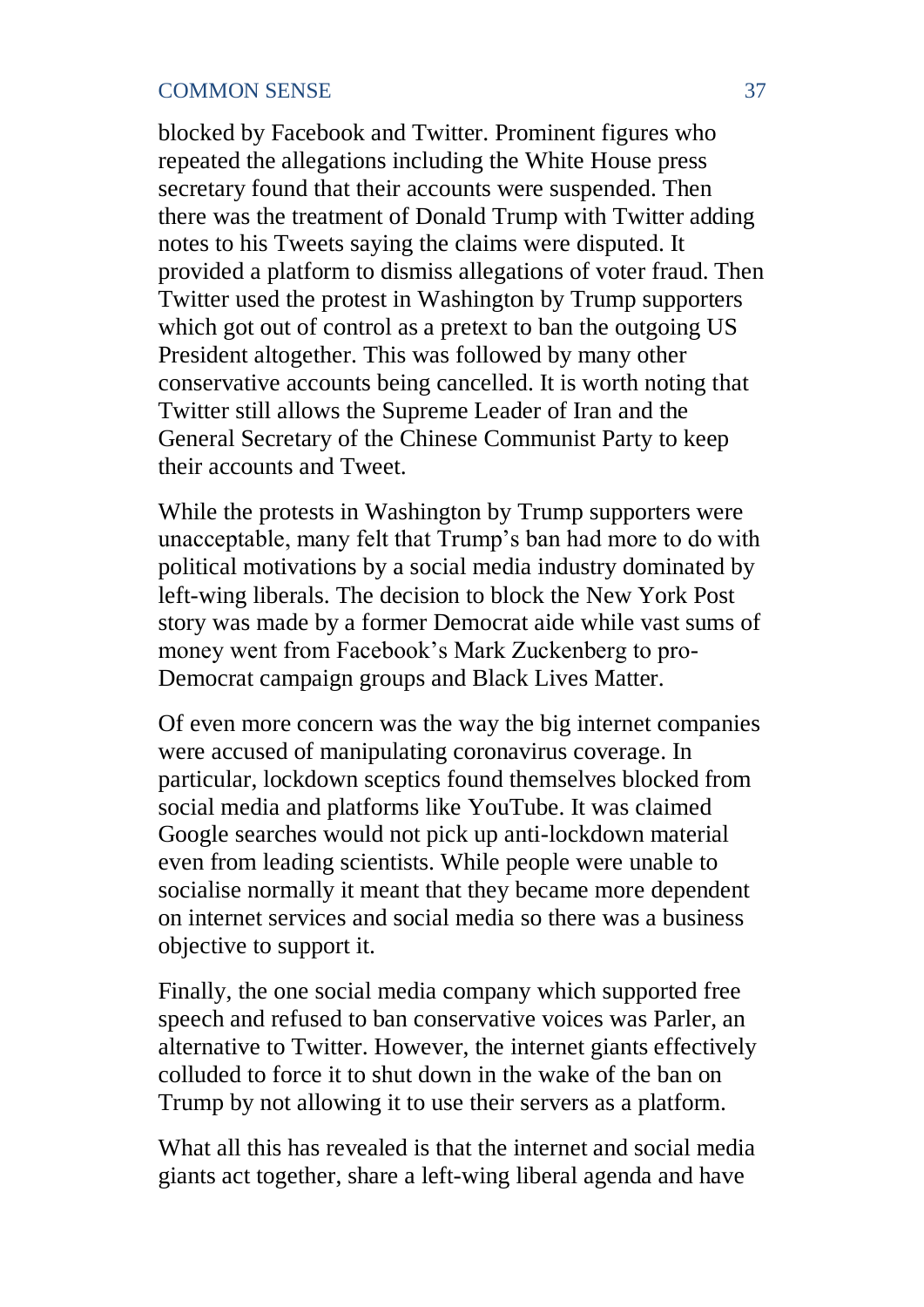blocked by Facebook and Twitter. Prominent figures who repeated the allegations including the White House press secretary found that their accounts were suspended. Then there was the treatment of Donald Trump with Twitter adding notes to his Tweets saying the claims were disputed. It provided a platform to dismiss allegations of voter fraud. Then Twitter used the protest in Washington by Trump supporters which got out of control as a pretext to ban the outgoing US President altogether. This was followed by many other conservative accounts being cancelled. It is worth noting that Twitter still allows the Supreme Leader of Iran and the General Secretary of the Chinese Communist Party to keep their accounts and Tweet.

While the protests in Washington by Trump supporters were unacceptable, many felt that Trump's ban had more to do with political motivations by a social media industry dominated by left-wing liberals. The decision to block the New York Post story was made by a former Democrat aide while vast sums of money went from Facebook's Mark Zuckenberg to pro-Democrat campaign groups and Black Lives Matter.

Of even more concern was the way the big internet companies were accused of manipulating coronavirus coverage. In particular, lockdown sceptics found themselves blocked from social media and platforms like YouTube. It was claimed Google searches would not pick up anti-lockdown material even from leading scientists. While people were unable to socialise normally it meant that they became more dependent on internet services and social media so there was a business objective to support it.

Finally, the one social media company which supported free speech and refused to ban conservative voices was Parler, an alternative to Twitter. However, the internet giants effectively colluded to force it to shut down in the wake of the ban on Trump by not allowing it to use their servers as a platform.

What all this has revealed is that the internet and social media giants act together, share a left-wing liberal agenda and have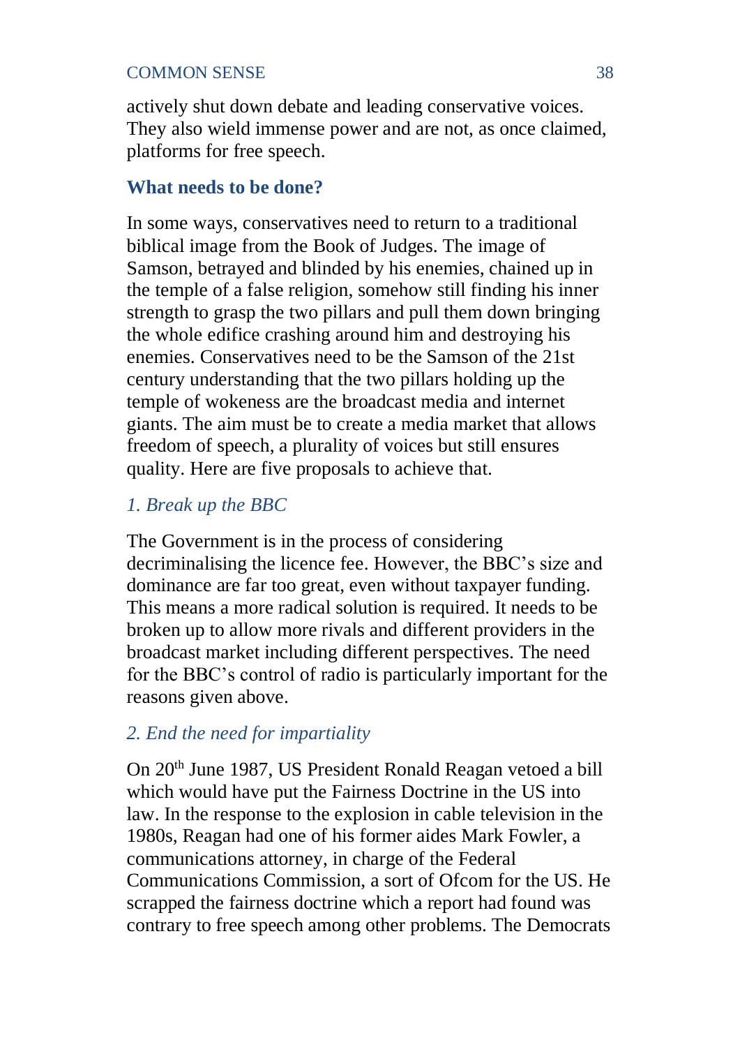actively shut down debate and leading conservative voices. They also wield immense power and are not, as once claimed, platforms for free speech.

## What needs to be done?

In some ways, conservatives need to return to a traditional biblical image from the Book of Judges. The image of Samson, betrayed and blinded by his enemies, chained up in the temple of a false religion, somehow still finding his inner strength to grasp the two pillars and pull them down bringing the whole edifice crashing around him and destroying his enemies. Conservatives need to be the Samson of the 21st century understanding that the two pillars holding up the temple of wokeness are the broadcast media and internet giants. The aim must be to create a media market that allows freedom of speech, a plurality of voices but still ensures quality. Here are five proposals to achieve that.

### *1. Break up the BBC*

The Government is in the process of considering decriminalising the licence fee. However, the BBC's size and dominance are far too great, even without taxpayer funding. This means a more radical solution is required. It needs to be broken up to allow more rivals and different providers in the broadcast market including different perspectives. The need for the BBC's control of radio is particularly important for the reasons given above.

### *2. End the need for impartiality*

On 20th June 1987, US President Ronald Reagan vetoed a bill which would have put the Fairness Doctrine in the US into law. In the response to the explosion in cable television in the 1980s, Reagan had one of his former aides Mark Fowler, a communications attorney, in charge of the Federal Communications Commission, a sort of Ofcom for the US. He scrapped the fairness doctrine which a report had found was contrary to free speech among other problems. The Democrats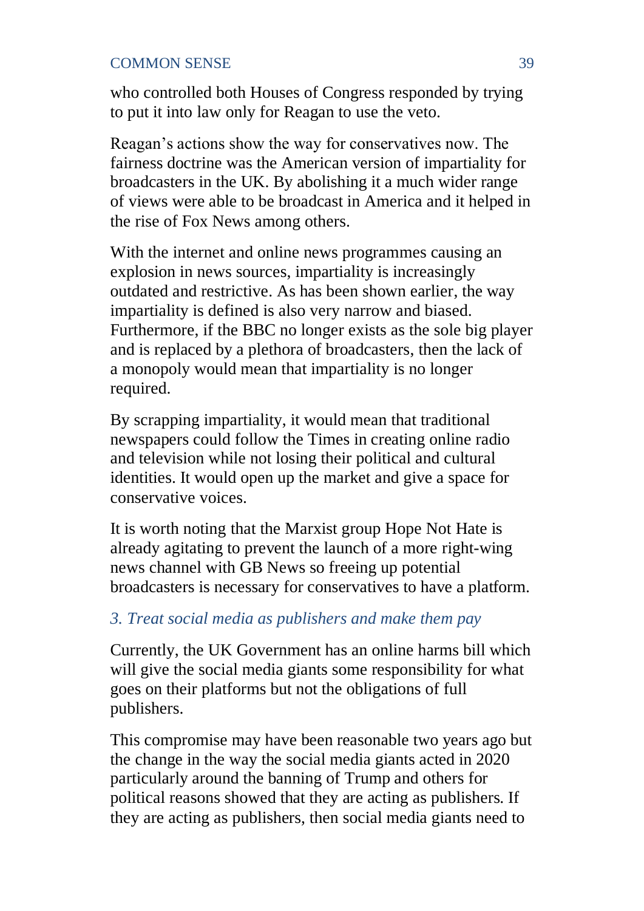who controlled both Houses of Congress responded by trying to put it into law only for Reagan to use the veto.

Reagan's actions show the way for conservatives now. The fairness doctrine was the American version of impartiality for broadcasters in the UK. By abolishing it a much wider range of views were able to be broadcast in America and it helped in the rise of Fox News among others.

With the internet and online news programmes causing an explosion in news sources, impartiality is increasingly outdated and restrictive. As has been shown earlier, the way impartiality is defined is also very narrow and biased. Furthermore, if the BBC no longer exists as the sole big player and is replaced by a plethora of broadcasters, then the lack of a monopoly would mean that impartiality is no longer required.

By scrapping impartiality, it would mean that traditional newspapers could follow the Times in creating online radio and television while not losing their political and cultural identities. It would open up the market and give a space for conservative voices.

It is worth noting that the Marxist group Hope Not Hate is already agitating to prevent the launch of a more right-wing news channel with GB News so freeing up potential broadcasters is necessary for conservatives to have a platform.

### *3. Treat social media as publishers and make them pay*

Currently, the UK Government has an online harms bill which will give the social media giants some responsibility for what goes on their platforms but not the obligations of full publishers.

This compromise may have been reasonable two years ago but the change in the way the social media giants acted in 2020 particularly around the banning of Trump and others for political reasons showed that they are acting as publishers. If they are acting as publishers, then social media giants need to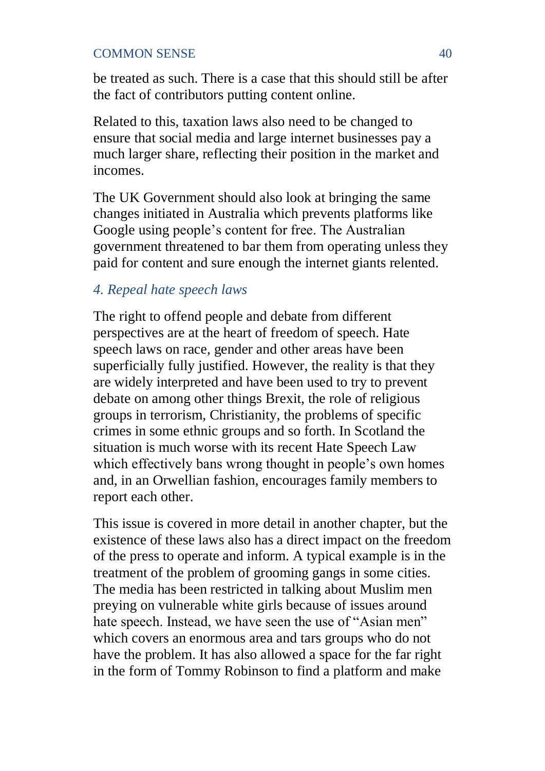be treated as such. There is a case that this should still be after the fact of contributors putting content online.

Related to this, taxation laws also need to be changed to ensure that social media and large internet businesses pay a much larger share, reflecting their position in the market and incomes.

The UK Government should also look at bringing the same changes initiated in Australia which prevents platforms like Google using people's content for free. The Australian government threatened to bar them from operating unless they paid for content and sure enough the internet giants relented.

### *4. Repeal hate speech laws*

The right to offend people and debate from different perspectives are at the heart of freedom of speech. Hate speech laws on race, gender and other areas have been superficially fully justified. However, the reality is that they are widely interpreted and have been used to try to prevent debate on among other things Brexit, the role of religious groups in terrorism, Christianity, the problems of specific crimes in some ethnic groups and so forth. In Scotland the situation is much worse with its recent Hate Speech Law which effectively bans wrong thought in people's own homes and, in an Orwellian fashion, encourages family members to report each other.

This issue is covered in more detail in another chapter, but the existence of these laws also has a direct impact on the freedom of the press to operate and inform. A typical example is in the treatment of the problem of grooming gangs in some cities. The media has been restricted in talking about Muslim men preying on vulnerable white girls because of issues around hate speech. Instead, we have seen the use of "Asian men" which covers an enormous area and tars groups who do not have the problem. It has also allowed a space for the far right in the form of Tommy Robinson to find a platform and make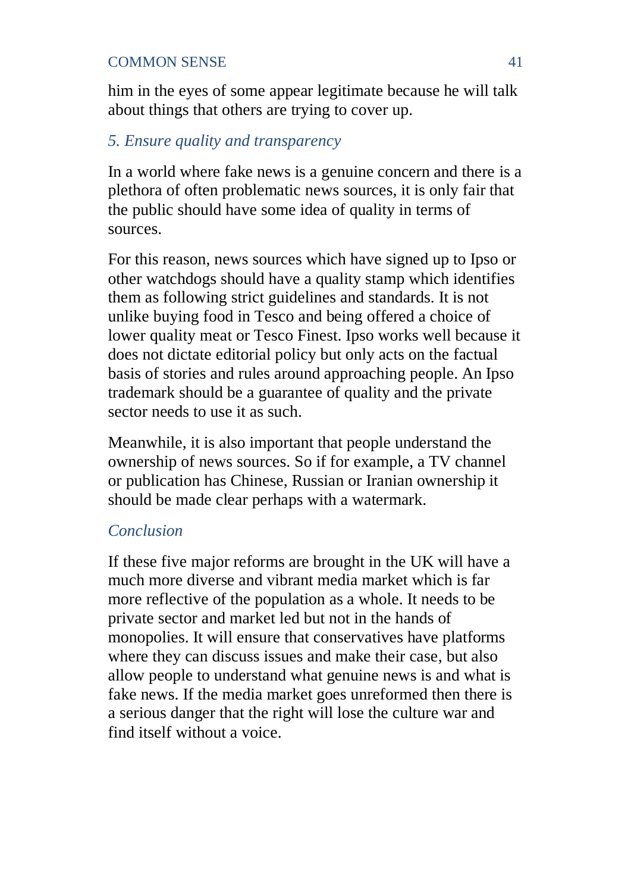him in the eyes of some appear legitimate because he will talk about things that others are trying to cover up.

### *5. Ensure quality and transparency*

In a world where fake news is a genuine concern and there is a plethora of often problematic news sources, it is only fair that the public should have some idea of quality in terms of sources.

For this reason, news sources which have signed up to Ipso or other watchdogs should have a quality stamp which identifies them as following strict guidelines and standards. It is not unlike buying food in Tesco and being offered a choice of lower quality meat or Tesco Finest. Ipso works well because it does not dictate editorial policy but only acts on the factual basis of stories and rules around approaching people. An Ipso trademark should be a guarantee of quality and the private sector needs to use it as such.

Meanwhile, it is also important that people understand the ownership of news sources. So if for example, a TV channel or publication has Chinese, Russian or Iranian ownership it should be made clear perhaps with a watermark.

### *Conclusion*

If these five major reforms are brought in the UK will have a much more diverse and vibrant media market which is far more reflective of the population as a whole. It needs to be private sector and market led but not in the hands of monopolies. It will ensure that conservatives have platforms where they can discuss issues and make their case, but also allow people to understand what genuine news is and what is fake news. If the media market goes unreformed then there is a serious danger that the right will lose the culture war and find itself without a voice.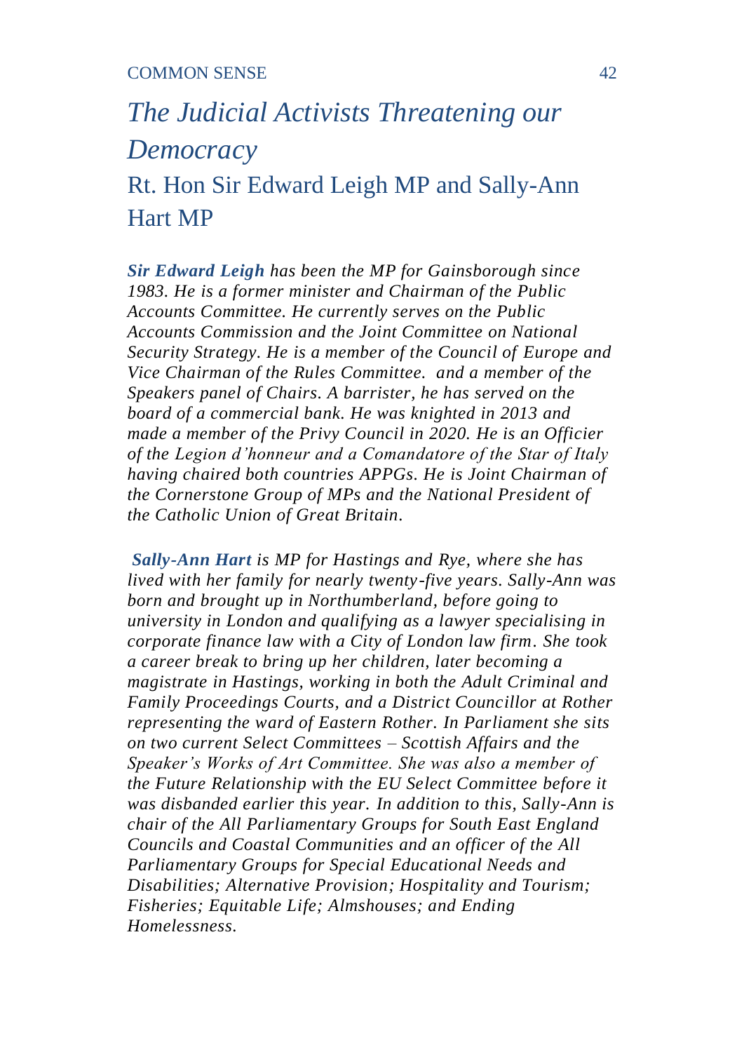# *The Judicial Activists Threatening our Democracy*

## Rt. Hon Sir Edward Leigh MP and Sally-Ann Hart MP

***Sir Edward Leigh** has been the MP for Gainsborough since 1983. He is a former minister and Chairman of the Public Accounts Committee. He currently serves on the Public Accounts Commission and the Joint Committee on National Security Strategy. He is a member of the Council of Europe and Vice Chairman of the Rules Committee.  and a member of the Speakers panel of Chairs. A barrister, he has served on the board of a commercial bank. He was knighted in 2013 and made a member of the Privy Council in 2020. He is an Officier of the Legion d'honneur and a Comandatore of the Star of Italy having chaired both countries APPGs. He is Joint Chairman of the Cornerstone Group of MPs and the National President of the Catholic Union of Great Britain.*

***Sally-Ann Hart** is MP for Hastings and Rye, where she has lived with her family for nearly twenty-five years. Sally-Ann was born and brought up in Northumberland, before going to university in London and qualifying as a lawyer specialising in corporate finance law with a City of London law firm. She took a career break to bring up her children, later becoming a magistrate in Hastings, working in both the Adult Criminal and Family Proceedings Courts, and a District Councillor at Rother representing the ward of Eastern Rother. In Parliament she sits on two current Select Committees – Scottish Affairs and the Speaker's Works of Art Committee. She was also a member of the Future Relationship with the EU Select Committee before it was disbanded earlier this year. In addition to this, Sally-Ann is chair of the All Parliamentary Groups for South East England Councils and Coastal Communities and an officer of the All Parliamentary Groups for Special Educational Needs and Disabilities; Alternative Provision; Hospitality and Tourism; Fisheries; Equitable Life; Almshouses; and Ending Homelessness.*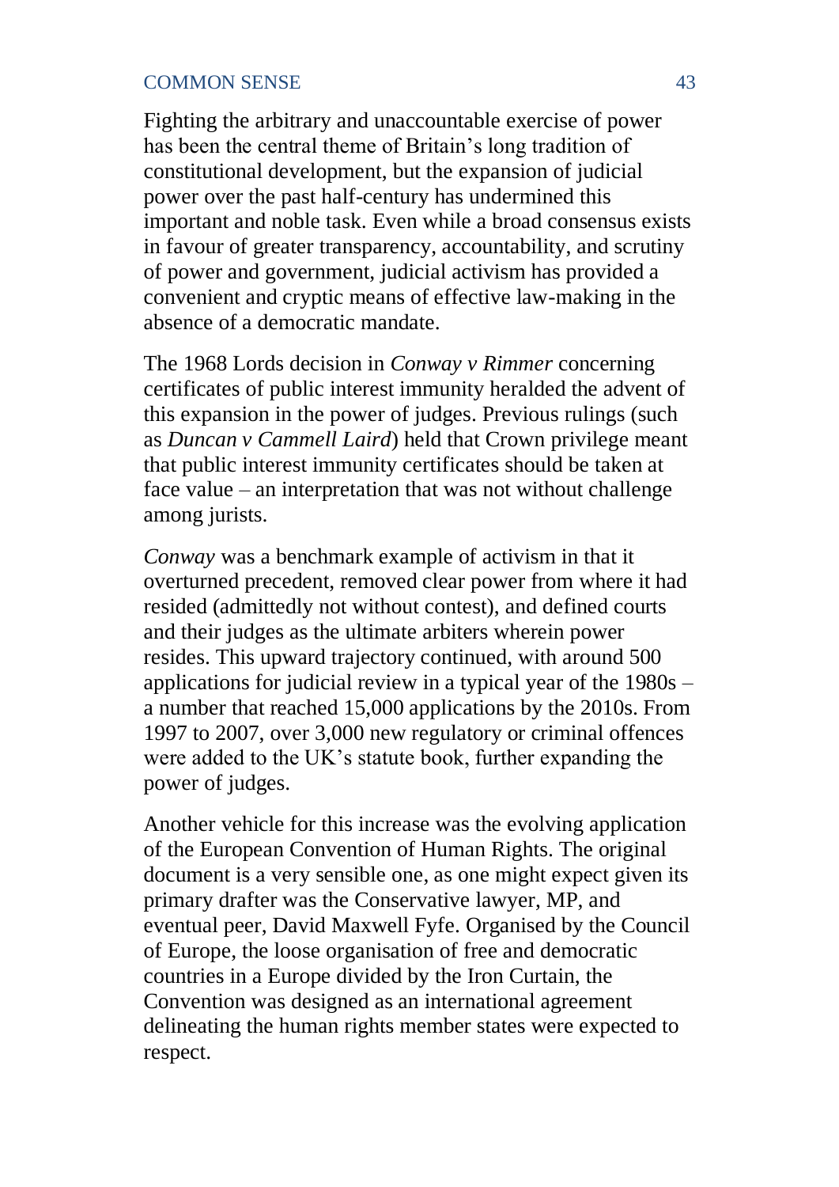Fighting the arbitrary and unaccountable exercise of power has been the central theme of Britain's long tradition of constitutional development, but the expansion of judicial power over the past half-century has undermined this important and noble task. Even while a broad consensus exists in favour of greater transparency, accountability, and scrutiny of power and government, judicial activism has provided a convenient and cryptic means of effective law-making in the absence of a democratic mandate.

The 1968 Lords decision in *Conway v Rimmer* concerning certificates of public interest immunity heralded the advent of this expansion in the power of judges. Previous rulings (such as *Duncan v Cammell Laird*) held that Crown privilege meant that public interest immunity certificates should be taken at face value – an interpretation that was not without challenge among jurists.

*Conway* was a benchmark example of activism in that it overturned precedent, removed clear power from where it had resided (admittedly not without contest), and defined courts and their judges as the ultimate arbiters wherein power resides. This upward trajectory continued, with around 500 applications for judicial review in a typical year of the 1980s – a number that reached 15,000 applications by the 2010s. From 1997 to 2007, over 3,000 new regulatory or criminal offences were added to the UK's statute book, further expanding the power of judges.

Another vehicle for this increase was the evolving application of the European Convention of Human Rights. The original document is a very sensible one, as one might expect given its primary drafter was the Conservative lawyer, MP, and eventual peer, David Maxwell Fyfe. Organised by the Council of Europe, the loose organisation of free and democratic countries in a Europe divided by the Iron Curtain, the Convention was designed as an international agreement delineating the human rights member states were expected to respect.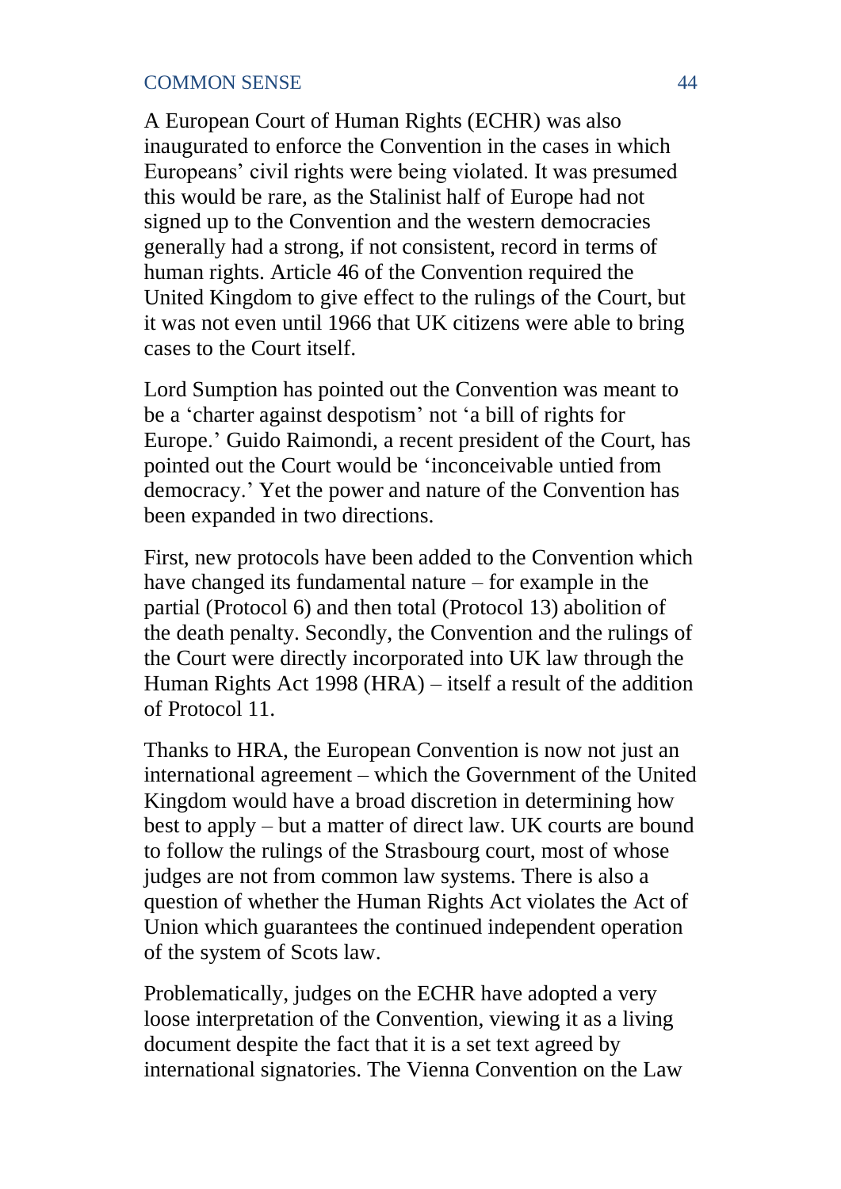A European Court of Human Rights (ECHR) was also inaugurated to enforce the Convention in the cases in which Europeans' civil rights were being violated. It was presumed this would be rare, as the Stalinist half of Europe had not signed up to the Convention and the western democracies generally had a strong, if not consistent, record in terms of human rights. Article 46 of the Convention required the United Kingdom to give effect to the rulings of the Court, but it was not even until 1966 that UK citizens were able to bring cases to the Court itself.

Lord Sumption has pointed out the Convention was meant to be a 'charter against despotism' not 'a bill of rights for Europe.' Guido Raimondi, a recent president of the Court, has pointed out the Court would be 'inconceivable untied from democracy.' Yet the power and nature of the Convention has been expanded in two directions.

First, new protocols have been added to the Convention which have changed its fundamental nature – for example in the partial (Protocol 6) and then total (Protocol 13) abolition of the death penalty. Secondly, the Convention and the rulings of the Court were directly incorporated into UK law through the Human Rights Act 1998 (HRA) – itself a result of the addition of Protocol 11.

Thanks to HRA, the European Convention is now not just an international agreement – which the Government of the United Kingdom would have a broad discretion in determining how best to apply – but a matter of direct law. UK courts are bound to follow the rulings of the Strasbourg court, most of whose judges are not from common law systems. There is also a question of whether the Human Rights Act violates the Act of Union which guarantees the continued independent operation of the system of Scots law.

Problematically, judges on the ECHR have adopted a very loose interpretation of the Convention, viewing it as a living document despite the fact that it is a set text agreed by international signatories. The Vienna Convention on the Law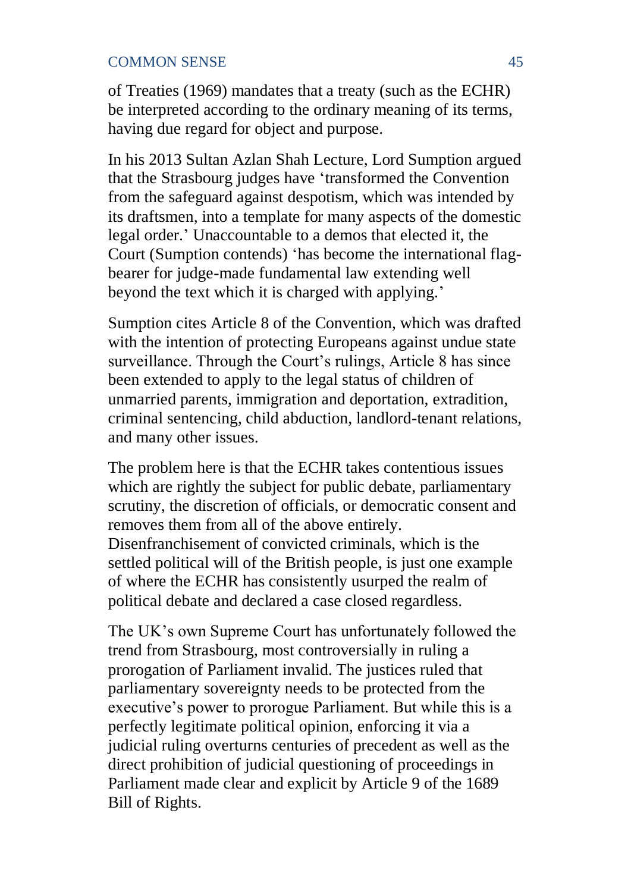of Treaties (1969) mandates that a treaty (such as the ECHR) be interpreted according to the ordinary meaning of its terms, having due regard for object and purpose.

In his 2013 Sultan Azlan Shah Lecture, Lord Sumption argued that the Strasbourg judges have 'transformed the Convention from the safeguard against despotism, which was intended by its draftsmen, into a template for many aspects of the domestic legal order.' Unaccountable to a demos that elected it, the Court (Sumption contends) 'has become the international flag-bearer for judge-made fundamental law extending well beyond the text which it is charged with applying.'

Sumption cites Article 8 of the Convention, which was drafted with the intention of protecting Europeans against undue state surveillance. Through the Court's rulings, Article 8 has since been extended to apply to the legal status of children of unmarried parents, immigration and deportation, extradition, criminal sentencing, child abduction, landlord-tenant relations, and many other issues.

The problem here is that the ECHR takes contentious issues which are rightly the subject for public debate, parliamentary scrutiny, the discretion of officials, or democratic consent and removes them from all of the above entirely. Disenfranchisement of convicted criminals, which is the settled political will of the British people, is just one example of where the ECHR has consistently usurped the realm of political debate and declared a case closed regardless.

The UK's own Supreme Court has unfortunately followed the trend from Strasbourg, most controversially in ruling a prorogation of Parliament invalid. The justices ruled that parliamentary sovereignty needs to be protected from the executive's power to prorogue Parliament. But while this is a perfectly legitimate political opinion, enforcing it via a judicial ruling overturns centuries of precedent as well as the direct prohibition of judicial questioning of proceedings in Parliament made clear and explicit by Article 9 of the 1689 Bill of Rights.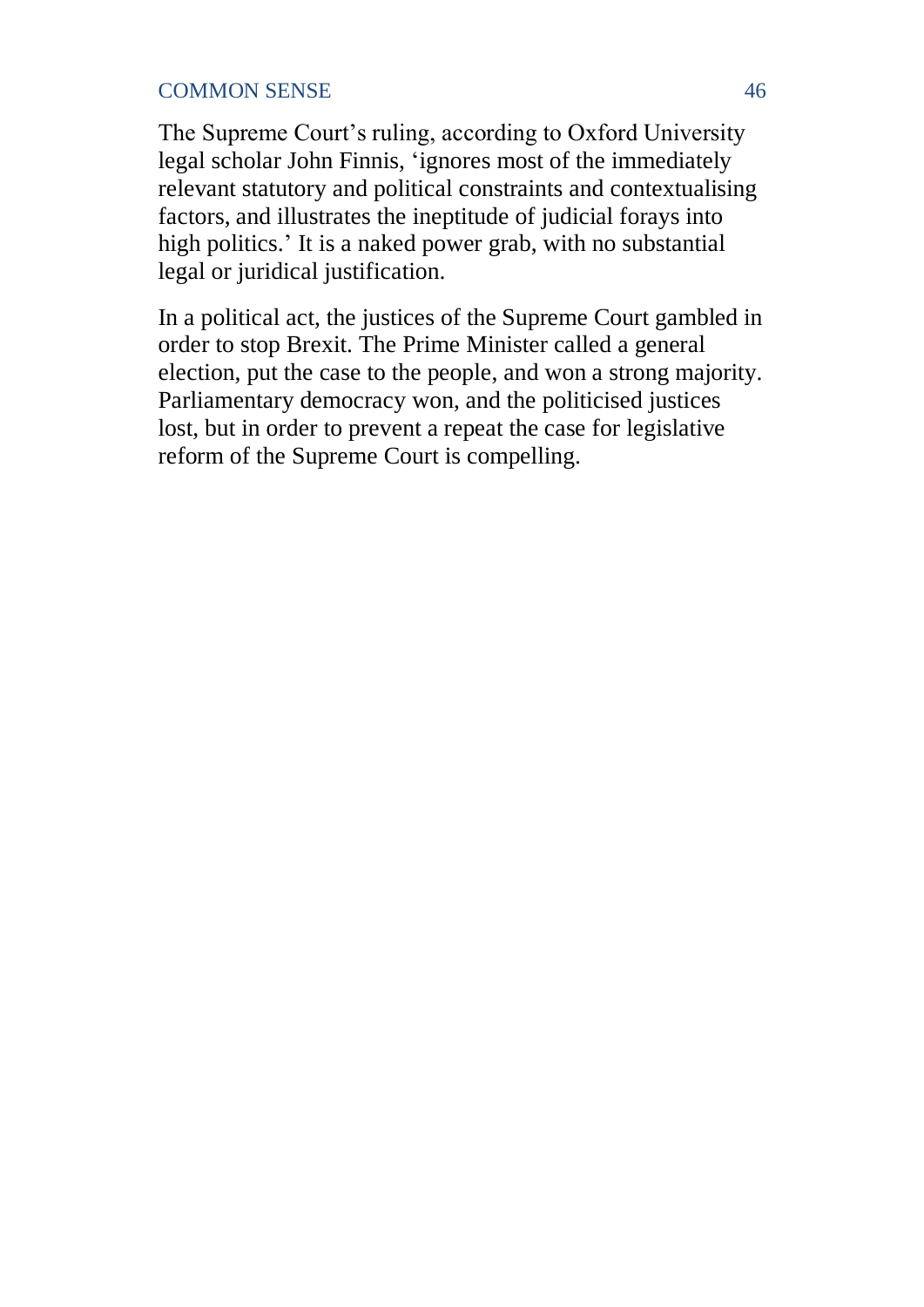The Supreme Court's ruling, according to Oxford University legal scholar John Finnis, 'ignores most of the immediately relevant statutory and political constraints and contextualising factors, and illustrates the ineptitude of judicial forays into high politics.' It is a naked power grab, with no substantial legal or juridical justification.

In a political act, the justices of the Supreme Court gambled in order to stop Brexit. The Prime Minister called a general election, put the case to the people, and won a strong majority. Parliamentary democracy won, and the politicised justices lost, but in order to prevent a repeat the case for legislative reform of the Supreme Court is compelling.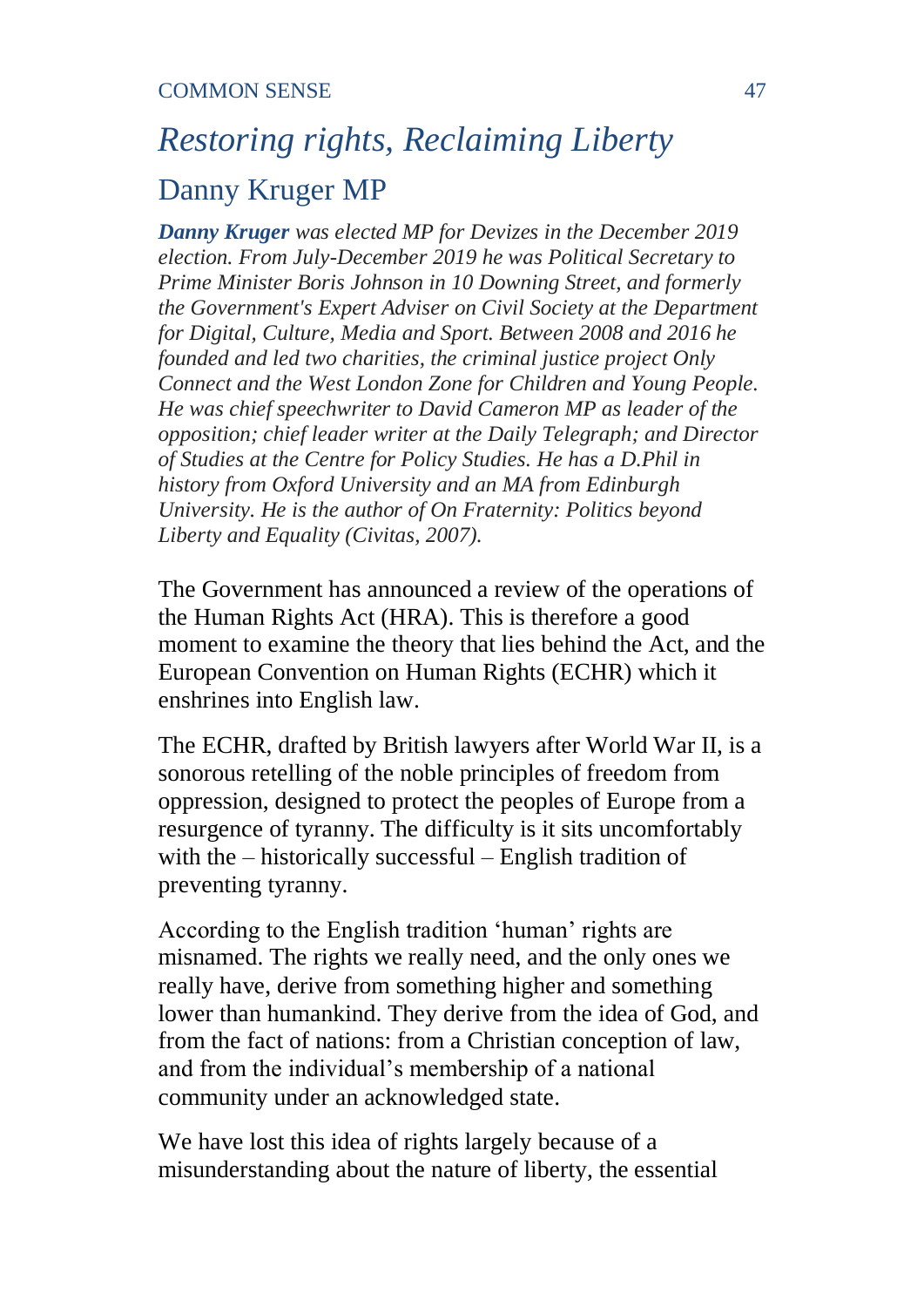# *Restoring rights, Reclaiming Liberty*

## Danny Kruger MP

***Danny Kruger*** *was elected MP for Devizes in the December 2019 election. From July-December 2019 he was Political Secretary to Prime Minister Boris Johnson in 10 Downing Street, and formerly the Government's Expert Adviser on Civil Society at the Department for Digital, Culture, Media and Sport. Between 2008 and 2016 he founded and led two charities, the criminal justice project Only Connect and the West London Zone for Children and Young People. He was chief speechwriter to David Cameron MP as leader of the opposition; chief leader writer at the Daily Telegraph; and Director of Studies at the Centre for Policy Studies. He has a D.Phil in history from Oxford University and an MA from Edinburgh University. He is the author of On Fraternity: Politics beyond Liberty and Equality (Civitas, 2007).*

The Government has announced a review of the operations of the Human Rights Act (HRA). This is therefore a good moment to examine the theory that lies behind the Act, and the European Convention on Human Rights (ECHR) which it enshrines into English law.

The ECHR, drafted by British lawyers after World War II, is a sonorous retelling of the noble principles of freedom from oppression, designed to protect the peoples of Europe from a resurgence of tyranny. The difficulty is it sits uncomfortably with the – historically successful – English tradition of preventing tyranny.

According to the English tradition 'human' rights are misnamed. The rights we really need, and the only ones we really have, derive from something higher and something lower than humankind. They derive from the idea of God, and from the fact of nations: from a Christian conception of law, and from the individual's membership of a national community under an acknowledged state.

We have lost this idea of rights largely because of a misunderstanding about the nature of liberty, the essential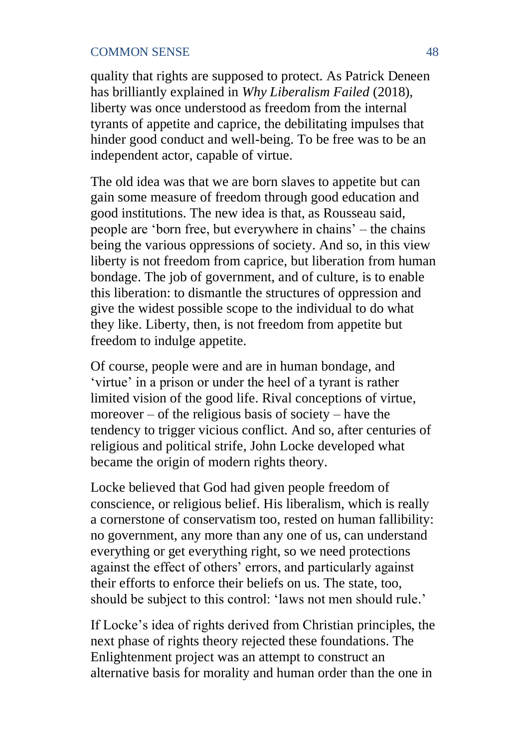quality that rights are supposed to protect. As Patrick Deneen has brilliantly explained in *Why Liberalism Failed* (2018), liberty was once understood as freedom from the internal tyrants of appetite and caprice, the debilitating impulses that hinder good conduct and well-being. To be free was to be an independent actor, capable of virtue.

The old idea was that we are born slaves to appetite but can gain some measure of freedom through good education and good institutions. The new idea is that, as Rousseau said, people are 'born free, but everywhere in chains' – the chains being the various oppressions of society. And so, in this view liberty is not freedom from caprice, but liberation from human bondage. The job of government, and of culture, is to enable this liberation: to dismantle the structures of oppression and give the widest possible scope to the individual to do what they like. Liberty, then, is not freedom from appetite but freedom to indulge appetite.

Of course, people were and are in human bondage, and 'virtue' in a prison or under the heel of a tyrant is rather limited vision of the good life. Rival conceptions of virtue, moreover – of the religious basis of society – have the tendency to trigger vicious conflict. And so, after centuries of religious and political strife, John Locke developed what became the origin of modern rights theory.

Locke believed that God had given people freedom of conscience, or religious belief. His liberalism, which is really a cornerstone of conservatism too, rested on human fallibility: no government, any more than any one of us, can understand everything or get everything right, so we need protections against the effect of others' errors, and particularly against their efforts to enforce their beliefs on us. The state, too, should be subject to this control: 'laws not men should rule.'

If Locke's idea of rights derived from Christian principles, the next phase of rights theory rejected these foundations. The Enlightenment project was an attempt to construct an alternative basis for morality and human order than the one in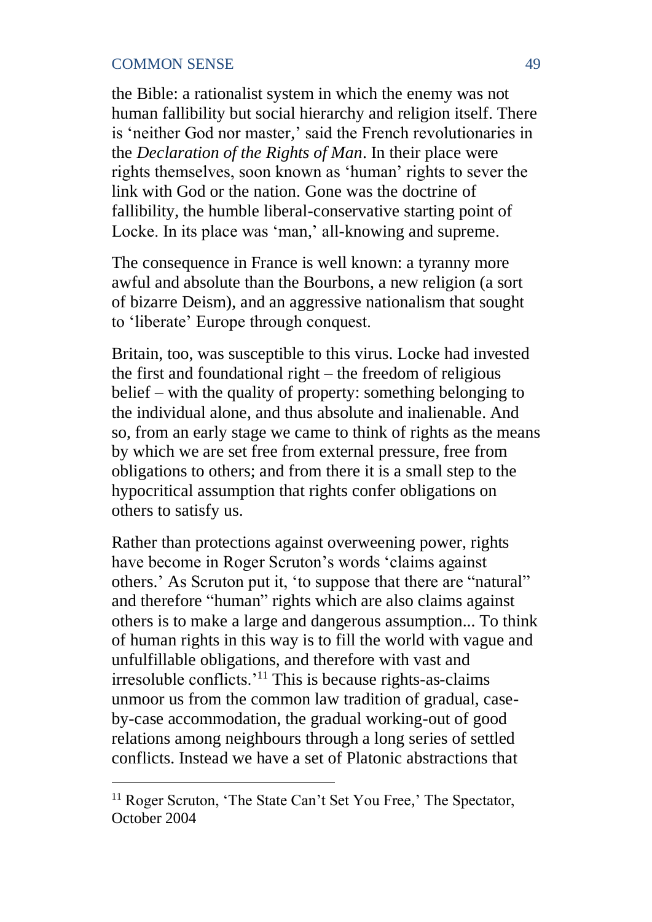the Bible: a rationalist system in which the enemy was not human fallibility but social hierarchy and religion itself. There is 'neither God nor master,' said the French revolutionaries in the *Declaration of the Rights of Man*. In their place were rights themselves, soon known as 'human' rights to sever the link with God or the nation. Gone was the doctrine of fallibility, the humble liberal-conservative starting point of Locke. In its place was 'man,' all-knowing and supreme.

The consequence in France is well known: a tyranny more awful and absolute than the Bourbons, a new religion (a sort of bizarre Deism), and an aggressive nationalism that sought to 'liberate' Europe through conquest.

Britain, too, was susceptible to this virus. Locke had invested the first and foundational right – the freedom of religious belief – with the quality of property: something belonging to the individual alone, and thus absolute and inalienable. And so, from an early stage we came to think of rights as the means by which we are set free from external pressure, free from obligations to others; and from there it is a small step to the hypocritical assumption that rights confer obligations on others to satisfy us.

Rather than protections against overweening power, rights have become in Roger Scruton's words 'claims against others.' As Scruton put it, 'to suppose that there are "natural" and therefore "human" rights which are also claims against others is to make a large and dangerous assumption... To think of human rights in this way is to fill the world with vague and unfulfillable obligations, and therefore with vast and irresoluble conflicts.'[11] This is because rights-as-claims unmoor us from the common law tradition of gradual, case-by-case accommodation, the gradual working-out of good relations among neighbours through a long series of settled conflicts. Instead we have a set of Platonic abstractions that

---

[11] Roger Scruton, 'The State Can't Set You Free,' The Spectator, October 2004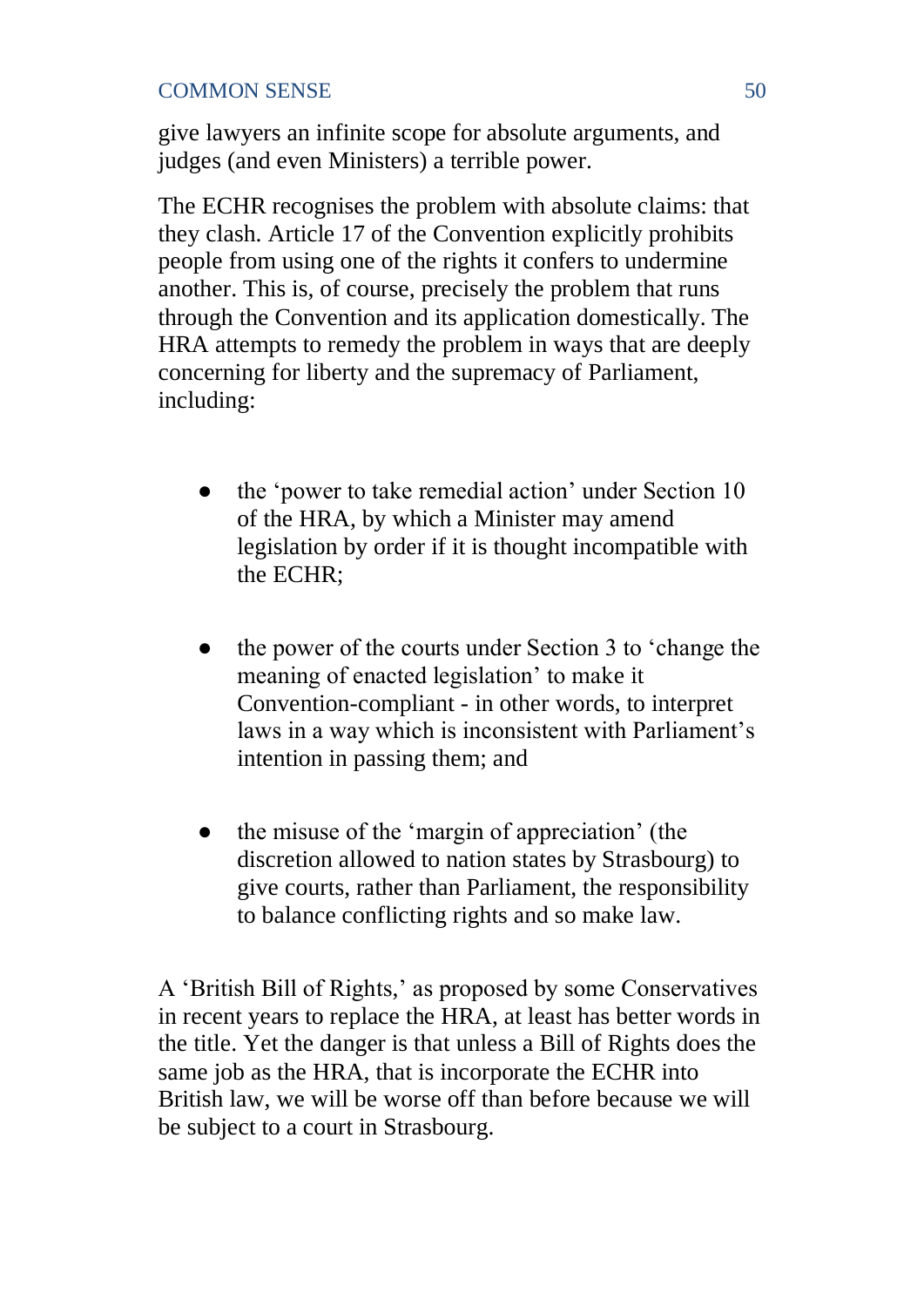give lawyers an infinite scope for absolute arguments, and judges (and even Ministers) a terrible power.

The ECHR recognises the problem with absolute claims: that they clash. Article 17 of the Convention explicitly prohibits people from using one of the rights it confers to undermine another. This is, of course, precisely the problem that runs through the Convention and its application domestically. The HRA attempts to remedy the problem in ways that are deeply concerning for liberty and the supremacy of Parliament, including:

- the 'power to take remedial action' under Section 10 of the HRA, by which a Minister may amend legislation by order if it is thought incompatible with the ECHR;

- the power of the courts under Section 3 to 'change the meaning of enacted legislation' to make it Convention-compliant - in other words, to interpret laws in a way which is inconsistent with Parliament's intention in passing them; and

- the misuse of the 'margin of appreciation' (the discretion allowed to nation states by Strasbourg) to give courts, rather than Parliament, the responsibility to balance conflicting rights and so make law.

A 'British Bill of Rights,' as proposed by some Conservatives in recent years to replace the HRA, at least has better words in the title. Yet the danger is that unless a Bill of Rights does the same job as the HRA, that is incorporate the ECHR into British law, we will be worse off than before because we will be subject to a court in Strasbourg.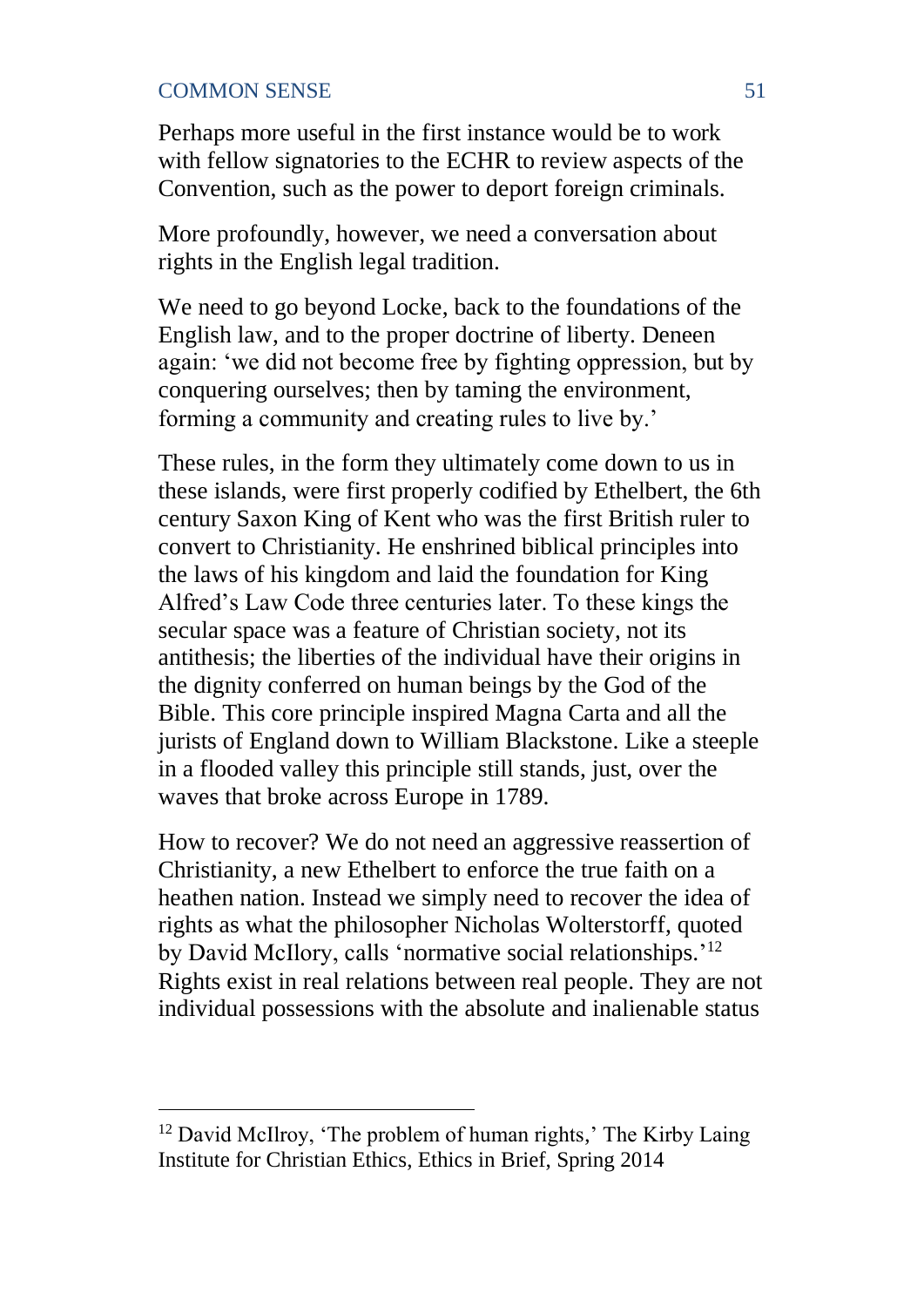Perhaps more useful in the first instance would be to work with fellow signatories to the ECHR to review aspects of the Convention, such as the power to deport foreign criminals.

More profoundly, however, we need a conversation about rights in the English legal tradition.

We need to go beyond Locke, back to the foundations of the English law, and to the proper doctrine of liberty. Deneen again: 'we did not become free by fighting oppression, but by conquering ourselves; then by taming the environment, forming a community and creating rules to live by.'

These rules, in the form they ultimately come down to us in these islands, were first properly codified by Ethelbert, the 6th century Saxon King of Kent who was the first British ruler to convert to Christianity. He enshrined biblical principles into the laws of his kingdom and laid the foundation for King Alfred's Law Code three centuries later. To these kings the secular space was a feature of Christian society, not its antithesis; the liberties of the individual have their origins in the dignity conferred on human beings by the God of the Bible. This core principle inspired Magna Carta and all the jurists of England down to William Blackstone. Like a steeple in a flooded valley this principle still stands, just, over the waves that broke across Europe in 1789.

How to recover? We do not need an aggressive reassertion of Christianity, a new Ethelbert to enforce the true faith on a heathen nation. Instead we simply need to recover the idea of rights as what the philosopher Nicholas Wolterstorff, quoted by David McIlory, calls 'normative social relationships.'[12] Rights exist in real relations between real people. They are not individual possessions with the absolute and inalienable status

---

[12] David McIlroy, 'The problem of human rights,' The Kirby Laing Institute for Christian Ethics, Ethics in Brief, Spring 2014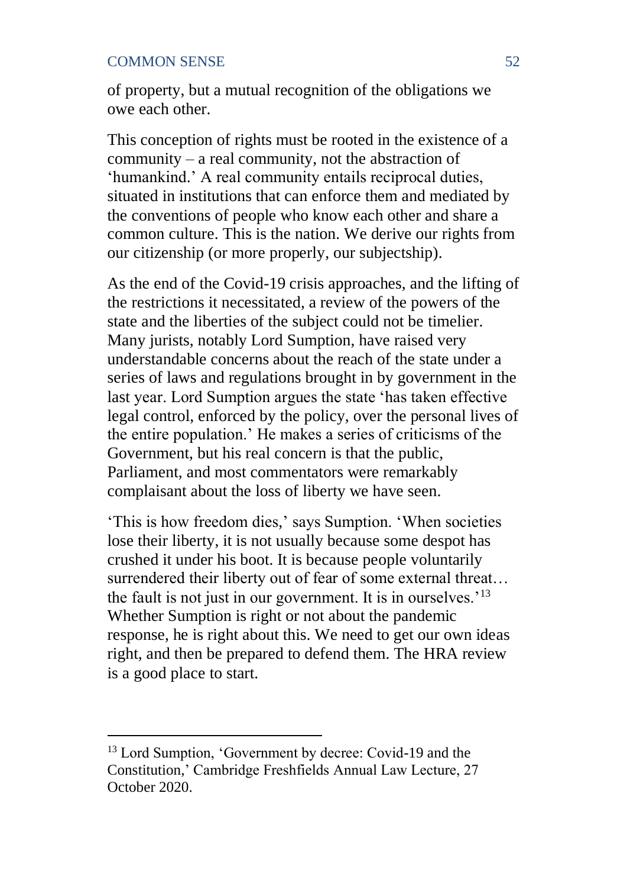of property, but a mutual recognition of the obligations we owe each other.

This conception of rights must be rooted in the existence of a community – a real community, not the abstraction of 'humankind.' A real community entails reciprocal duties, situated in institutions that can enforce them and mediated by the conventions of people who know each other and share a common culture. This is the nation. We derive our rights from our citizenship (or more properly, our subjectship).

As the end of the Covid-19 crisis approaches, and the lifting of the restrictions it necessitated, a review of the powers of the state and the liberties of the subject could not be timelier. Many jurists, notably Lord Sumption, have raised very understandable concerns about the reach of the state under a series of laws and regulations brought in by government in the last year. Lord Sumption argues the state 'has taken effective legal control, enforced by the policy, over the personal lives of the entire population.' He makes a series of criticisms of the Government, but his real concern is that the public, Parliament, and most commentators were remarkably complaisant about the loss of liberty we have seen.

'This is how freedom dies,' says Sumption. 'When societies lose their liberty, it is not usually because some despot has crushed it under his boot. It is because people voluntarily surrendered their liberty out of fear of some external threat… the fault is not just in our government. It is in ourselves.'[13] Whether Sumption is right or not about the pandemic response, he is right about this. We need to get our own ideas right, and then be prepared to defend them. The HRA review is a good place to start.

---

[13] Lord Sumption, 'Government by decree: Covid-19 and the Constitution,' Cambridge Freshfields Annual Law Lecture, 27 October 2020.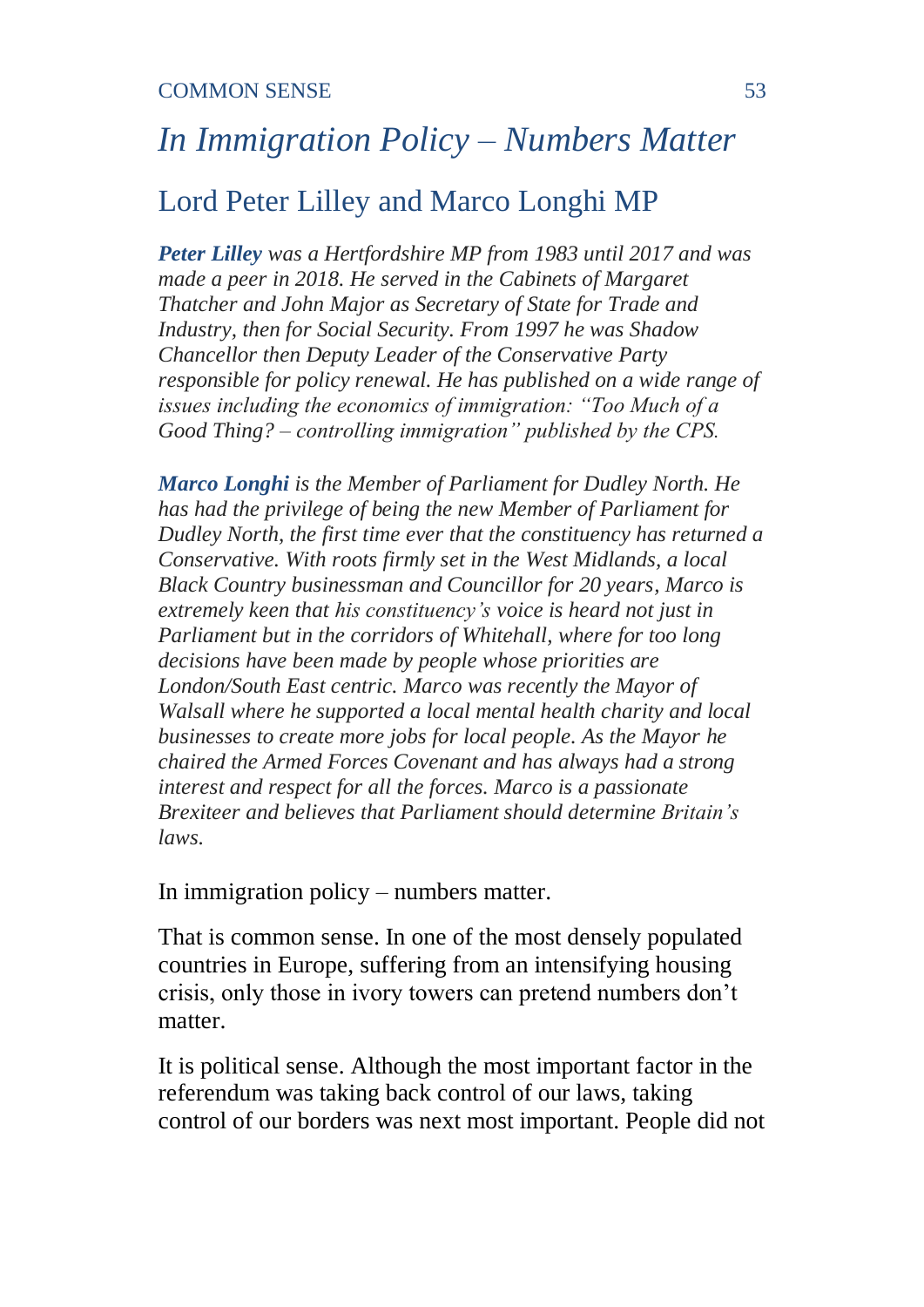# *In Immigration Policy – Numbers Matter*

## Lord Peter Lilley and Marco Longhi MP

***Peter Lilley*** *was a Hertfordshire MP from 1983 until 2017 and was made a peer in 2018. He served in the Cabinets of Margaret Thatcher and John Major as Secretary of State for Trade and Industry, then for Social Security. From 1997 he was Shadow Chancellor then Deputy Leader of the Conservative Party responsible for policy renewal. He has published on a wide range of issues including the economics of immigration: "Too Much of a Good Thing? – controlling immigration" published by the CPS.*

***Marco Longhi*** *is the Member of Parliament for Dudley North. He has had the privilege of being the new Member of Parliament for Dudley North, the first time ever that the constituency has returned a Conservative. With roots firmly set in the West Midlands, a local Black Country businessman and Councillor for 20 years, Marco is extremely keen that his constituency's voice is heard not just in Parliament but in the corridors of Whitehall, where for too long decisions have been made by people whose priorities are London/South East centric. Marco was recently the Mayor of Walsall where he supported a local mental health charity and local businesses to create more jobs for local people. As the Mayor he chaired the Armed Forces Covenant and has always had a strong interest and respect for all the forces. Marco is a passionate Brexiteer and believes that Parliament should determine Britain's laws.*

In immigration policy – numbers matter.

That is common sense. In one of the most densely populated countries in Europe, suffering from an intensifying housing crisis, only those in ivory towers can pretend numbers don't matter.

It is political sense. Although the most important factor in the referendum was taking back control of our laws, taking control of our borders was next most important. People did not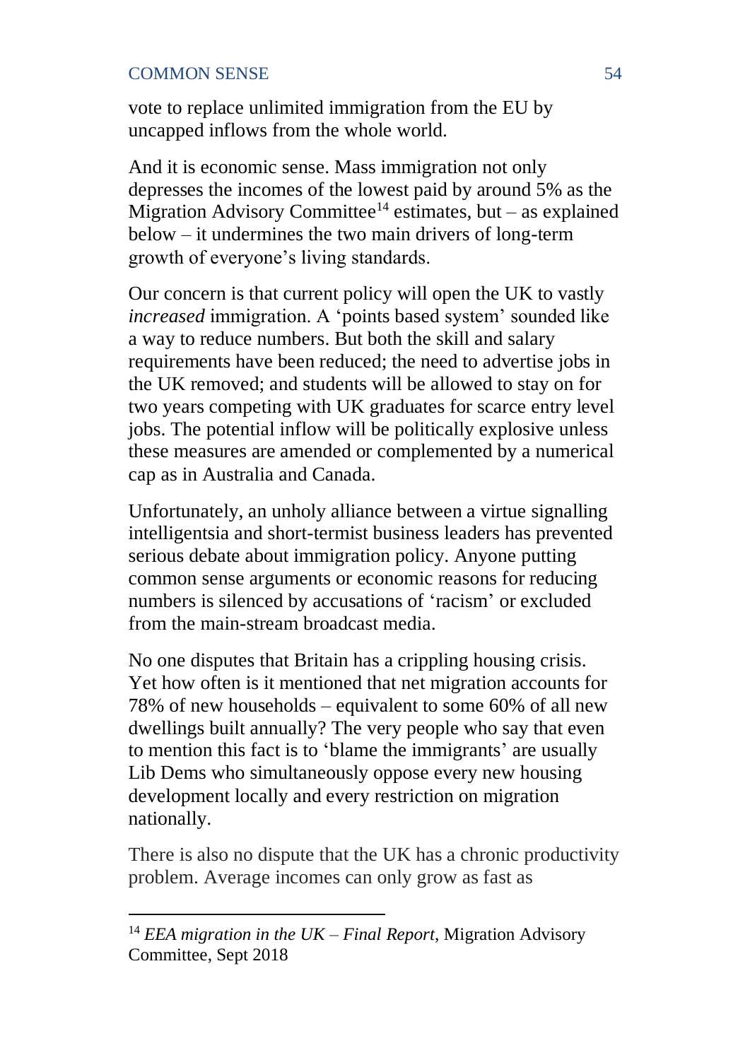vote to replace unlimited immigration from the EU by uncapped inflows from the whole world.

And it is economic sense. Mass immigration not only depresses the incomes of the lowest paid by around 5% as the Migration Advisory Committee[14] estimates, but – as explained below – it undermines the two main drivers of long-term growth of everyone's living standards.

Our concern is that current policy will open the UK to vastly *increased* immigration. A 'points based system' sounded like a way to reduce numbers. But both the skill and salary requirements have been reduced; the need to advertise jobs in the UK removed; and students will be allowed to stay on for two years competing with UK graduates for scarce entry level jobs. The potential inflow will be politically explosive unless these measures are amended or complemented by a numerical cap as in Australia and Canada.

Unfortunately, an unholy alliance between a virtue signalling intelligentsia and short-termist business leaders has prevented serious debate about immigration policy. Anyone putting common sense arguments or economic reasons for reducing numbers is silenced by accusations of 'racism' or excluded from the main-stream broadcast media.

No one disputes that Britain has a crippling housing crisis. Yet how often is it mentioned that net migration accounts for 78% of new households – equivalent to some 60% of all new dwellings built annually? The very people who say that even to mention this fact is to 'blame the immigrants' are usually Lib Dems who simultaneously oppose every new housing development locally and every restriction on migration nationally.

There is also no dispute that the UK has a chronic productivity problem. Average incomes can only grow as fast as

---

[14] *EEA migration in the UK – Final Report*, Migration Advisory Committee, Sept 2018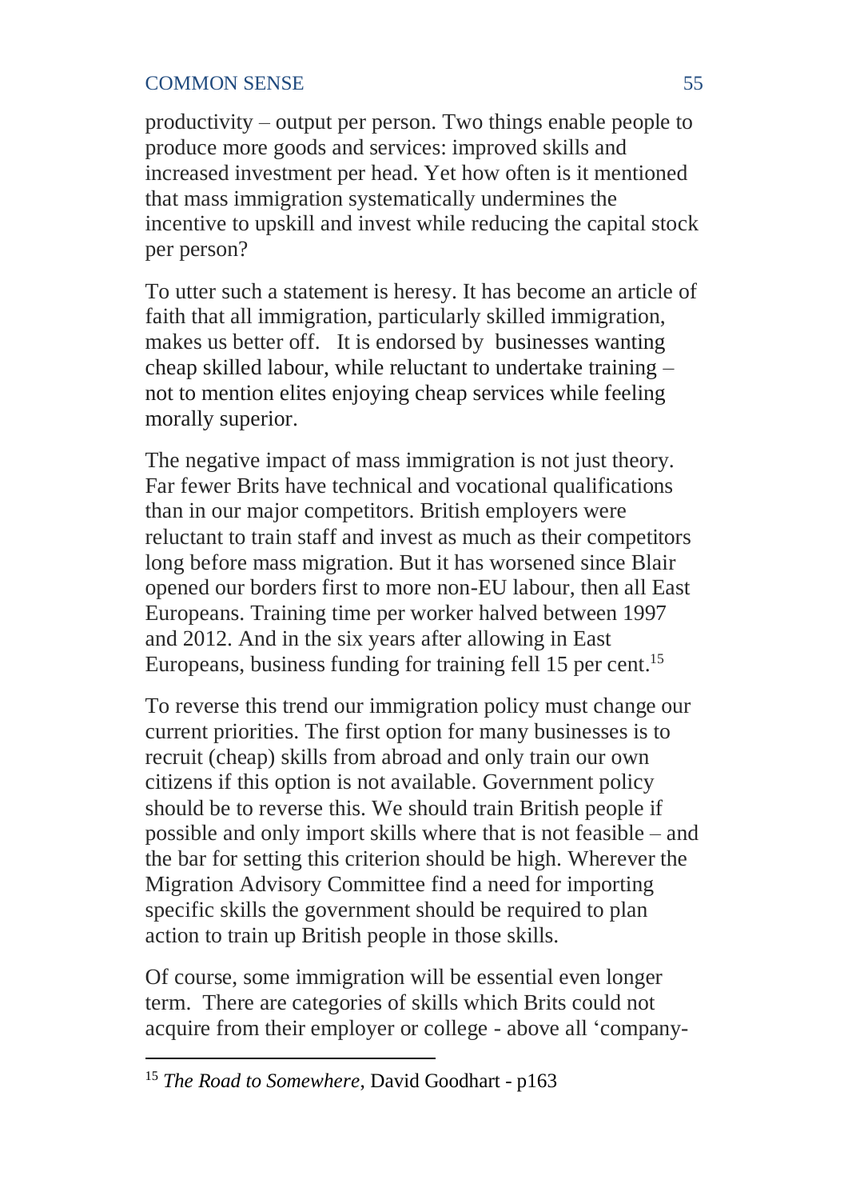productivity – output per person. Two things enable people to produce more goods and services: improved skills and increased investment per head. Yet how often is it mentioned that mass immigration systematically undermines the incentive to upskill and invest while reducing the capital stock per person?

To utter such a statement is heresy. It has become an article of faith that all immigration, particularly skilled immigration, makes us better off. It is endorsed by businesses wanting cheap skilled labour, while reluctant to undertake training – not to mention elites enjoying cheap services while feeling morally superior.

The negative impact of mass immigration is not just theory. Far fewer Brits have technical and vocational qualifications than in our major competitors. British employers were reluctant to train staff and invest as much as their competitors long before mass migration. But it has worsened since Blair opened our borders first to more non-EU labour, then all East Europeans. Training time per worker halved between 1997 and 2012. And in the six years after allowing in East Europeans, business funding for training fell 15 per cent.[15]

To reverse this trend our immigration policy must change our current priorities. The first option for many businesses is to recruit (cheap) skills from abroad and only train our own citizens if this option is not available. Government policy should be to reverse this. We should train British people if possible and only import skills where that is not feasible – and the bar for setting this criterion should be high. Wherever the Migration Advisory Committee find a need for importing specific skills the government should be required to plan action to train up British people in those skills.

Of course, some immigration will be essential even longer term. There are categories of skills which Brits could not acquire from their employer or college - above all 'company-

---

[15] *The Road to Somewhere*, David Goodhart - p163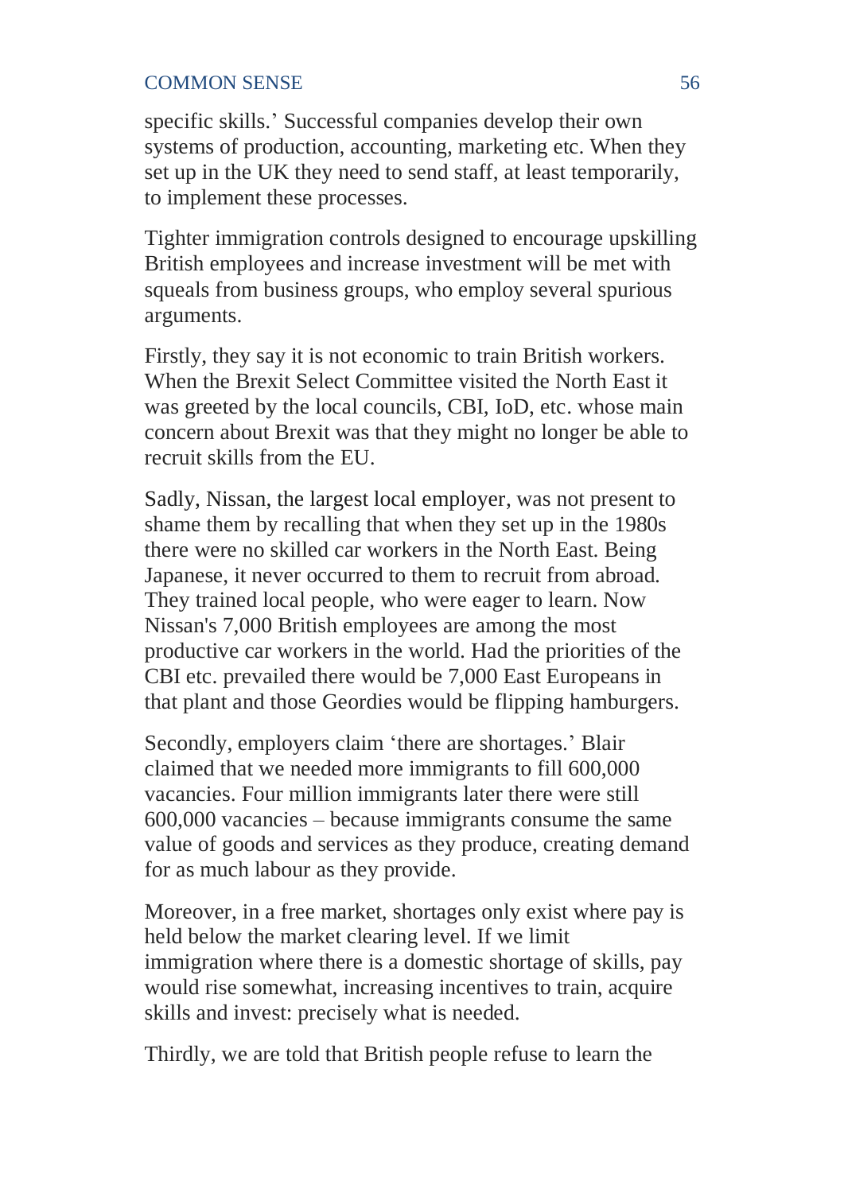specific skills.' Successful companies develop their own systems of production, accounting, marketing etc. When they set up in the UK they need to send staff, at least temporarily, to implement these processes.

Tighter immigration controls designed to encourage upskilling British employees and increase investment will be met with squeals from business groups, who employ several spurious arguments.

Firstly, they say it is not economic to train British workers. When the Brexit Select Committee visited the North East it was greeted by the local councils, CBI, IoD, etc. whose main concern about Brexit was that they might no longer be able to recruit skills from the EU.

Sadly, Nissan, the largest local employer, was not present to shame them by recalling that when they set up in the 1980s there were no skilled car workers in the North East. Being Japanese, it never occurred to them to recruit from abroad. They trained local people, who were eager to learn. Now Nissan's 7,000 British employees are among the most productive car workers in the world. Had the priorities of the CBI etc. prevailed there would be 7,000 East Europeans in that plant and those Geordies would be flipping hamburgers.

Secondly, employers claim 'there are shortages.' Blair claimed that we needed more immigrants to fill 600,000 vacancies. Four million immigrants later there were still 600,000 vacancies – because immigrants consume the same value of goods and services as they produce, creating demand for as much labour as they provide.

Moreover, in a free market, shortages only exist where pay is held below the market clearing level. If we limit immigration where there is a domestic shortage of skills, pay would rise somewhat, increasing incentives to train, acquire skills and invest: precisely what is needed.

Thirdly, we are told that British people refuse to learn the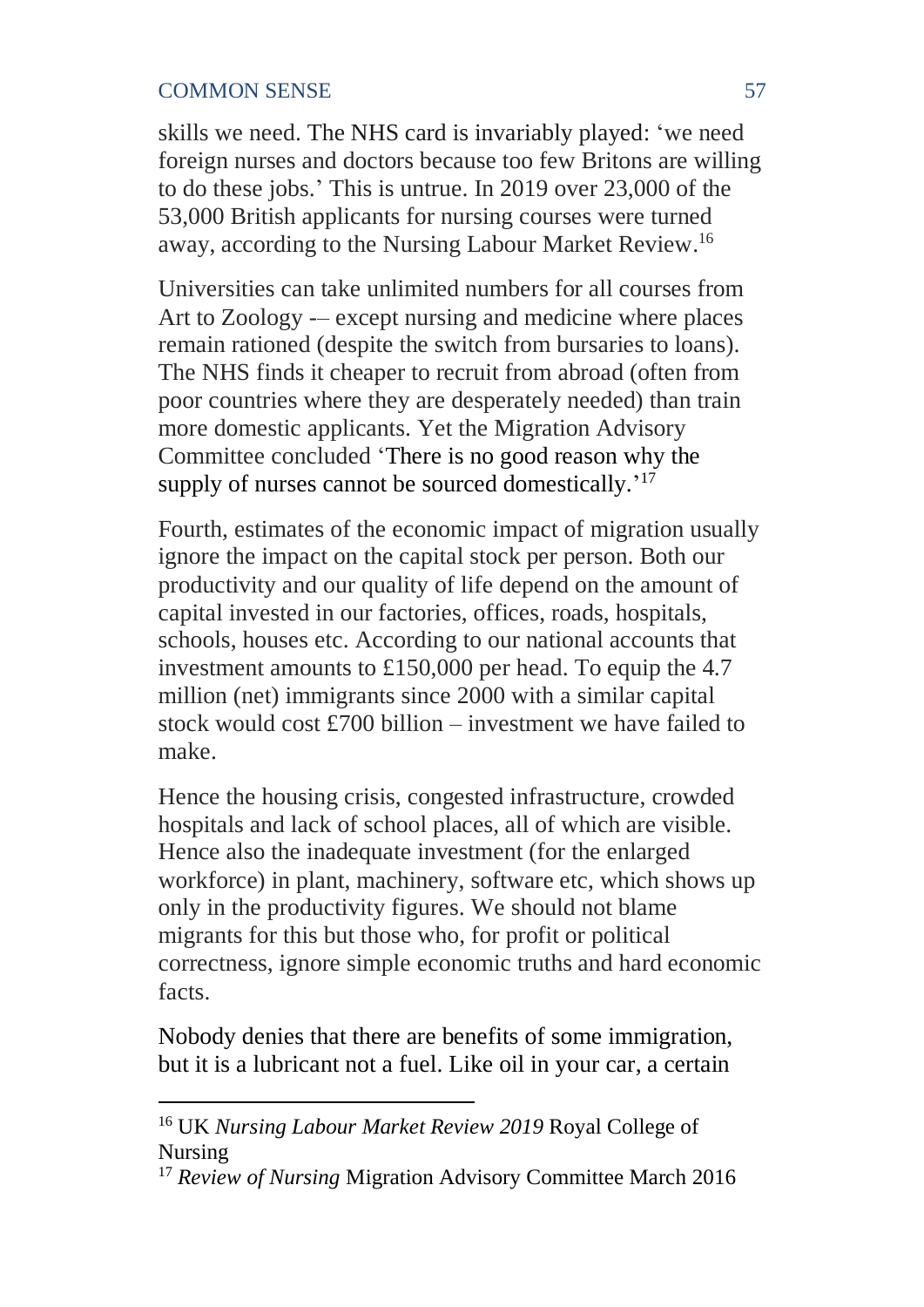skills we need. The NHS card is invariably played: 'we need foreign nurses and doctors because too few Britons are willing to do these jobs.' This is untrue. In 2019 over 23,000 of the 53,000 British applicants for nursing courses were turned away, according to the Nursing Labour Market Review.[16]

Universities can take unlimited numbers for all courses from Art to Zoology -– except nursing and medicine where places remain rationed (despite the switch from bursaries to loans). The NHS finds it cheaper to recruit from abroad (often from poor countries where they are desperately needed) than train more domestic applicants. Yet the Migration Advisory Committee concluded 'There is no good reason why the supply of nurses cannot be sourced domestically.'[17]

Fourth, estimates of the economic impact of migration usually ignore the impact on the capital stock per person. Both our productivity and our quality of life depend on the amount of capital invested in our factories, offices, roads, hospitals, schools, houses etc. According to our national accounts that investment amounts to £150,000 per head. To equip the 4.7 million (net) immigrants since 2000 with a similar capital stock would cost £700 billion – investment we have failed to make.

Hence the housing crisis, congested infrastructure, crowded hospitals and lack of school places, all of which are visible. Hence also the inadequate investment (for the enlarged workforce) in plant, machinery, software etc, which shows up only in the productivity figures. We should not blame migrants for this but those who, for profit or political correctness, ignore simple economic truths and hard economic facts.

Nobody denies that there are benefits of some immigration, but it is a lubricant not a fuel. Like oil in your car, a certain

---

[16] UK *Nursing Labour Market Review 2019* Royal College of Nursing

[17] *Review of Nursing* Migration Advisory Committee March 2016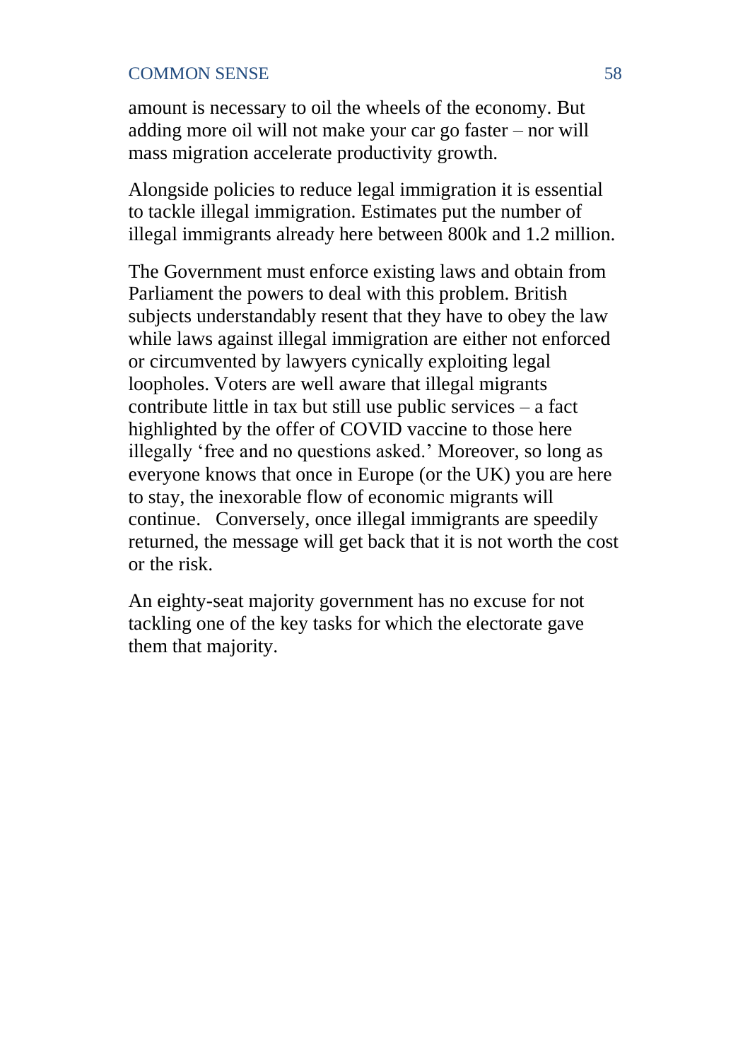amount is necessary to oil the wheels of the economy. But adding more oil will not make your car go faster – nor will mass migration accelerate productivity growth.

Alongside policies to reduce legal immigration it is essential to tackle illegal immigration. Estimates put the number of illegal immigrants already here between 800k and 1.2 million.

The Government must enforce existing laws and obtain from Parliament the powers to deal with this problem. British subjects understandably resent that they have to obey the law while laws against illegal immigration are either not enforced or circumvented by lawyers cynically exploiting legal loopholes. Voters are well aware that illegal migrants contribute little in tax but still use public services – a fact highlighted by the offer of COVID vaccine to those here illegally 'free and no questions asked.' Moreover, so long as everyone knows that once in Europe (or the UK) you are here to stay, the inexorable flow of economic migrants will continue. Conversely, once illegal immigrants are speedily returned, the message will get back that it is not worth the cost or the risk.

An eighty-seat majority government has no excuse for not tackling one of the key tasks for which the electorate gave them that majority.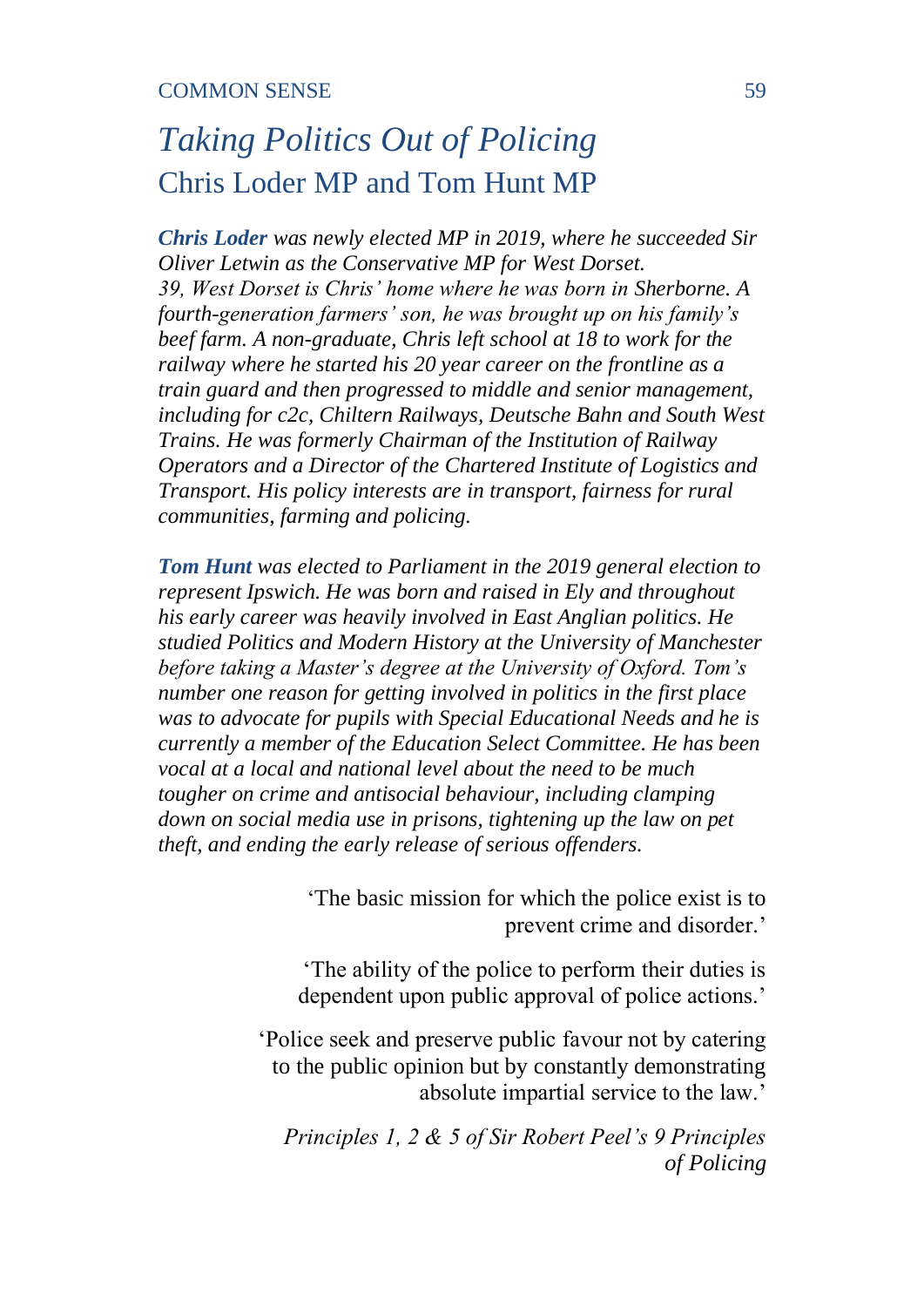# *Taking Politics Out of Policing*

## Chris Loder MP and Tom Hunt MP

***Chris Loder*** *was newly elected MP in 2019, where he succeeded Sir Oliver Letwin as the Conservative MP for West Dorset. 39, West Dorset is Chris' home where he was born in Sherborne. A fourth-generation farmers' son, he was brought up on his family's beef farm. A non-graduate, Chris left school at 18 to work for the railway where he started his 20 year career on the frontline as a train guard and then progressed to middle and senior management, including for c2c, Chiltern Railways, Deutsche Bahn and South West Trains. He was formerly Chairman of the Institution of Railway Operators and a Director of the Chartered Institute of Logistics and Transport. His policy interests are in transport, fairness for rural communities, farming and policing.*

***Tom Hunt*** *was elected to Parliament in the 2019 general election to represent Ipswich. He was born and raised in Ely and throughout his early career was heavily involved in East Anglian politics. He studied Politics and Modern History at the University of Manchester before taking a Master's degree at the University of Oxford. Tom's number one reason for getting involved in politics in the first place was to advocate for pupils with Special Educational Needs and he is currently a member of the Education Select Committee. He has been vocal at a local and national level about the need to be much tougher on crime and antisocial behaviour, including clamping down on social media use in prisons, tightening up the law on pet theft, and ending the early release of serious offenders.*

> 'The basic mission for which the police exist is to prevent crime and disorder.'
>
> 'The ability of the police to perform their duties is dependent upon public approval of police actions.'
>
> 'Police seek and preserve public favour not by catering to the public opinion but by constantly demonstrating absolute impartial service to the law.'
>
> *Principles 1, 2 & 5 of Sir Robert Peel's 9 Principles of Policing*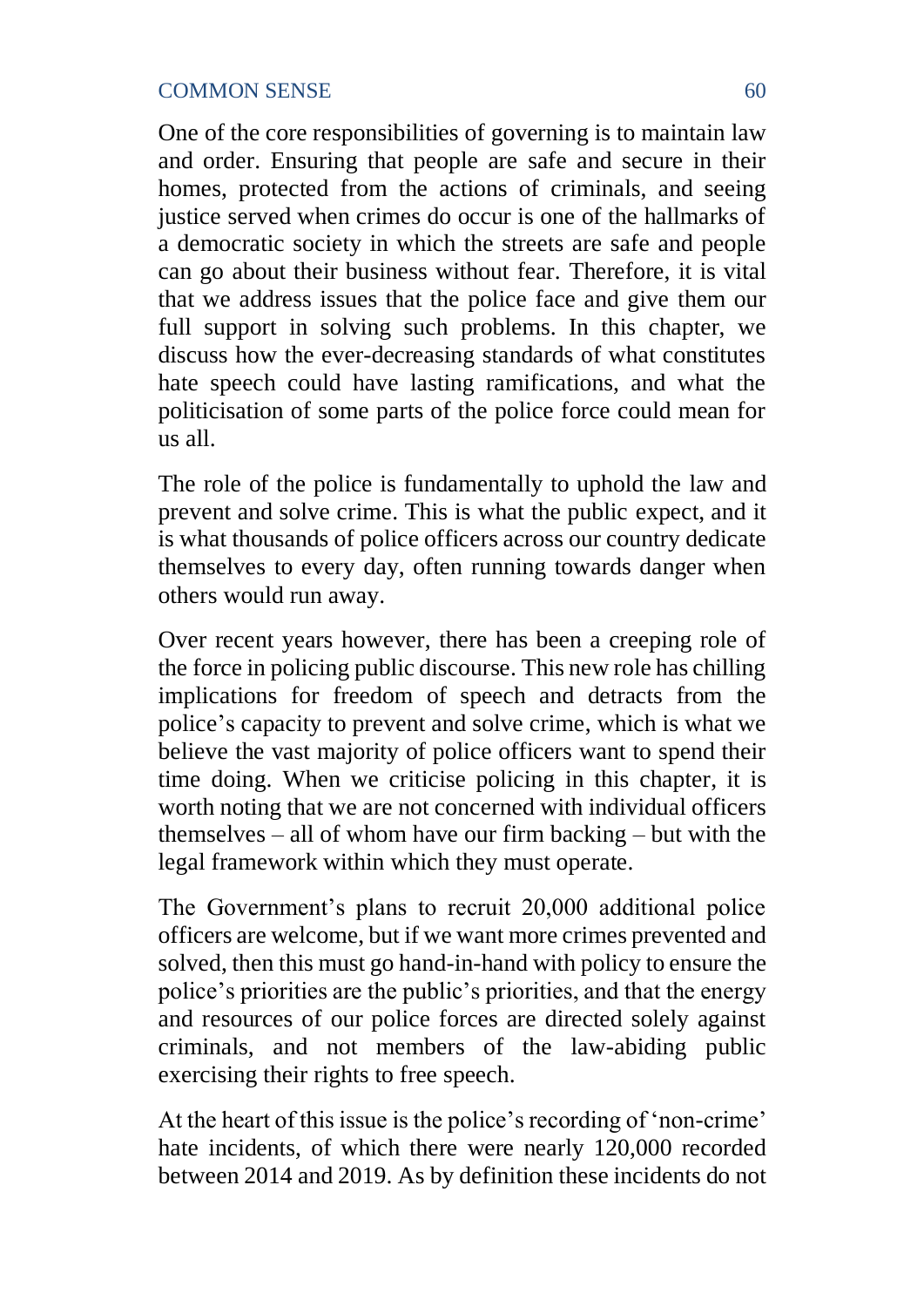One of the core responsibilities of governing is to maintain law and order. Ensuring that people are safe and secure in their homes, protected from the actions of criminals, and seeing justice served when crimes do occur is one of the hallmarks of a democratic society in which the streets are safe and people can go about their business without fear. Therefore, it is vital that we address issues that the police face and give them our full support in solving such problems. In this chapter, we discuss how the ever-decreasing standards of what constitutes hate speech could have lasting ramifications, and what the politicisation of some parts of the police force could mean for us all.

The role of the police is fundamentally to uphold the law and prevent and solve crime. This is what the public expect, and it is what thousands of police officers across our country dedicate themselves to every day, often running towards danger when others would run away.

Over recent years however, there has been a creeping role of the force in policing public discourse. This new role has chilling implications for freedom of speech and detracts from the police's capacity to prevent and solve crime, which is what we believe the vast majority of police officers want to spend their time doing. When we criticise policing in this chapter, it is worth noting that we are not concerned with individual officers themselves – all of whom have our firm backing – but with the legal framework within which they must operate.

The Government's plans to recruit 20,000 additional police officers are welcome, but if we want more crimes prevented and solved, then this must go hand-in-hand with policy to ensure the police's priorities are the public's priorities, and that the energy and resources of our police forces are directed solely against criminals, and not members of the law-abiding public exercising their rights to free speech.

At the heart of this issue is the police's recording of 'non-crime' hate incidents, of which there were nearly 120,000 recorded between 2014 and 2019. As by definition these incidents do not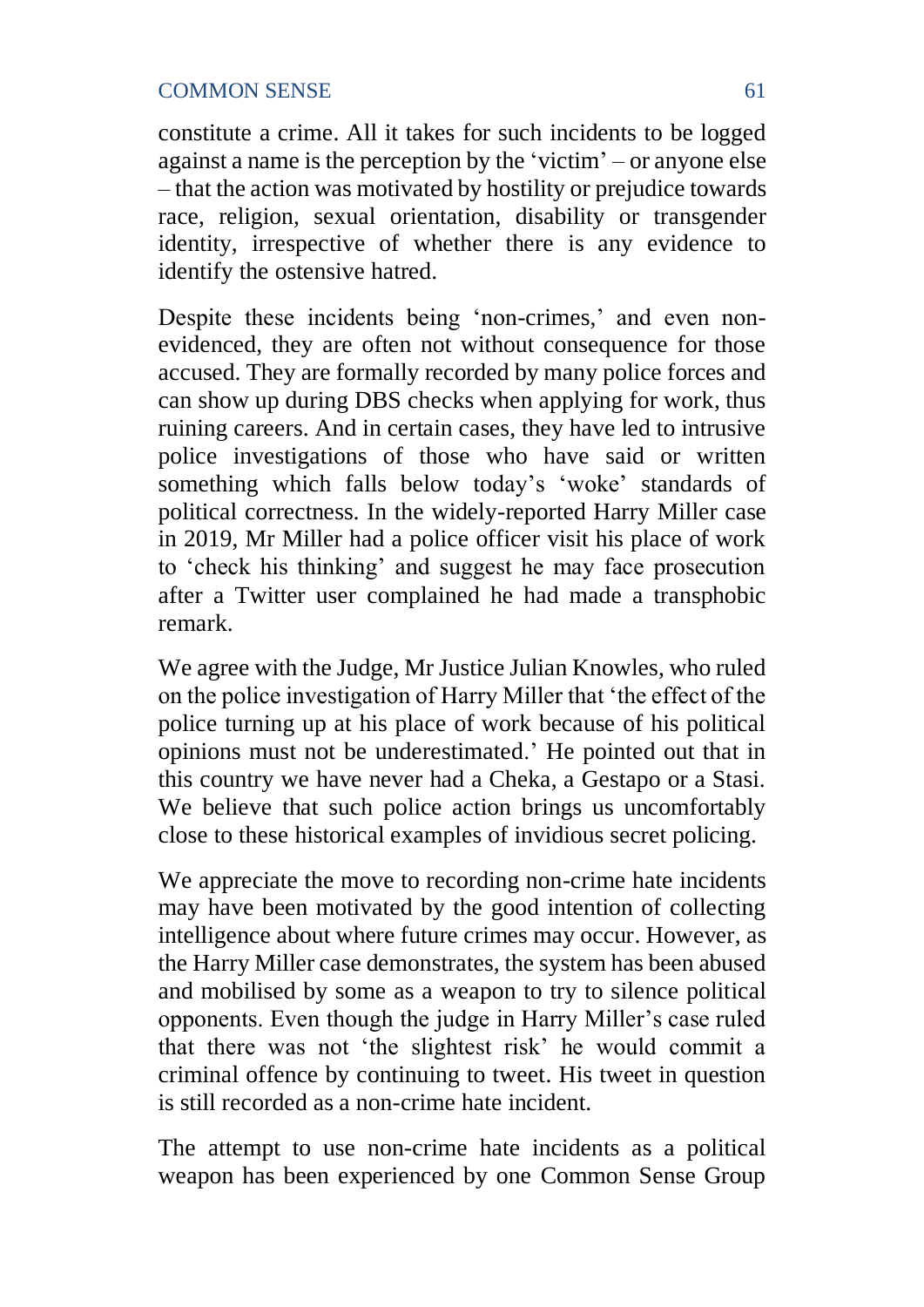constitute a crime. All it takes for such incidents to be logged against a name is the perception by the 'victim' – or anyone else – that the action was motivated by hostility or prejudice towards race, religion, sexual orientation, disability or transgender identity, irrespective of whether there is any evidence to identify the ostensive hatred.

Despite these incidents being 'non-crimes,' and even non-evidenced, they are often not without consequence for those accused. They are formally recorded by many police forces and can show up during DBS checks when applying for work, thus ruining careers. And in certain cases, they have led to intrusive police investigations of those who have said or written something which falls below today's 'woke' standards of political correctness. In the widely-reported Harry Miller case in 2019, Mr Miller had a police officer visit his place of work to 'check his thinking' and suggest he may face prosecution after a Twitter user complained he had made a transphobic remark.

We agree with the Judge, Mr Justice Julian Knowles, who ruled on the police investigation of Harry Miller that 'the effect of the police turning up at his place of work because of his political opinions must not be underestimated.' He pointed out that in this country we have never had a Cheka, a Gestapo or a Stasi. We believe that such police action brings us uncomfortably close to these historical examples of invidious secret policing.

We appreciate the move to recording non-crime hate incidents may have been motivated by the good intention of collecting intelligence about where future crimes may occur. However, as the Harry Miller case demonstrates, the system has been abused and mobilised by some as a weapon to try to silence political opponents. Even though the judge in Harry Miller's case ruled that there was not 'the slightest risk' he would commit a criminal offence by continuing to tweet. His tweet in question is still recorded as a non-crime hate incident.

The attempt to use non-crime hate incidents as a political weapon has been experienced by one Common Sense Group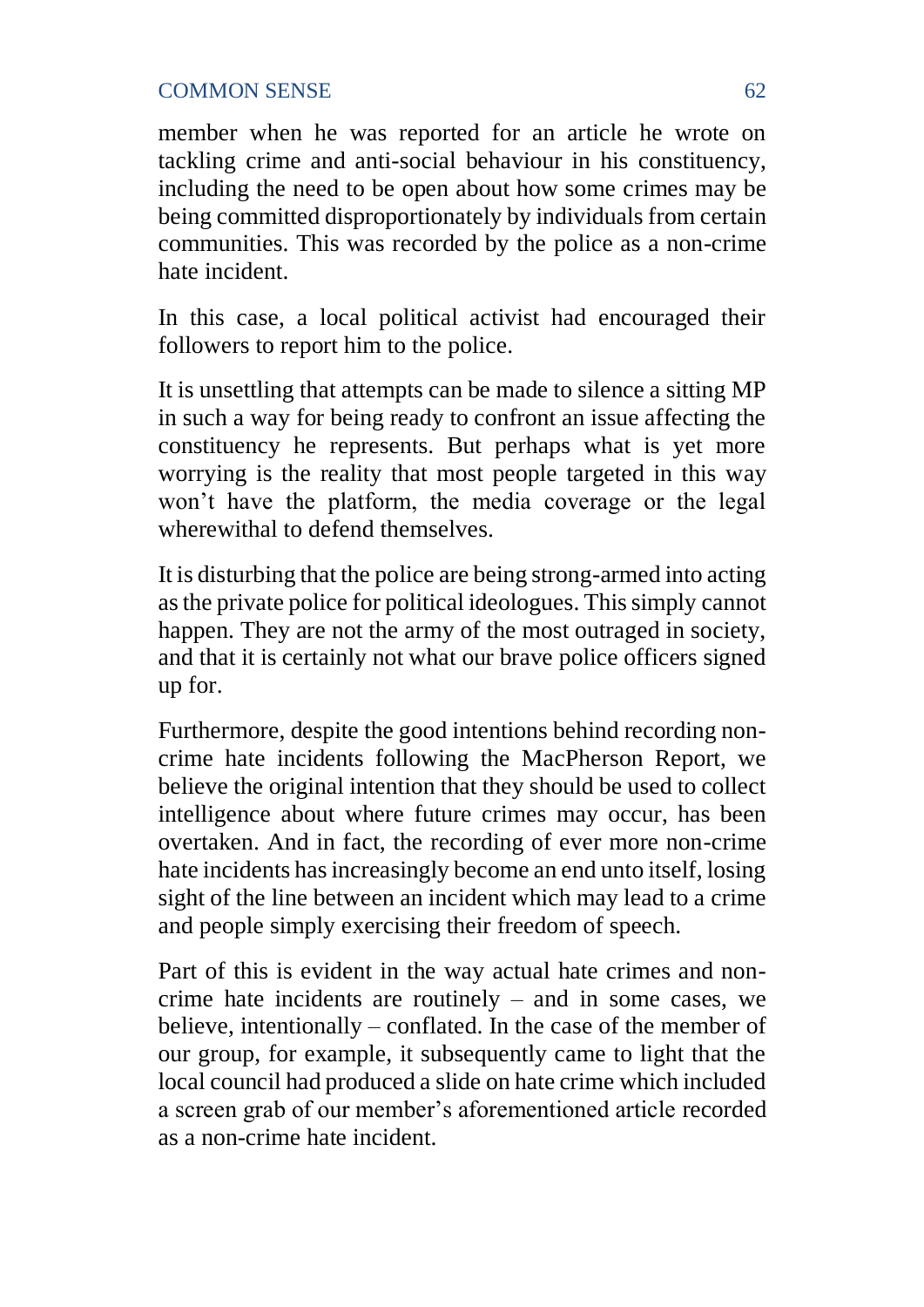member when he was reported for an article he wrote on tackling crime and anti-social behaviour in his constituency, including the need to be open about how some crimes may be being committed disproportionately by individuals from certain communities. This was recorded by the police as a non-crime hate incident.

In this case, a local political activist had encouraged their followers to report him to the police.

It is unsettling that attempts can be made to silence a sitting MP in such a way for being ready to confront an issue affecting the constituency he represents. But perhaps what is yet more worrying is the reality that most people targeted in this way won't have the platform, the media coverage or the legal wherewithal to defend themselves.

It is disturbing that the police are being strong-armed into acting as the private police for political ideologues. This simply cannot happen. They are not the army of the most outraged in society, and that it is certainly not what our brave police officers signed up for.

Furthermore, despite the good intentions behind recording non-crime hate incidents following the MacPherson Report, we believe the original intention that they should be used to collect intelligence about where future crimes may occur, has been overtaken. And in fact, the recording of ever more non-crime hate incidents has increasingly become an end unto itself, losing sight of the line between an incident which may lead to a crime and people simply exercising their freedom of speech.

Part of this is evident in the way actual hate crimes and non-crime hate incidents are routinely – and in some cases, we believe, intentionally – conflated. In the case of the member of our group, for example, it subsequently came to light that the local council had produced a slide on hate crime which included a screen grab of our member's aforementioned article recorded as a non-crime hate incident.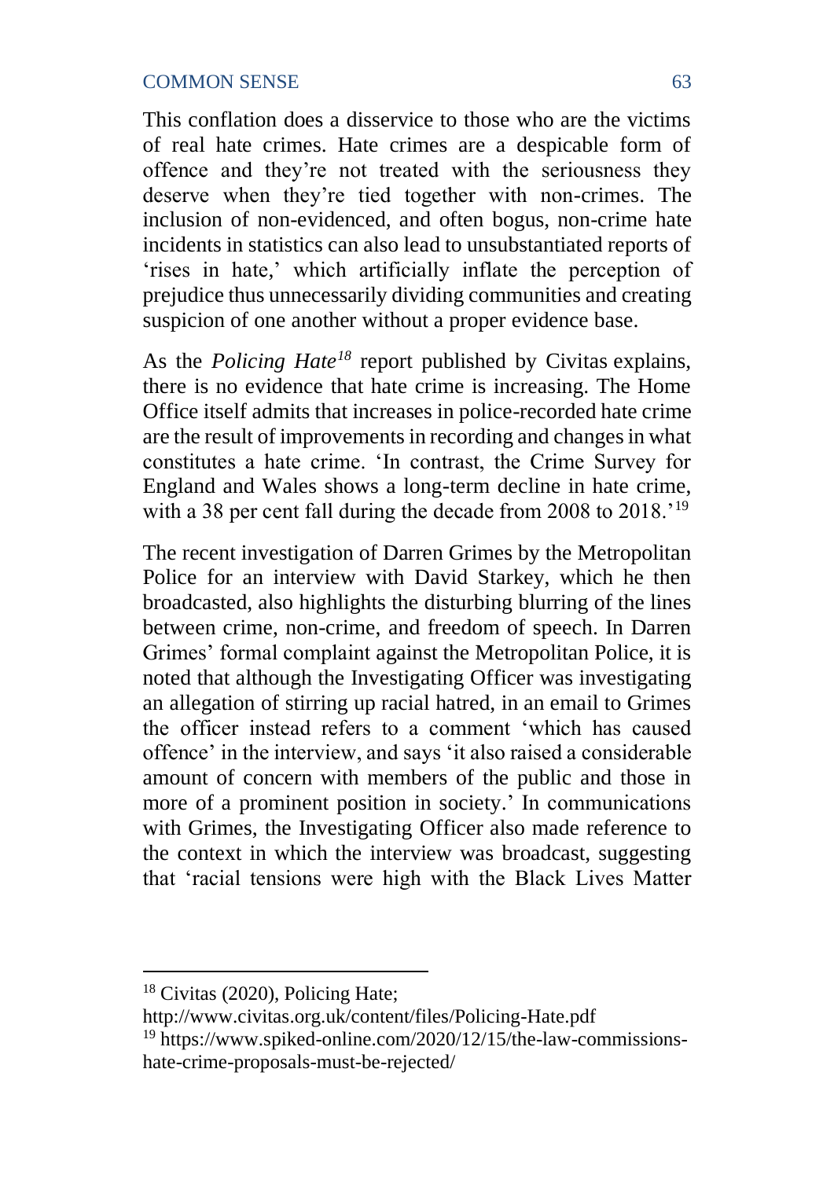This conflation does a disservice to those who are the victims of real hate crimes. Hate crimes are a despicable form of offence and they're not treated with the seriousness they deserve when they're tied together with non-crimes. The inclusion of non-evidenced, and often bogus, non-crime hate incidents in statistics can also lead to unsubstantiated reports of 'rises in hate,' which artificially inflate the perception of prejudice thus unnecessarily dividing communities and creating suspicion of one another without a proper evidence base.

As the *Policing Hate*[18] report published by Civitas explains, there is no evidence that hate crime is increasing. The Home Office itself admits that increases in police-recorded hate crime are the result of improvements in recording and changes in what constitutes a hate crime. 'In contrast, the Crime Survey for England and Wales shows a long-term decline in hate crime, with a 38 per cent fall during the decade from 2008 to 2018.'[19]

The recent investigation of Darren Grimes by the Metropolitan Police for an interview with David Starkey, which he then broadcasted, also highlights the disturbing blurring of the lines between crime, non-crime, and freedom of speech. In Darren Grimes' formal complaint against the Metropolitan Police, it is noted that although the Investigating Officer was investigating an allegation of stirring up racial hatred, in an email to Grimes the officer instead refers to a comment 'which has caused offence' in the interview, and says 'it also raised a considerable amount of concern with members of the public and those in more of a prominent position in society.' In communications with Grimes, the Investigating Officer also made reference to the context in which the interview was broadcast, suggesting that 'racial tensions were high with the Black Lives Matter

---

[18] Civitas (2020), Policing Hate; http://www.civitas.org.uk/content/files/Policing-Hate.pdf

[19] https://www.spiked-online.com/2020/12/15/the-law-commissions-hate-crime-proposals-must-be-rejected/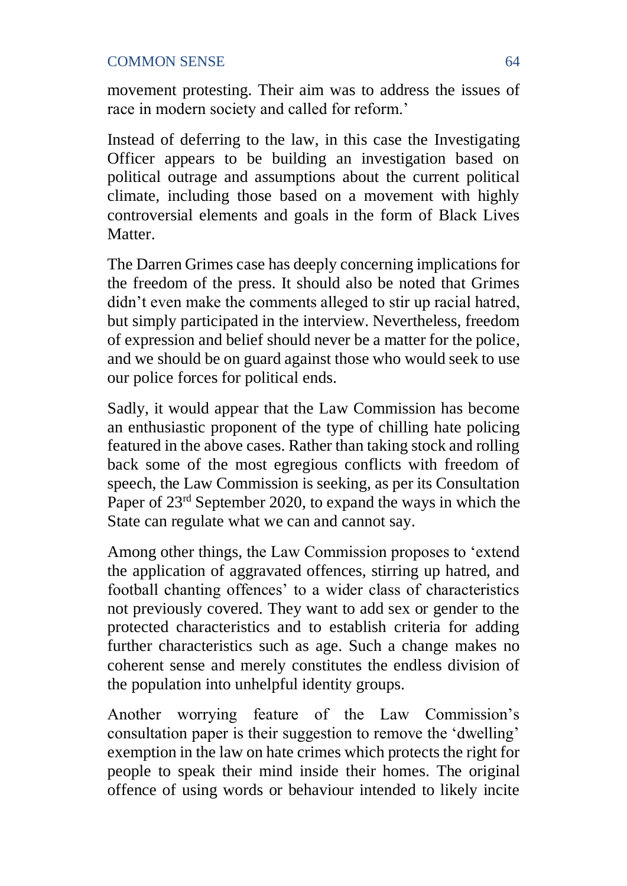movement protesting. Their aim was to address the issues of race in modern society and called for reform.'

Instead of deferring to the law, in this case the Investigating Officer appears to be building an investigation based on political outrage and assumptions about the current political climate, including those based on a movement with highly controversial elements and goals in the form of Black Lives Matter.

The Darren Grimes case has deeply concerning implications for the freedom of the press. It should also be noted that Grimes didn't even make the comments alleged to stir up racial hatred, but simply participated in the interview. Nevertheless, freedom of expression and belief should never be a matter for the police, and we should be on guard against those who would seek to use our police forces for political ends.

Sadly, it would appear that the Law Commission has become an enthusiastic proponent of the type of chilling hate policing featured in the above cases. Rather than taking stock and rolling back some of the most egregious conflicts with freedom of speech, the Law Commission is seeking, as per its Consultation Paper of 23rd September 2020, to expand the ways in which the State can regulate what we can and cannot say.

Among other things, the Law Commission proposes to 'extend the application of aggravated offences, stirring up hatred, and football chanting offences' to a wider class of characteristics not previously covered. They want to add sex or gender to the protected characteristics and to establish criteria for adding further characteristics such as age. Such a change makes no coherent sense and merely constitutes the endless division of the population into unhelpful identity groups.

Another worrying feature of the Law Commission's consultation paper is their suggestion to remove the 'dwelling' exemption in the law on hate crimes which protects the right for people to speak their mind inside their homes. The original offence of using words or behaviour intended to likely incite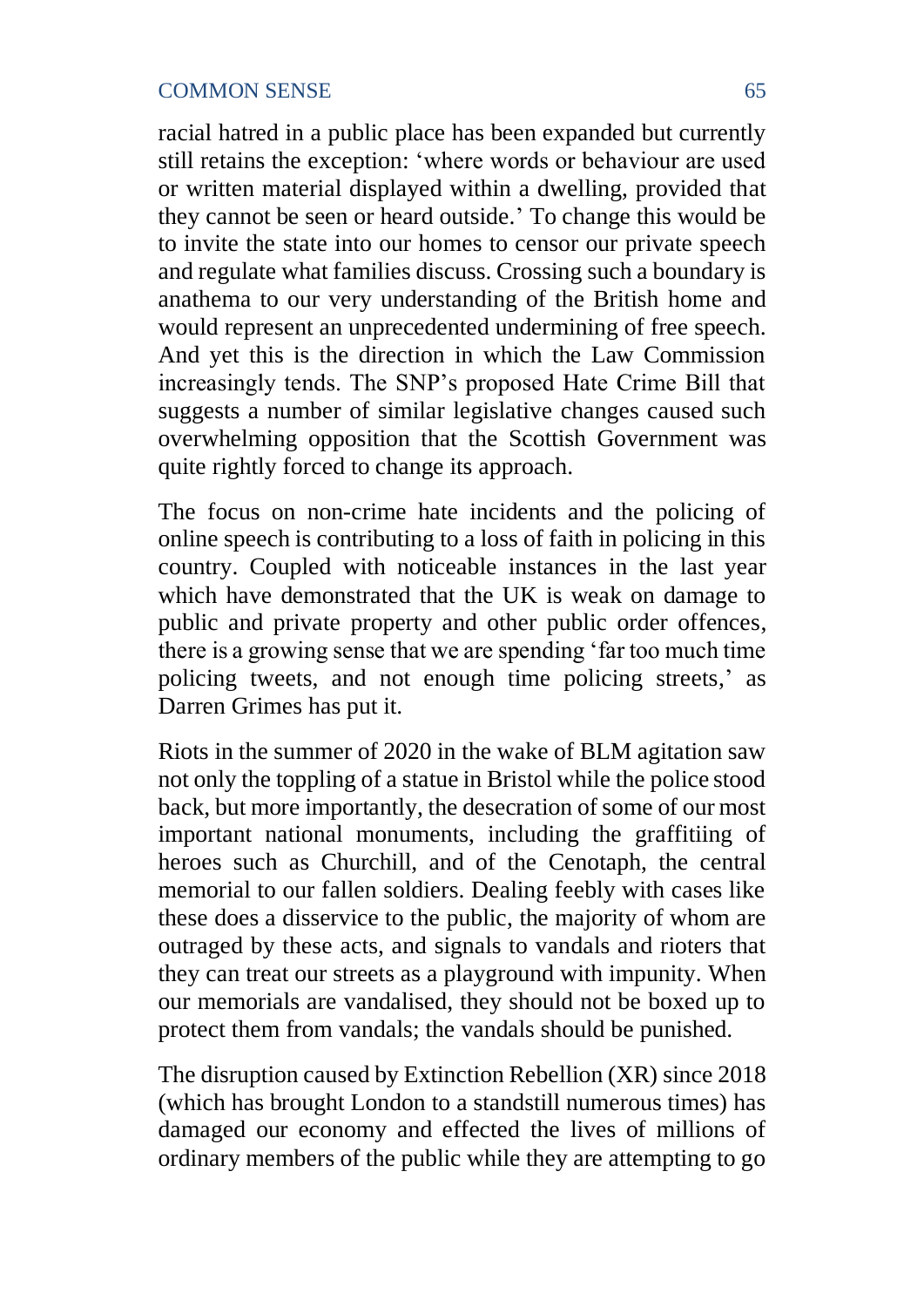racial hatred in a public place has been expanded but currently still retains the exception: 'where words or behaviour are used or written material displayed within a dwelling, provided that they cannot be seen or heard outside.' To change this would be to invite the state into our homes to censor our private speech and regulate what families discuss. Crossing such a boundary is anathema to our very understanding of the British home and would represent an unprecedented undermining of free speech. And yet this is the direction in which the Law Commission increasingly tends. The SNP's proposed Hate Crime Bill that suggests a number of similar legislative changes caused such overwhelming opposition that the Scottish Government was quite rightly forced to change its approach.

The focus on non-crime hate incidents and the policing of online speech is contributing to a loss of faith in policing in this country. Coupled with noticeable instances in the last year which have demonstrated that the UK is weak on damage to public and private property and other public order offences, there is a growing sense that we are spending 'far too much time policing tweets, and not enough time policing streets,' as Darren Grimes has put it.

Riots in the summer of 2020 in the wake of BLM agitation saw not only the toppling of a statue in Bristol while the police stood back, but more importantly, the desecration of some of our most important national monuments, including the graffitiing of heroes such as Churchill, and of the Cenotaph, the central memorial to our fallen soldiers. Dealing feebly with cases like these does a disservice to the public, the majority of whom are outraged by these acts, and signals to vandals and rioters that they can treat our streets as a playground with impunity. When our memorials are vandalised, they should not be boxed up to protect them from vandals; the vandals should be punished.

The disruption caused by Extinction Rebellion (XR) since 2018 (which has brought London to a standstill numerous times) has damaged our economy and effected the lives of millions of ordinary members of the public while they are attempting to go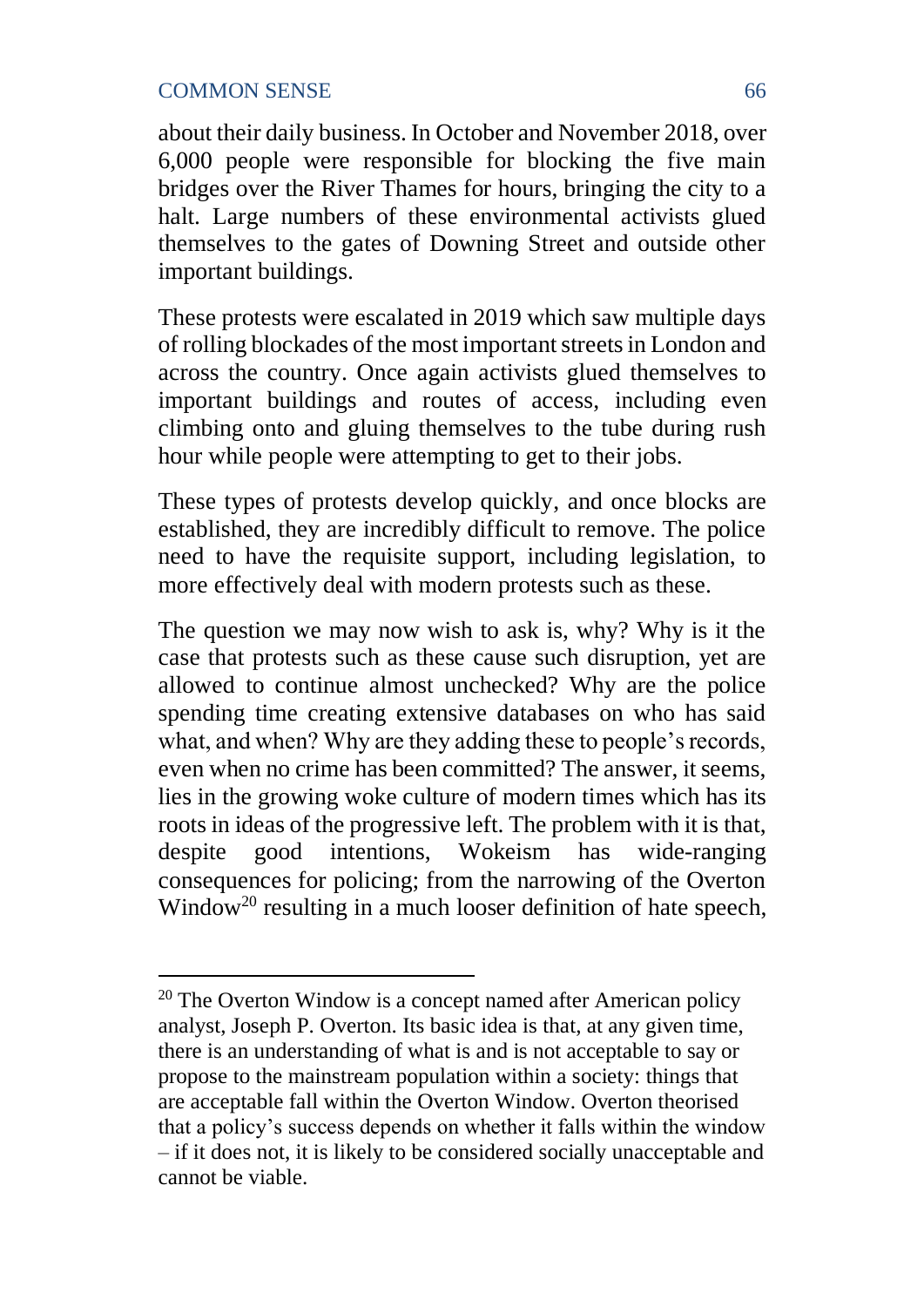about their daily business. In October and November 2018, over 6,000 people were responsible for blocking the five main bridges over the River Thames for hours, bringing the city to a halt. Large numbers of these environmental activists glued themselves to the gates of Downing Street and outside other important buildings.

These protests were escalated in 2019 which saw multiple days of rolling blockades of the most important streets in London and across the country. Once again activists glued themselves to important buildings and routes of access, including even climbing onto and gluing themselves to the tube during rush hour while people were attempting to get to their jobs.

These types of protests develop quickly, and once blocks are established, they are incredibly difficult to remove. The police need to have the requisite support, including legislation, to more effectively deal with modern protests such as these.

The question we may now wish to ask is, why? Why is it the case that protests such as these cause such disruption, yet are allowed to continue almost unchecked? Why are the police spending time creating extensive databases on who has said what, and when? Why are they adding these to people's records, even when no crime has been committed? The answer, it seems, lies in the growing woke culture of modern times which has its roots in ideas of the progressive left. The problem with it is that, despite good intentions, Wokeism has wide-ranging consequences for policing; from the narrowing of the Overton Window[20] resulting in a much looser definition of hate speech,

---

[20] The Overton Window is a concept named after American policy analyst, Joseph P. Overton. Its basic idea is that, at any given time, there is an understanding of what is and is not acceptable to say or propose to the mainstream population within a society: things that are acceptable fall within the Overton Window. Overton theorised that a policy's success depends on whether it falls within the window – if it does not, it is likely to be considered socially unacceptable and cannot be viable.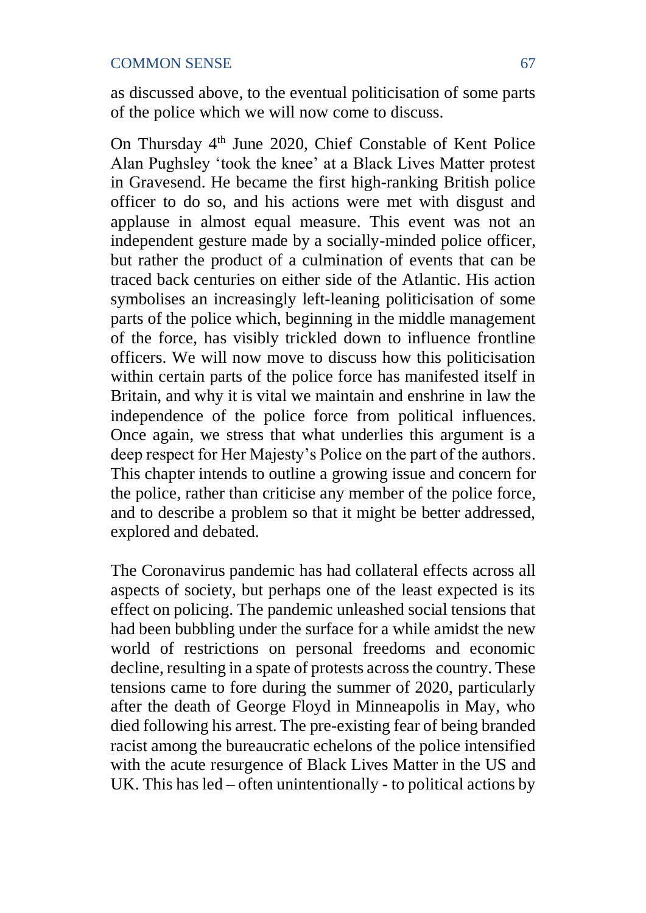as discussed above, to the eventual politicisation of some parts of the police which we will now come to discuss.

On Thursday 4th June 2020, Chief Constable of Kent Police Alan Pughsley 'took the knee' at a Black Lives Matter protest in Gravesend. He became the first high-ranking British police officer to do so, and his actions were met with disgust and applause in almost equal measure. This event was not an independent gesture made by a socially-minded police officer, but rather the product of a culmination of events that can be traced back centuries on either side of the Atlantic. His action symbolises an increasingly left-leaning politicisation of some parts of the police which, beginning in the middle management of the force, has visibly trickled down to influence frontline officers. We will now move to discuss how this politicisation within certain parts of the police force has manifested itself in Britain, and why it is vital we maintain and enshrine in law the independence of the police force from political influences. Once again, we stress that what underlies this argument is a deep respect for Her Majesty's Police on the part of the authors. This chapter intends to outline a growing issue and concern for the police, rather than criticise any member of the police force, and to describe a problem so that it might be better addressed, explored and debated.

The Coronavirus pandemic has had collateral effects across all aspects of society, but perhaps one of the least expected is its effect on policing. The pandemic unleashed social tensions that had been bubbling under the surface for a while amidst the new world of restrictions on personal freedoms and economic decline, resulting in a spate of protests across the country. These tensions came to fore during the summer of 2020, particularly after the death of George Floyd in Minneapolis in May, who died following his arrest. The pre-existing fear of being branded racist among the bureaucratic echelons of the police intensified with the acute resurgence of Black Lives Matter in the US and UK. This has led – often unintentionally - to political actions by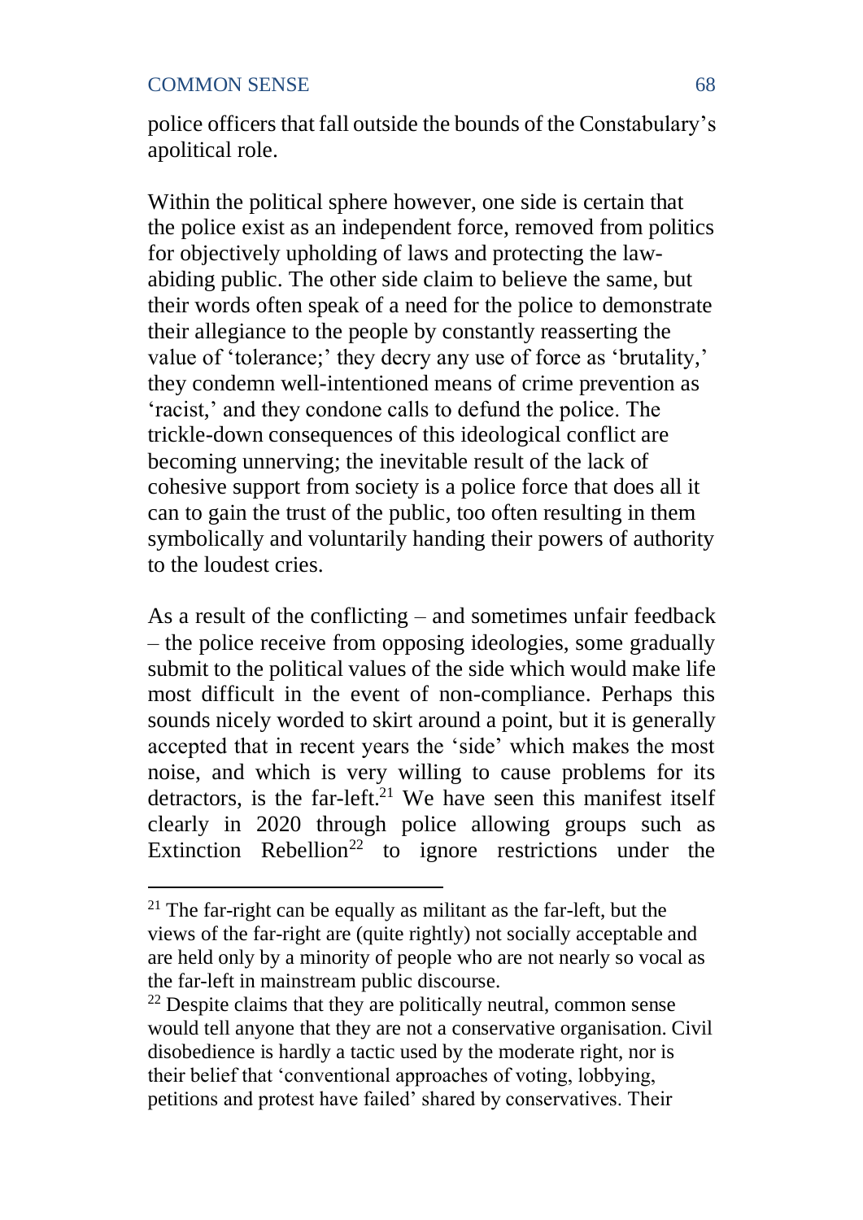police officers that fall outside the bounds of the Constabulary's apolitical role.

Within the political sphere however, one side is certain that the police exist as an independent force, removed from politics for objectively upholding of laws and protecting the law-abiding public. The other side claim to believe the same, but their words often speak of a need for the police to demonstrate their allegiance to the people by constantly reasserting the value of 'tolerance;' they decry any use of force as 'brutality,' they condemn well-intentioned means of crime prevention as 'racist,' and they condone calls to defund the police. The trickle-down consequences of this ideological conflict are becoming unnerving; the inevitable result of the lack of cohesive support from society is a police force that does all it can to gain the trust of the public, too often resulting in them symbolically and voluntarily handing their powers of authority to the loudest cries.

As a result of the conflicting – and sometimes unfair feedback – the police receive from opposing ideologies, some gradually submit to the political values of the side which would make life most difficult in the event of non-compliance. Perhaps this sounds nicely worded to skirt around a point, but it is generally accepted that in recent years the 'side' which makes the most noise, and which is very willing to cause problems for its detractors, is the far-left.[21] We have seen this manifest itself clearly in 2020 through police allowing groups such as Extinction Rebellion[22] to ignore restrictions under the

---

[21] The far-right can be equally as militant as the far-left, but the views of the far-right are (quite rightly) not socially acceptable and are held only by a minority of people who are not nearly so vocal as the far-left in mainstream public discourse.

[22] Despite claims that they are politically neutral, common sense would tell anyone that they are not a conservative organisation. Civil disobedience is hardly a tactic used by the moderate right, nor is their belief that 'conventional approaches of voting, lobbying, petitions and protest have failed' shared by conservatives. Their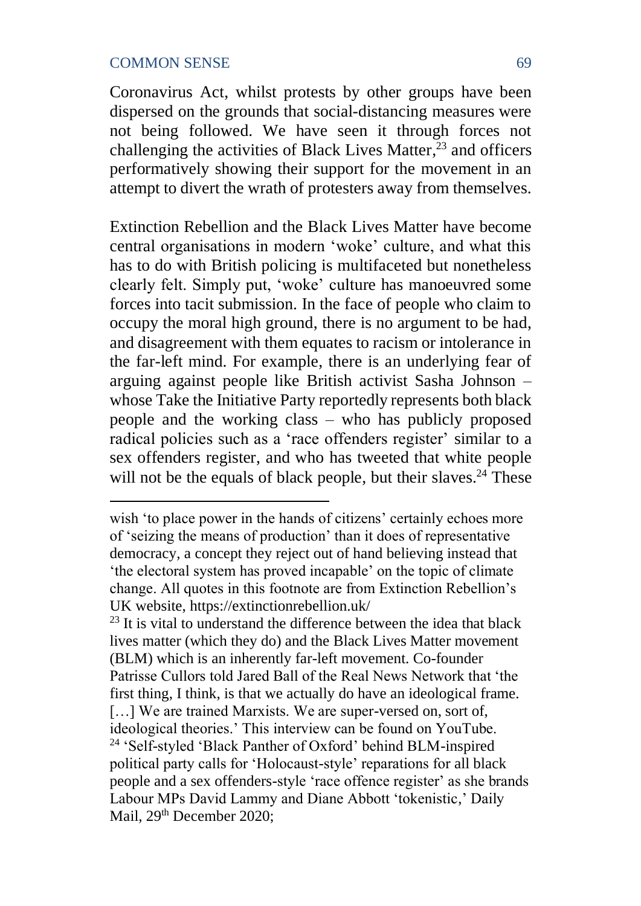Coronavirus Act, whilst protests by other groups have been dispersed on the grounds that social-distancing measures were not being followed. We have seen it through forces not challenging the activities of Black Lives Matter,[23] and officers performatively showing their support for the movement in an attempt to divert the wrath of protesters away from themselves.

Extinction Rebellion and the Black Lives Matter have become central organisations in modern 'woke' culture, and what this has to do with British policing is multifaceted but nonetheless clearly felt. Simply put, 'woke' culture has manoeuvred some forces into tacit submission. In the face of people who claim to occupy the moral high ground, there is no argument to be had, and disagreement with them equates to racism or intolerance in the far-left mind. For example, there is an underlying fear of arguing against people like British activist Sasha Johnson – whose Take the Initiative Party reportedly represents both black people and the working class – who has publicly proposed radical policies such as a 'race offenders register' similar to a sex offenders register, and who has tweeted that white people will not be the equals of black people, but their slaves.[24] These

---

wish 'to place power in the hands of citizens' certainly echoes more of 'seizing the means of production' than it does of representative democracy, a concept they reject out of hand believing instead that 'the electoral system has proved incapable' on the topic of climate change. All quotes in this footnote are from Extinction Rebellion's UK website, https://extinctionrebellion.uk/

[23] It is vital to understand the difference between the idea that black lives matter (which they do) and the Black Lives Matter movement (BLM) which is an inherently far-left movement. Co-founder Patrisse Cullors told Jared Ball of the Real News Network that 'the first thing, I think, is that we actually do have an ideological frame. […] We are trained Marxists. We are super-versed on, sort of, ideological theories.' This interview can be found on YouTube.

[24] 'Self-styled 'Black Panther of Oxford' behind BLM-inspired political party calls for 'Holocaust-style' reparations for all black people and a sex offenders-style 'race offence register' as she brands Labour MPs David Lammy and Diane Abbott 'tokenistic,' Daily Mail, 29th December 2020;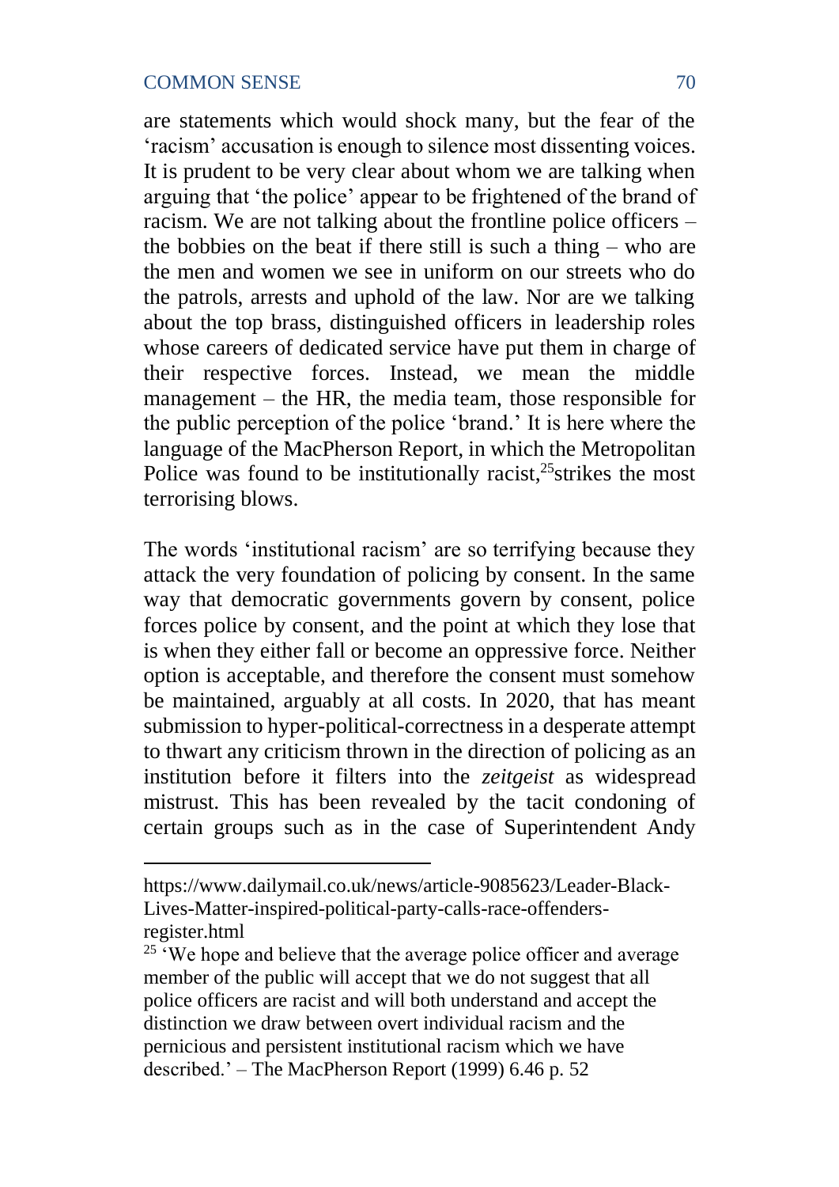are statements which would shock many, but the fear of the 'racism' accusation is enough to silence most dissenting voices. It is prudent to be very clear about whom we are talking when arguing that 'the police' appear to be frightened of the brand of racism. We are not talking about the frontline police officers – the bobbies on the beat if there still is such a thing – who are the men and women we see in uniform on our streets who do the patrols, arrests and uphold of the law. Nor are we talking about the top brass, distinguished officers in leadership roles whose careers of dedicated service have put them in charge of their respective forces. Instead, we mean the middle management – the HR, the media team, those responsible for the public perception of the police 'brand.' It is here where the language of the MacPherson Report, in which the Metropolitan Police was found to be institutionally racist,[25]strikes the most terrorising blows.

The words 'institutional racism' are so terrifying because they attack the very foundation of policing by consent. In the same way that democratic governments govern by consent, police forces police by consent, and the point at which they lose that is when they either fall or become an oppressive force. Neither option is acceptable, and therefore the consent must somehow be maintained, arguably at all costs. In 2020, that has meant submission to hyper-political-correctness in a desperate attempt to thwart any criticism thrown in the direction of policing as an institution before it filters into the *zeitgeist* as widespread mistrust. This has been revealed by the tacit condoning of certain groups such as in the case of Superintendent Andy

---

https://www.dailymail.co.uk/news/article-9085623/Leader-Black-Lives-Matter-inspired-political-party-calls-race-offenders-register.html

[25] 'We hope and believe that the average police officer and average member of the public will accept that we do not suggest that all police officers are racist and will both understand and accept the distinction we draw between overt individual racism and the pernicious and persistent institutional racism which we have described.' – The MacPherson Report (1999) 6.46 p. 52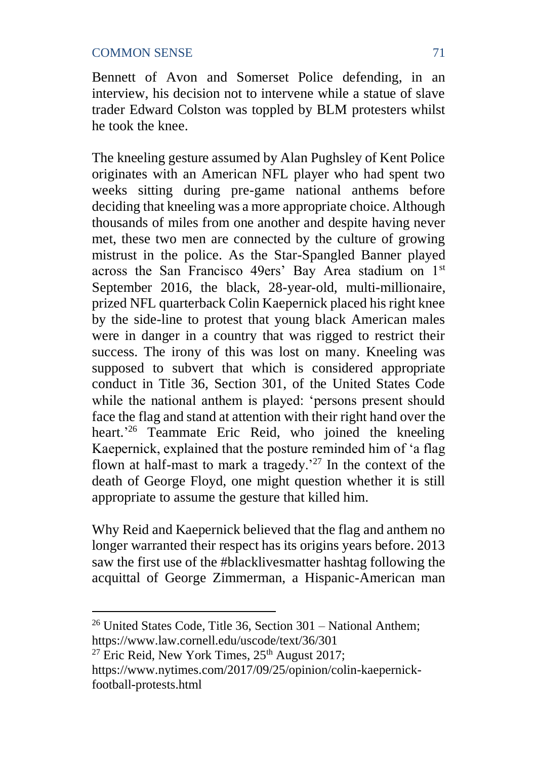Bennett of Avon and Somerset Police defending, in an interview, his decision not to intervene while a statue of slave trader Edward Colston was toppled by BLM protesters whilst he took the knee.

The kneeling gesture assumed by Alan Pughsley of Kent Police originates with an American NFL player who had spent two weeks sitting during pre-game national anthems before deciding that kneeling was a more appropriate choice. Although thousands of miles from one another and despite having never met, these two men are connected by the culture of growing mistrust in the police. As the Star-Spangled Banner played across the San Francisco 49ers' Bay Area stadium on 1st September 2016, the black, 28-year-old, multi-millionaire, prized NFL quarterback Colin Kaepernick placed his right knee by the side-line to protest that young black American males were in danger in a country that was rigged to restrict their success. The irony of this was lost on many. Kneeling was supposed to subvert that which is considered appropriate conduct in Title 36, Section 301, of the United States Code while the national anthem is played: 'persons present should face the flag and stand at attention with their right hand over the heart.'[26] Teammate Eric Reid, who joined the kneeling Kaepernick, explained that the posture reminded him of 'a flag flown at half-mast to mark a tragedy.'[27] In the context of the death of George Floyd, one might question whether it is still appropriate to assume the gesture that killed him.

Why Reid and Kaepernick believed that the flag and anthem no longer warranted their respect has its origins years before. 2013 saw the first use of the #blacklivesmatter hashtag following the acquittal of George Zimmerman, a Hispanic-American man

---

[26] United States Code, Title 36, Section 301 – National Anthem; https://www.law.cornell.edu/uscode/text/36/301

[27] Eric Reid, New York Times, 25th August 2017; https://www.nytimes.com/2017/09/25/opinion/colin-kaepernick-football-protests.html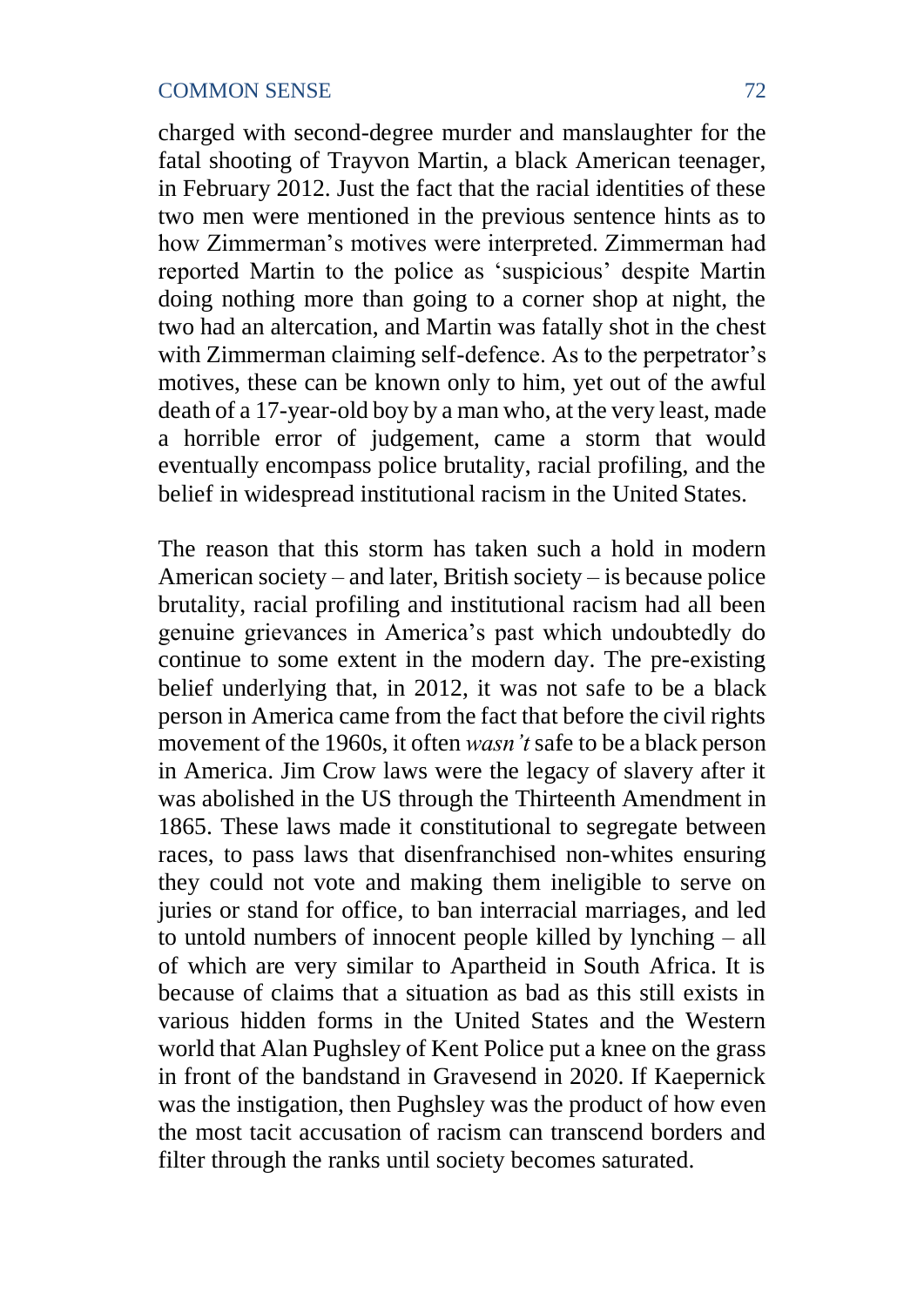charged with second-degree murder and manslaughter for the fatal shooting of Trayvon Martin, a black American teenager, in February 2012. Just the fact that the racial identities of these two men were mentioned in the previous sentence hints as to how Zimmerman's motives were interpreted. Zimmerman had reported Martin to the police as 'suspicious' despite Martin doing nothing more than going to a corner shop at night, the two had an altercation, and Martin was fatally shot in the chest with Zimmerman claiming self-defence. As to the perpetrator's motives, these can be known only to him, yet out of the awful death of a 17-year-old boy by a man who, at the very least, made a horrible error of judgement, came a storm that would eventually encompass police brutality, racial profiling, and the belief in widespread institutional racism in the United States.

The reason that this storm has taken such a hold in modern American society – and later, British society – is because police brutality, racial profiling and institutional racism had all been genuine grievances in America's past which undoubtedly do continue to some extent in the modern day. The pre-existing belief underlying that, in 2012, it was not safe to be a black person in America came from the fact that before the civil rights movement of the 1960s, it often *wasn't* safe to be a black person in America. Jim Crow laws were the legacy of slavery after it was abolished in the US through the Thirteenth Amendment in 1865. These laws made it constitutional to segregate between races, to pass laws that disenfranchised non-whites ensuring they could not vote and making them ineligible to serve on juries or stand for office, to ban interracial marriages, and led to untold numbers of innocent people killed by lynching – all of which are very similar to Apartheid in South Africa. It is because of claims that a situation as bad as this still exists in various hidden forms in the United States and the Western world that Alan Pughsley of Kent Police put a knee on the grass in front of the bandstand in Gravesend in 2020. If Kaepernick was the instigation, then Pughsley was the product of how even the most tacit accusation of racism can transcend borders and filter through the ranks until society becomes saturated.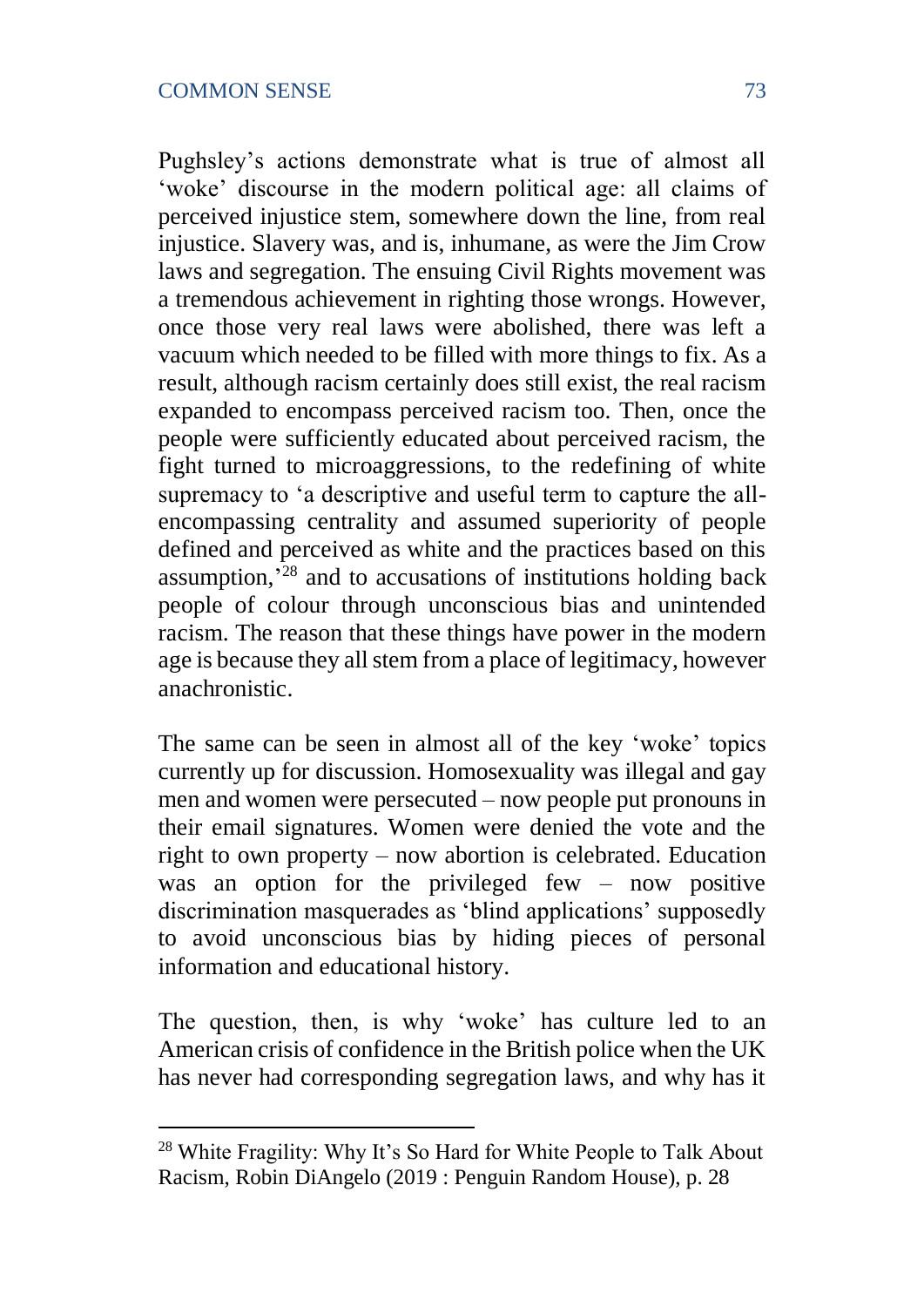Pughsley's actions demonstrate what is true of almost all 'woke' discourse in the modern political age: all claims of perceived injustice stem, somewhere down the line, from real injustice. Slavery was, and is, inhumane, as were the Jim Crow laws and segregation. The ensuing Civil Rights movement was a tremendous achievement in righting those wrongs. However, once those very real laws were abolished, there was left a vacuum which needed to be filled with more things to fix. As a result, although racism certainly does still exist, the real racism expanded to encompass perceived racism too. Then, once the people were sufficiently educated about perceived racism, the fight turned to microaggressions, to the redefining of white supremacy to 'a descriptive and useful term to capture the all-encompassing centrality and assumed superiority of people defined and perceived as white and the practices based on this assumption,'[28] and to accusations of institutions holding back people of colour through unconscious bias and unintended racism. The reason that these things have power in the modern age is because they all stem from a place of legitimacy, however anachronistic.

The same can be seen in almost all of the key 'woke' topics currently up for discussion. Homosexuality was illegal and gay men and women were persecuted – now people put pronouns in their email signatures. Women were denied the vote and the right to own property – now abortion is celebrated. Education was an option for the privileged few – now positive discrimination masquerades as 'blind applications' supposedly to avoid unconscious bias by hiding pieces of personal information and educational history.

The question, then, is why 'woke' has culture led to an American crisis of confidence in the British police when the UK has never had corresponding segregation laws, and why has it

---

[28] White Fragility: Why It's So Hard for White People to Talk About Racism, Robin DiAngelo (2019 : Penguin Random House), p. 28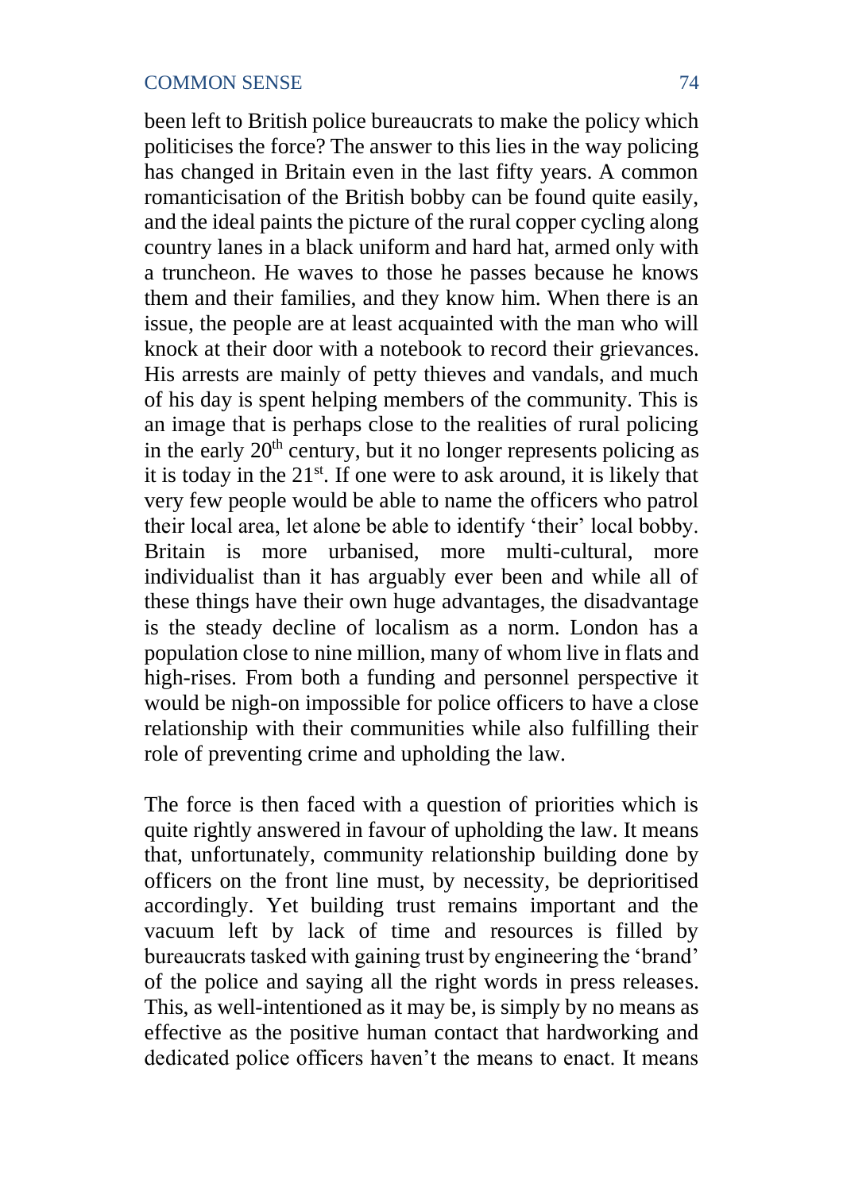been left to British police bureaucrats to make the policy which politicises the force? The answer to this lies in the way policing has changed in Britain even in the last fifty years. A common romanticisation of the British bobby can be found quite easily, and the ideal paints the picture of the rural copper cycling along country lanes in a black uniform and hard hat, armed only with a truncheon. He waves to those he passes because he knows them and their families, and they know him. When there is an issue, the people are at least acquainted with the man who will knock at their door with a notebook to record their grievances. His arrests are mainly of petty thieves and vandals, and much of his day is spent helping members of the community. This is an image that is perhaps close to the realities of rural policing in the early 20th century, but it no longer represents policing as it is today in the 21st. If one were to ask around, it is likely that very few people would be able to name the officers who patrol their local area, let alone be able to identify 'their' local bobby. Britain is more urbanised, more multi-cultural, more individualist than it has arguably ever been and while all of these things have their own huge advantages, the disadvantage is the steady decline of localism as a norm. London has a population close to nine million, many of whom live in flats and high-rises. From both a funding and personnel perspective it would be nigh-on impossible for police officers to have a close relationship with their communities while also fulfilling their role of preventing crime and upholding the law.

The force is then faced with a question of priorities which is quite rightly answered in favour of upholding the law. It means that, unfortunately, community relationship building done by officers on the front line must, by necessity, be deprioritised accordingly. Yet building trust remains important and the vacuum left by lack of time and resources is filled by bureaucrats tasked with gaining trust by engineering the 'brand' of the police and saying all the right words in press releases. This, as well-intentioned as it may be, is simply by no means as effective as the positive human contact that hardworking and dedicated police officers haven't the means to enact. It means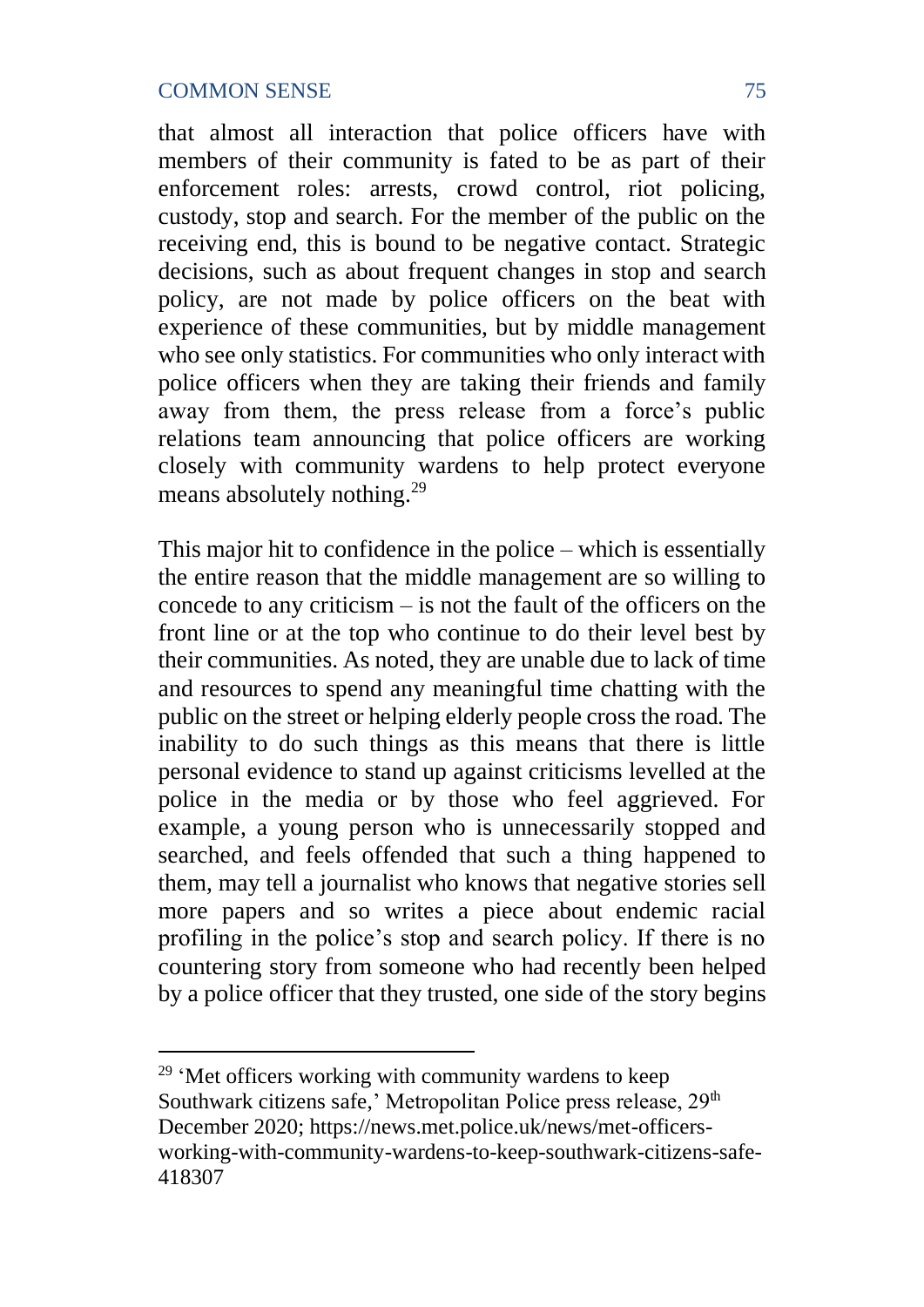that almost all interaction that police officers have with members of their community is fated to be as part of their enforcement roles: arrests, crowd control, riot policing, custody, stop and search. For the member of the public on the receiving end, this is bound to be negative contact. Strategic decisions, such as about frequent changes in stop and search policy, are not made by police officers on the beat with experience of these communities, but by middle management who see only statistics. For communities who only interact with police officers when they are taking their friends and family away from them, the press release from a force's public relations team announcing that police officers are working closely with community wardens to help protect everyone means absolutely nothing.[29]

This major hit to confidence in the police – which is essentially the entire reason that the middle management are so willing to concede to any criticism – is not the fault of the officers on the front line or at the top who continue to do their level best by their communities. As noted, they are unable due to lack of time and resources to spend any meaningful time chatting with the public on the street or helping elderly people cross the road. The inability to do such things as this means that there is little personal evidence to stand up against criticisms levelled at the police in the media or by those who feel aggrieved. For example, a young person who is unnecessarily stopped and searched, and feels offended that such a thing happened to them, may tell a journalist who knows that negative stories sell more papers and so writes a piece about endemic racial profiling in the police's stop and search policy. If there is no countering story from someone who had recently been helped by a police officer that they trusted, one side of the story begins

---

[29] 'Met officers working with community wardens to keep Southwark citizens safe,' Metropolitan Police press release, 29th December 2020; https://news.met.police.uk/news/met-officers-working-with-community-wardens-to-keep-southwark-citizens-safe-418307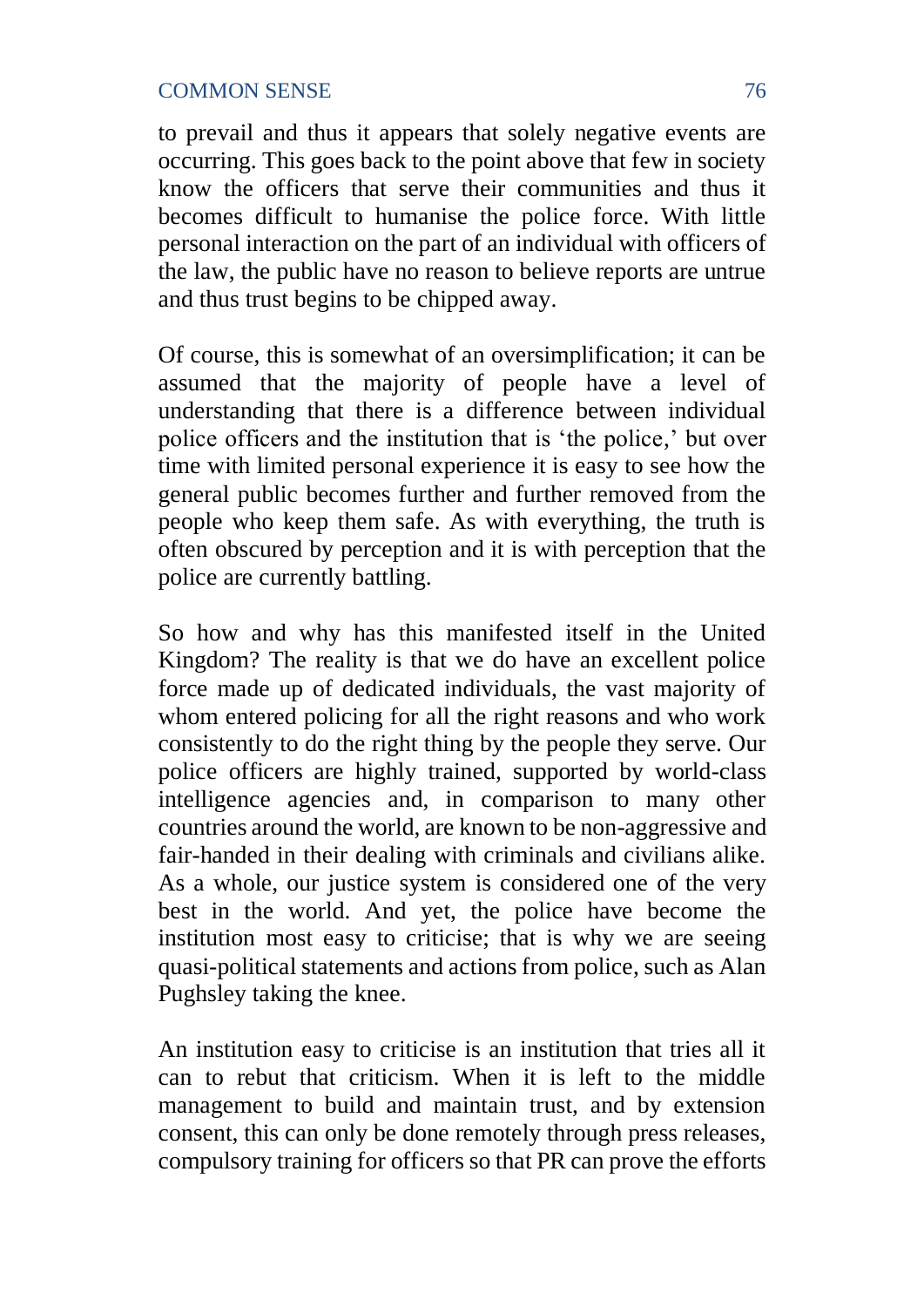to prevail and thus it appears that solely negative events are occurring. This goes back to the point above that few in society know the officers that serve their communities and thus it becomes difficult to humanise the police force. With little personal interaction on the part of an individual with officers of the law, the public have no reason to believe reports are untrue and thus trust begins to be chipped away.

Of course, this is somewhat of an oversimplification; it can be assumed that the majority of people have a level of understanding that there is a difference between individual police officers and the institution that is 'the police,' but over time with limited personal experience it is easy to see how the general public becomes further and further removed from the people who keep them safe. As with everything, the truth is often obscured by perception and it is with perception that the police are currently battling.

So how and why has this manifested itself in the United Kingdom? The reality is that we do have an excellent police force made up of dedicated individuals, the vast majority of whom entered policing for all the right reasons and who work consistently to do the right thing by the people they serve. Our police officers are highly trained, supported by world-class intelligence agencies and, in comparison to many other countries around the world, are known to be non-aggressive and fair-handed in their dealing with criminals and civilians alike. As a whole, our justice system is considered one of the very best in the world. And yet, the police have become the institution most easy to criticise; that is why we are seeing quasi-political statements and actions from police, such as Alan Pughsley taking the knee.

An institution easy to criticise is an institution that tries all it can to rebut that criticism. When it is left to the middle management to build and maintain trust, and by extension consent, this can only be done remotely through press releases, compulsory training for officers so that PR can prove the efforts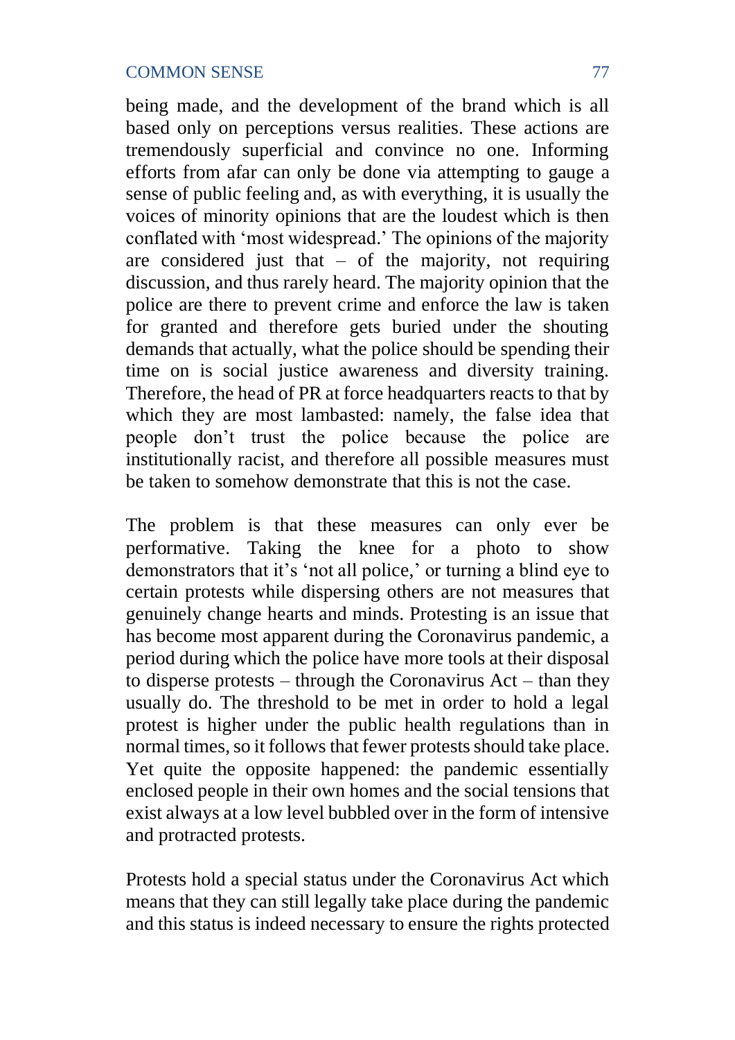being made, and the development of the brand which is all based only on perceptions versus realities. These actions are tremendously superficial and convince no one. Informing efforts from afar can only be done via attempting to gauge a sense of public feeling and, as with everything, it is usually the voices of minority opinions that are the loudest which is then conflated with 'most widespread.' The opinions of the majority are considered just that – of the majority, not requiring discussion, and thus rarely heard. The majority opinion that the police are there to prevent crime and enforce the law is taken for granted and therefore gets buried under the shouting demands that actually, what the police should be spending their time on is social justice awareness and diversity training. Therefore, the head of PR at force headquarters reacts to that by which they are most lambasted: namely, the false idea that people don't trust the police because the police are institutionally racist, and therefore all possible measures must be taken to somehow demonstrate that this is not the case.

The problem is that these measures can only ever be performative. Taking the knee for a photo to show demonstrators that it's 'not all police,' or turning a blind eye to certain protests while dispersing others are not measures that genuinely change hearts and minds. Protesting is an issue that has become most apparent during the Coronavirus pandemic, a period during which the police have more tools at their disposal to disperse protests – through the Coronavirus Act – than they usually do. The threshold to be met in order to hold a legal protest is higher under the public health regulations than in normal times, so it follows that fewer protests should take place. Yet quite the opposite happened: the pandemic essentially enclosed people in their own homes and the social tensions that exist always at a low level bubbled over in the form of intensive and protracted protests.

Protests hold a special status under the Coronavirus Act which means that they can still legally take place during the pandemic and this status is indeed necessary to ensure the rights protected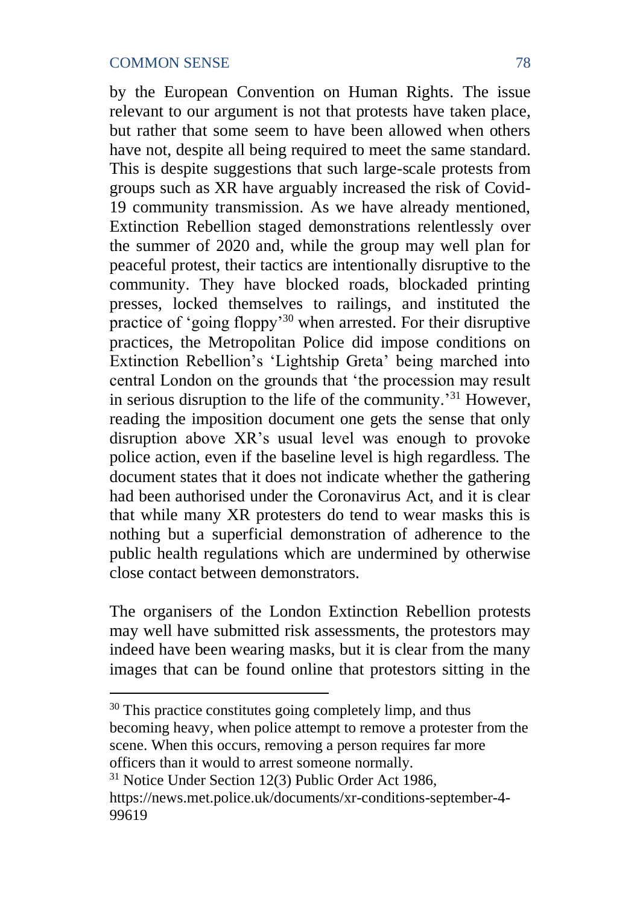by the European Convention on Human Rights. The issue relevant to our argument is not that protests have taken place, but rather that some seem to have been allowed when others have not, despite all being required to meet the same standard. This is despite suggestions that such large-scale protests from groups such as XR have arguably increased the risk of Covid-19 community transmission. As we have already mentioned, Extinction Rebellion staged demonstrations relentlessly over the summer of 2020 and, while the group may well plan for peaceful protest, their tactics are intentionally disruptive to the community. They have blocked roads, blockaded printing presses, locked themselves to railings, and instituted the practice of 'going floppy'[30] when arrested. For their disruptive practices, the Metropolitan Police did impose conditions on Extinction Rebellion's 'Lightship Greta' being marched into central London on the grounds that 'the procession may result in serious disruption to the life of the community.'[31] However, reading the imposition document one gets the sense that only disruption above XR's usual level was enough to provoke police action, even if the baseline level is high regardless. The document states that it does not indicate whether the gathering had been authorised under the Coronavirus Act, and it is clear that while many XR protesters do tend to wear masks this is nothing but a superficial demonstration of adherence to the public health regulations which are undermined by otherwise close contact between demonstrators.

The organisers of the London Extinction Rebellion protests may well have submitted risk assessments, the protestors may indeed have been wearing masks, but it is clear from the many images that can be found online that protestors sitting in the

---

[30] This practice constitutes going completely limp, and thus becoming heavy, when police attempt to remove a protester from the scene. When this occurs, removing a person requires far more officers than it would to arrest someone normally.

[31] Notice Under Section 12(3) Public Order Act 1986, https://news.met.police.uk/documents/xr-conditions-september-4-99619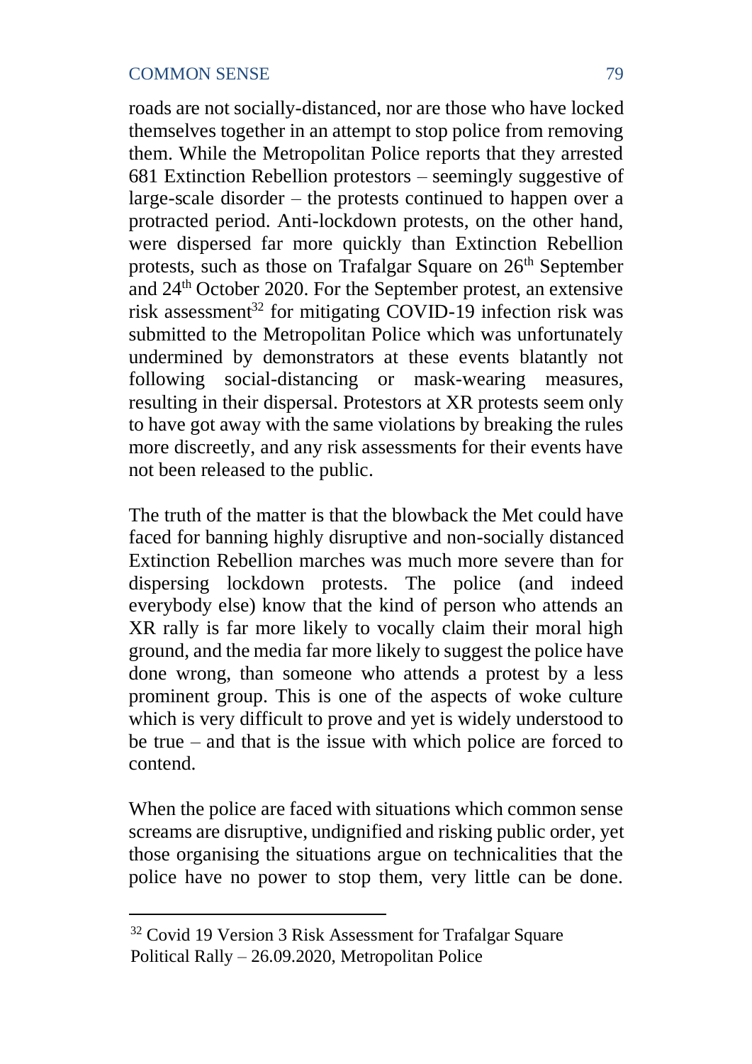roads are not socially-distanced, nor are those who have locked themselves together in an attempt to stop police from removing them. While the Metropolitan Police reports that they arrested 681 Extinction Rebellion protestors – seemingly suggestive of large-scale disorder – the protests continued to happen over a protracted period. Anti-lockdown protests, on the other hand, were dispersed far more quickly than Extinction Rebellion protests, such as those on Trafalgar Square on 26th September and 24th October 2020. For the September protest, an extensive risk assessment[32] for mitigating COVID-19 infection risk was submitted to the Metropolitan Police which was unfortunately undermined by demonstrators at these events blatantly not following social-distancing or mask-wearing measures, resulting in their dispersal. Protestors at XR protests seem only to have got away with the same violations by breaking the rules more discreetly, and any risk assessments for their events have not been released to the public.

The truth of the matter is that the blowback the Met could have faced for banning highly disruptive and non-socially distanced Extinction Rebellion marches was much more severe than for dispersing lockdown protests. The police (and indeed everybody else) know that the kind of person who attends an XR rally is far more likely to vocally claim their moral high ground, and the media far more likely to suggest the police have done wrong, than someone who attends a protest by a less prominent group. This is one of the aspects of woke culture which is very difficult to prove and yet is widely understood to be true – and that is the issue with which police are forced to contend.

When the police are faced with situations which common sense screams are disruptive, undignified and risking public order, yet those organising the situations argue on technicalities that the police have no power to stop them, very little can be done.

---

[32] Covid 19 Version 3 Risk Assessment for Trafalgar Square Political Rally – 26.09.2020, Metropolitan Police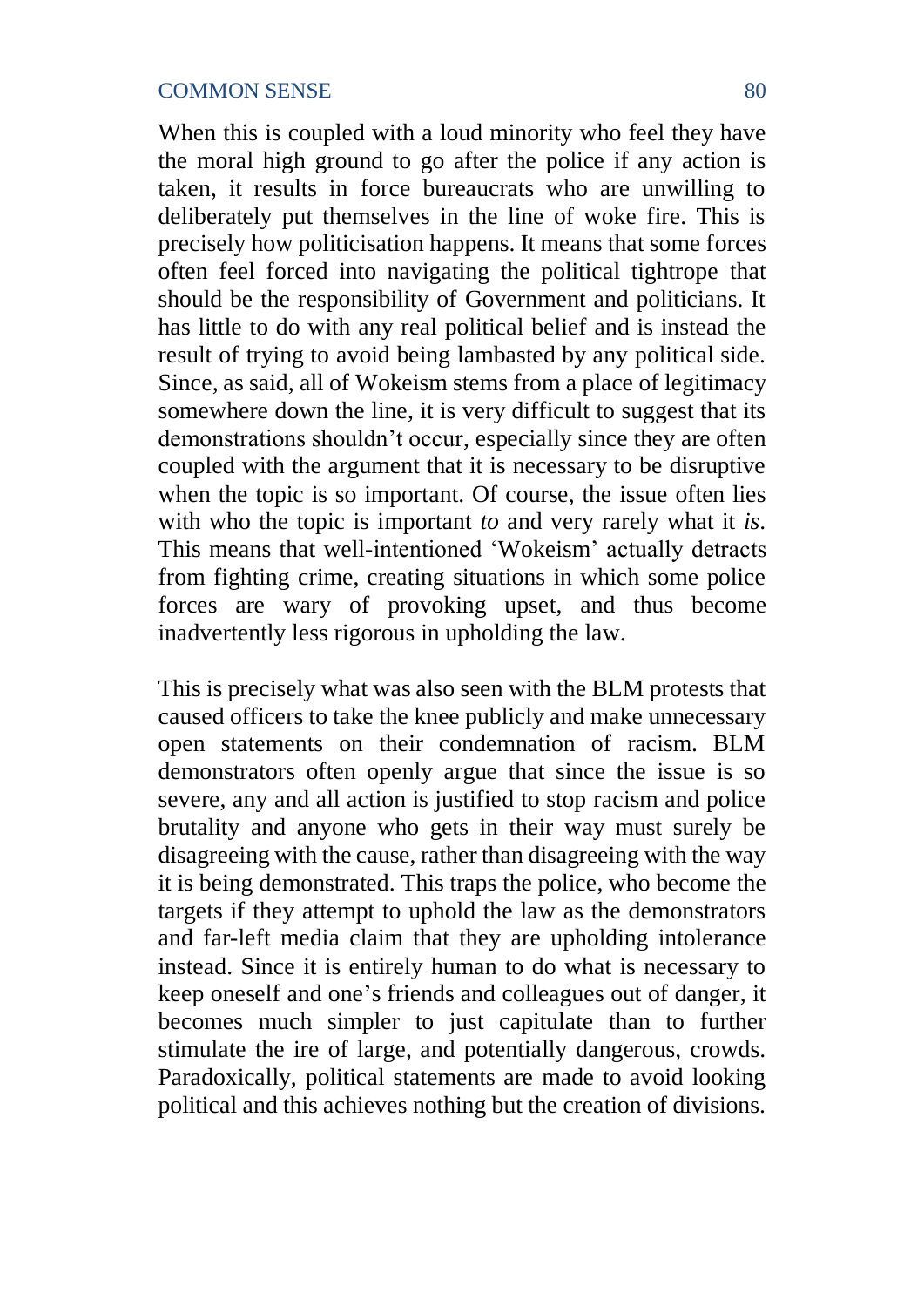When this is coupled with a loud minority who feel they have the moral high ground to go after the police if any action is taken, it results in force bureaucrats who are unwilling to deliberately put themselves in the line of woke fire. This is precisely how politicisation happens. It means that some forces often feel forced into navigating the political tightrope that should be the responsibility of Government and politicians. It has little to do with any real political belief and is instead the result of trying to avoid being lambasted by any political side. Since, as said, all of Wokeism stems from a place of legitimacy somewhere down the line, it is very difficult to suggest that its demonstrations shouldn't occur, especially since they are often coupled with the argument that it is necessary to be disruptive when the topic is so important. Of course, the issue often lies with who the topic is important *to* and very rarely what it *is*. This means that well-intentioned 'Wokeism' actually detracts from fighting crime, creating situations in which some police forces are wary of provoking upset, and thus become inadvertently less rigorous in upholding the law.

This is precisely what was also seen with the BLM protests that caused officers to take the knee publicly and make unnecessary open statements on their condemnation of racism. BLM demonstrators often openly argue that since the issue is so severe, any and all action is justified to stop racism and police brutality and anyone who gets in their way must surely be disagreeing with the cause, rather than disagreeing with the way it is being demonstrated. This traps the police, who become the targets if they attempt to uphold the law as the demonstrators and far-left media claim that they are upholding intolerance instead. Since it is entirely human to do what is necessary to keep oneself and one's friends and colleagues out of danger, it becomes much simpler to just capitulate than to further stimulate the ire of large, and potentially dangerous, crowds. Paradoxically, political statements are made to avoid looking political and this achieves nothing but the creation of divisions.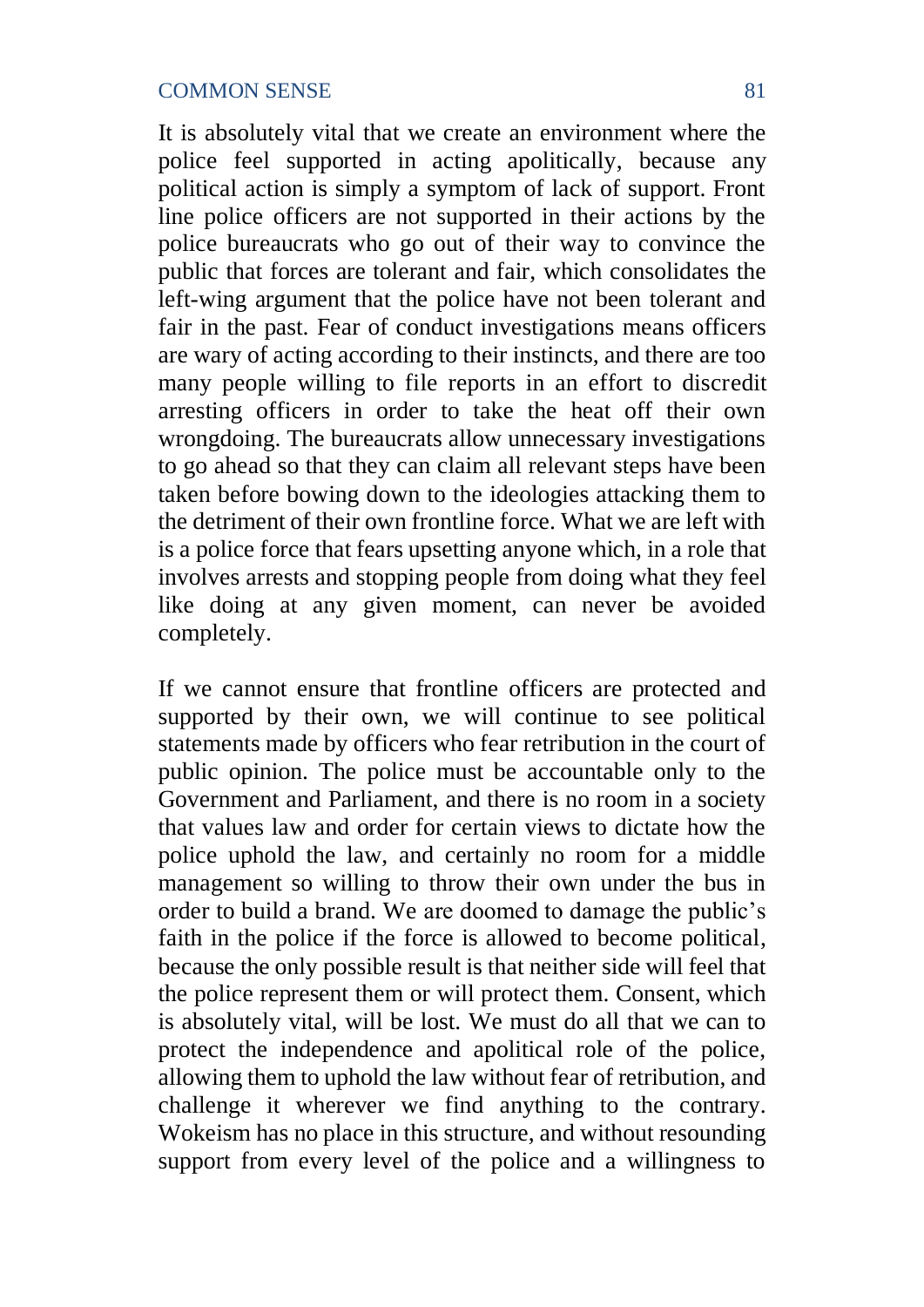It is absolutely vital that we create an environment where the police feel supported in acting apolitically, because any political action is simply a symptom of lack of support. Front line police officers are not supported in their actions by the police bureaucrats who go out of their way to convince the public that forces are tolerant and fair, which consolidates the left-wing argument that the police have not been tolerant and fair in the past. Fear of conduct investigations means officers are wary of acting according to their instincts, and there are too many people willing to file reports in an effort to discredit arresting officers in order to take the heat off their own wrongdoing. The bureaucrats allow unnecessary investigations to go ahead so that they can claim all relevant steps have been taken before bowing down to the ideologies attacking them to the detriment of their own frontline force. What we are left with is a police force that fears upsetting anyone which, in a role that involves arrests and stopping people from doing what they feel like doing at any given moment, can never be avoided completely.

If we cannot ensure that frontline officers are protected and supported by their own, we will continue to see political statements made by officers who fear retribution in the court of public opinion. The police must be accountable only to the Government and Parliament, and there is no room in a society that values law and order for certain views to dictate how the police uphold the law, and certainly no room for a middle management so willing to throw their own under the bus in order to build a brand. We are doomed to damage the public's faith in the police if the force is allowed to become political, because the only possible result is that neither side will feel that the police represent them or will protect them. Consent, which is absolutely vital, will be lost. We must do all that we can to protect the independence and apolitical role of the police, allowing them to uphold the law without fear of retribution, and challenge it wherever we find anything to the contrary. Wokeism has no place in this structure, and without resounding support from every level of the police and a willingness to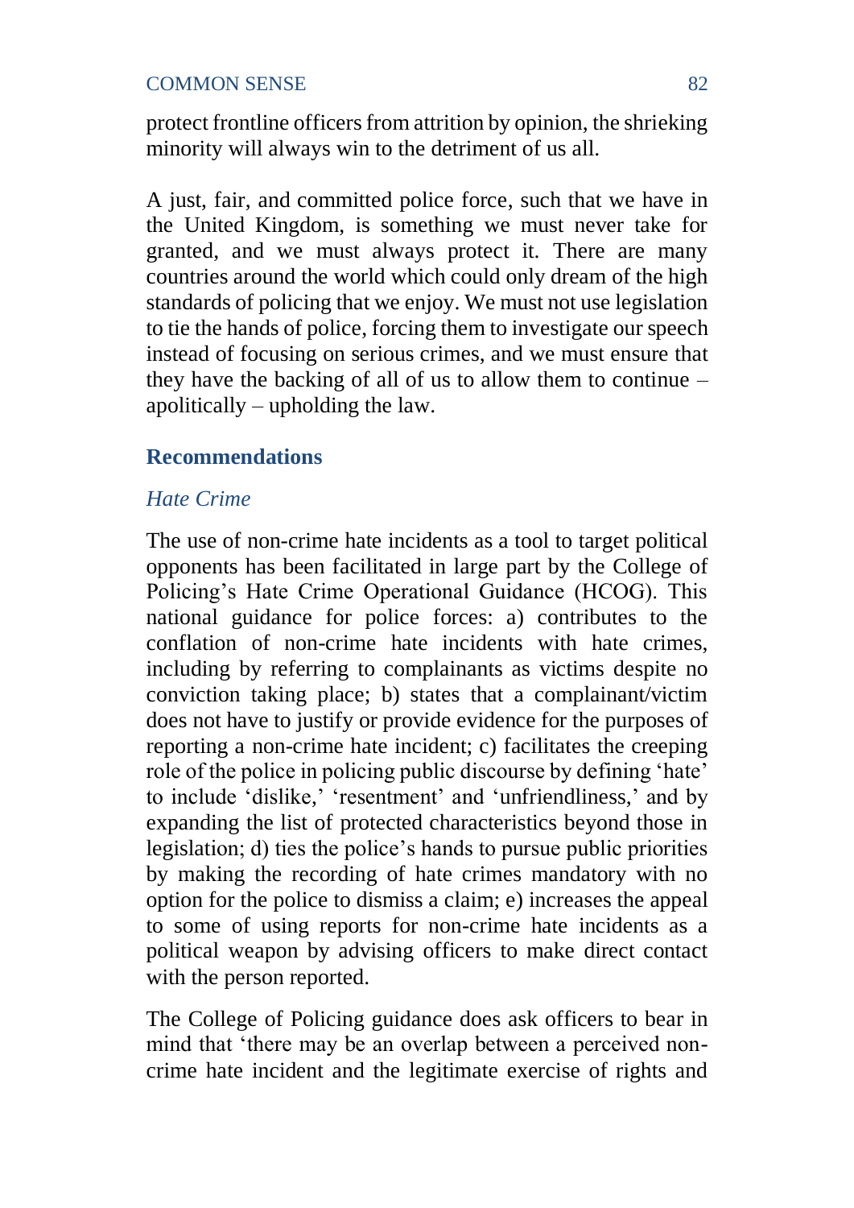protect frontline officers from attrition by opinion, the shrieking minority will always win to the detriment of us all.

A just, fair, and committed police force, such that we have in the United Kingdom, is something we must never take for granted, and we must always protect it. There are many countries around the world which could only dream of the high standards of policing that we enjoy. We must not use legislation to tie the hands of police, forcing them to investigate our speech instead of focusing on serious crimes, and we must ensure that they have the backing of all of us to allow them to continue – apolitically – upholding the law.

## Recommendations

### *Hate Crime*

The use of non-crime hate incidents as a tool to target political opponents has been facilitated in large part by the College of Policing's Hate Crime Operational Guidance (HCOG). This national guidance for police forces: a) contributes to the conflation of non-crime hate incidents with hate crimes, including by referring to complainants as victims despite no conviction taking place; b) states that a complainant/victim does not have to justify or provide evidence for the purposes of reporting a non-crime hate incident; c) facilitates the creeping role of the police in policing public discourse by defining 'hate' to include 'dislike,' 'resentment' and 'unfriendliness,' and by expanding the list of protected characteristics beyond those in legislation; d) ties the police's hands to pursue public priorities by making the recording of hate crimes mandatory with no option for the police to dismiss a claim; e) increases the appeal to some of using reports for non-crime hate incidents as a political weapon by advising officers to make direct contact with the person reported.

The College of Policing guidance does ask officers to bear in mind that 'there may be an overlap between a perceived non-crime hate incident and the legitimate exercise of rights and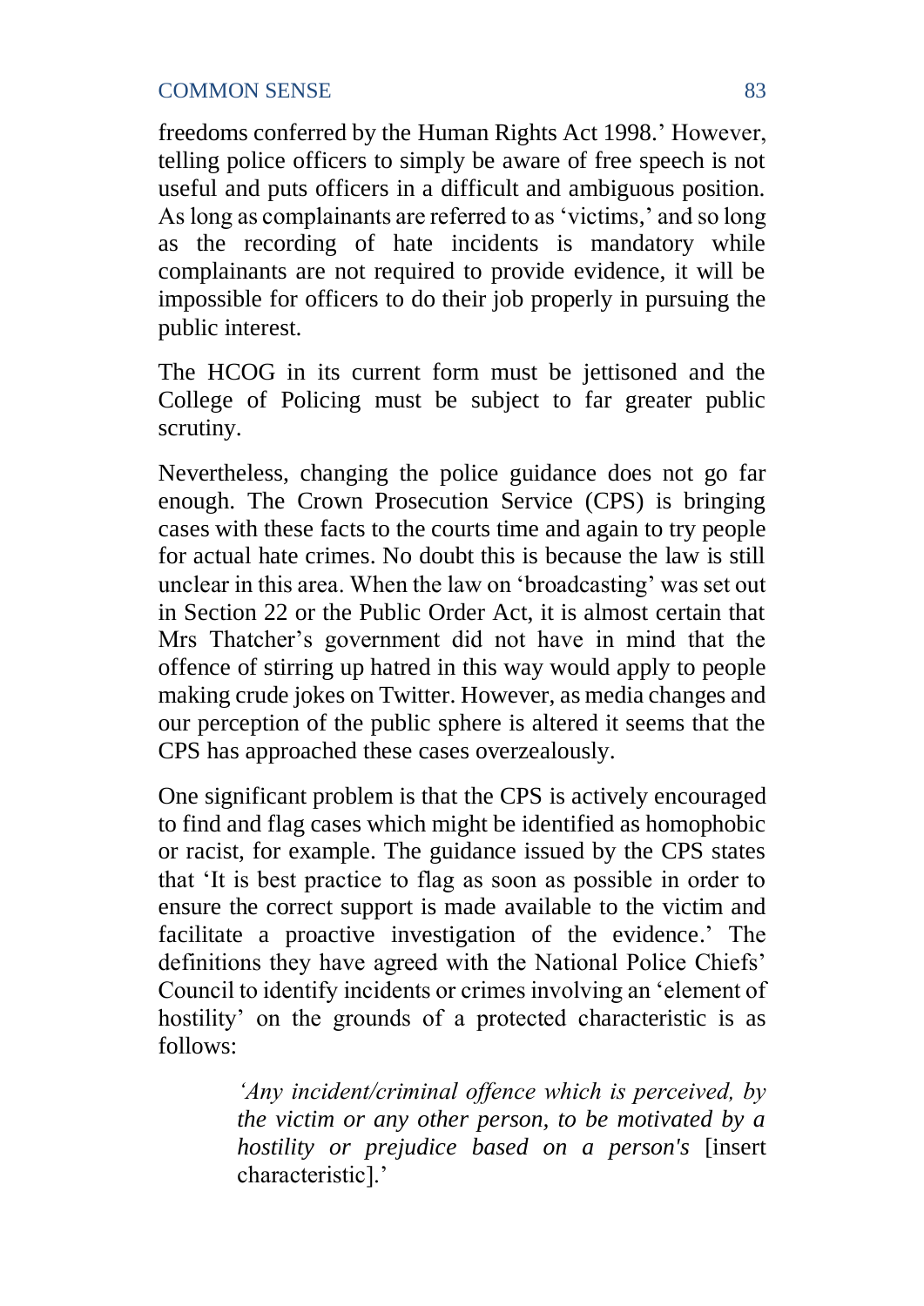freedoms conferred by the Human Rights Act 1998.' However, telling police officers to simply be aware of free speech is not useful and puts officers in a difficult and ambiguous position. As long as complainants are referred to as 'victims,' and so long as the recording of hate incidents is mandatory while complainants are not required to provide evidence, it will be impossible for officers to do their job properly in pursuing the public interest.

The HCOG in its current form must be jettisoned and the College of Policing must be subject to far greater public scrutiny.

Nevertheless, changing the police guidance does not go far enough. The Crown Prosecution Service (CPS) is bringing cases with these facts to the courts time and again to try people for actual hate crimes. No doubt this is because the law is still unclear in this area. When the law on 'broadcasting' was set out in Section 22 or the Public Order Act, it is almost certain that Mrs Thatcher's government did not have in mind that the offence of stirring up hatred in this way would apply to people making crude jokes on Twitter. However, as media changes and our perception of the public sphere is altered it seems that the CPS has approached these cases overzealously.

One significant problem is that the CPS is actively encouraged to find and flag cases which might be identified as homophobic or racist, for example. The guidance issued by the CPS states that 'It is best practice to flag as soon as possible in order to ensure the correct support is made available to the victim and facilitate a proactive investigation of the evidence.' The definitions they have agreed with the National Police Chiefs' Council to identify incidents or crimes involving an 'element of hostility' on the grounds of a protected characteristic is as follows:

> *'Any incident/criminal offence which is perceived, by the victim or any other person, to be motivated by a hostility or prejudice based on a person's* [insert characteristic].'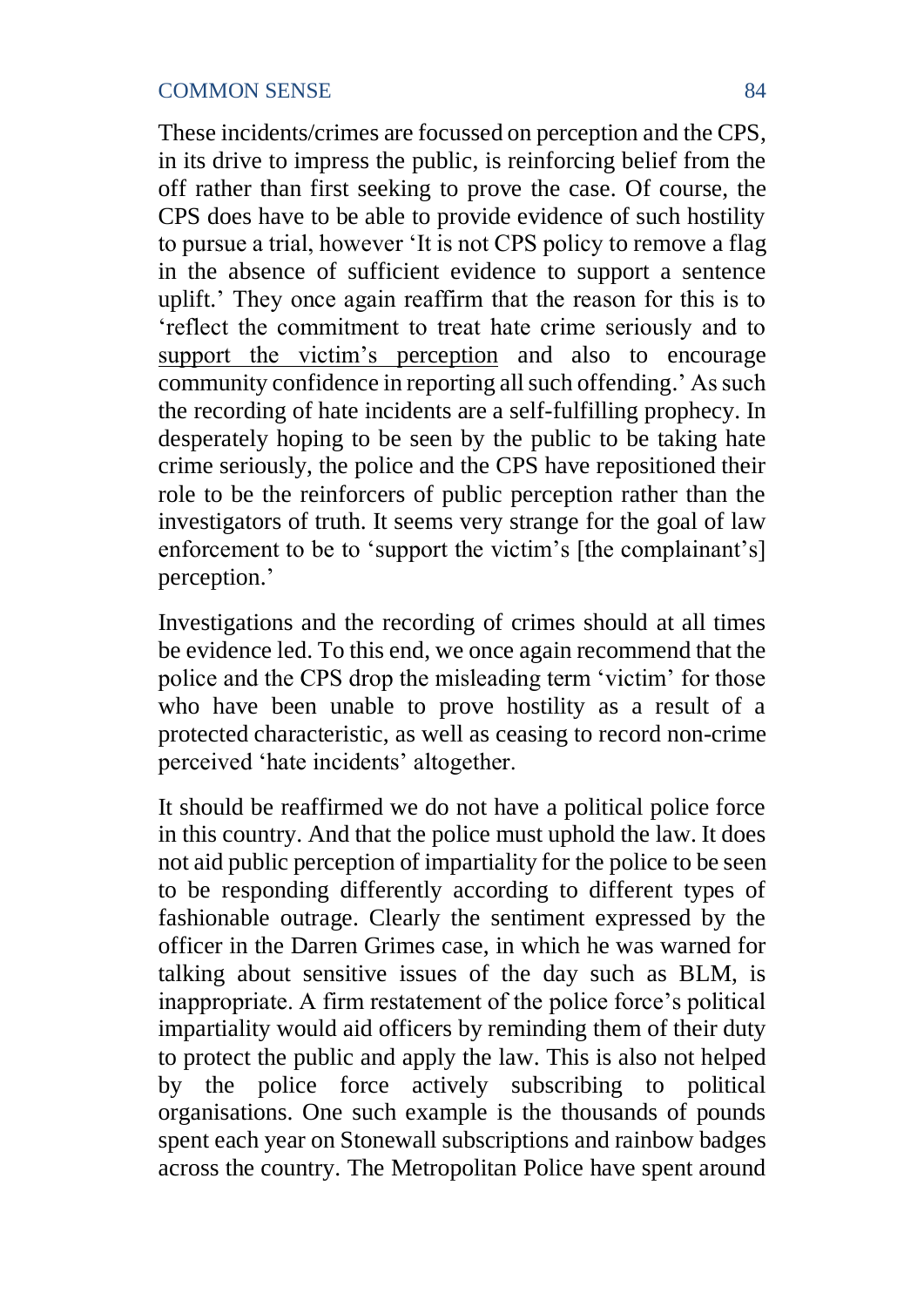These incidents/crimes are focussed on perception and the CPS, in its drive to impress the public, is reinforcing belief from the off rather than first seeking to prove the case. Of course, the CPS does have to be able to provide evidence of such hostility to pursue a trial, however 'It is not CPS policy to remove a flag in the absence of sufficient evidence to support a sentence uplift.' They once again reaffirm that the reason for this is to 'reflect the commitment to treat hate crime seriously and to <u>support the victim's perception</u> and also to encourage community confidence in reporting all such offending.' As such the recording of hate incidents are a self-fulfilling prophecy. In desperately hoping to be seen by the public to be taking hate crime seriously, the police and the CPS have repositioned their role to be the reinforcers of public perception rather than the investigators of truth. It seems very strange for the goal of law enforcement to be to 'support the victim's [the complainant's] perception.'

Investigations and the recording of crimes should at all times be evidence led. To this end, we once again recommend that the police and the CPS drop the misleading term 'victim' for those who have been unable to prove hostility as a result of a protected characteristic, as well as ceasing to record non-crime perceived 'hate incidents' altogether.

It should be reaffirmed we do not have a political police force in this country. And that the police must uphold the law. It does not aid public perception of impartiality for the police to be seen to be responding differently according to different types of fashionable outrage. Clearly the sentiment expressed by the officer in the Darren Grimes case, in which he was warned for talking about sensitive issues of the day such as BLM, is inappropriate. A firm restatement of the police force's political impartiality would aid officers by reminding them of their duty to protect the public and apply the law. This is also not helped by the police force actively subscribing to political organisations. One such example is the thousands of pounds spent each year on Stonewall subscriptions and rainbow badges across the country. The Metropolitan Police have spent around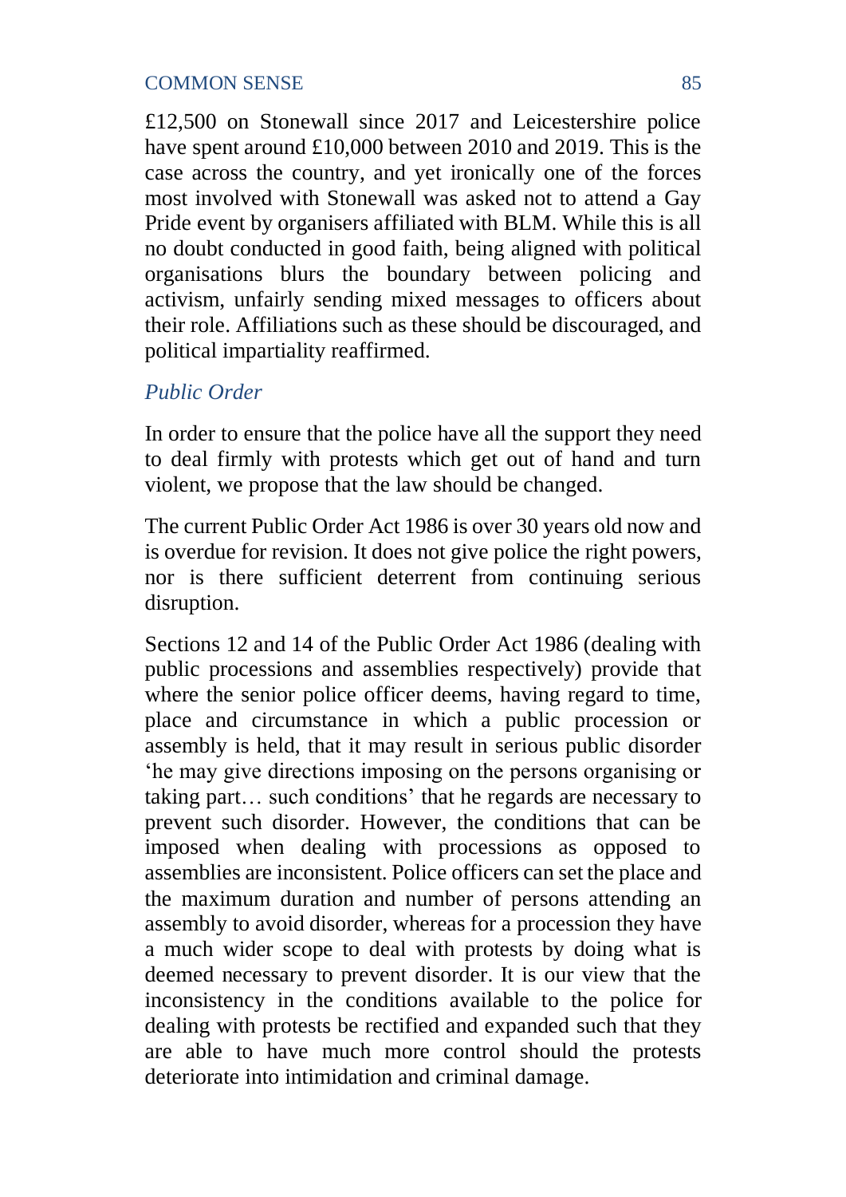£12,500 on Stonewall since 2017 and Leicestershire police have spent around £10,000 between 2010 and 2019. This is the case across the country, and yet ironically one of the forces most involved with Stonewall was asked not to attend a Gay Pride event by organisers affiliated with BLM. While this is all no doubt conducted in good faith, being aligned with political organisations blurs the boundary between policing and activism, unfairly sending mixed messages to officers about their role. Affiliations such as these should be discouraged, and political impartiality reaffirmed.

### *Public Order*

In order to ensure that the police have all the support they need to deal firmly with protests which get out of hand and turn violent, we propose that the law should be changed.

The current Public Order Act 1986 is over 30 years old now and is overdue for revision. It does not give police the right powers, nor is there sufficient deterrent from continuing serious disruption.

Sections 12 and 14 of the Public Order Act 1986 (dealing with public processions and assemblies respectively) provide that where the senior police officer deems, having regard to time, place and circumstance in which a public procession or assembly is held, that it may result in serious public disorder 'he may give directions imposing on the persons organising or taking part… such conditions' that he regards are necessary to prevent such disorder. However, the conditions that can be imposed when dealing with processions as opposed to assemblies are inconsistent. Police officers can set the place and the maximum duration and number of persons attending an assembly to avoid disorder, whereas for a procession they have a much wider scope to deal with protests by doing what is deemed necessary to prevent disorder. It is our view that the inconsistency in the conditions available to the police for dealing with protests be rectified and expanded such that they are able to have much more control should the protests deteriorate into intimidation and criminal damage.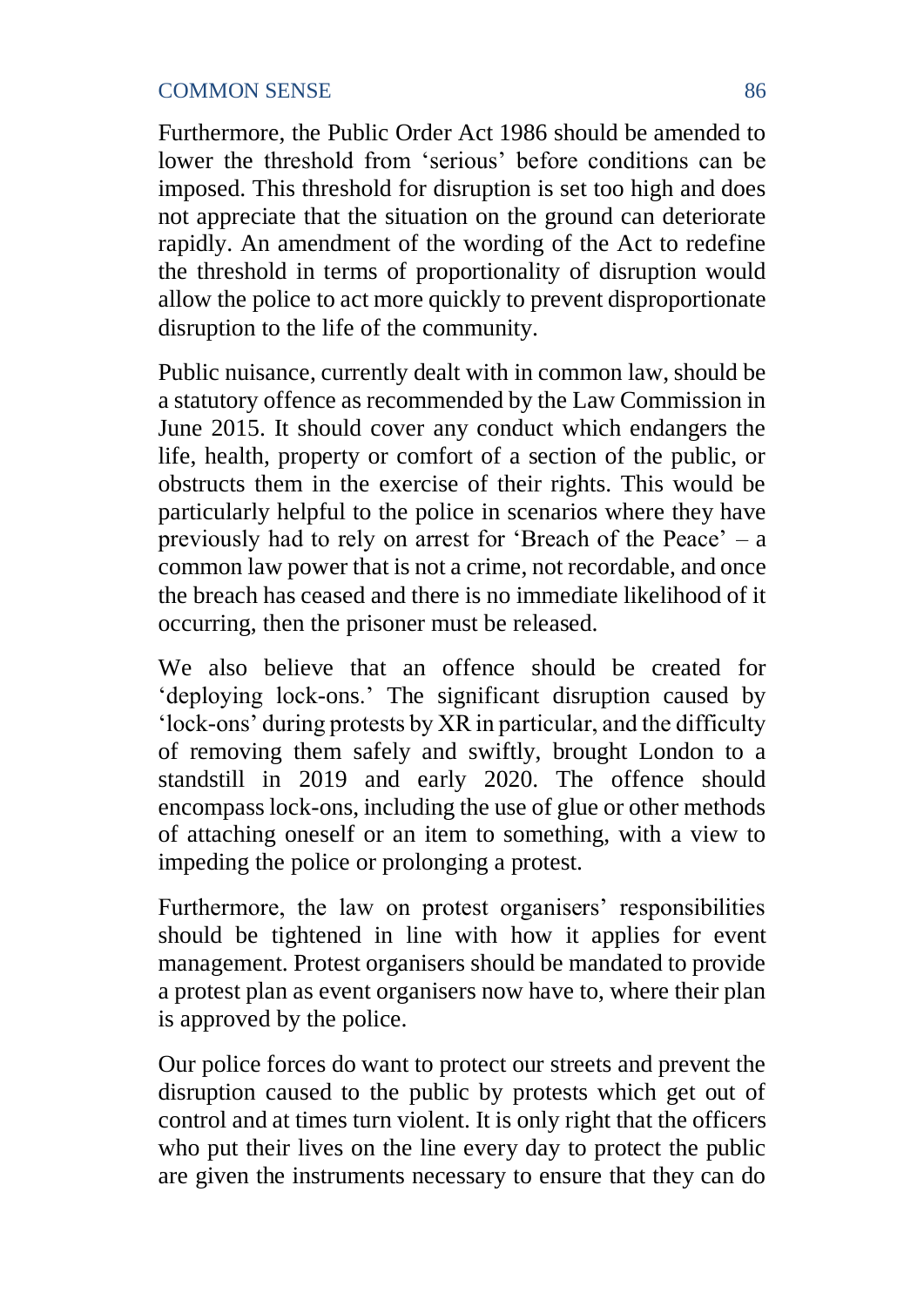Furthermore, the Public Order Act 1986 should be amended to lower the threshold from 'serious' before conditions can be imposed. This threshold for disruption is set too high and does not appreciate that the situation on the ground can deteriorate rapidly. An amendment of the wording of the Act to redefine the threshold in terms of proportionality of disruption would allow the police to act more quickly to prevent disproportionate disruption to the life of the community.

Public nuisance, currently dealt with in common law, should be a statutory offence as recommended by the Law Commission in June 2015. It should cover any conduct which endangers the life, health, property or comfort of a section of the public, or obstructs them in the exercise of their rights. This would be particularly helpful to the police in scenarios where they have previously had to rely on arrest for 'Breach of the Peace' – a common law power that is not a crime, not recordable, and once the breach has ceased and there is no immediate likelihood of it occurring, then the prisoner must be released.

We also believe that an offence should be created for 'deploying lock-ons.' The significant disruption caused by 'lock-ons' during protests by XR in particular, and the difficulty of removing them safely and swiftly, brought London to a standstill in 2019 and early 2020. The offence should encompass lock-ons, including the use of glue or other methods of attaching oneself or an item to something, with a view to impeding the police or prolonging a protest.

Furthermore, the law on protest organisers' responsibilities should be tightened in line with how it applies for event management. Protest organisers should be mandated to provide a protest plan as event organisers now have to, where their plan is approved by the police.

Our police forces do want to protect our streets and prevent the disruption caused to the public by protests which get out of control and at times turn violent. It is only right that the officers who put their lives on the line every day to protect the public are given the instruments necessary to ensure that they can do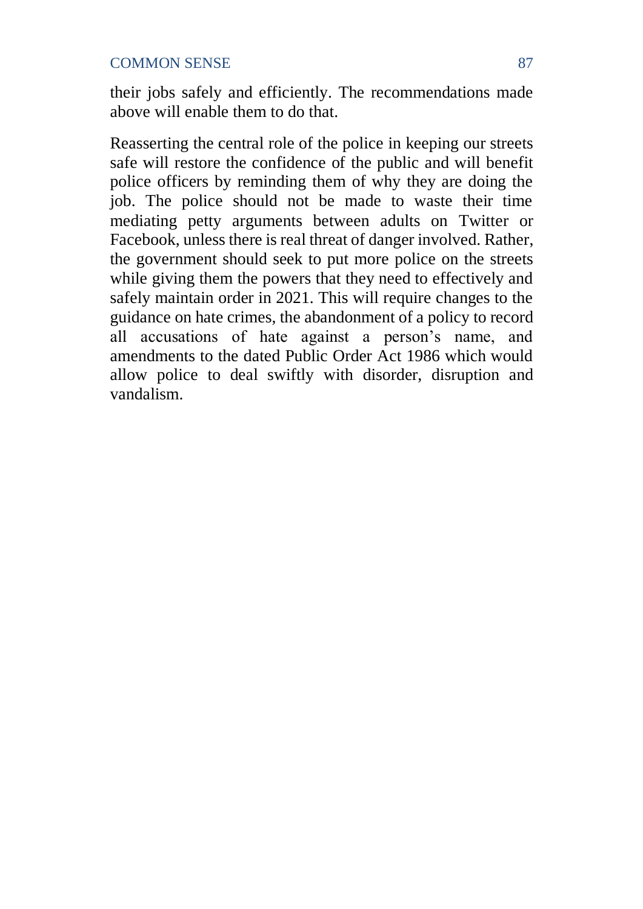their jobs safely and efficiently. The recommendations made above will enable them to do that.

Reasserting the central role of the police in keeping our streets safe will restore the confidence of the public and will benefit police officers by reminding them of why they are doing the job. The police should not be made to waste their time mediating petty arguments between adults on Twitter or Facebook, unless there is real threat of danger involved. Rather, the government should seek to put more police on the streets while giving them the powers that they need to effectively and safely maintain order in 2021. This will require changes to the guidance on hate crimes, the abandonment of a policy to record all accusations of hate against a person's name, and amendments to the dated Public Order Act 1986 which would allow police to deal swiftly with disorder, disruption and vandalism.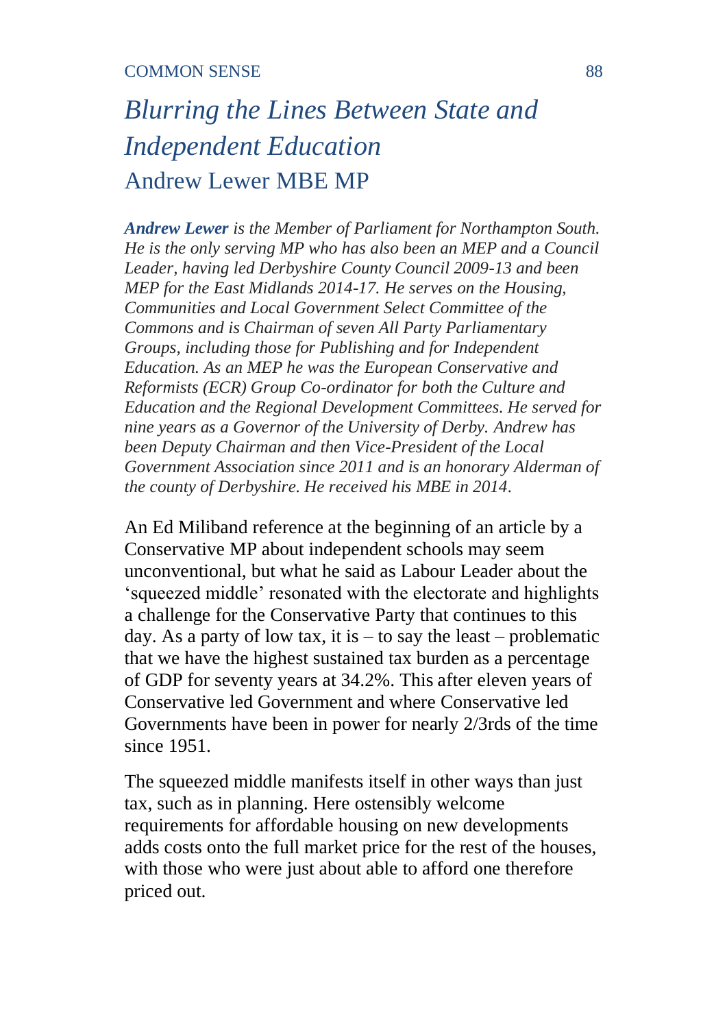# *Blurring the Lines Between State and Independent Education*

## Andrew Lewer MBE MP

***Andrew Lewer** is the Member of Parliament for Northampton South. He is the only serving MP who has also been an MEP and a Council Leader, having led Derbyshire County Council 2009-13 and been MEP for the East Midlands 2014-17. He serves on the Housing, Communities and Local Government Select Committee of the Commons and is Chairman of seven All Party Parliamentary Groups, including those for Publishing and for Independent Education. As an MEP he was the European Conservative and Reformists (ECR) Group Co-ordinator for both the Culture and Education and the Regional Development Committees. He served for nine years as a Governor of the University of Derby. Andrew has been Deputy Chairman and then Vice-President of the Local Government Association since 2011 and is an honorary Alderman of the county of Derbyshire. He received his MBE in 2014.*

An Ed Miliband reference at the beginning of an article by a Conservative MP about independent schools may seem unconventional, but what he said as Labour Leader about the 'squeezed middle' resonated with the electorate and highlights a challenge for the Conservative Party that continues to this day. As a party of low tax, it is – to say the least – problematic that we have the highest sustained tax burden as a percentage of GDP for seventy years at 34.2%. This after eleven years of Conservative led Government and where Conservative led Governments have been in power for nearly 2/3rds of the time since 1951.

The squeezed middle manifests itself in other ways than just tax, such as in planning. Here ostensibly welcome requirements for affordable housing on new developments adds costs onto the full market price for the rest of the houses, with those who were just about able to afford one therefore priced out.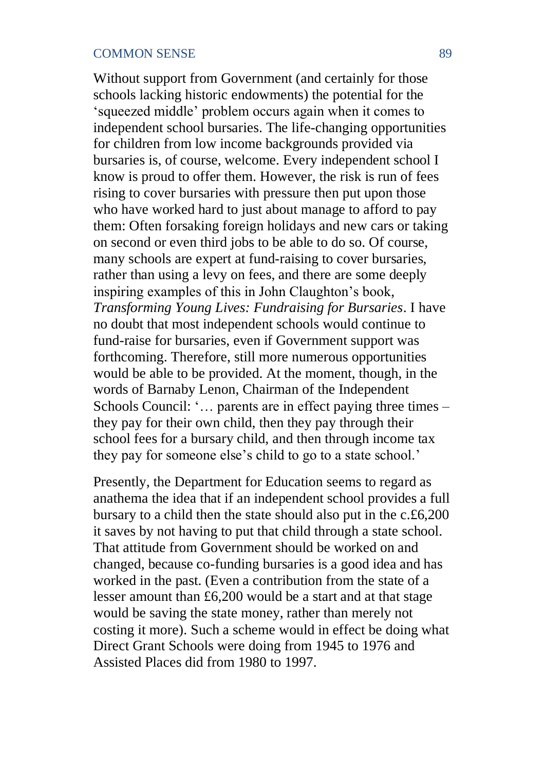Without support from Government (and certainly for those schools lacking historic endowments) the potential for the 'squeezed middle' problem occurs again when it comes to independent school bursaries. The life-changing opportunities for children from low income backgrounds provided via bursaries is, of course, welcome. Every independent school I know is proud to offer them. However, the risk is run of fees rising to cover bursaries with pressure then put upon those who have worked hard to just about manage to afford to pay them: Often forsaking foreign holidays and new cars or taking on second or even third jobs to be able to do so. Of course, many schools are expert at fund-raising to cover bursaries, rather than using a levy on fees, and there are some deeply inspiring examples of this in John Claughton's book, *Transforming Young Lives: Fundraising for Bursaries*. I have no doubt that most independent schools would continue to fund-raise for bursaries, even if Government support was forthcoming. Therefore, still more numerous opportunities would be able to be provided. At the moment, though, in the words of Barnaby Lenon, Chairman of the Independent Schools Council: '… parents are in effect paying three times – they pay for their own child, then they pay through their school fees for a bursary child, and then through income tax they pay for someone else's child to go to a state school.'

Presently, the Department for Education seems to regard as anathema the idea that if an independent school provides a full bursary to a child then the state should also put in the c.£6,200 it saves by not having to put that child through a state school. That attitude from Government should be worked on and changed, because co-funding bursaries is a good idea and has worked in the past. (Even a contribution from the state of a lesser amount than £6,200 would be a start and at that stage would be saving the state money, rather than merely not costing it more). Such a scheme would in effect be doing what Direct Grant Schools were doing from 1945 to 1976 and Assisted Places did from 1980 to 1997.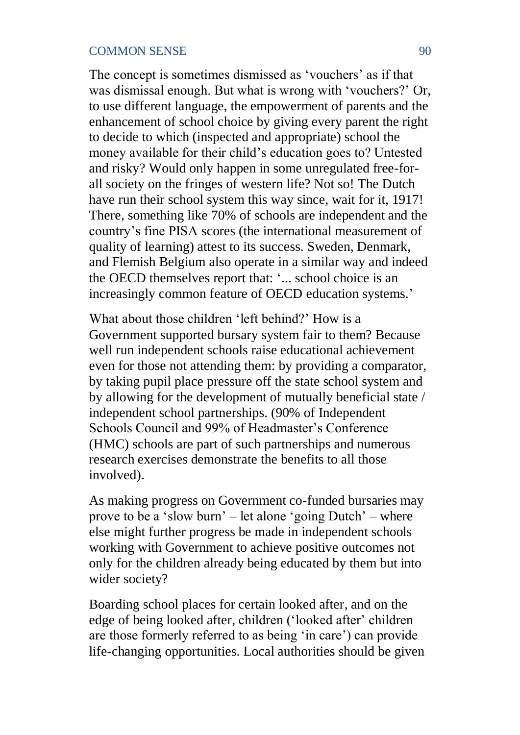The concept is sometimes dismissed as 'vouchers' as if that was dismissal enough. But what is wrong with 'vouchers?' Or, to use different language, the empowerment of parents and the enhancement of school choice by giving every parent the right to decide to which (inspected and appropriate) school the money available for their child's education goes to? Untested and risky? Would only happen in some unregulated free-for-all society on the fringes of western life? Not so! The Dutch have run their school system this way since, wait for it, 1917! There, something like 70% of schools are independent and the country's fine PISA scores (the international measurement of quality of learning) attest to its success. Sweden, Denmark, and Flemish Belgium also operate in a similar way and indeed the OECD themselves report that: '... school choice is an increasingly common feature of OECD education systems.'

What about those children 'left behind?' How is a Government supported bursary system fair to them? Because well run independent schools raise educational achievement even for those not attending them: by providing a comparator, by taking pupil place pressure off the state school system and by allowing for the development of mutually beneficial state / independent school partnerships. (90% of Independent Schools Council and 99% of Headmaster's Conference (HMC) schools are part of such partnerships and numerous research exercises demonstrate the benefits to all those involved).

As making progress on Government co-funded bursaries may prove to be a 'slow burn' – let alone 'going Dutch' – where else might further progress be made in independent schools working with Government to achieve positive outcomes not only for the children already being educated by them but into wider society?

Boarding school places for certain looked after, and on the edge of being looked after, children ('looked after' children are those formerly referred to as being 'in care') can provide life-changing opportunities. Local authorities should be given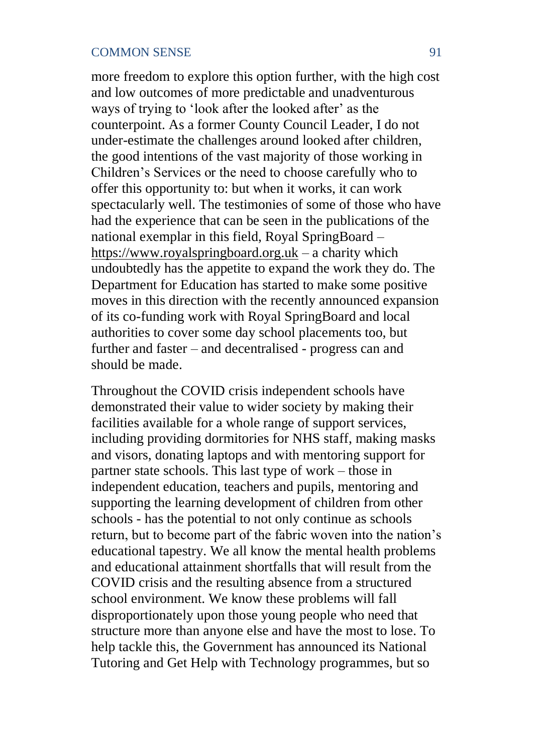more freedom to explore this option further, with the high cost and low outcomes of more predictable and unadventurous ways of trying to 'look after the looked after' as the counterpoint. As a former County Council Leader, I do not under-estimate the challenges around looked after children, the good intentions of the vast majority of those working in Children's Services or the need to choose carefully who to offer this opportunity to: but when it works, it can work spectacularly well. The testimonies of some of those who have had the experience that can be seen in the publications of the national exemplar in this field, Royal SpringBoard – https://www.royalspringboard.org.uk – a charity which undoubtedly has the appetite to expand the work they do. The Department for Education has started to make some positive moves in this direction with the recently announced expansion of its co-funding work with Royal SpringBoard and local authorities to cover some day school placements too, but further and faster – and decentralised - progress can and should be made.

Throughout the COVID crisis independent schools have demonstrated their value to wider society by making their facilities available for a whole range of support services, including providing dormitories for NHS staff, making masks and visors, donating laptops and with mentoring support for partner state schools. This last type of work – those in independent education, teachers and pupils, mentoring and supporting the learning development of children from other schools - has the potential to not only continue as schools return, but to become part of the fabric woven into the nation's educational tapestry. We all know the mental health problems and educational attainment shortfalls that will result from the COVID crisis and the resulting absence from a structured school environment. We know these problems will fall disproportionately upon those young people who need that structure more than anyone else and have the most to lose. To help tackle this, the Government has announced its National Tutoring and Get Help with Technology programmes, but so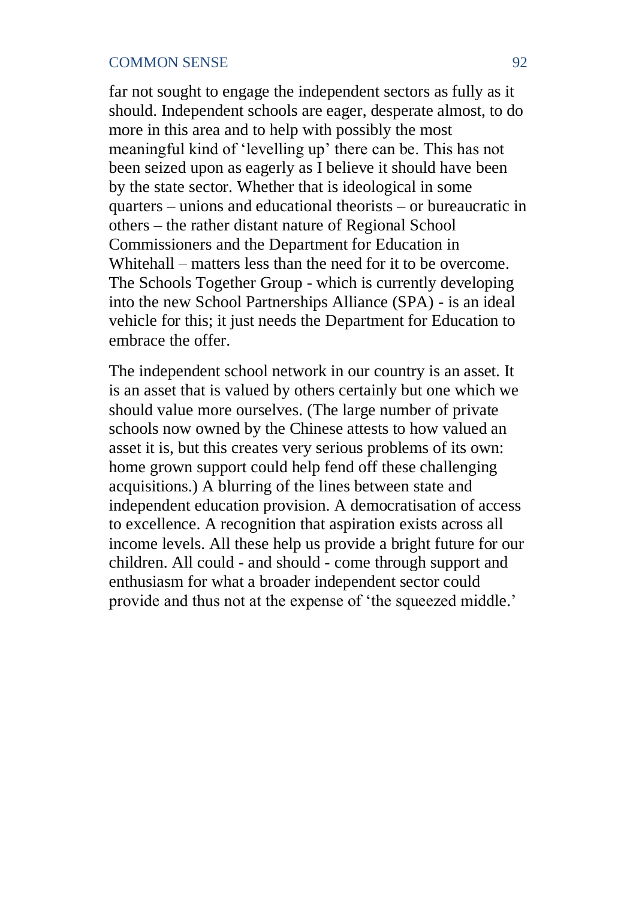far not sought to engage the independent sectors as fully as it should. Independent schools are eager, desperate almost, to do more in this area and to help with possibly the most meaningful kind of 'levelling up' there can be. This has not been seized upon as eagerly as I believe it should have been by the state sector. Whether that is ideological in some quarters – unions and educational theorists – or bureaucratic in others – the rather distant nature of Regional School Commissioners and the Department for Education in Whitehall – matters less than the need for it to be overcome. The Schools Together Group - which is currently developing into the new School Partnerships Alliance (SPA) - is an ideal vehicle for this; it just needs the Department for Education to embrace the offer.

The independent school network in our country is an asset. It is an asset that is valued by others certainly but one which we should value more ourselves. (The large number of private schools now owned by the Chinese attests to how valued an asset it is, but this creates very serious problems of its own: home grown support could help fend off these challenging acquisitions.) A blurring of the lines between state and independent education provision. A democratisation of access to excellence. A recognition that aspiration exists across all income levels. All these help us provide a bright future for our children. All could - and should - come through support and enthusiasm for what a broader independent sector could provide and thus not at the expense of 'the squeezed middle.'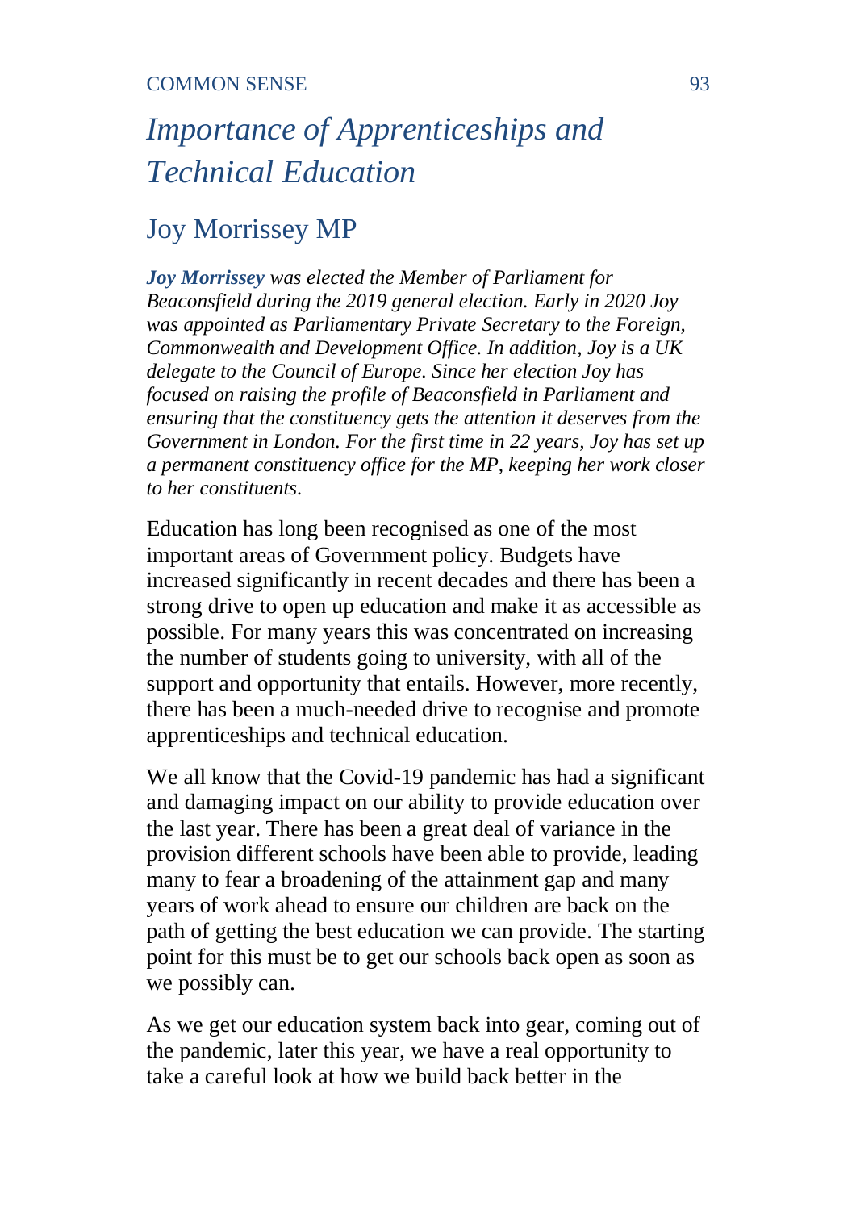# *Importance of Apprenticeships and Technical Education*

## Joy Morrissey MP

***Joy Morrissey*** *was elected the Member of Parliament for Beaconsfield during the 2019 general election. Early in 2020 Joy was appointed as Parliamentary Private Secretary to the Foreign, Commonwealth and Development Office. In addition, Joy is a UK delegate to the Council of Europe. Since her election Joy has focused on raising the profile of Beaconsfield in Parliament and ensuring that the constituency gets the attention it deserves from the Government in London. For the first time in 22 years, Joy has set up a permanent constituency office for the MP, keeping her work closer to her constituents.*

Education has long been recognised as one of the most important areas of Government policy. Budgets have increased significantly in recent decades and there has been a strong drive to open up education and make it as accessible as possible. For many years this was concentrated on increasing the number of students going to university, with all of the support and opportunity that entails. However, more recently, there has been a much-needed drive to recognise and promote apprenticeships and technical education.

We all know that the Covid-19 pandemic has had a significant and damaging impact on our ability to provide education over the last year. There has been a great deal of variance in the provision different schools have been able to provide, leading many to fear a broadening of the attainment gap and many years of work ahead to ensure our children are back on the path of getting the best education we can provide. The starting point for this must be to get our schools back open as soon as we possibly can.

As we get our education system back into gear, coming out of the pandemic, later this year, we have a real opportunity to take a careful look at how we build back better in the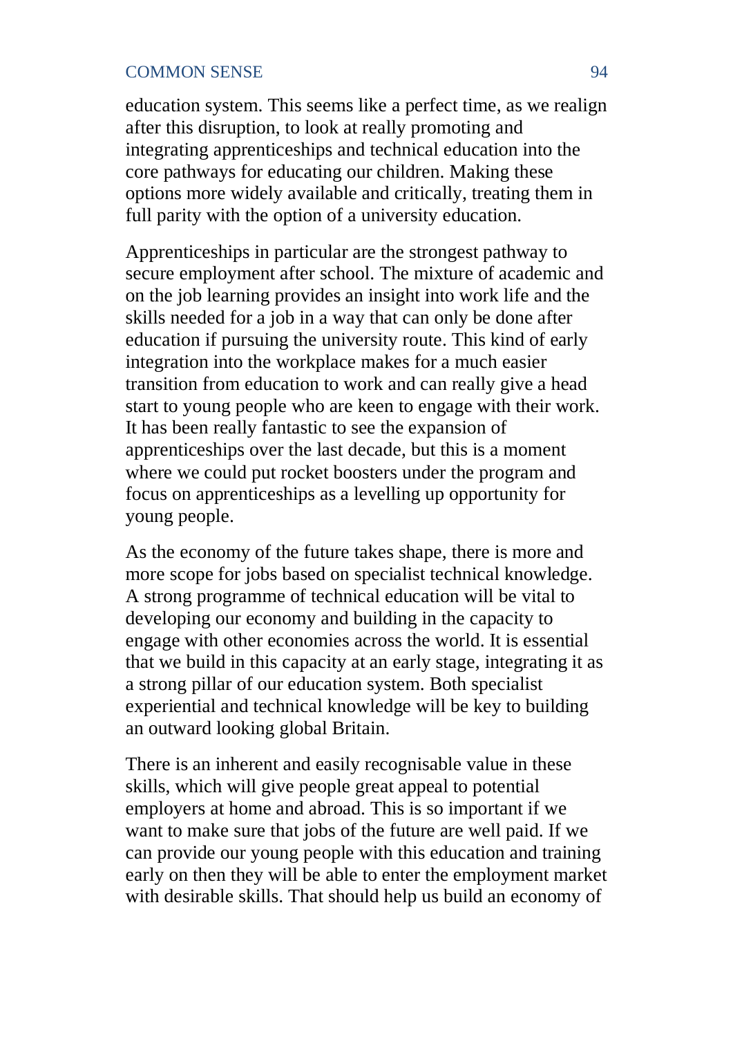education system. This seems like a perfect time, as we realign after this disruption, to look at really promoting and integrating apprenticeships and technical education into the core pathways for educating our children. Making these options more widely available and critically, treating them in full parity with the option of a university education.

Apprenticeships in particular are the strongest pathway to secure employment after school. The mixture of academic and on the job learning provides an insight into work life and the skills needed for a job in a way that can only be done after education if pursuing the university route. This kind of early integration into the workplace makes for a much easier transition from education to work and can really give a head start to young people who are keen to engage with their work. It has been really fantastic to see the expansion of apprenticeships over the last decade, but this is a moment where we could put rocket boosters under the program and focus on apprenticeships as a levelling up opportunity for young people.

As the economy of the future takes shape, there is more and more scope for jobs based on specialist technical knowledge. A strong programme of technical education will be vital to developing our economy and building in the capacity to engage with other economies across the world. It is essential that we build in this capacity at an early stage, integrating it as a strong pillar of our education system. Both specialist experiential and technical knowledge will be key to building an outward looking global Britain.

There is an inherent and easily recognisable value in these skills, which will give people great appeal to potential employers at home and abroad. This is so important if we want to make sure that jobs of the future are well paid. If we can provide our young people with this education and training early on then they will be able to enter the employment market with desirable skills. That should help us build an economy of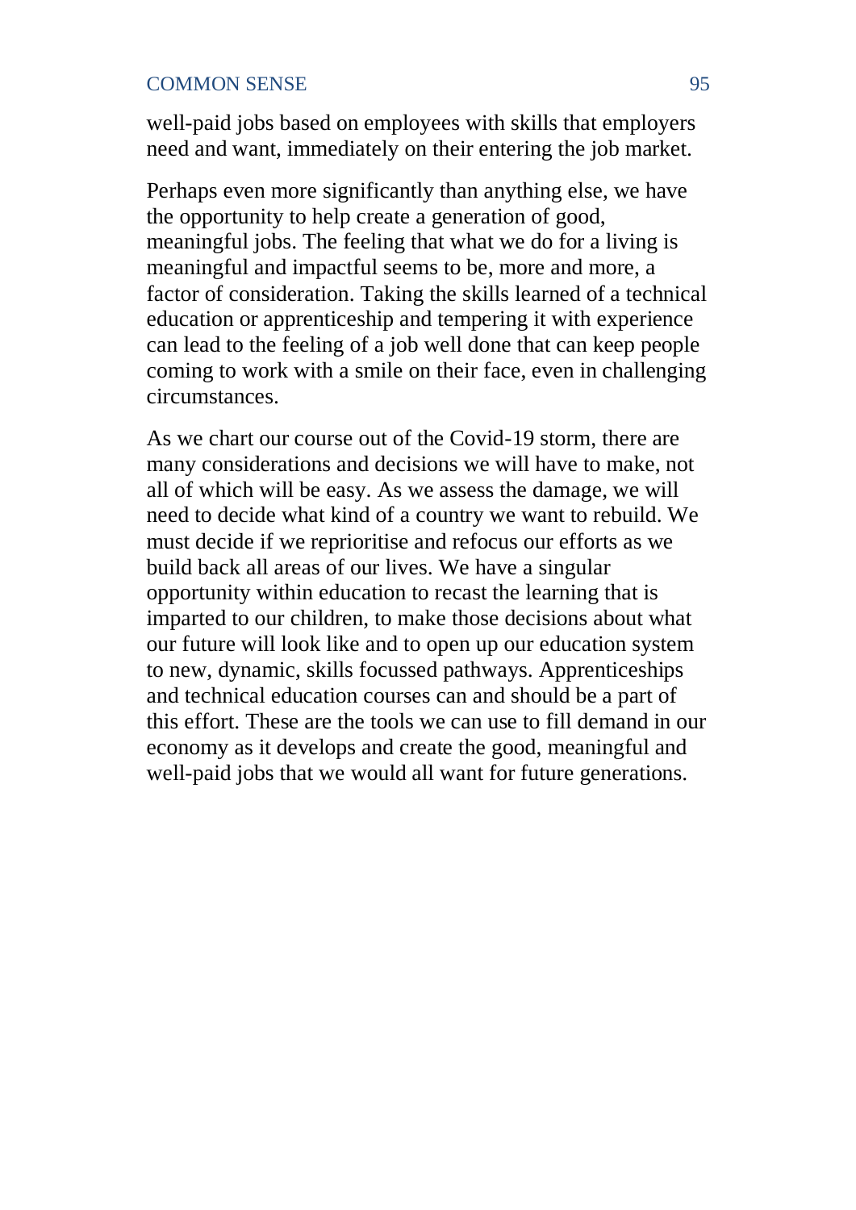well-paid jobs based on employees with skills that employers need and want, immediately on their entering the job market.

Perhaps even more significantly than anything else, we have the opportunity to help create a generation of good, meaningful jobs. The feeling that what we do for a living is meaningful and impactful seems to be, more and more, a factor of consideration. Taking the skills learned of a technical education or apprenticeship and tempering it with experience can lead to the feeling of a job well done that can keep people coming to work with a smile on their face, even in challenging circumstances.

As we chart our course out of the Covid-19 storm, there are many considerations and decisions we will have to make, not all of which will be easy. As we assess the damage, we will need to decide what kind of a country we want to rebuild. We must decide if we reprioritise and refocus our efforts as we build back all areas of our lives. We have a singular opportunity within education to recast the learning that is imparted to our children, to make those decisions about what our future will look like and to open up our education system to new, dynamic, skills focussed pathways. Apprenticeships and technical education courses can and should be a part of this effort. These are the tools we can use to fill demand in our economy as it develops and create the good, meaningful and well-paid jobs that we would all want for future generations.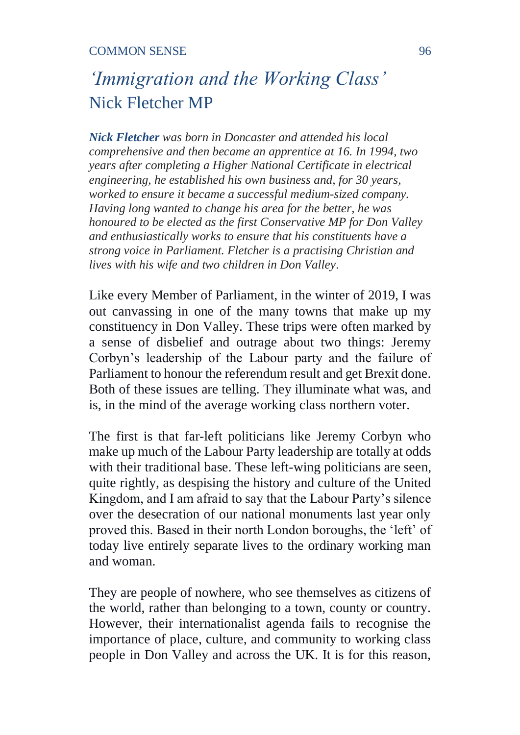# *'Immigration and the Working Class'*
## Nick Fletcher MP

***Nick Fletcher*** *was born in Doncaster and attended his local comprehensive and then became an apprentice at 16. In 1994, two years after completing a Higher National Certificate in electrical engineering, he established his own business and, for 30 years, worked to ensure it became a successful medium-sized company. Having long wanted to change his area for the better, he was honoured to be elected as the first Conservative MP for Don Valley and enthusiastically works to ensure that his constituents have a strong voice in Parliament. Fletcher is a practising Christian and lives with his wife and two children in Don Valley.*

Like every Member of Parliament, in the winter of 2019, I was out canvassing in one of the many towns that make up my constituency in Don Valley. These trips were often marked by a sense of disbelief and outrage about two things: Jeremy Corbyn's leadership of the Labour party and the failure of Parliament to honour the referendum result and get Brexit done. Both of these issues are telling. They illuminate what was, and is, in the mind of the average working class northern voter.

The first is that far-left politicians like Jeremy Corbyn who make up much of the Labour Party leadership are totally at odds with their traditional base. These left-wing politicians are seen, quite rightly, as despising the history and culture of the United Kingdom, and I am afraid to say that the Labour Party's silence over the desecration of our national monuments last year only proved this. Based in their north London boroughs, the 'left' of today live entirely separate lives to the ordinary working man and woman.

They are people of nowhere, who see themselves as citizens of the world, rather than belonging to a town, county or country. However, their internationalist agenda fails to recognise the importance of place, culture, and community to working class people in Don Valley and across the UK. It is for this reason,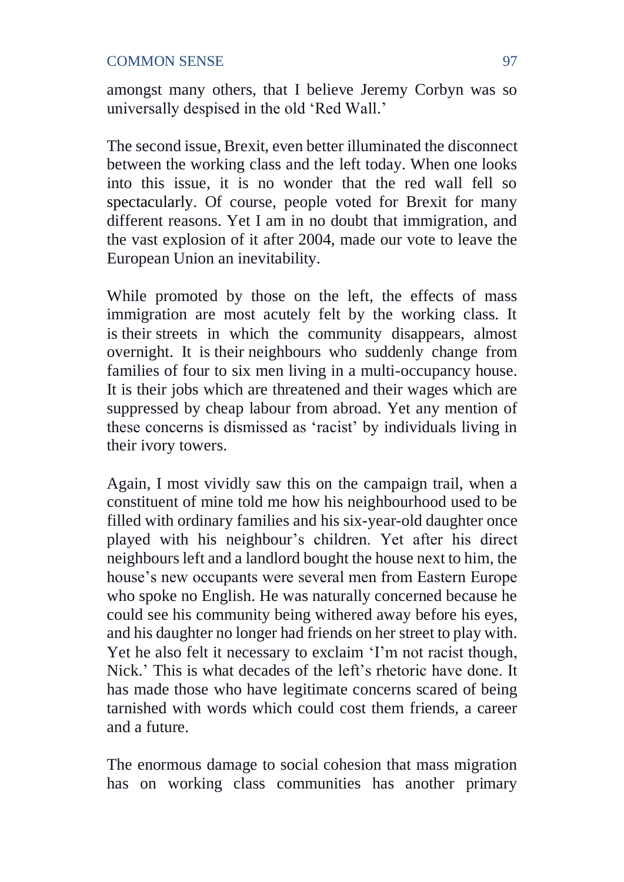amongst many others, that I believe Jeremy Corbyn was so universally despised in the old 'Red Wall.'

The second issue, Brexit, even better illuminated the disconnect between the working class and the left today. When one looks into this issue, it is no wonder that the red wall fell so spectacularly. Of course, people voted for Brexit for many different reasons. Yet I am in no doubt that immigration, and the vast explosion of it after 2004, made our vote to leave the European Union an inevitability.

While promoted by those on the left, the effects of mass immigration are most acutely felt by the working class. It is their streets in which the community disappears, almost overnight. It is their neighbours who suddenly change from families of four to six men living in a multi-occupancy house. It is their jobs which are threatened and their wages which are suppressed by cheap labour from abroad. Yet any mention of these concerns is dismissed as 'racist' by individuals living in their ivory towers.

Again, I most vividly saw this on the campaign trail, when a constituent of mine told me how his neighbourhood used to be filled with ordinary families and his six-year-old daughter once played with his neighbour's children. Yet after his direct neighbours left and a landlord bought the house next to him, the house's new occupants were several men from Eastern Europe who spoke no English. He was naturally concerned because he could see his community being withered away before his eyes, and his daughter no longer had friends on her street to play with. Yet he also felt it necessary to exclaim 'I'm not racist though, Nick.' This is what decades of the left's rhetoric have done. It has made those who have legitimate concerns scared of being tarnished with words which could cost them friends, a career and a future.

The enormous damage to social cohesion that mass migration has on working class communities has another primary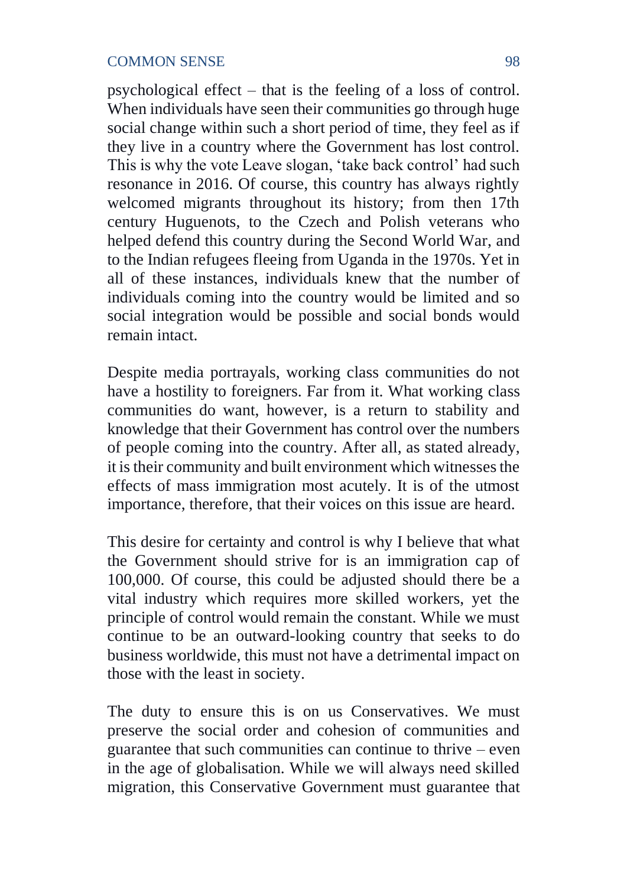psychological effect – that is the feeling of a loss of control. When individuals have seen their communities go through huge social change within such a short period of time, they feel as if they live in a country where the Government has lost control. This is why the vote Leave slogan, 'take back control' had such resonance in 2016. Of course, this country has always rightly welcomed migrants throughout its history; from then 17th century Huguenots, to the Czech and Polish veterans who helped defend this country during the Second World War, and to the Indian refugees fleeing from Uganda in the 1970s. Yet in all of these instances, individuals knew that the number of individuals coming into the country would be limited and so social integration would be possible and social bonds would remain intact.

Despite media portrayals, working class communities do not have a hostility to foreigners. Far from it. What working class communities do want, however, is a return to stability and knowledge that their Government has control over the numbers of people coming into the country. After all, as stated already, it is their community and built environment which witnesses the effects of mass immigration most acutely. It is of the utmost importance, therefore, that their voices on this issue are heard.

This desire for certainty and control is why I believe that what the Government should strive for is an immigration cap of 100,000. Of course, this could be adjusted should there be a vital industry which requires more skilled workers, yet the principle of control would remain the constant. While we must continue to be an outward-looking country that seeks to do business worldwide, this must not have a detrimental impact on those with the least in society.

The duty to ensure this is on us Conservatives. We must preserve the social order and cohesion of communities and guarantee that such communities can continue to thrive – even in the age of globalisation. While we will always need skilled migration, this Conservative Government must guarantee that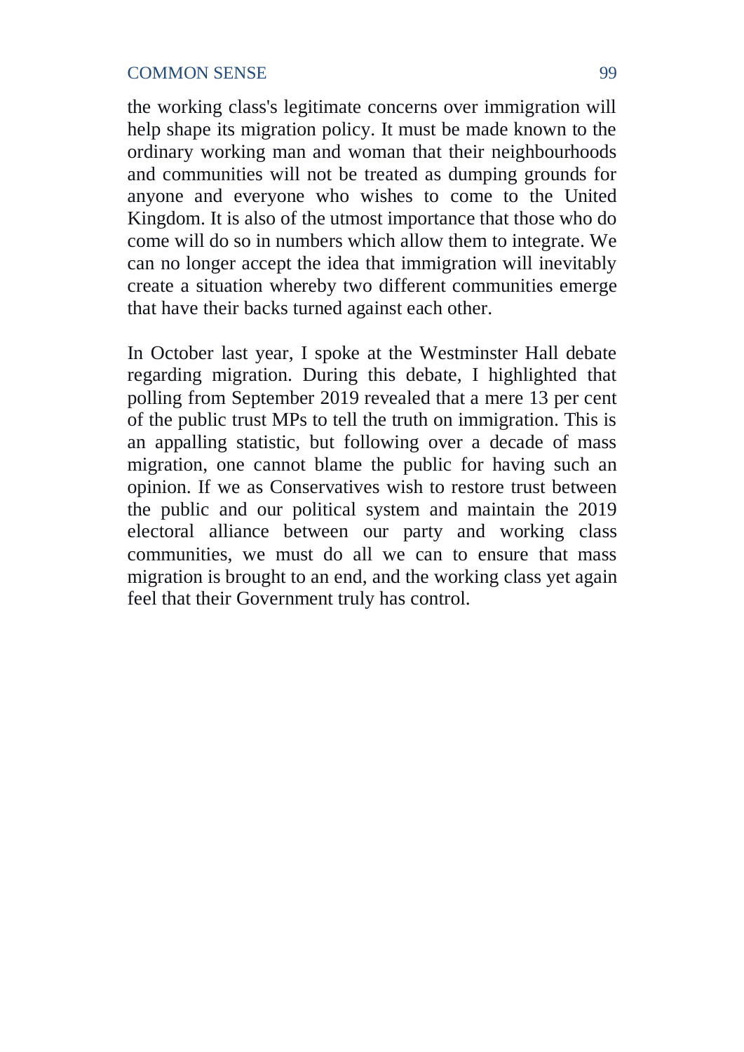the working class's legitimate concerns over immigration will help shape its migration policy. It must be made known to the ordinary working man and woman that their neighbourhoods and communities will not be treated as dumping grounds for anyone and everyone who wishes to come to the United Kingdom. It is also of the utmost importance that those who do come will do so in numbers which allow them to integrate. We can no longer accept the idea that immigration will inevitably create a situation whereby two different communities emerge that have their backs turned against each other.

In October last year, I spoke at the Westminster Hall debate regarding migration. During this debate, I highlighted that polling from September 2019 revealed that a mere 13 per cent of the public trust MPs to tell the truth on immigration. This is an appalling statistic, but following over a decade of mass migration, one cannot blame the public for having such an opinion. If we as Conservatives wish to restore trust between the public and our political system and maintain the 2019 electoral alliance between our party and working class communities, we must do all we can to ensure that mass migration is brought to an end, and the working class yet again feel that their Government truly has control.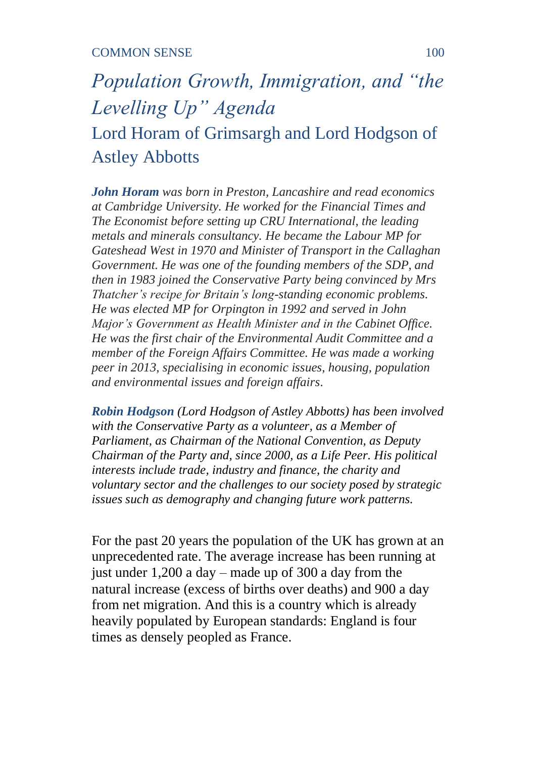# *Population Growth, Immigration, and "the Levelling Up" Agenda*

## Lord Horam of Grimsargh and Lord Hodgson of Astley Abbotts

***John Horam*** *was born in Preston, Lancashire and read economics at Cambridge University. He worked for the Financial Times and The Economist before setting up CRU International, the leading metals and minerals consultancy. He became the Labour MP for Gateshead West in 1970 and Minister of Transport in the Callaghan Government. He was one of the founding members of the SDP, and then in 1983 joined the Conservative Party being convinced by Mrs Thatcher's recipe for Britain's long-standing economic problems. He was elected MP for Orpington in 1992 and served in John Major's Government as Health Minister and in the Cabinet Office. He was the first chair of the Environmental Audit Committee and a member of the Foreign Affairs Committee. He was made a working peer in 2013, specialising in economic issues, housing, population and environmental issues and foreign affairs.*

***Robin Hodgson*** *(Lord Hodgson of Astley Abbotts) has been involved with the Conservative Party as a volunteer, as a Member of Parliament, as Chairman of the National Convention, as Deputy Chairman of the Party and, since 2000, as a Life Peer. His political interests include trade, industry and finance, the charity and voluntary sector and the challenges to our society posed by strategic issues such as demography and changing future work patterns.*

For the past 20 years the population of the UK has grown at an unprecedented rate. The average increase has been running at just under 1,200 a day – made up of 300 a day from the natural increase (excess of births over deaths) and 900 a day from net migration. And this is a country which is already heavily populated by European standards: England is four times as densely peopled as France.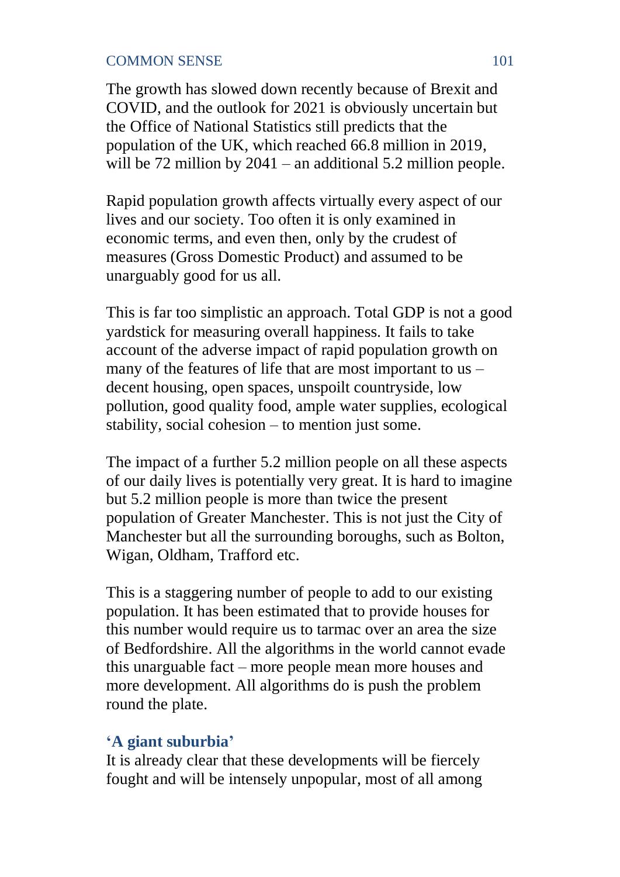The growth has slowed down recently because of Brexit and COVID, and the outlook for 2021 is obviously uncertain but the Office of National Statistics still predicts that the population of the UK, which reached 66.8 million in 2019, will be 72 million by 2041 – an additional 5.2 million people.

Rapid population growth affects virtually every aspect of our lives and our society. Too often it is only examined in economic terms, and even then, only by the crudest of measures (Gross Domestic Product) and assumed to be unarguably good for us all.

This is far too simplistic an approach. Total GDP is not a good yardstick for measuring overall happiness. It fails to take account of the adverse impact of rapid population growth on many of the features of life that are most important to us – decent housing, open spaces, unspoilt countryside, low pollution, good quality food, ample water supplies, ecological stability, social cohesion – to mention just some.

The impact of a further 5.2 million people on all these aspects of our daily lives is potentially very great. It is hard to imagine but 5.2 million people is more than twice the present population of Greater Manchester. This is not just the City of Manchester but all the surrounding boroughs, such as Bolton, Wigan, Oldham, Trafford etc.

This is a staggering number of people to add to our existing population. It has been estimated that to provide houses for this number would require us to tarmac over an area the size of Bedfordshire. All the algorithms in the world cannot evade this unarguable fact – more people mean more houses and more development. All algorithms do is push the problem round the plate.

### 'A giant suburbia'

It is already clear that these developments will be fiercely fought and will be intensely unpopular, most of all among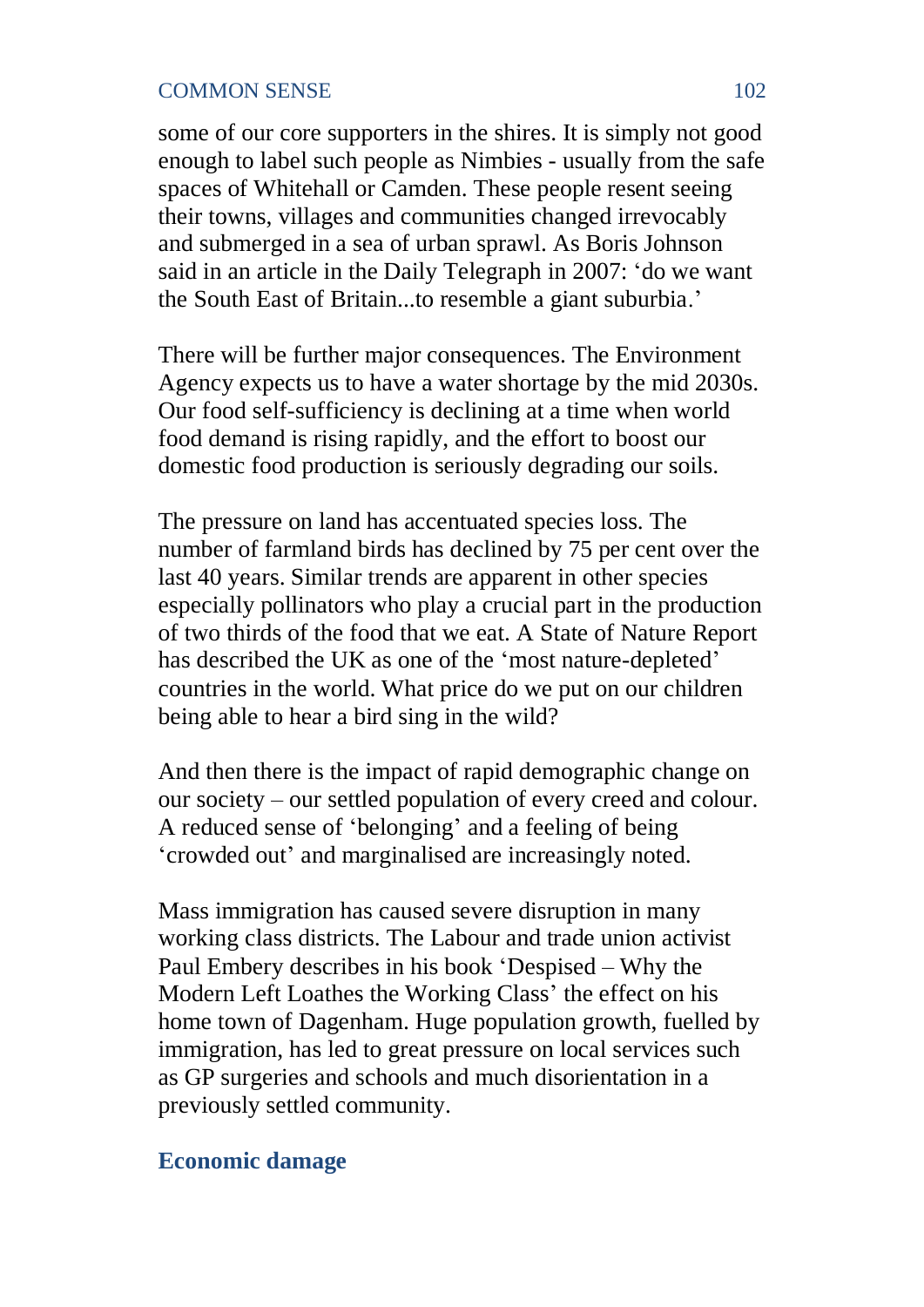some of our core supporters in the shires. It is simply not good enough to label such people as Nimbies - usually from the safe spaces of Whitehall or Camden. These people resent seeing their towns, villages and communities changed irrevocably and submerged in a sea of urban sprawl. As Boris Johnson said in an article in the Daily Telegraph in 2007: 'do we want the South East of Britain...to resemble a giant suburbia.'

There will be further major consequences. The Environment Agency expects us to have a water shortage by the mid 2030s. Our food self-sufficiency is declining at a time when world food demand is rising rapidly, and the effort to boost our domestic food production is seriously degrading our soils.

The pressure on land has accentuated species loss. The number of farmland birds has declined by 75 per cent over the last 40 years. Similar trends are apparent in other species especially pollinators who play a crucial part in the production of two thirds of the food that we eat. A State of Nature Report has described the UK as one of the 'most nature-depleted' countries in the world. What price do we put on our children being able to hear a bird sing in the wild?

And then there is the impact of rapid demographic change on our society – our settled population of every creed and colour. A reduced sense of 'belonging' and a feeling of being 'crowded out' and marginalised are increasingly noted.

Mass immigration has caused severe disruption in many working class districts. The Labour and trade union activist Paul Embery describes in his book 'Despised – Why the Modern Left Loathes the Working Class' the effect on his home town of Dagenham. Huge population growth, fuelled by immigration, has led to great pressure on local services such as GP surgeries and schools and much disorientation in a previously settled community.

## Economic damage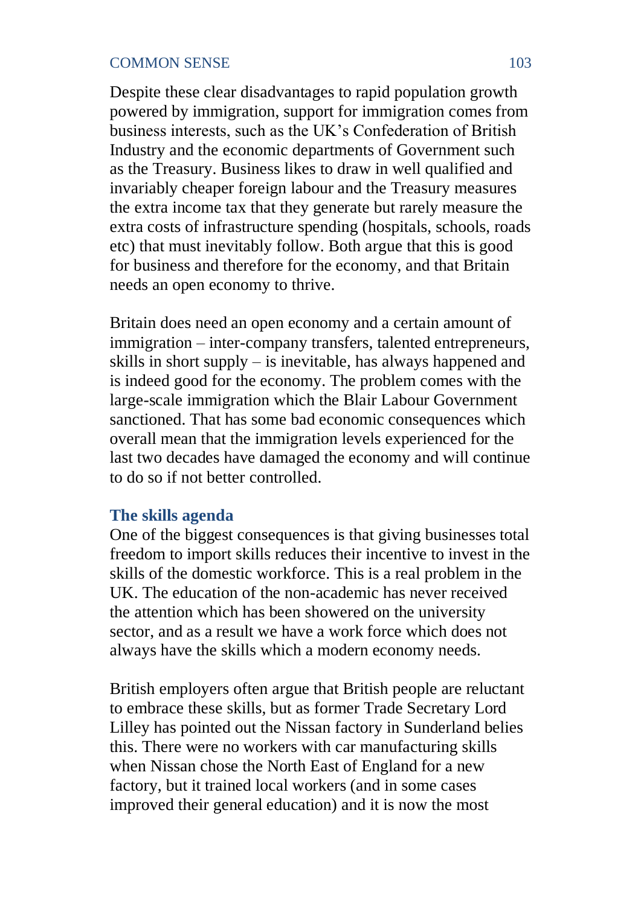Despite these clear disadvantages to rapid population growth powered by immigration, support for immigration comes from business interests, such as the UK's Confederation of British Industry and the economic departments of Government such as the Treasury. Business likes to draw in well qualified and invariably cheaper foreign labour and the Treasury measures the extra income tax that they generate but rarely measure the extra costs of infrastructure spending (hospitals, schools, roads etc) that must inevitably follow. Both argue that this is good for business and therefore for the economy, and that Britain needs an open economy to thrive.

Britain does need an open economy and a certain amount of immigration – inter-company transfers, talented entrepreneurs, skills in short supply – is inevitable, has always happened and is indeed good for the economy. The problem comes with the large-scale immigration which the Blair Labour Government sanctioned. That has some bad economic consequences which overall mean that the immigration levels experienced for the last two decades have damaged the economy and will continue to do so if not better controlled.

### The skills agenda

One of the biggest consequences is that giving businesses total freedom to import skills reduces their incentive to invest in the skills of the domestic workforce. This is a real problem in the UK. The education of the non-academic has never received the attention which has been showered on the university sector, and as a result we have a work force which does not always have the skills which a modern economy needs.

British employers often argue that British people are reluctant to embrace these skills, but as former Trade Secretary Lord Lilley has pointed out the Nissan factory in Sunderland belies this. There were no workers with car manufacturing skills when Nissan chose the North East of England for a new factory, but it trained local workers (and in some cases improved their general education) and it is now the most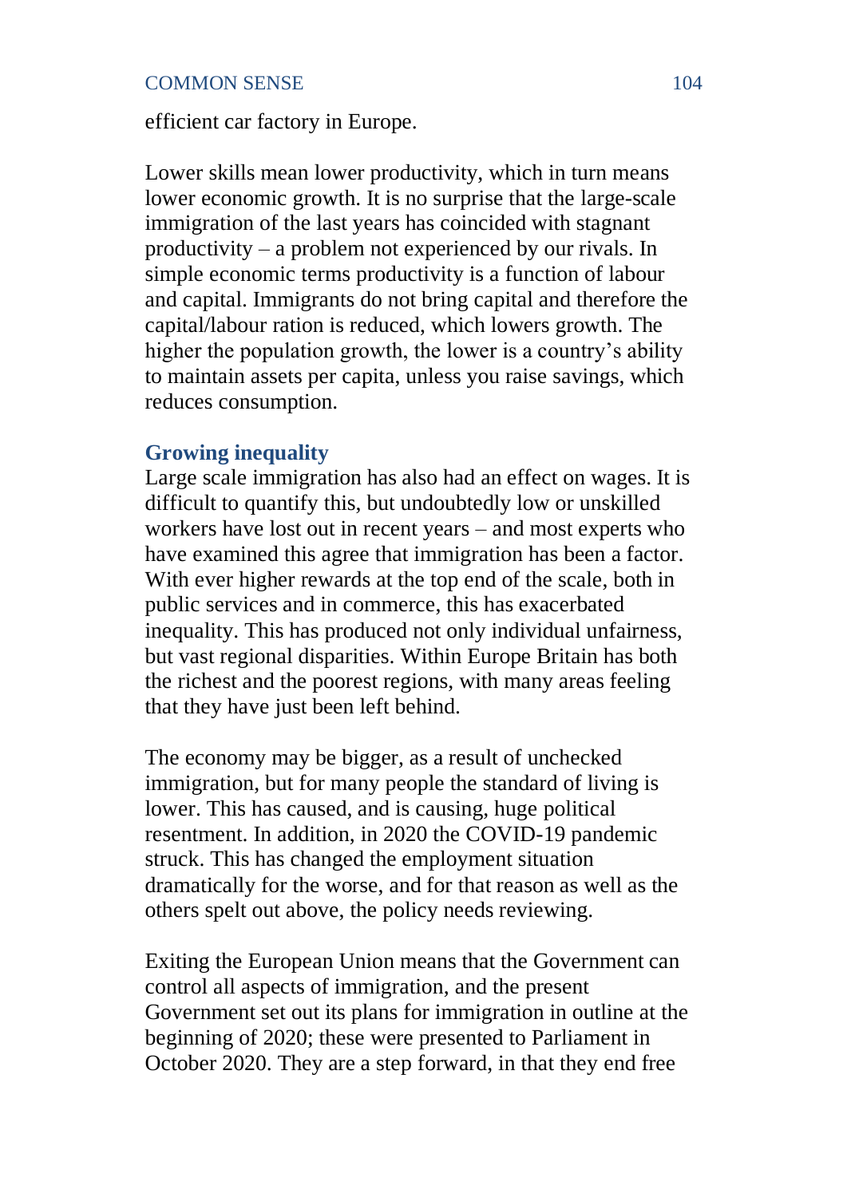efficient car factory in Europe.

Lower skills mean lower productivity, which in turn means lower economic growth. It is no surprise that the large-scale immigration of the last years has coincided with stagnant productivity – a problem not experienced by our rivals. In simple economic terms productivity is a function of labour and capital. Immigrants do not bring capital and therefore the capital/labour ration is reduced, which lowers growth. The higher the population growth, the lower is a country's ability to maintain assets per capita, unless you raise savings, which reduces consumption.

### Growing inequality

Large scale immigration has also had an effect on wages. It is difficult to quantify this, but undoubtedly low or unskilled workers have lost out in recent years – and most experts who have examined this agree that immigration has been a factor. With ever higher rewards at the top end of the scale, both in public services and in commerce, this has exacerbated inequality. This has produced not only individual unfairness, but vast regional disparities. Within Europe Britain has both the richest and the poorest regions, with many areas feeling that they have just been left behind.

The economy may be bigger, as a result of unchecked immigration, but for many people the standard of living is lower. This has caused, and is causing, huge political resentment. In addition, in 2020 the COVID-19 pandemic struck. This has changed the employment situation dramatically for the worse, and for that reason as well as the others spelt out above, the policy needs reviewing.

Exiting the European Union means that the Government can control all aspects of immigration, and the present Government set out its plans for immigration in outline at the beginning of 2020; these were presented to Parliament in October 2020. They are a step forward, in that they end free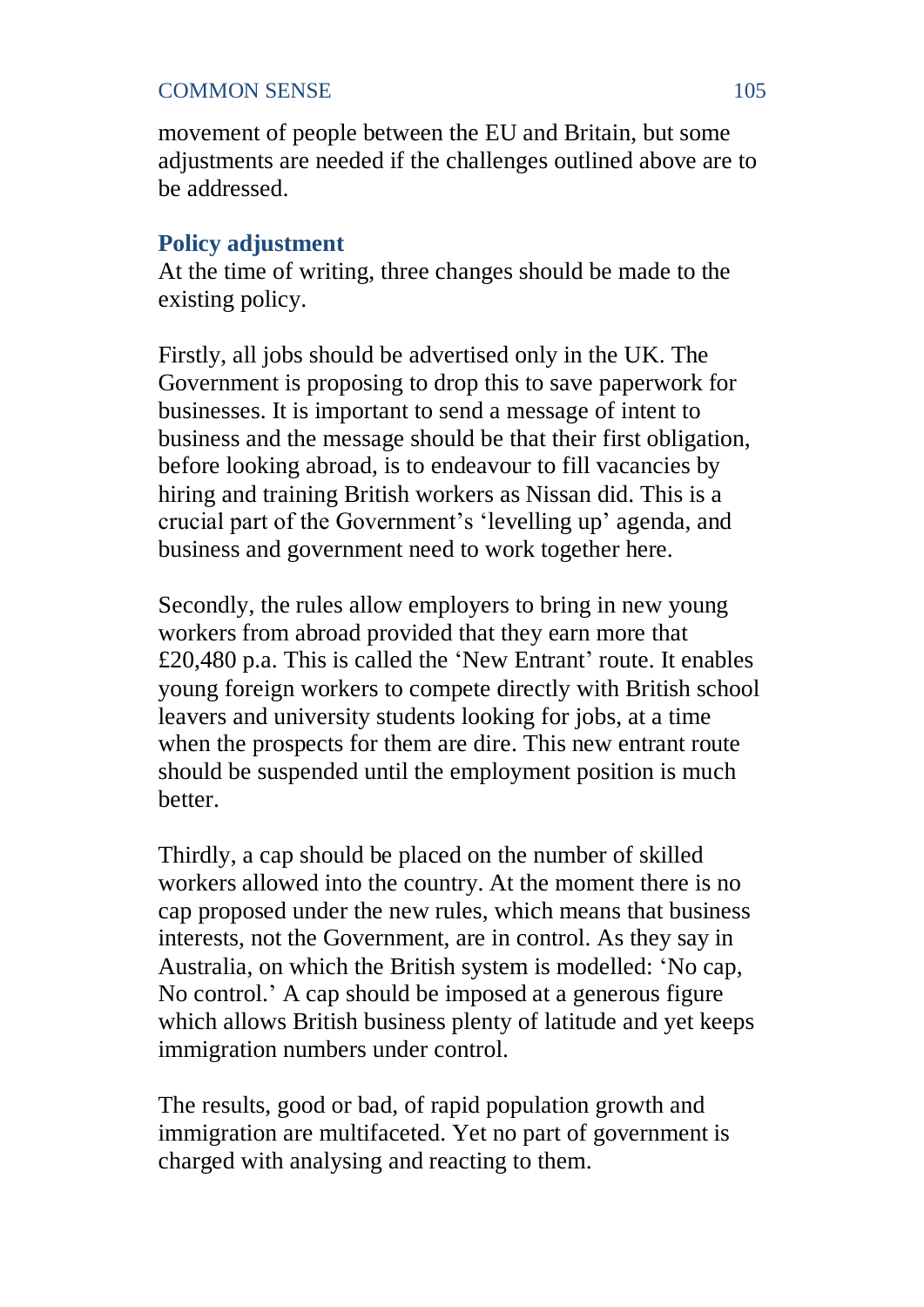movement of people between the EU and Britain, but some adjustments are needed if the challenges outlined above are to be addressed.

### Policy adjustment

At the time of writing, three changes should be made to the existing policy.

Firstly, all jobs should be advertised only in the UK. The Government is proposing to drop this to save paperwork for businesses. It is important to send a message of intent to business and the message should be that their first obligation, before looking abroad, is to endeavour to fill vacancies by hiring and training British workers as Nissan did. This is a crucial part of the Government's 'levelling up' agenda, and business and government need to work together here.

Secondly, the rules allow employers to bring in new young workers from abroad provided that they earn more that £20,480 p.a. This is called the 'New Entrant' route. It enables young foreign workers to compete directly with British school leavers and university students looking for jobs, at a time when the prospects for them are dire. This new entrant route should be suspended until the employment position is much better.

Thirdly, a cap should be placed on the number of skilled workers allowed into the country. At the moment there is no cap proposed under the new rules, which means that business interests, not the Government, are in control. As they say in Australia, on which the British system is modelled: 'No cap, No control.' A cap should be imposed at a generous figure which allows British business plenty of latitude and yet keeps immigration numbers under control.

The results, good or bad, of rapid population growth and immigration are multifaceted. Yet no part of government is charged with analysing and reacting to them.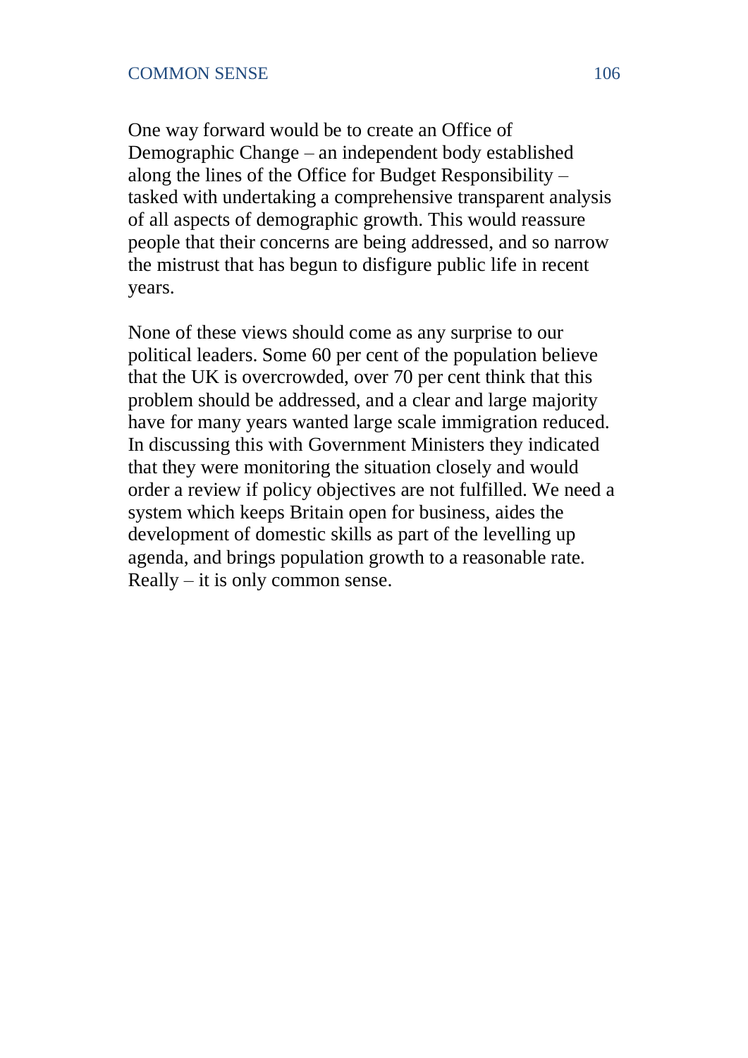One way forward would be to create an Office of Demographic Change – an independent body established along the lines of the Office for Budget Responsibility – tasked with undertaking a comprehensive transparent analysis of all aspects of demographic growth. This would reassure people that their concerns are being addressed, and so narrow the mistrust that has begun to disfigure public life in recent years.

None of these views should come as any surprise to our political leaders. Some 60 per cent of the population believe that the UK is overcrowded, over 70 per cent think that this problem should be addressed, and a clear and large majority have for many years wanted large scale immigration reduced. In discussing this with Government Ministers they indicated that they were monitoring the situation closely and would order a review if policy objectives are not fulfilled. We need a system which keeps Britain open for business, aides the development of domestic skills as part of the levelling up agenda, and brings population growth to a reasonable rate. Really – it is only common sense.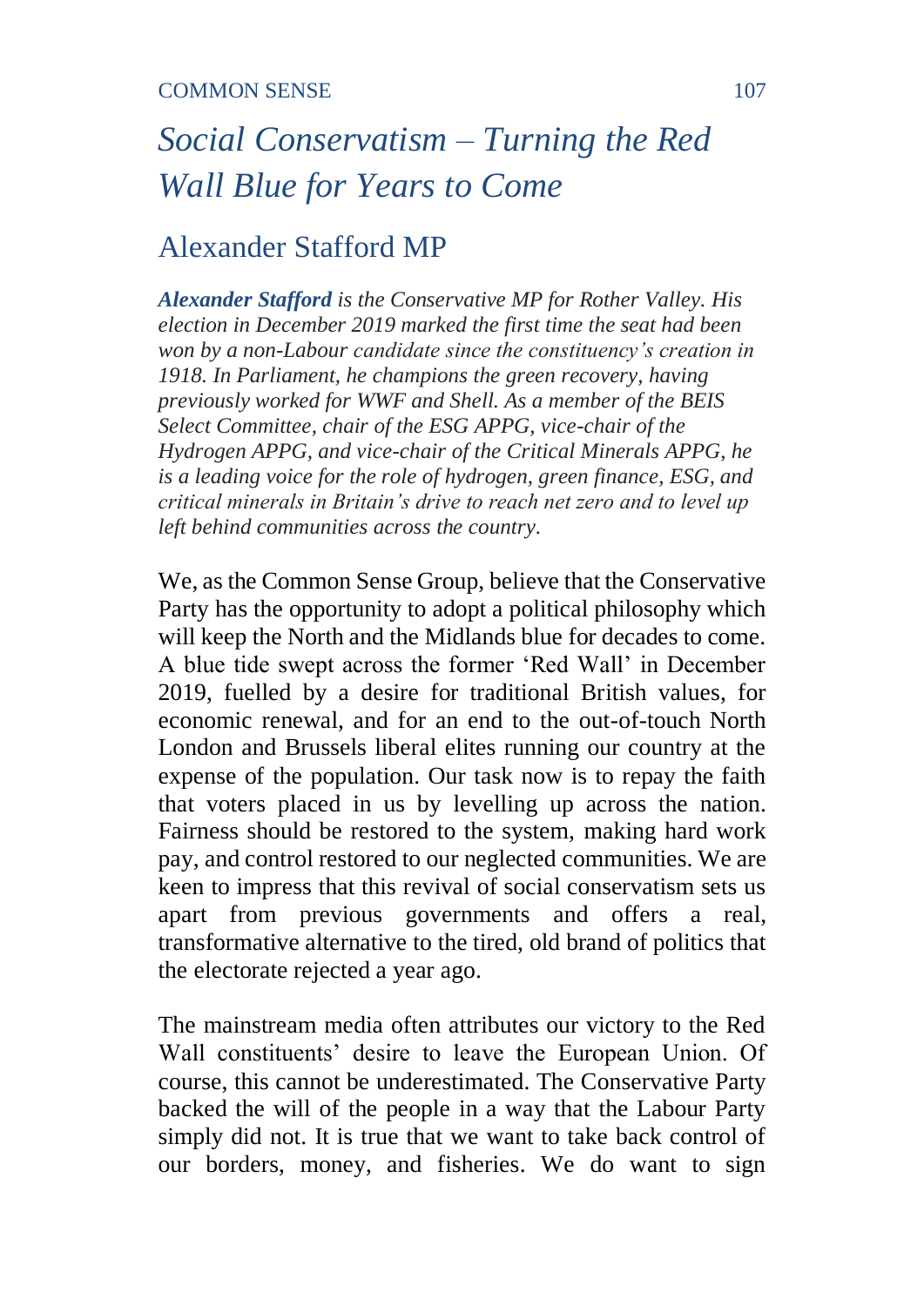# *Social Conservatism – Turning the Red Wall Blue for Years to Come*

## Alexander Stafford MP

***Alexander Stafford** is the Conservative MP for Rother Valley. His election in December 2019 marked the first time the seat had been won by a non-Labour candidate since the constituency's creation in 1918. In Parliament, he champions the green recovery, having previously worked for WWF and Shell. As a member of the BEIS Select Committee, chair of the ESG APPG, vice-chair of the Hydrogen APPG, and vice-chair of the Critical Minerals APPG, he is a leading voice for the role of hydrogen, green finance, ESG, and critical minerals in Britain's drive to reach net zero and to level up left behind communities across the country.*

We, as the Common Sense Group, believe that the Conservative Party has the opportunity to adopt a political philosophy which will keep the North and the Midlands blue for decades to come. A blue tide swept across the former 'Red Wall' in December 2019, fuelled by a desire for traditional British values, for economic renewal, and for an end to the out-of-touch North London and Brussels liberal elites running our country at the expense of the population. Our task now is to repay the faith that voters placed in us by levelling up across the nation. Fairness should be restored to the system, making hard work pay, and control restored to our neglected communities. We are keen to impress that this revival of social conservatism sets us apart from previous governments and offers a real, transformative alternative to the tired, old brand of politics that the electorate rejected a year ago.

The mainstream media often attributes our victory to the Red Wall constituents' desire to leave the European Union. Of course, this cannot be underestimated. The Conservative Party backed the will of the people in a way that the Labour Party simply did not. It is true that we want to take back control of our borders, money, and fisheries. We do want to sign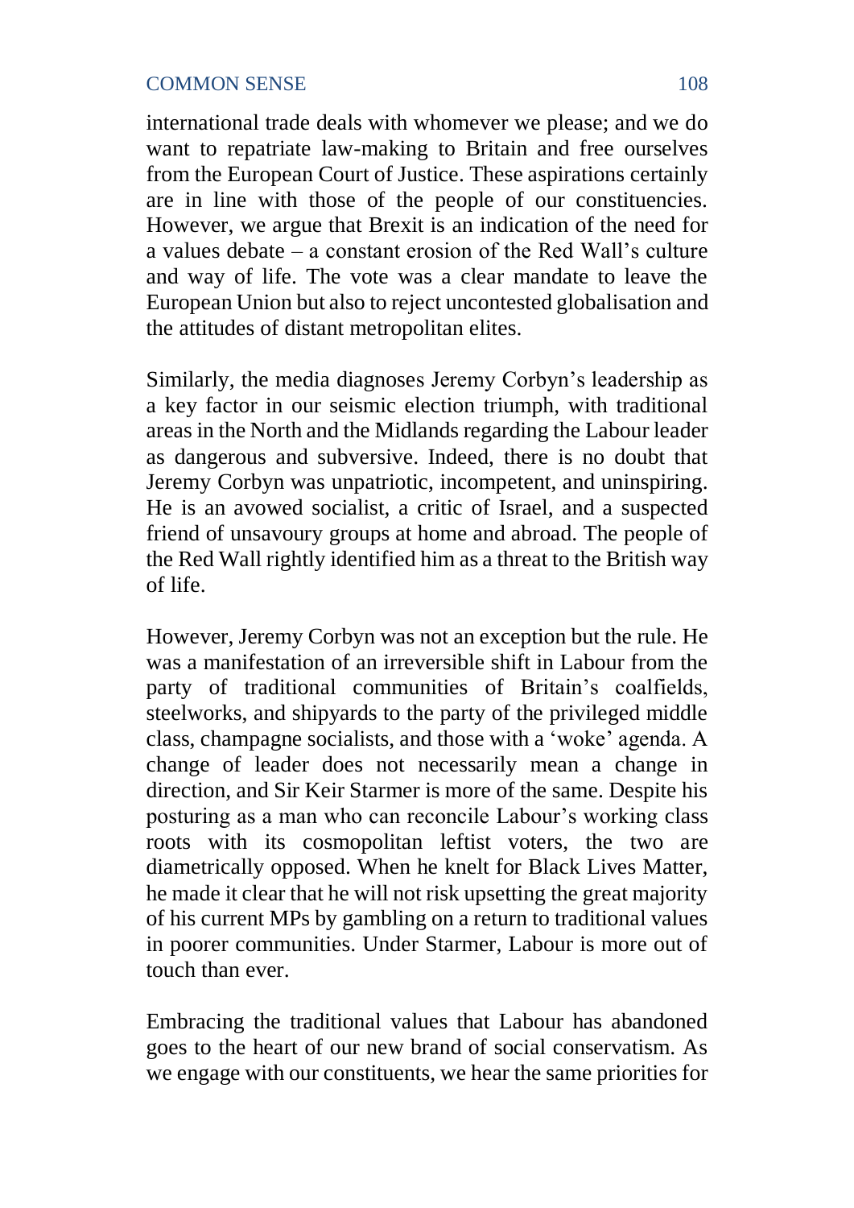international trade deals with whomever we please; and we do want to repatriate law-making to Britain and free ourselves from the European Court of Justice. These aspirations certainly are in line with those of the people of our constituencies. However, we argue that Brexit is an indication of the need for a values debate – a constant erosion of the Red Wall's culture and way of life. The vote was a clear mandate to leave the European Union but also to reject uncontested globalisation and the attitudes of distant metropolitan elites.

Similarly, the media diagnoses Jeremy Corbyn's leadership as a key factor in our seismic election triumph, with traditional areas in the North and the Midlands regarding the Labour leader as dangerous and subversive. Indeed, there is no doubt that Jeremy Corbyn was unpatriotic, incompetent, and uninspiring. He is an avowed socialist, a critic of Israel, and a suspected friend of unsavoury groups at home and abroad. The people of the Red Wall rightly identified him as a threat to the British way of life.

However, Jeremy Corbyn was not an exception but the rule. He was a manifestation of an irreversible shift in Labour from the party of traditional communities of Britain's coalfields, steelworks, and shipyards to the party of the privileged middle class, champagne socialists, and those with a 'woke' agenda. A change of leader does not necessarily mean a change in direction, and Sir Keir Starmer is more of the same. Despite his posturing as a man who can reconcile Labour's working class roots with its cosmopolitan leftist voters, the two are diametrically opposed. When he knelt for Black Lives Matter, he made it clear that he will not risk upsetting the great majority of his current MPs by gambling on a return to traditional values in poorer communities. Under Starmer, Labour is more out of touch than ever.

Embracing the traditional values that Labour has abandoned goes to the heart of our new brand of social conservatism. As we engage with our constituents, we hear the same priorities for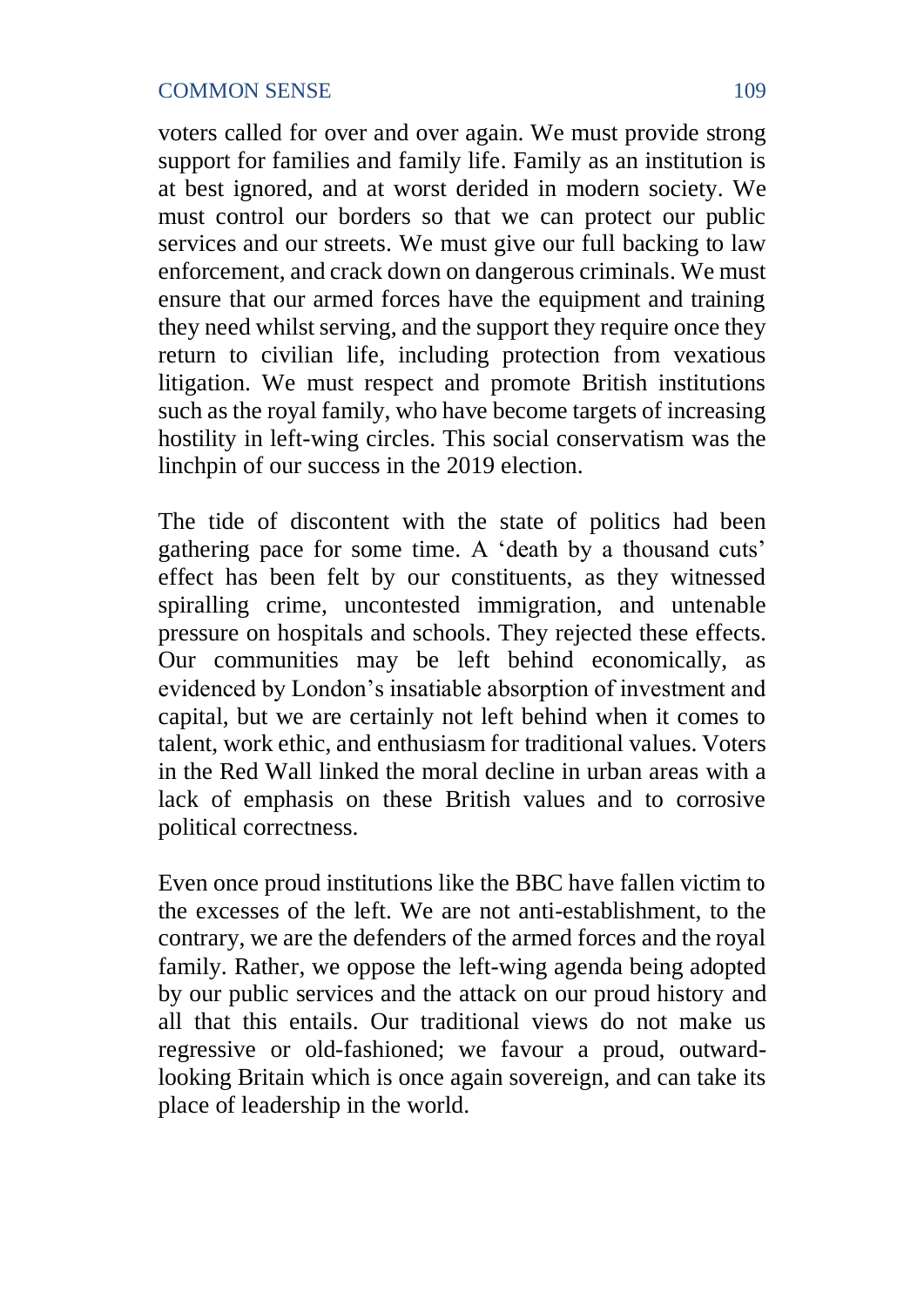voters called for over and over again. We must provide strong support for families and family life. Family as an institution is at best ignored, and at worst derided in modern society. We must control our borders so that we can protect our public services and our streets. We must give our full backing to law enforcement, and crack down on dangerous criminals. We must ensure that our armed forces have the equipment and training they need whilst serving, and the support they require once they return to civilian life, including protection from vexatious litigation. We must respect and promote British institutions such as the royal family, who have become targets of increasing hostility in left-wing circles. This social conservatism was the linchpin of our success in the 2019 election.

The tide of discontent with the state of politics had been gathering pace for some time. A 'death by a thousand cuts' effect has been felt by our constituents, as they witnessed spiralling crime, uncontested immigration, and untenable pressure on hospitals and schools. They rejected these effects. Our communities may be left behind economically, as evidenced by London's insatiable absorption of investment and capital, but we are certainly not left behind when it comes to talent, work ethic, and enthusiasm for traditional values. Voters in the Red Wall linked the moral decline in urban areas with a lack of emphasis on these British values and to corrosive political correctness.

Even once proud institutions like the BBC have fallen victim to the excesses of the left. We are not anti-establishment, to the contrary, we are the defenders of the armed forces and the royal family. Rather, we oppose the left-wing agenda being adopted by our public services and the attack on our proud history and all that this entails. Our traditional views do not make us regressive or old-fashioned; we favour a proud, outward-looking Britain which is once again sovereign, and can take its place of leadership in the world.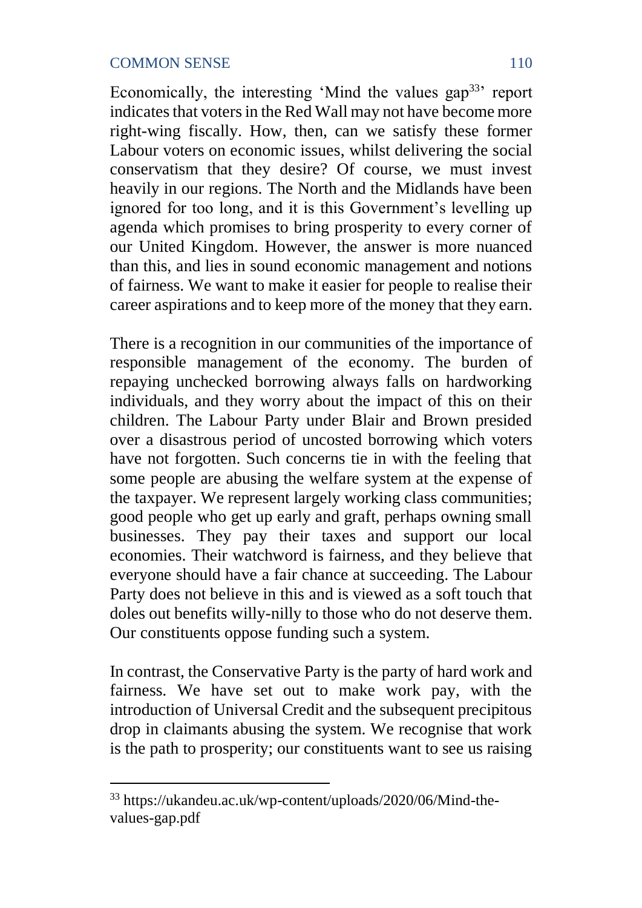Economically, the interesting 'Mind the values gap[33]' report indicates that voters in the Red Wall may not have become more right-wing fiscally. How, then, can we satisfy these former Labour voters on economic issues, whilst delivering the social conservatism that they desire? Of course, we must invest heavily in our regions. The North and the Midlands have been ignored for too long, and it is this Government's levelling up agenda which promises to bring prosperity to every corner of our United Kingdom. However, the answer is more nuanced than this, and lies in sound economic management and notions of fairness. We want to make it easier for people to realise their career aspirations and to keep more of the money that they earn.

There is a recognition in our communities of the importance of responsible management of the economy. The burden of repaying unchecked borrowing always falls on hardworking individuals, and they worry about the impact of this on their children. The Labour Party under Blair and Brown presided over a disastrous period of uncosted borrowing which voters have not forgotten. Such concerns tie in with the feeling that some people are abusing the welfare system at the expense of the taxpayer. We represent largely working class communities; good people who get up early and graft, perhaps owning small businesses. They pay their taxes and support our local economies. Their watchword is fairness, and they believe that everyone should have a fair chance at succeeding. The Labour Party does not believe in this and is viewed as a soft touch that doles out benefits willy-nilly to those who do not deserve them. Our constituents oppose funding such a system.

In contrast, the Conservative Party is the party of hard work and fairness. We have set out to make work pay, with the introduction of Universal Credit and the subsequent precipitous drop in claimants abusing the system. We recognise that work is the path to prosperity; our constituents want to see us raising

[33] https://ukandeu.ac.uk/wp-content/uploads/2020/06/Mind-the-values-gap.pdf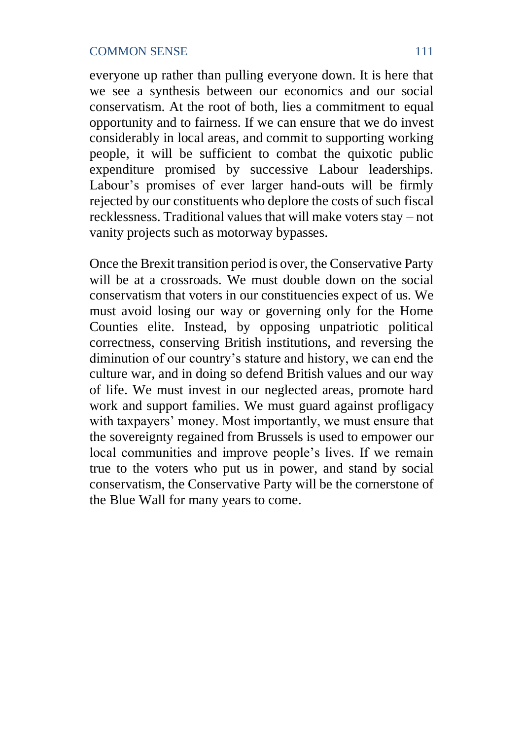everyone up rather than pulling everyone down. It is here that we see a synthesis between our economics and our social conservatism. At the root of both, lies a commitment to equal opportunity and to fairness. If we can ensure that we do invest considerably in local areas, and commit to supporting working people, it will be sufficient to combat the quixotic public expenditure promised by successive Labour leaderships. Labour's promises of ever larger hand-outs will be firmly rejected by our constituents who deplore the costs of such fiscal recklessness. Traditional values that will make voters stay – not vanity projects such as motorway bypasses.

Once the Brexit transition period is over, the Conservative Party will be at a crossroads. We must double down on the social conservatism that voters in our constituencies expect of us. We must avoid losing our way or governing only for the Home Counties elite. Instead, by opposing unpatriotic political correctness, conserving British institutions, and reversing the diminution of our country's stature and history, we can end the culture war, and in doing so defend British values and our way of life. We must invest in our neglected areas, promote hard work and support families. We must guard against profligacy with taxpayers' money. Most importantly, we must ensure that the sovereignty regained from Brussels is used to empower our local communities and improve people's lives. If we remain true to the voters who put us in power, and stand by social conservatism, the Conservative Party will be the cornerstone of the Blue Wall for many years to come.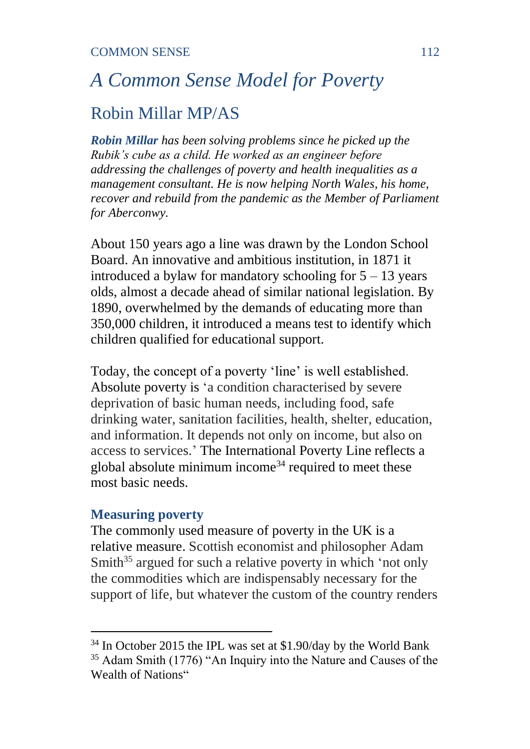# *A Common Sense Model for Poverty*

## Robin Millar MP/AS

***Robin Millar** has been solving problems since he picked up the Rubik's cube as a child. He worked as an engineer before addressing the challenges of poverty and health inequalities as a management consultant. He is now helping North Wales, his home, recover and rebuild from the pandemic as the Member of Parliament for Aberconwy.*

About 150 years ago a line was drawn by the London School Board. An innovative and ambitious institution, in 1871 it introduced a bylaw for mandatory schooling for 5 – 13 years olds, almost a decade ahead of similar national legislation. By 1890, overwhelmed by the demands of educating more than 350,000 children, it introduced a means test to identify which children qualified for educational support.

Today, the concept of a poverty 'line' is well established. Absolute poverty is 'a condition characterised by severe deprivation of basic human needs, including food, safe drinking water, sanitation facilities, health, shelter, education, and information. It depends not only on income, but also on access to services.' The International Poverty Line reflects a global absolute minimum income[34] required to meet these most basic needs.

### Measuring poverty

The commonly used measure of poverty in the UK is a relative measure. Scottish economist and philosopher Adam Smith[35] argued for such a relative poverty in which 'not only the commodities which are indispensably necessary for the support of life, but whatever the custom of the country renders

---

[34] In October 2015 the IPL was set at $1.90/day by the World Bank

[35] Adam Smith (1776) "An Inquiry into the Nature and Causes of the Wealth of Nations"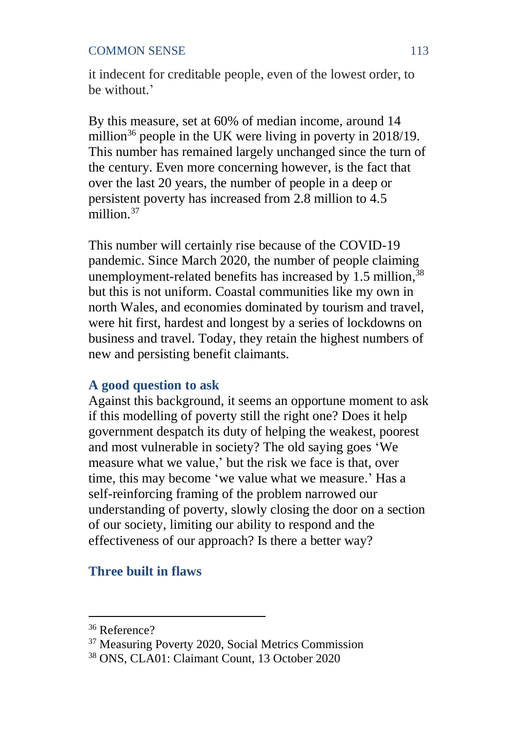it indecent for creditable people, even of the lowest order, to be without.'

By this measure, set at 60% of median income, around 14 million[36] people in the UK were living in poverty in 2018/19. This number has remained largely unchanged since the turn of the century. Even more concerning however, is the fact that over the last 20 years, the number of people in a deep or persistent poverty has increased from 2.8 million to 4.5 million.[37]

This number will certainly rise because of the COVID-19 pandemic. Since March 2020, the number of people claiming unemployment-related benefits has increased by 1.5 million,[38] but this is not uniform. Coastal communities like my own in north Wales, and economies dominated by tourism and travel, were hit first, hardest and longest by a series of lockdowns on business and travel. Today, they retain the highest numbers of new and persisting benefit claimants.

### A good question to ask

Against this background, it seems an opportune moment to ask if this modelling of poverty still the right one? Does it help government despatch its duty of helping the weakest, poorest and most vulnerable in society? The old saying goes 'We measure what we value,' but the risk we face is that, over time, this may become 'we value what we measure.' Has a self-reinforcing framing of the problem narrowed our understanding of poverty, slowly closing the door on a section of our society, limiting our ability to respond and the effectiveness of our approach? Is there a better way?

### Three built in flaws

---

[36] Reference?

[37] Measuring Poverty 2020, Social Metrics Commission

[38] ONS, CLA01: Claimant Count, 13 October 2020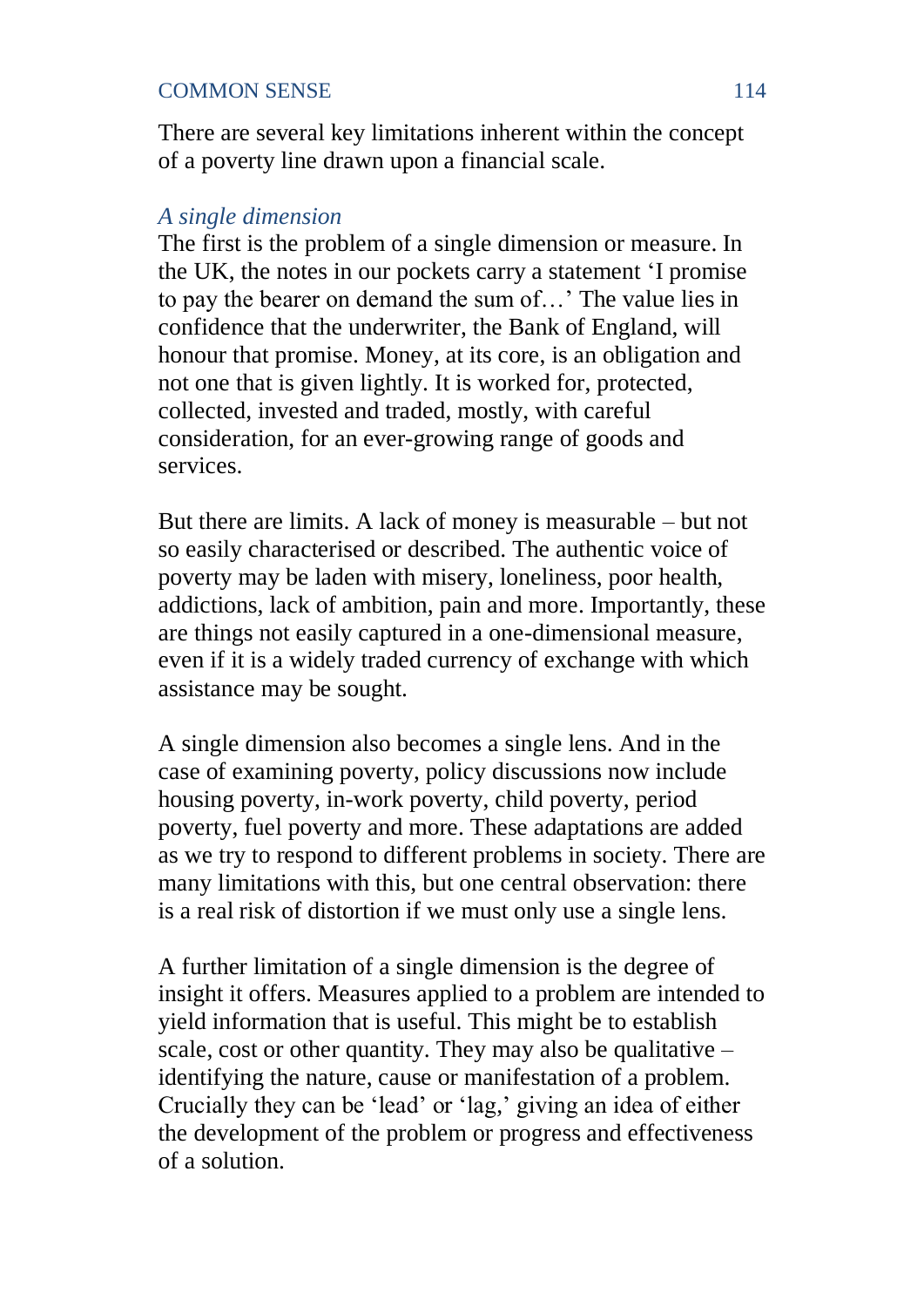There are several key limitations inherent within the concept of a poverty line drawn upon a financial scale.

### *A single dimension*

The first is the problem of a single dimension or measure. In the UK, the notes in our pockets carry a statement 'I promise to pay the bearer on demand the sum of…' The value lies in confidence that the underwriter, the Bank of England, will honour that promise. Money, at its core, is an obligation and not one that is given lightly. It is worked for, protected, collected, invested and traded, mostly, with careful consideration, for an ever-growing range of goods and services.

But there are limits. A lack of money is measurable – but not so easily characterised or described. The authentic voice of poverty may be laden with misery, loneliness, poor health, addictions, lack of ambition, pain and more. Importantly, these are things not easily captured in a one-dimensional measure, even if it is a widely traded currency of exchange with which assistance may be sought.

A single dimension also becomes a single lens. And in the case of examining poverty, policy discussions now include housing poverty, in-work poverty, child poverty, period poverty, fuel poverty and more. These adaptations are added as we try to respond to different problems in society. There are many limitations with this, but one central observation: there is a real risk of distortion if we must only use a single lens.

A further limitation of a single dimension is the degree of insight it offers. Measures applied to a problem are intended to yield information that is useful. This might be to establish scale, cost or other quantity. They may also be qualitative – identifying the nature, cause or manifestation of a problem. Crucially they can be 'lead' or 'lag,' giving an idea of either the development of the problem or progress and effectiveness of a solution.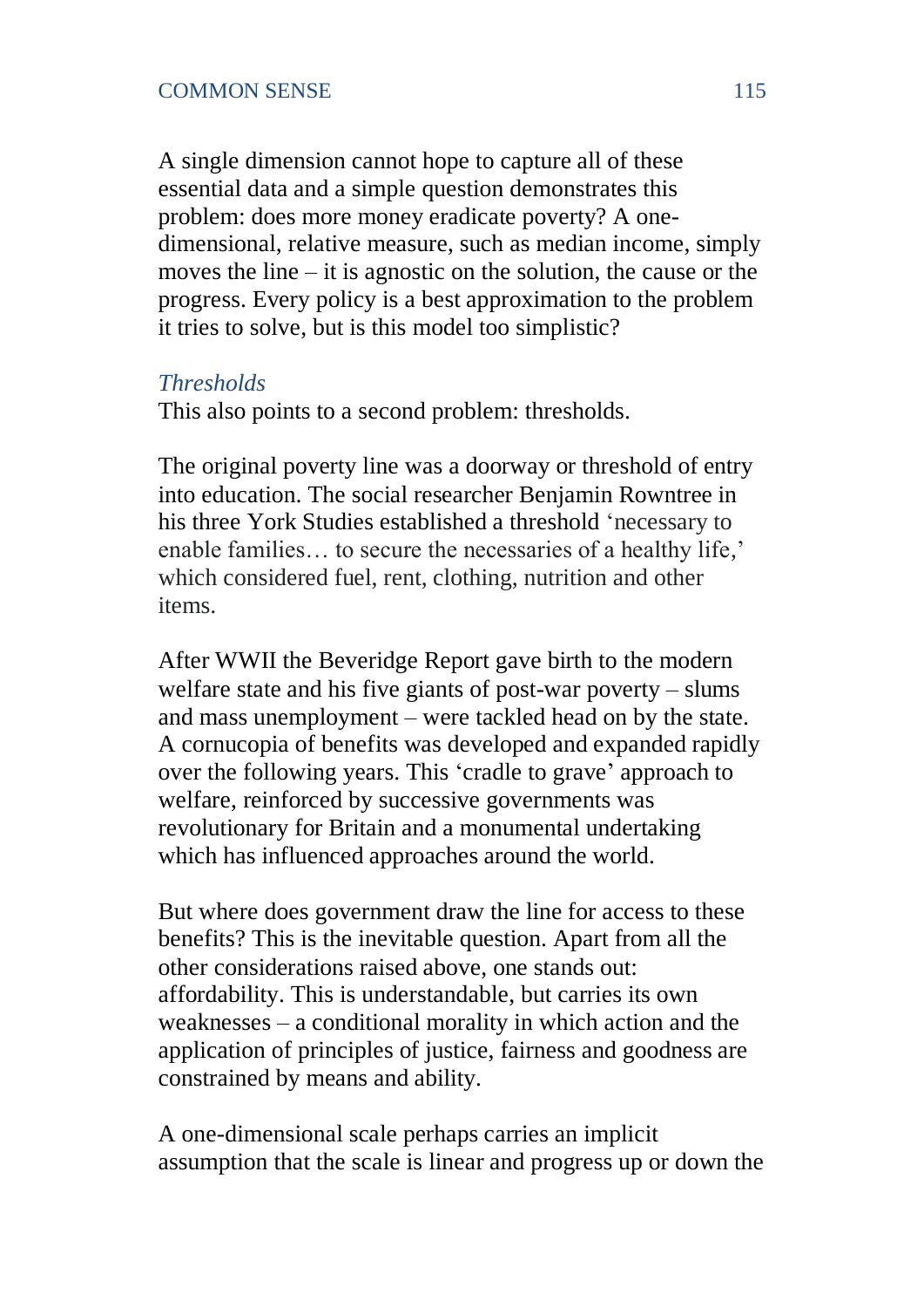A single dimension cannot hope to capture all of these essential data and a simple question demonstrates this problem: does more money eradicate poverty? A one-dimensional, relative measure, such as median income, simply moves the line – it is agnostic on the solution, the cause or the progress. Every policy is a best approximation to the problem it tries to solve, but is this model too simplistic?

### *Thresholds*

This also points to a second problem: thresholds.

The original poverty line was a doorway or threshold of entry into education. The social researcher Benjamin Rowntree in his three York Studies established a threshold 'necessary to enable families… to secure the necessaries of a healthy life,' which considered fuel, rent, clothing, nutrition and other items.

After WWII the Beveridge Report gave birth to the modern welfare state and his five giants of post-war poverty – slums and mass unemployment – were tackled head on by the state. A cornucopia of benefits was developed and expanded rapidly over the following years. This 'cradle to grave' approach to welfare, reinforced by successive governments was revolutionary for Britain and a monumental undertaking which has influenced approaches around the world.

But where does government draw the line for access to these benefits? This is the inevitable question. Apart from all the other considerations raised above, one stands out: affordability. This is understandable, but carries its own weaknesses – a conditional morality in which action and the application of principles of justice, fairness and goodness are constrained by means and ability.

A one-dimensional scale perhaps carries an implicit assumption that the scale is linear and progress up or down the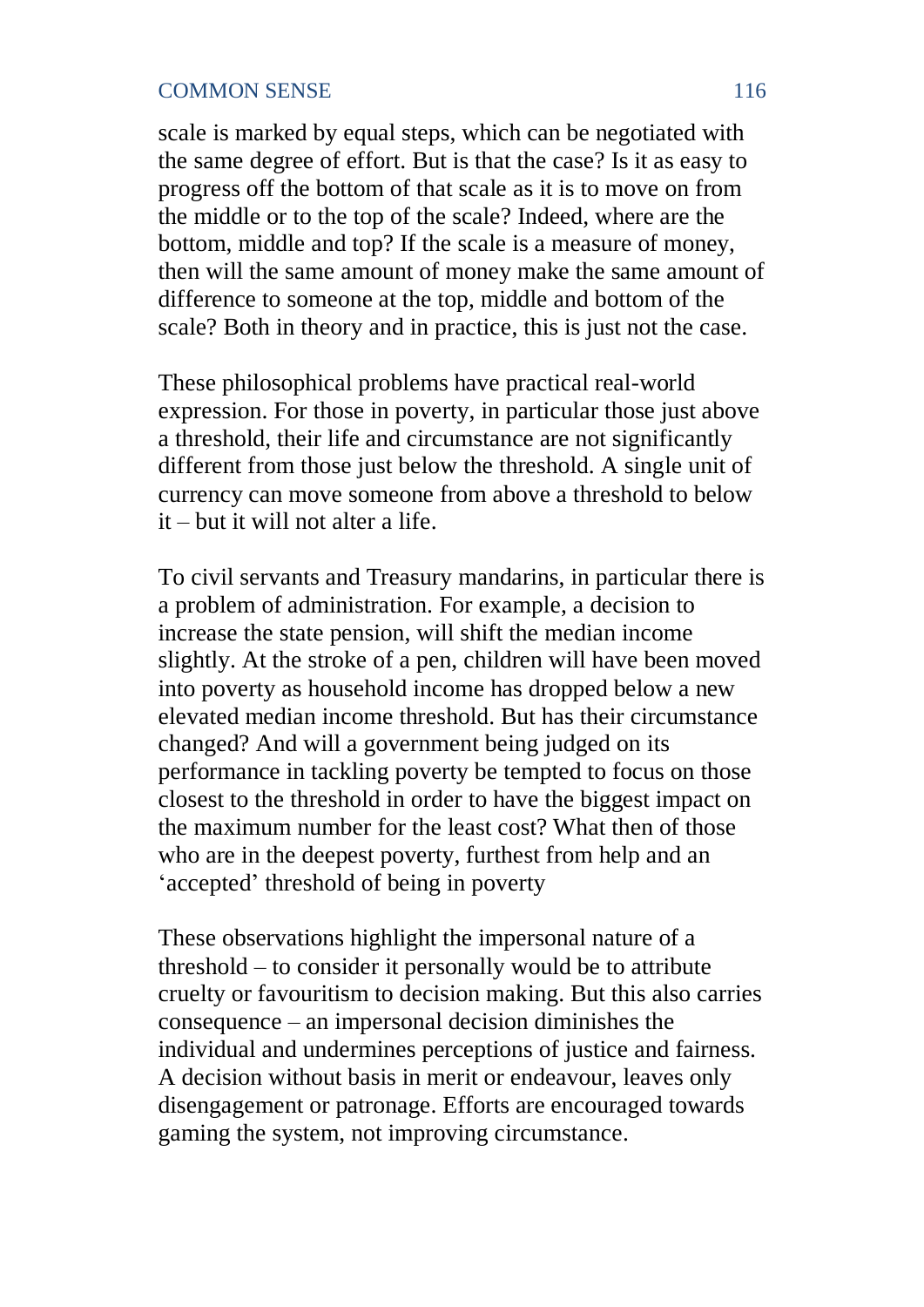scale is marked by equal steps, which can be negotiated with the same degree of effort. But is that the case? Is it as easy to progress off the bottom of that scale as it is to move on from the middle or to the top of the scale? Indeed, where are the bottom, middle and top? If the scale is a measure of money, then will the same amount of money make the same amount of difference to someone at the top, middle and bottom of the scale? Both in theory and in practice, this is just not the case.

These philosophical problems have practical real-world expression. For those in poverty, in particular those just above a threshold, their life and circumstance are not significantly different from those just below the threshold. A single unit of currency can move someone from above a threshold to below it – but it will not alter a life.

To civil servants and Treasury mandarins, in particular there is a problem of administration. For example, a decision to increase the state pension, will shift the median income slightly. At the stroke of a pen, children will have been moved into poverty as household income has dropped below a new elevated median income threshold. But has their circumstance changed? And will a government being judged on its performance in tackling poverty be tempted to focus on those closest to the threshold in order to have the biggest impact on the maximum number for the least cost? What then of those who are in the deepest poverty, furthest from help and an 'accepted' threshold of being in poverty

These observations highlight the impersonal nature of a threshold – to consider it personally would be to attribute cruelty or favouritism to decision making. But this also carries consequence – an impersonal decision diminishes the individual and undermines perceptions of justice and fairness. A decision without basis in merit or endeavour, leaves only disengagement or patronage. Efforts are encouraged towards gaming the system, not improving circumstance.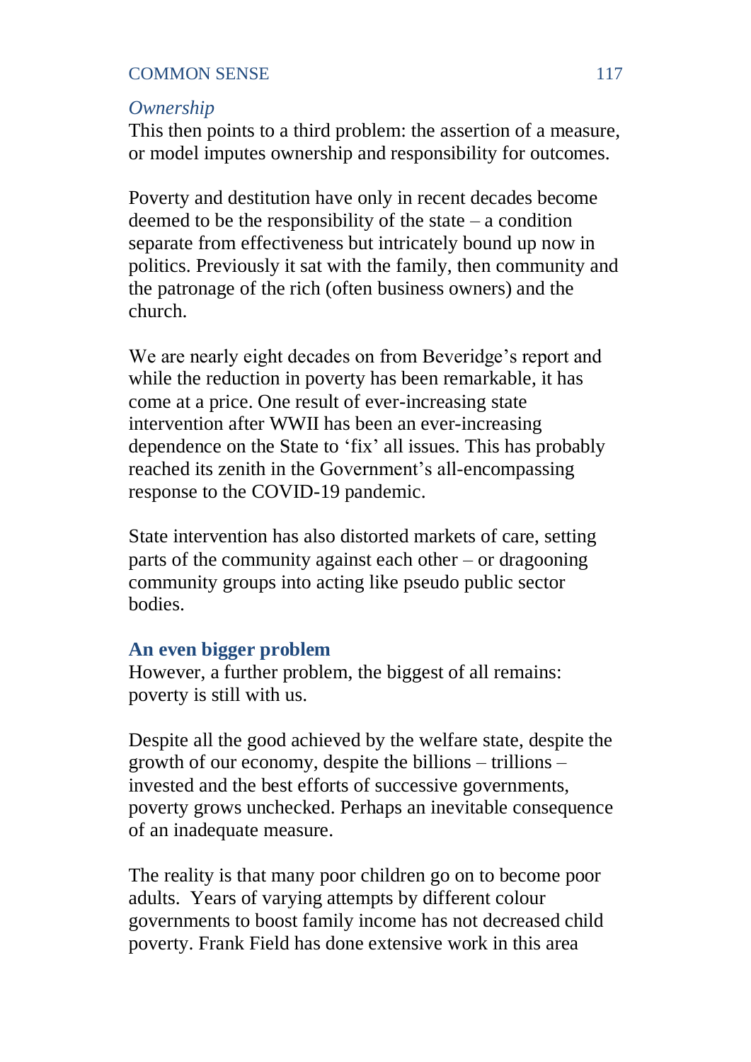### *Ownership*

This then points to a third problem: the assertion of a measure, or model imputes ownership and responsibility for outcomes.

Poverty and destitution have only in recent decades become deemed to be the responsibility of the state – a condition separate from effectiveness but intricately bound up now in politics. Previously it sat with the family, then community and the patronage of the rich (often business owners) and the church.

We are nearly eight decades on from Beveridge's report and while the reduction in poverty has been remarkable, it has come at a price. One result of ever-increasing state intervention after WWII has been an ever-increasing dependence on the State to 'fix' all issues. This has probably reached its zenith in the Government's all-encompassing response to the COVID-19 pandemic.

State intervention has also distorted markets of care, setting parts of the community against each other – or dragooning community groups into acting like pseudo public sector bodies.

### **An even bigger problem**

However, a further problem, the biggest of all remains: poverty is still with us.

Despite all the good achieved by the welfare state, despite the growth of our economy, despite the billions – trillions – invested and the best efforts of successive governments, poverty grows unchecked. Perhaps an inevitable consequence of an inadequate measure.

The reality is that many poor children go on to become poor adults. Years of varying attempts by different colour governments to boost family income has not decreased child poverty. Frank Field has done extensive work in this area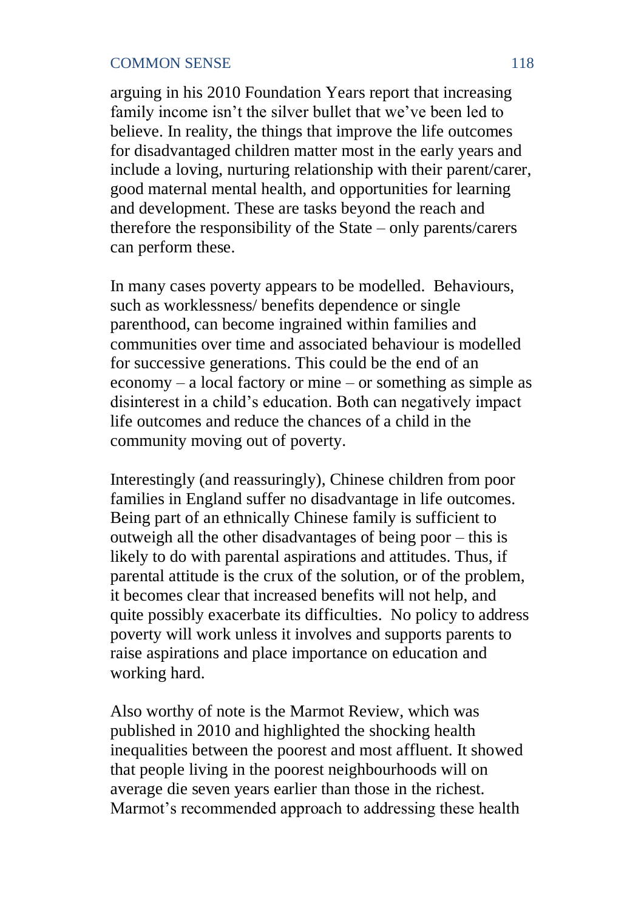arguing in his 2010 Foundation Years report that increasing family income isn't the silver bullet that we've been led to believe. In reality, the things that improve the life outcomes for disadvantaged children matter most in the early years and include a loving, nurturing relationship with their parent/carer, good maternal mental health, and opportunities for learning and development. These are tasks beyond the reach and therefore the responsibility of the State – only parents/carers can perform these.

In many cases poverty appears to be modelled. Behaviours, such as worklessness/ benefits dependence or single parenthood, can become ingrained within families and communities over time and associated behaviour is modelled for successive generations. This could be the end of an economy – a local factory or mine – or something as simple as disinterest in a child's education. Both can negatively impact life outcomes and reduce the chances of a child in the community moving out of poverty.

Interestingly (and reassuringly), Chinese children from poor families in England suffer no disadvantage in life outcomes. Being part of an ethnically Chinese family is sufficient to outweigh all the other disadvantages of being poor – this is likely to do with parental aspirations and attitudes. Thus, if parental attitude is the crux of the solution, or of the problem, it becomes clear that increased benefits will not help, and quite possibly exacerbate its difficulties. No policy to address poverty will work unless it involves and supports parents to raise aspirations and place importance on education and working hard.

Also worthy of note is the Marmot Review, which was published in 2010 and highlighted the shocking health inequalities between the poorest and most affluent. It showed that people living in the poorest neighbourhoods will on average die seven years earlier than those in the richest. Marmot's recommended approach to addressing these health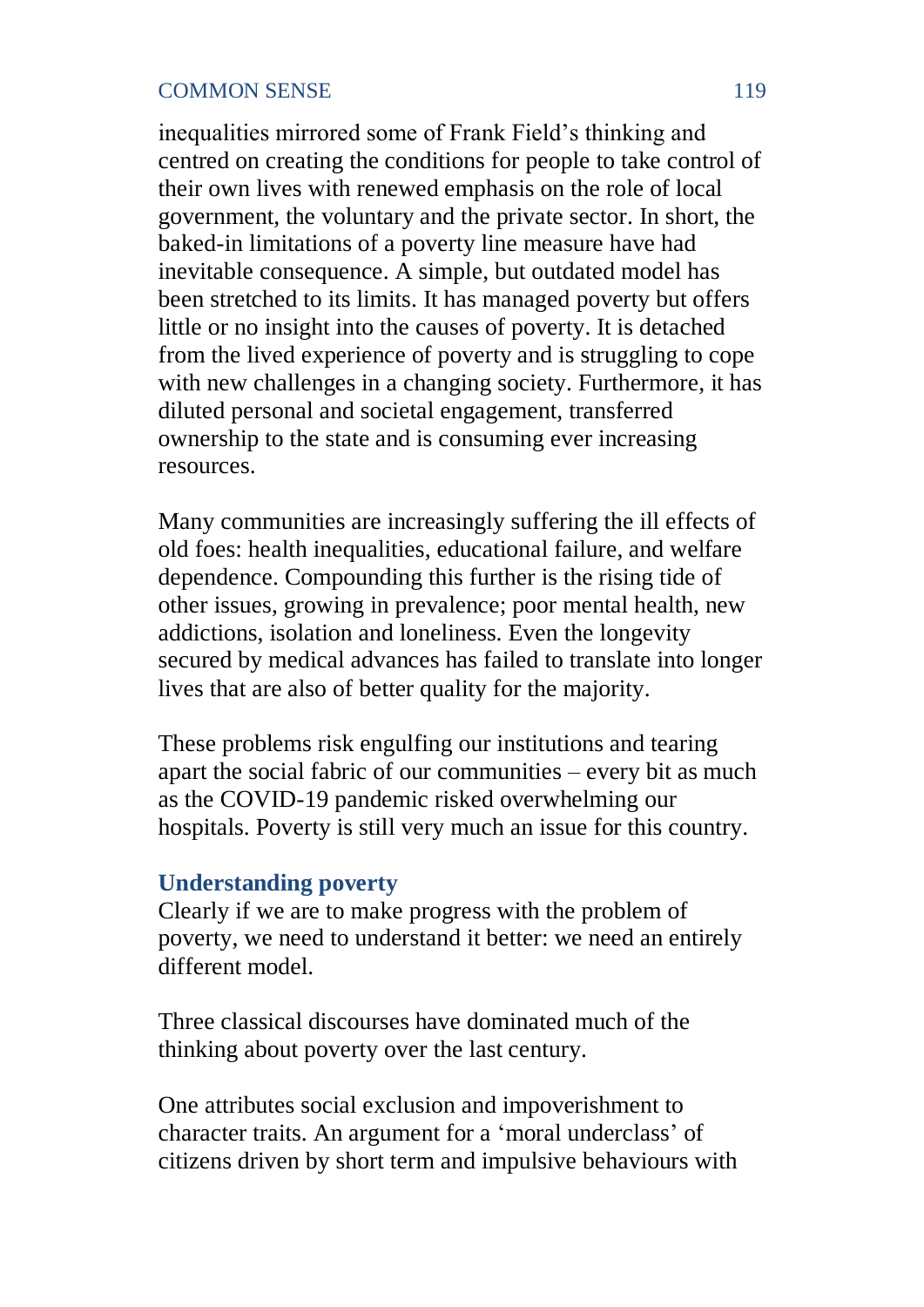inequalities mirrored some of Frank Field's thinking and centred on creating the conditions for people to take control of their own lives with renewed emphasis on the role of local government, the voluntary and the private sector. In short, the baked-in limitations of a poverty line measure have had inevitable consequence. A simple, but outdated model has been stretched to its limits. It has managed poverty but offers little or no insight into the causes of poverty. It is detached from the lived experience of poverty and is struggling to cope with new challenges in a changing society. Furthermore, it has diluted personal and societal engagement, transferred ownership to the state and is consuming ever increasing resources.

Many communities are increasingly suffering the ill effects of old foes: health inequalities, educational failure, and welfare dependence. Compounding this further is the rising tide of other issues, growing in prevalence; poor mental health, new addictions, isolation and loneliness. Even the longevity secured by medical advances has failed to translate into longer lives that are also of better quality for the majority.

These problems risk engulfing our institutions and tearing apart the social fabric of our communities – every bit as much as the COVID-19 pandemic risked overwhelming our hospitals. Poverty is still very much an issue for this country.

### Understanding poverty

Clearly if we are to make progress with the problem of poverty, we need to understand it better: we need an entirely different model.

Three classical discourses have dominated much of the thinking about poverty over the last century.

One attributes social exclusion and impoverishment to character traits. An argument for a 'moral underclass' of citizens driven by short term and impulsive behaviours with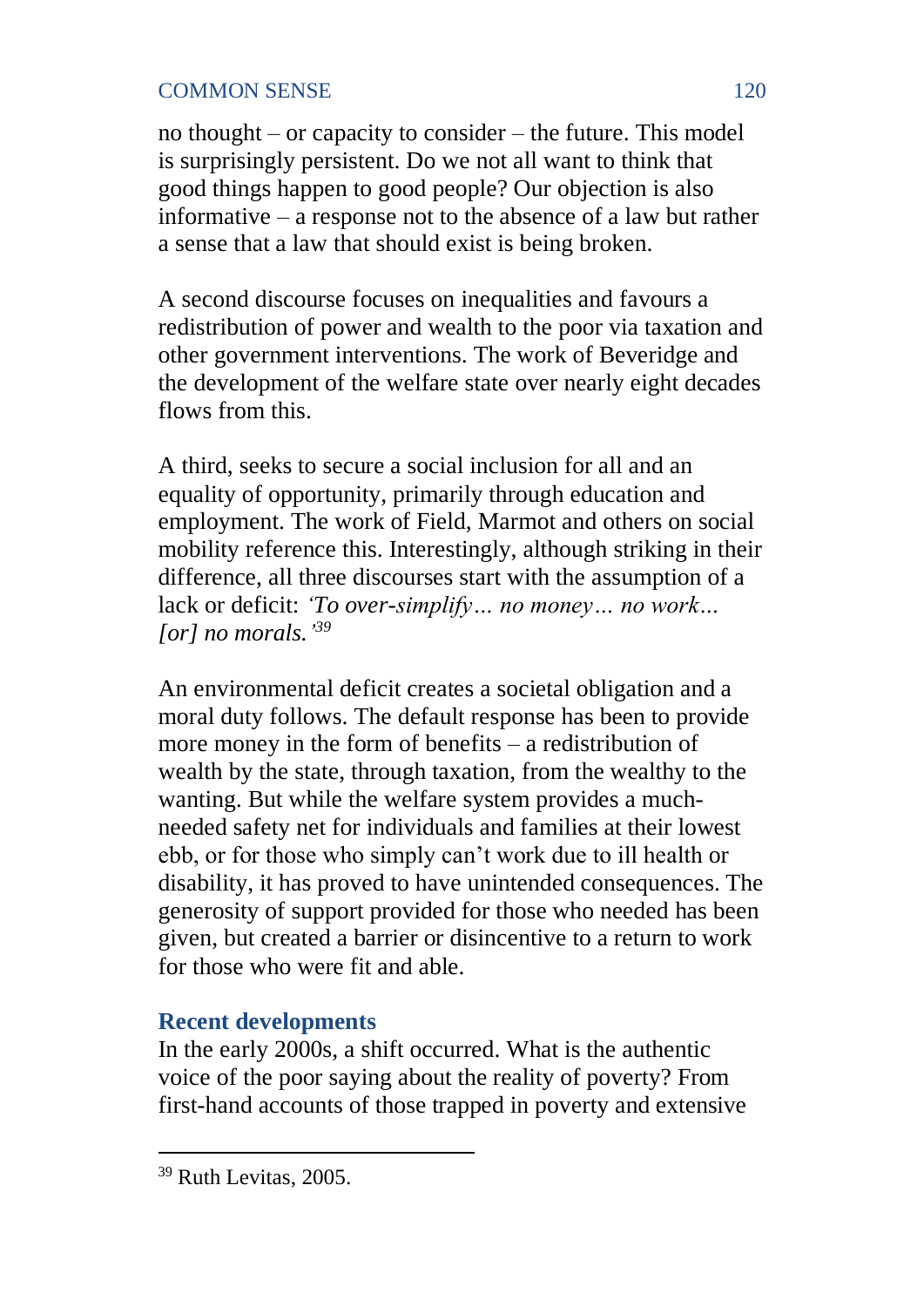no thought – or capacity to consider – the future. This model is surprisingly persistent. Do we not all want to think that good things happen to good people? Our objection is also informative – a response not to the absence of a law but rather a sense that a law that should exist is being broken.

A second discourse focuses on inequalities and favours a redistribution of power and wealth to the poor via taxation and other government interventions. The work of Beveridge and the development of the welfare state over nearly eight decades flows from this.

A third, seeks to secure a social inclusion for all and an equality of opportunity, primarily through education and employment. The work of Field, Marmot and others on social mobility reference this. Interestingly, although striking in their difference, all three discourses start with the assumption of a lack or deficit: *'To over-simplify… no money… no work… [or] no morals.'*[39]

An environmental deficit creates a societal obligation and a moral duty follows. The default response has been to provide more money in the form of benefits – a redistribution of wealth by the state, through taxation, from the wealthy to the wanting. But while the welfare system provides a much-needed safety net for individuals and families at their lowest ebb, or for those who simply can't work due to ill health or disability, it has proved to have unintended consequences. The generosity of support provided for those who needed has been given, but created a barrier or disincentive to a return to work for those who were fit and able.

### Recent developments

In the early 2000s, a shift occurred. What is the authentic voice of the poor saying about the reality of poverty? From first-hand accounts of those trapped in poverty and extensive

---

[39] Ruth Levitas, 2005.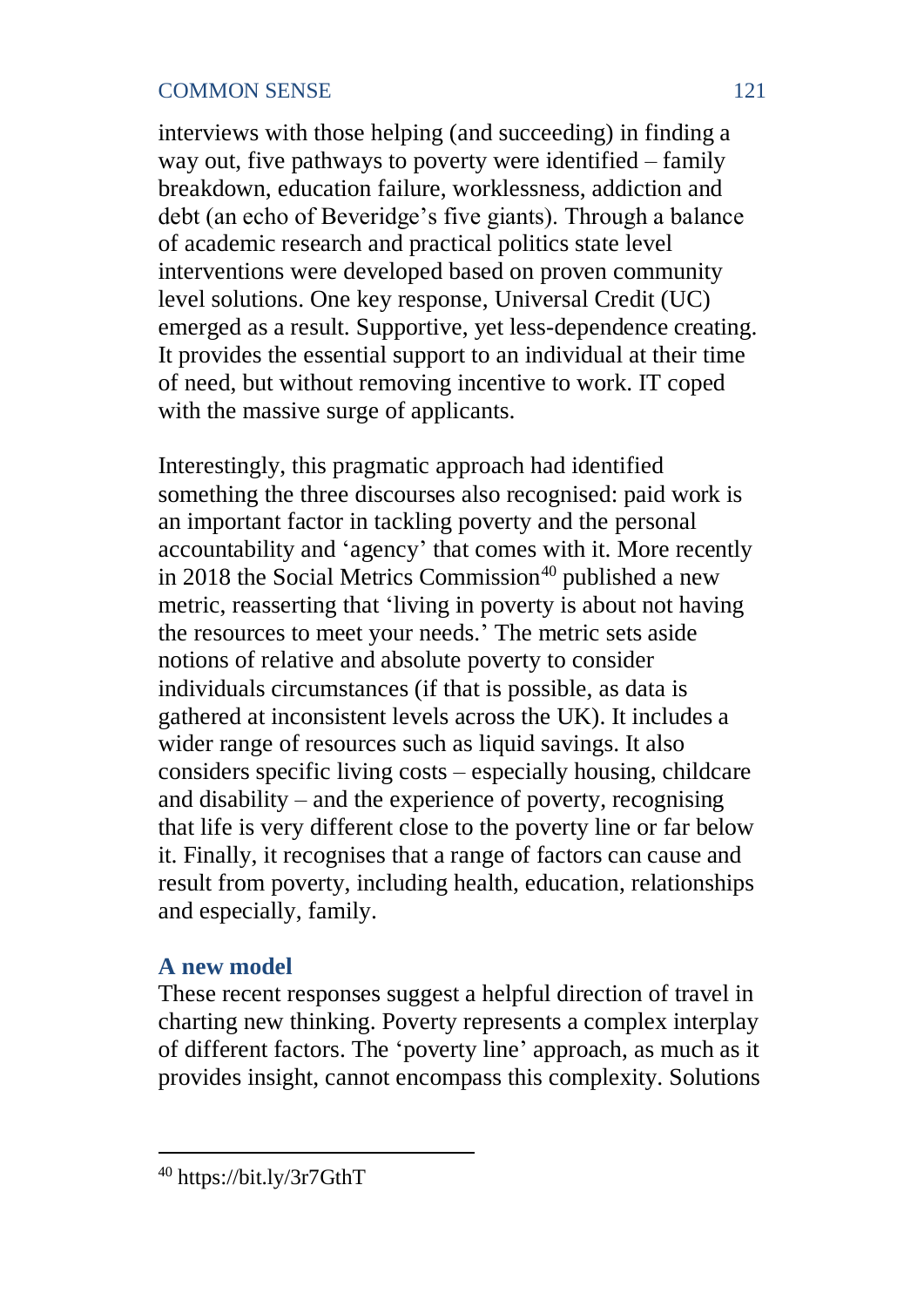interviews with those helping (and succeeding) in finding a way out, five pathways to poverty were identified – family breakdown, education failure, worklessness, addiction and debt (an echo of Beveridge's five giants). Through a balance of academic research and practical politics state level interventions were developed based on proven community level solutions. One key response, Universal Credit (UC) emerged as a result. Supportive, yet less-dependence creating. It provides the essential support to an individual at their time of need, but without removing incentive to work. IT coped with the massive surge of applicants.

Interestingly, this pragmatic approach had identified something the three discourses also recognised: paid work is an important factor in tackling poverty and the personal accountability and 'agency' that comes with it. More recently in 2018 the Social Metrics Commission[40] published a new metric, reasserting that 'living in poverty is about not having the resources to meet your needs.' The metric sets aside notions of relative and absolute poverty to consider individuals circumstances (if that is possible, as data is gathered at inconsistent levels across the UK). It includes a wider range of resources such as liquid savings. It also considers specific living costs – especially housing, childcare and disability – and the experience of poverty, recognising that life is very different close to the poverty line or far below it. Finally, it recognises that a range of factors can cause and result from poverty, including health, education, relationships and especially, family.

### A new model

These recent responses suggest a helpful direction of travel in charting new thinking. Poverty represents a complex interplay of different factors. The 'poverty line' approach, as much as it provides insight, cannot encompass this complexity. Solutions

---

[40] https://bit.ly/3r7GthT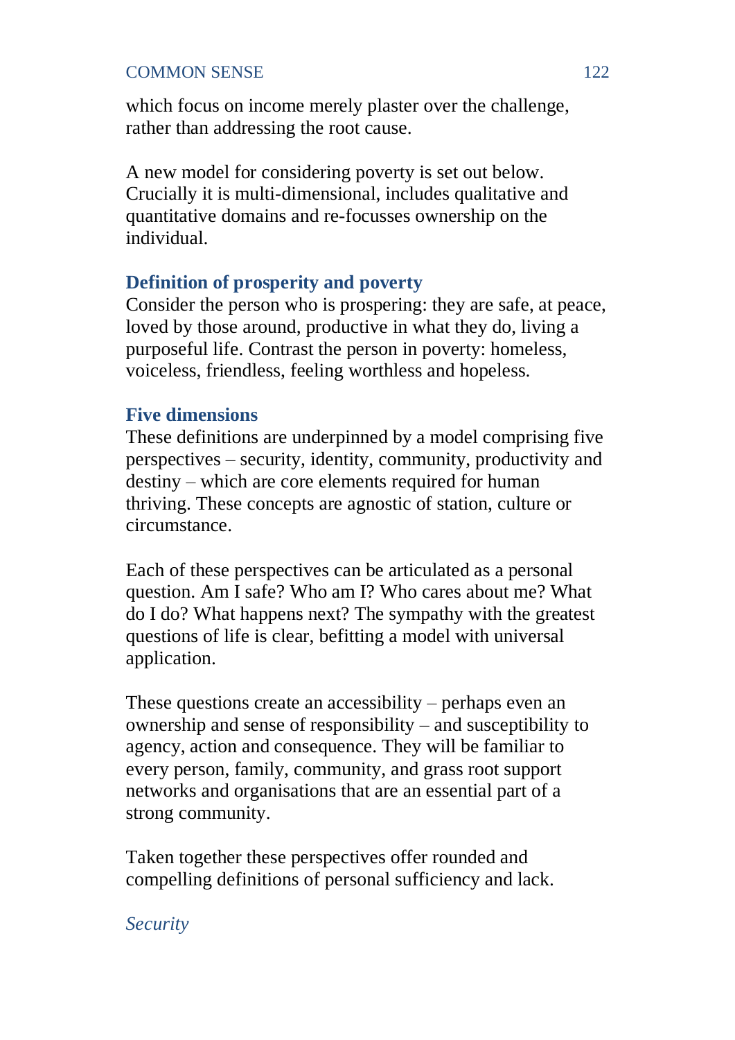which focus on income merely plaster over the challenge, rather than addressing the root cause.

A new model for considering poverty is set out below. Crucially it is multi-dimensional, includes qualitative and quantitative domains and re-focusses ownership on the individual.

### Definition of prosperity and poverty

Consider the person who is prospering: they are safe, at peace, loved by those around, productive in what they do, living a purposeful life. Contrast the person in poverty: homeless, voiceless, friendless, feeling worthless and hopeless.

### Five dimensions

These definitions are underpinned by a model comprising five perspectives – security, identity, community, productivity and destiny – which are core elements required for human thriving. These concepts are agnostic of station, culture or circumstance.

Each of these perspectives can be articulated as a personal question. Am I safe? Who am I? Who cares about me? What do I do? What happens next? The sympathy with the greatest questions of life is clear, befitting a model with universal application.

These questions create an accessibility – perhaps even an ownership and sense of responsibility – and susceptibility to agency, action and consequence. They will be familiar to every person, family, community, and grass root support networks and organisations that are an essential part of a strong community.

Taken together these perspectives offer rounded and compelling definitions of personal sufficiency and lack.

#### *Security*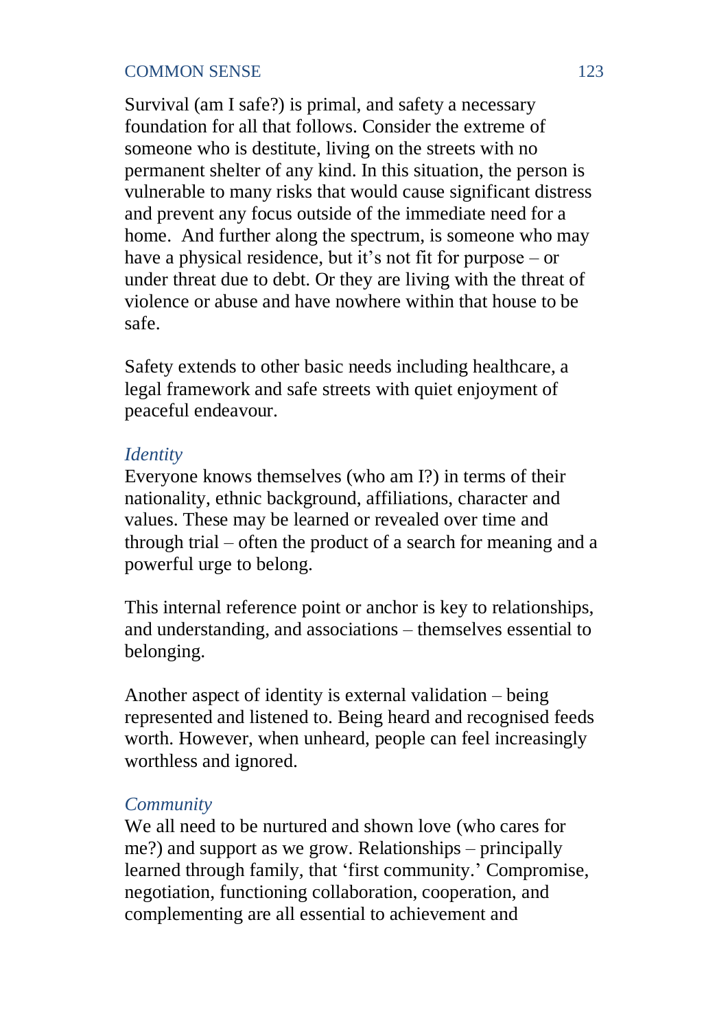Survival (am I safe?) is primal, and safety a necessary foundation for all that follows. Consider the extreme of someone who is destitute, living on the streets with no permanent shelter of any kind. In this situation, the person is vulnerable to many risks that would cause significant distress and prevent any focus outside of the immediate need for a home.  And further along the spectrum, is someone who may have a physical residence, but it's not fit for purpose – or under threat due to debt. Or they are living with the threat of violence or abuse and have nowhere within that house to be safe.

Safety extends to other basic needs including healthcare, a legal framework and safe streets with quiet enjoyment of peaceful endeavour.

*Identity*

Everyone knows themselves (who am I?) in terms of their nationality, ethnic background, affiliations, character and values. These may be learned or revealed over time and through trial – often the product of a search for meaning and a powerful urge to belong.

This internal reference point or anchor is key to relationships, and understanding, and associations – themselves essential to belonging.

Another aspect of identity is external validation – being represented and listened to. Being heard and recognised feeds worth. However, when unheard, people can feel increasingly worthless and ignored.

*Community*

We all need to be nurtured and shown love (who cares for me?) and support as we grow. Relationships – principally learned through family, that 'first community.' Compromise, negotiation, functioning collaboration, cooperation, and complementing are all essential to achievement and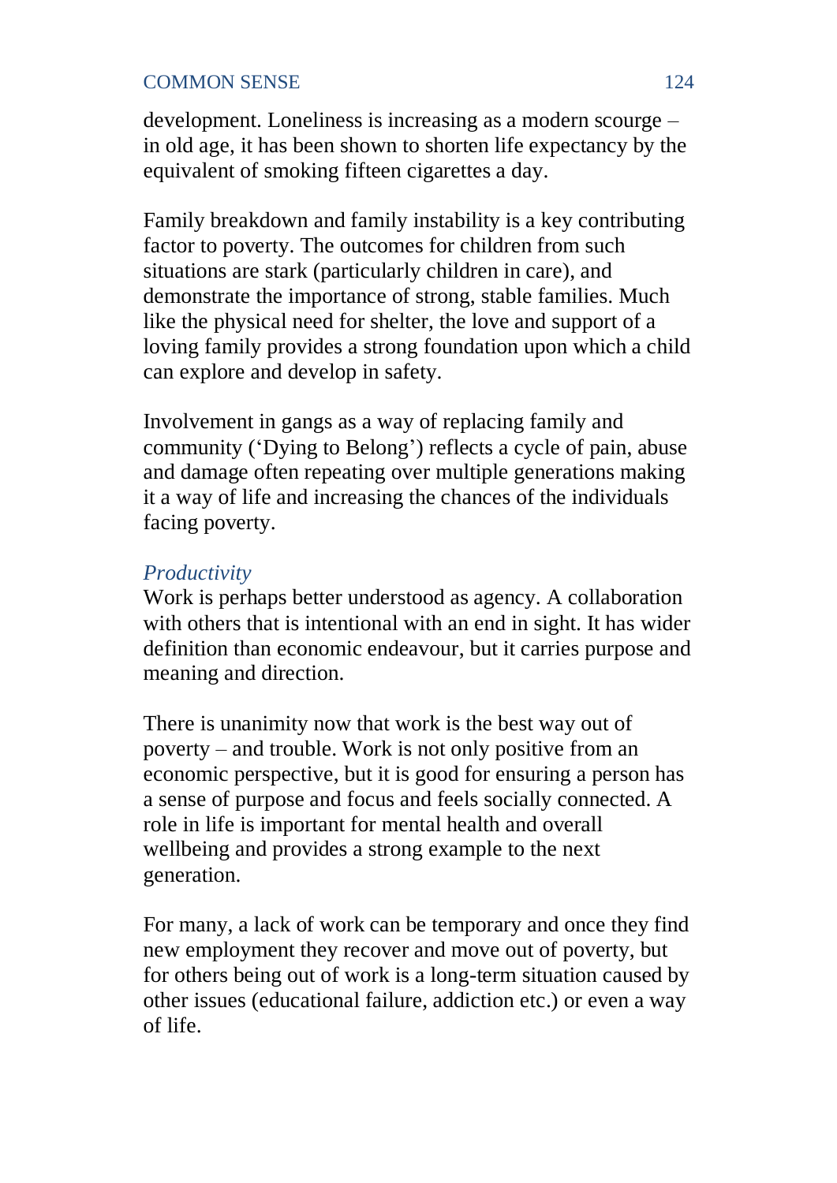development. Loneliness is increasing as a modern scourge – in old age, it has been shown to shorten life expectancy by the equivalent of smoking fifteen cigarettes a day.

Family breakdown and family instability is a key contributing factor to poverty. The outcomes for children from such situations are stark (particularly children in care), and demonstrate the importance of strong, stable families. Much like the physical need for shelter, the love and support of a loving family provides a strong foundation upon which a child can explore and develop in safety.

Involvement in gangs as a way of replacing family and community ('Dying to Belong') reflects a cycle of pain, abuse and damage often repeating over multiple generations making it a way of life and increasing the chances of the individuals facing poverty.

### *Productivity*

Work is perhaps better understood as agency. A collaboration with others that is intentional with an end in sight. It has wider definition than economic endeavour, but it carries purpose and meaning and direction.

There is unanimity now that work is the best way out of poverty – and trouble. Work is not only positive from an economic perspective, but it is good for ensuring a person has a sense of purpose and focus and feels socially connected. A role in life is important for mental health and overall wellbeing and provides a strong example to the next generation.

For many, a lack of work can be temporary and once they find new employment they recover and move out of poverty, but for others being out of work is a long-term situation caused by other issues (educational failure, addiction etc.) or even a way of life.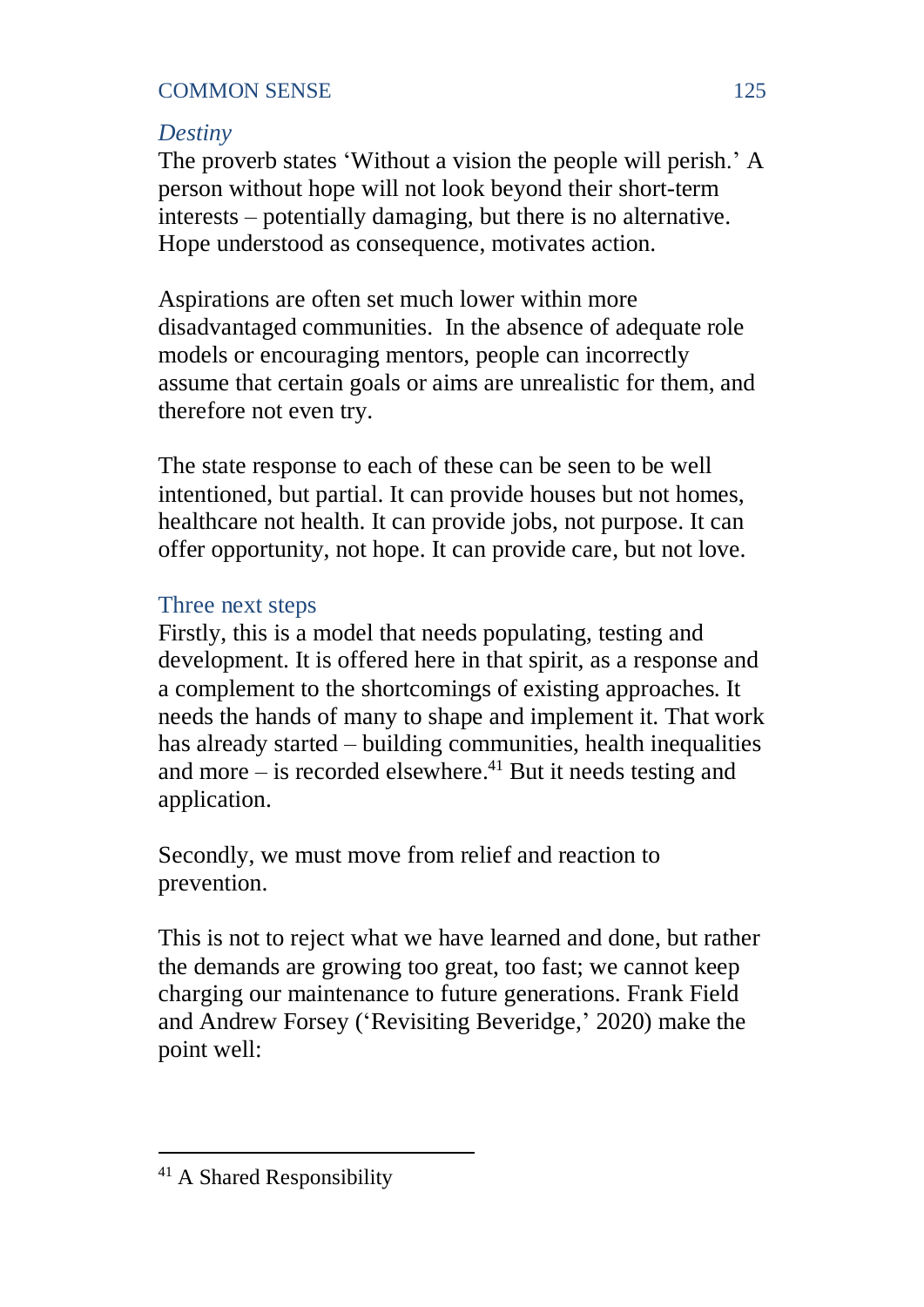*Destiny*

The proverb states 'Without a vision the people will perish.' A person without hope will not look beyond their short-term interests – potentially damaging, but there is no alternative. Hope understood as consequence, motivates action.

Aspirations are often set much lower within more disadvantaged communities. In the absence of adequate role models or encouraging mentors, people can incorrectly assume that certain goals or aims are unrealistic for them, and therefore not even try.

The state response to each of these can be seen to be well intentioned, but partial. It can provide houses but not homes, healthcare not health. It can provide jobs, not purpose. It can offer opportunity, not hope. It can provide care, but not love.

### Three next steps

Firstly, this is a model that needs populating, testing and development. It is offered here in that spirit, as a response and a complement to the shortcomings of existing approaches. It needs the hands of many to shape and implement it. That work has already started – building communities, health inequalities and more – is recorded elsewhere.[41] But it needs testing and application.

Secondly, we must move from relief and reaction to prevention.

This is not to reject what we have learned and done, but rather the demands are growing too great, too fast; we cannot keep charging our maintenance to future generations. Frank Field and Andrew Forsey ('Revisiting Beveridge,' 2020) make the point well:

---

[41] A Shared Responsibility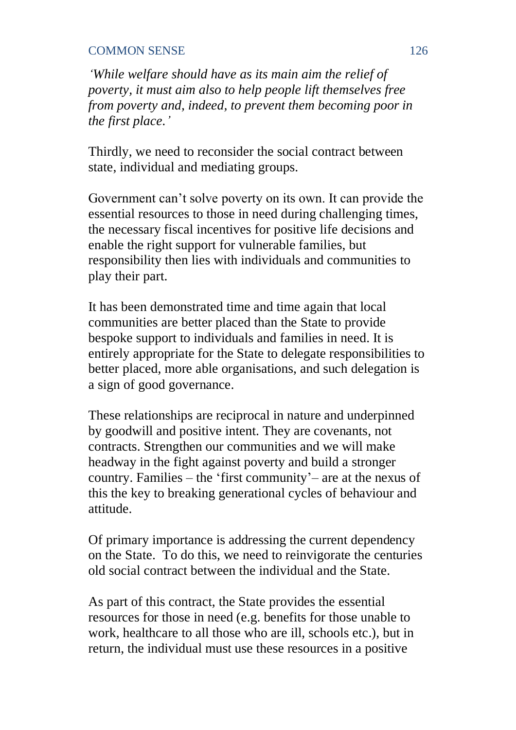*'While welfare should have as its main aim the relief of poverty, it must aim also to help people lift themselves free from poverty and, indeed, to prevent them becoming poor in the first place.'*

Thirdly, we need to reconsider the social contract between state, individual and mediating groups.

Government can't solve poverty on its own. It can provide the essential resources to those in need during challenging times, the necessary fiscal incentives for positive life decisions and enable the right support for vulnerable families, but responsibility then lies with individuals and communities to play their part.

It has been demonstrated time and time again that local communities are better placed than the State to provide bespoke support to individuals and families in need. It is entirely appropriate for the State to delegate responsibilities to better placed, more able organisations, and such delegation is a sign of good governance.

These relationships are reciprocal in nature and underpinned by goodwill and positive intent. They are covenants, not contracts. Strengthen our communities and we will make headway in the fight against poverty and build a stronger country. Families – the 'first community'– are at the nexus of this the key to breaking generational cycles of behaviour and attitude.

Of primary importance is addressing the current dependency on the State. To do this, we need to reinvigorate the centuries old social contract between the individual and the State.

As part of this contract, the State provides the essential resources for those in need (e.g. benefits for those unable to work, healthcare to all those who are ill, schools etc.), but in return, the individual must use these resources in a positive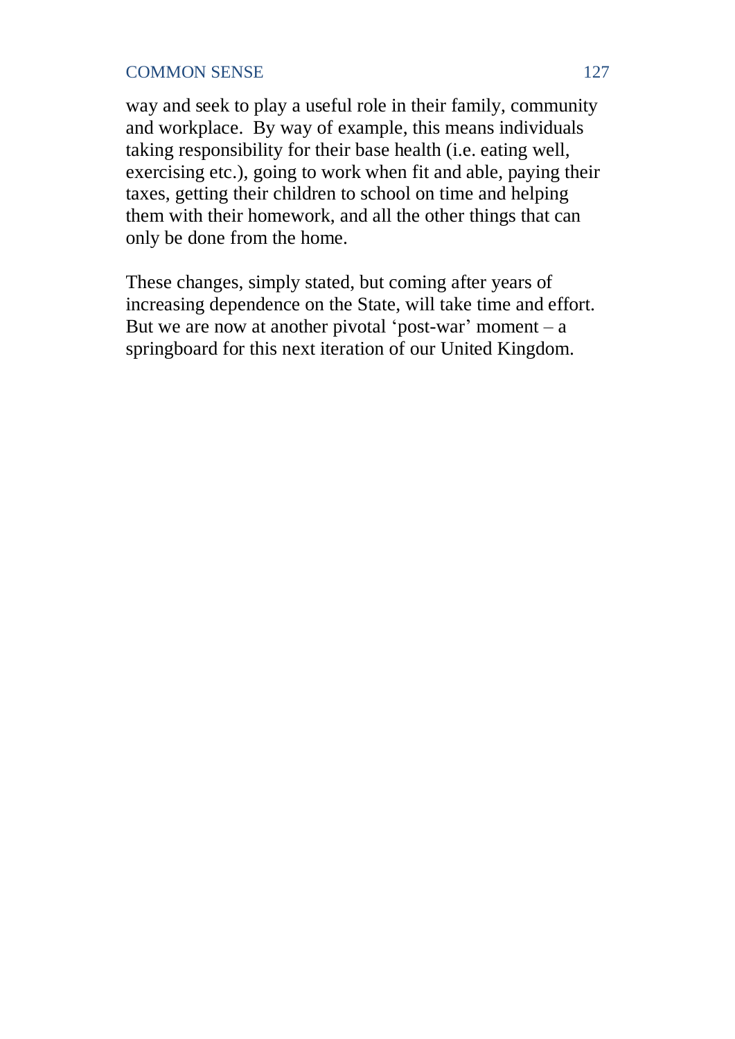way and seek to play a useful role in their family, community and workplace. By way of example, this means individuals taking responsibility for their base health (i.e. eating well, exercising etc.), going to work when fit and able, paying their taxes, getting their children to school on time and helping them with their homework, and all the other things that can only be done from the home.

These changes, simply stated, but coming after years of increasing dependence on the State, will take time and effort. But we are now at another pivotal 'post-war' moment – a springboard for this next iteration of our United Kingdom.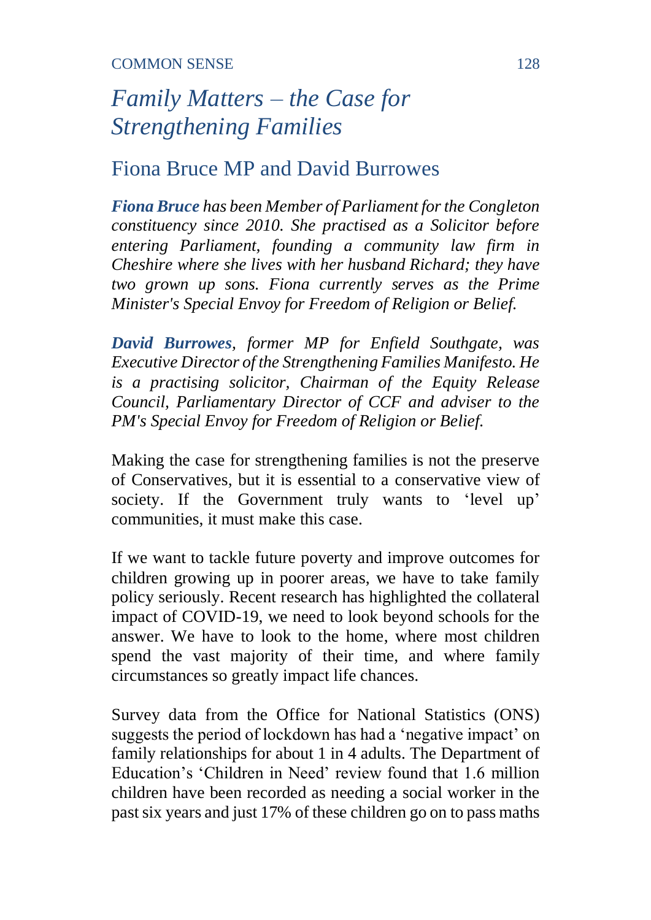# *Family Matters – the Case for Strengthening Families*

## Fiona Bruce MP and David Burrowes

***Fiona Bruce** has been Member of Parliament for the Congleton constituency since 2010. She practised as a Solicitor before entering Parliament, founding a community law firm in Cheshire where she lives with her husband Richard; they have two grown up sons. Fiona currently serves as the Prime Minister's Special Envoy for Freedom of Religion or Belief.*

***David Burrowes**, former MP for Enfield Southgate, was Executive Director of the Strengthening Families Manifesto. He is a practising solicitor, Chairman of the Equity Release Council, Parliamentary Director of CCF and adviser to the PM's Special Envoy for Freedom of Religion or Belief.*

Making the case for strengthening families is not the preserve of Conservatives, but it is essential to a conservative view of society. If the Government truly wants to 'level up' communities, it must make this case.

If we want to tackle future poverty and improve outcomes for children growing up in poorer areas, we have to take family policy seriously. Recent research has highlighted the collateral impact of COVID-19, we need to look beyond schools for the answer. We have to look to the home, where most children spend the vast majority of their time, and where family circumstances so greatly impact life chances.

Survey data from the Office for National Statistics (ONS) suggests the period of lockdown has had a 'negative impact' on family relationships for about 1 in 4 adults. The Department of Education's 'Children in Need' review found that 1.6 million children have been recorded as needing a social worker in the past six years and just 17% of these children go on to pass maths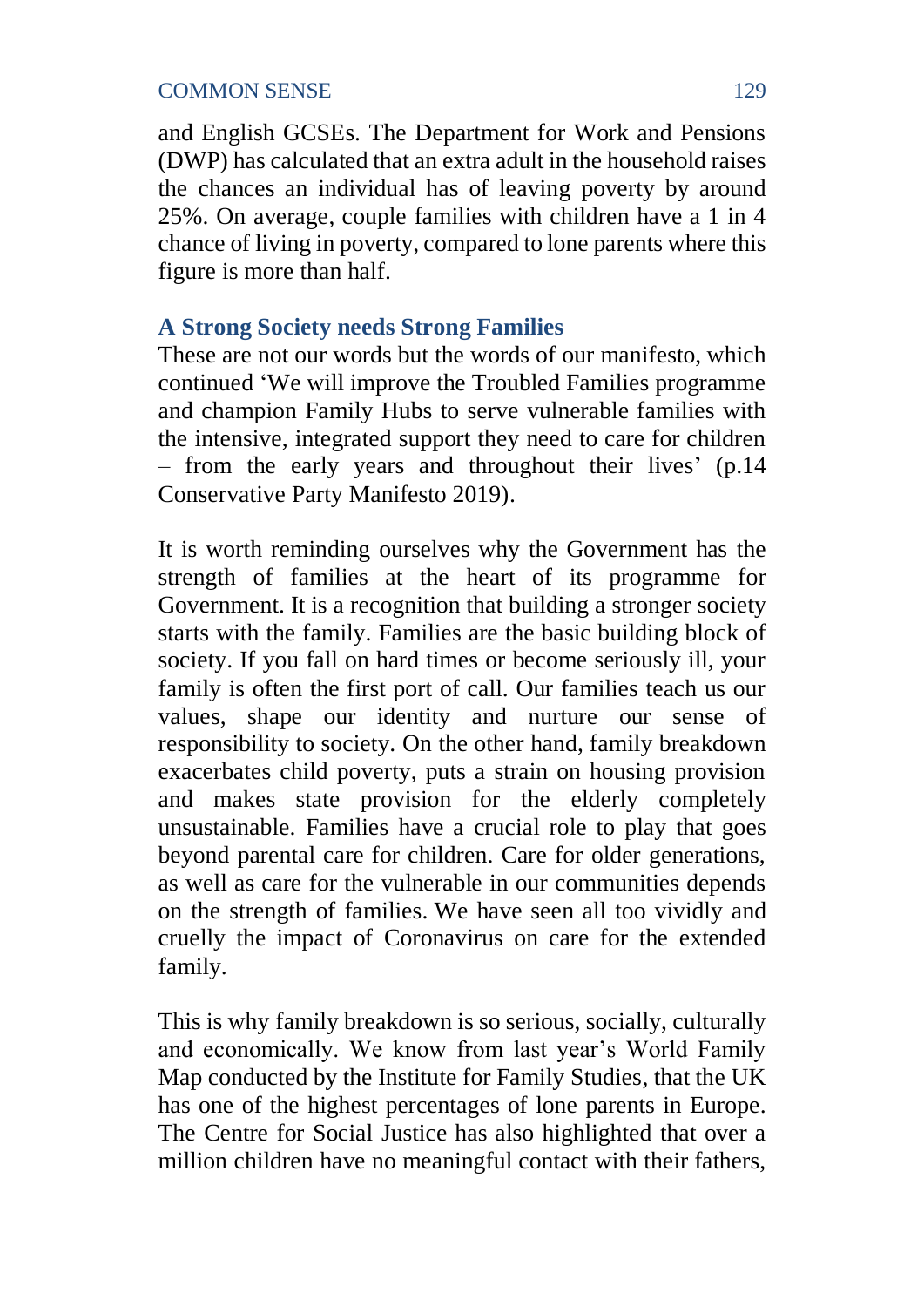and English GCSEs. The Department for Work and Pensions (DWP) has calculated that an extra adult in the household raises the chances an individual has of leaving poverty by around 25%. On average, couple families with children have a 1 in 4 chance of living in poverty, compared to lone parents where this figure is more than half.

## A Strong Society needs Strong Families

These are not our words but the words of our manifesto, which continued 'We will improve the Troubled Families programme and champion Family Hubs to serve vulnerable families with the intensive, integrated support they need to care for children – from the early years and throughout their lives' (p.14 Conservative Party Manifesto 2019).

It is worth reminding ourselves why the Government has the strength of families at the heart of its programme for Government. It is a recognition that building a stronger society starts with the family. Families are the basic building block of society. If you fall on hard times or become seriously ill, your family is often the first port of call. Our families teach us our values, shape our identity and nurture our sense of responsibility to society. On the other hand, family breakdown exacerbates child poverty, puts a strain on housing provision and makes state provision for the elderly completely unsustainable. Families have a crucial role to play that goes beyond parental care for children. Care for older generations, as well as care for the vulnerable in our communities depends on the strength of families. We have seen all too vividly and cruelly the impact of Coronavirus on care for the extended family.

This is why family breakdown is so serious, socially, culturally and economically. We know from last year's World Family Map conducted by the Institute for Family Studies, that the UK has one of the highest percentages of lone parents in Europe. The Centre for Social Justice has also highlighted that over a million children have no meaningful contact with their fathers,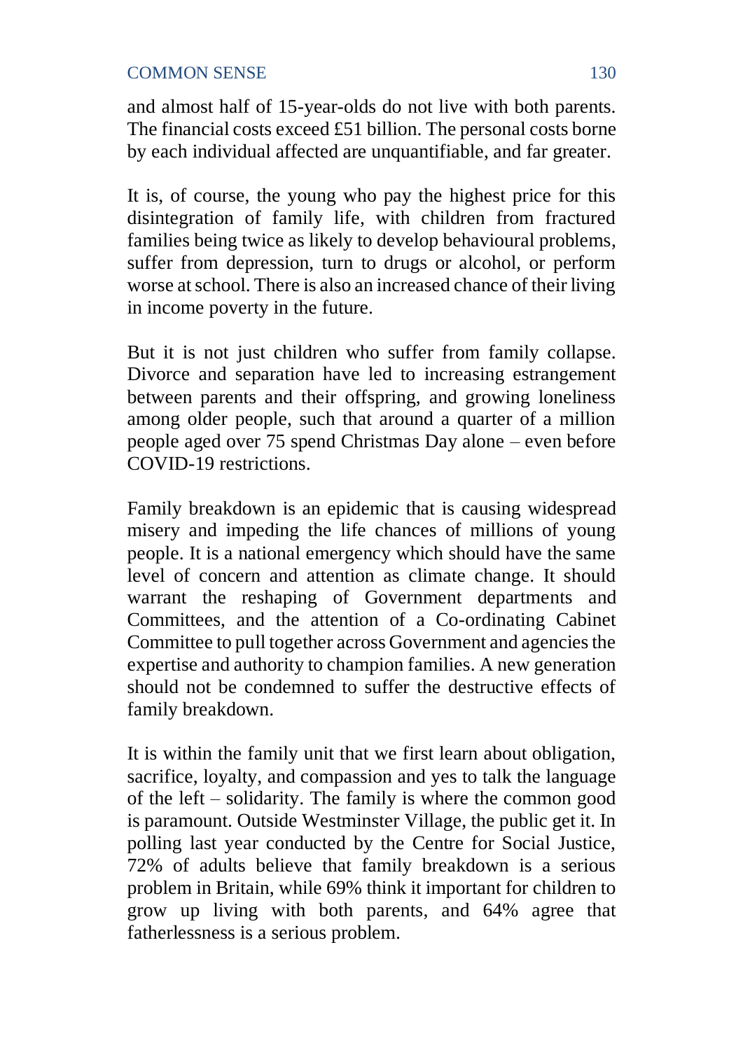and almost half of 15-year-olds do not live with both parents. The financial costs exceed £51 billion. The personal costs borne by each individual affected are unquantifiable, and far greater.

It is, of course, the young who pay the highest price for this disintegration of family life, with children from fractured families being twice as likely to develop behavioural problems, suffer from depression, turn to drugs or alcohol, or perform worse at school. There is also an increased chance of their living in income poverty in the future.

But it is not just children who suffer from family collapse. Divorce and separation have led to increasing estrangement between parents and their offspring, and growing loneliness among older people, such that around a quarter of a million people aged over 75 spend Christmas Day alone – even before COVID-19 restrictions.

Family breakdown is an epidemic that is causing widespread misery and impeding the life chances of millions of young people. It is a national emergency which should have the same level of concern and attention as climate change. It should warrant the reshaping of Government departments and Committees, and the attention of a Co-ordinating Cabinet Committee to pull together across Government and agencies the expertise and authority to champion families. A new generation should not be condemned to suffer the destructive effects of family breakdown.

It is within the family unit that we first learn about obligation, sacrifice, loyalty, and compassion and yes to talk the language of the left – solidarity. The family is where the common good is paramount. Outside Westminster Village, the public get it. In polling last year conducted by the Centre for Social Justice, 72% of adults believe that family breakdown is a serious problem in Britain, while 69% think it important for children to grow up living with both parents, and 64% agree that fatherlessness is a serious problem.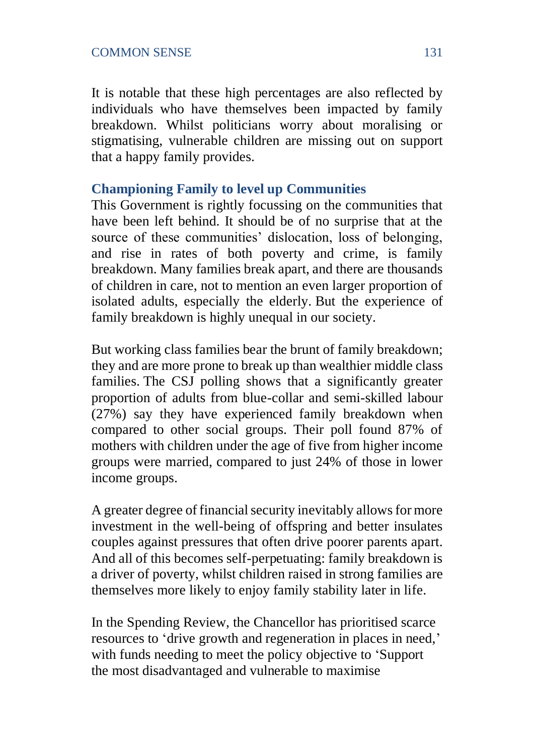It is notable that these high percentages are also reflected by individuals who have themselves been impacted by family breakdown. Whilst politicians worry about moralising or stigmatising, vulnerable children are missing out on support that a happy family provides.

### Championing Family to level up Communities

This Government is rightly focussing on the communities that have been left behind. It should be of no surprise that at the source of these communities' dislocation, loss of belonging, and rise in rates of both poverty and crime, is family breakdown. Many families break apart, and there are thousands of children in care, not to mention an even larger proportion of isolated adults, especially the elderly. But the experience of family breakdown is highly unequal in our society.

But working class families bear the brunt of family breakdown; they and are more prone to break up than wealthier middle class families. The CSJ polling shows that a significantly greater proportion of adults from blue-collar and semi-skilled labour (27%) say they have experienced family breakdown when compared to other social groups. Their poll found 87% of mothers with children under the age of five from higher income groups were married, compared to just 24% of those in lower income groups.

A greater degree of financial security inevitably allows for more investment in the well-being of offspring and better insulates couples against pressures that often drive poorer parents apart. And all of this becomes self-perpetuating: family breakdown is a driver of poverty, whilst children raised in strong families are themselves more likely to enjoy family stability later in life.

In the Spending Review, the Chancellor has prioritised scarce resources to 'drive growth and regeneration in places in need,' with funds needing to meet the policy objective to 'Support the most disadvantaged and vulnerable to maximise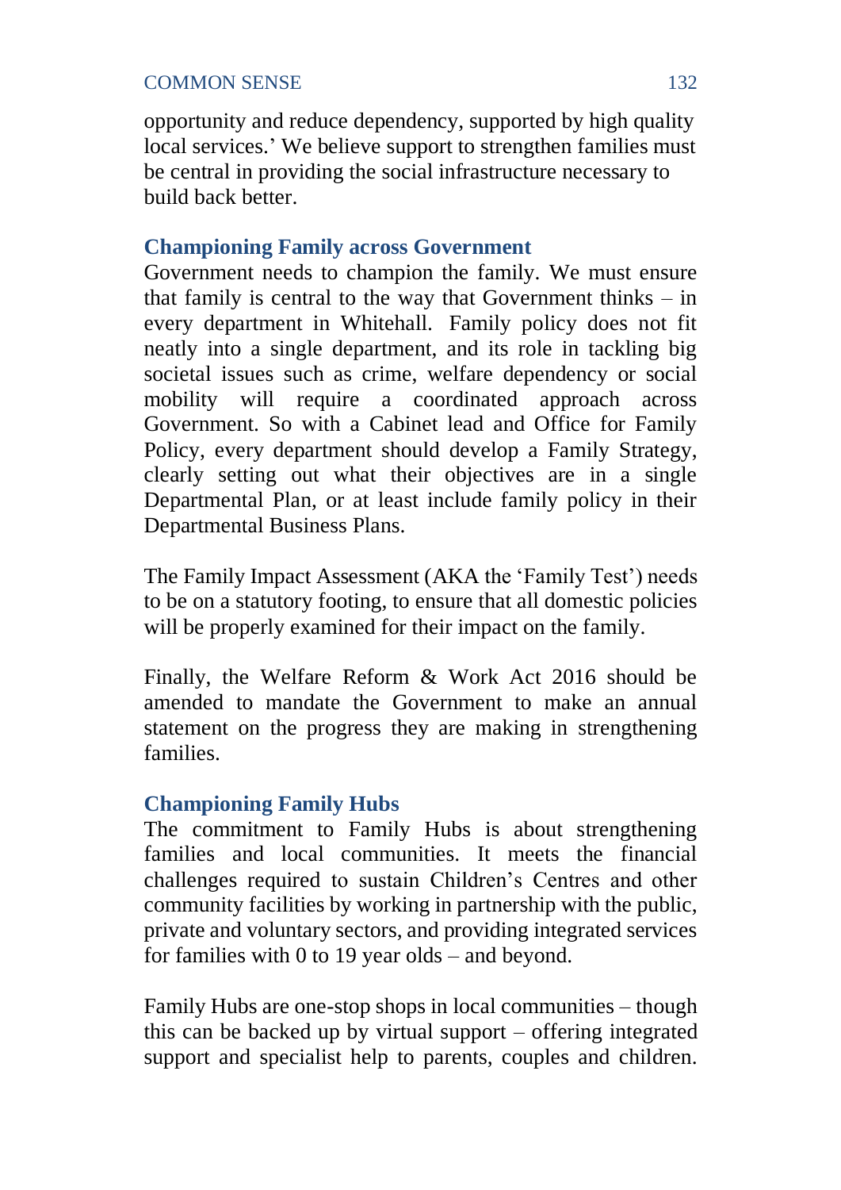opportunity and reduce dependency, supported by high quality local services.' We believe support to strengthen families must be central in providing the social infrastructure necessary to build back better.

### Championing Family across Government

Government needs to champion the family. We must ensure that family is central to the way that Government thinks – in every department in Whitehall. Family policy does not fit neatly into a single department, and its role in tackling big societal issues such as crime, welfare dependency or social mobility will require a coordinated approach across Government. So with a Cabinet lead and Office for Family Policy, every department should develop a Family Strategy, clearly setting out what their objectives are in a single Departmental Plan, or at least include family policy in their Departmental Business Plans.

The Family Impact Assessment (AKA the 'Family Test') needs to be on a statutory footing, to ensure that all domestic policies will be properly examined for their impact on the family.

Finally, the Welfare Reform & Work Act 2016 should be amended to mandate the Government to make an annual statement on the progress they are making in strengthening families.

### Championing Family Hubs

The commitment to Family Hubs is about strengthening families and local communities. It meets the financial challenges required to sustain Children's Centres and other community facilities by working in partnership with the public, private and voluntary sectors, and providing integrated services for families with 0 to 19 year olds – and beyond.

Family Hubs are one-stop shops in local communities – though this can be backed up by virtual support – offering integrated support and specialist help to parents, couples and children.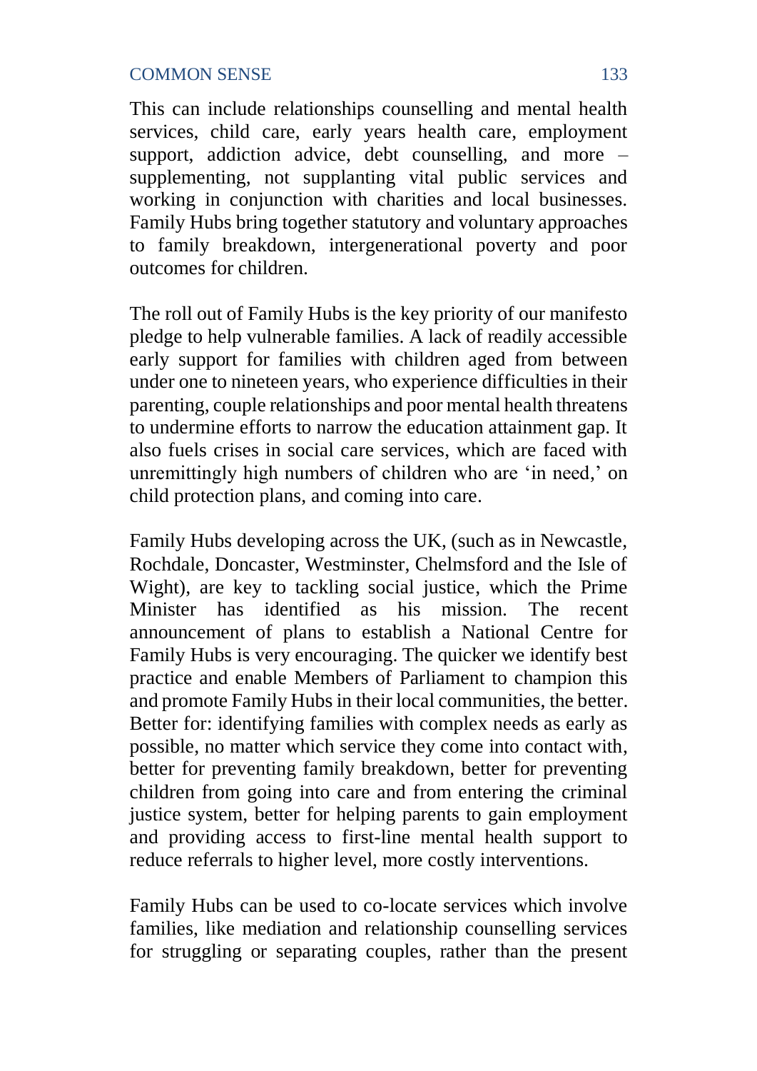This can include relationships counselling and mental health services, child care, early years health care, employment support, addiction advice, debt counselling, and more – supplementing, not supplanting vital public services and working in conjunction with charities and local businesses. Family Hubs bring together statutory and voluntary approaches to family breakdown, intergenerational poverty and poor outcomes for children.

The roll out of Family Hubs is the key priority of our manifesto pledge to help vulnerable families. A lack of readily accessible early support for families with children aged from between under one to nineteen years, who experience difficulties in their parenting, couple relationships and poor mental health threatens to undermine efforts to narrow the education attainment gap. It also fuels crises in social care services, which are faced with unremittingly high numbers of children who are 'in need,' on child protection plans, and coming into care.

Family Hubs developing across the UK, (such as in Newcastle, Rochdale, Doncaster, Westminster, Chelmsford and the Isle of Wight), are key to tackling social justice, which the Prime Minister has identified as his mission. The recent announcement of plans to establish a National Centre for Family Hubs is very encouraging. The quicker we identify best practice and enable Members of Parliament to champion this and promote Family Hubs in their local communities, the better. Better for: identifying families with complex needs as early as possible, no matter which service they come into contact with, better for preventing family breakdown, better for preventing children from going into care and from entering the criminal justice system, better for helping parents to gain employment and providing access to first-line mental health support to reduce referrals to higher level, more costly interventions.

Family Hubs can be used to co-locate services which involve families, like mediation and relationship counselling services for struggling or separating couples, rather than the present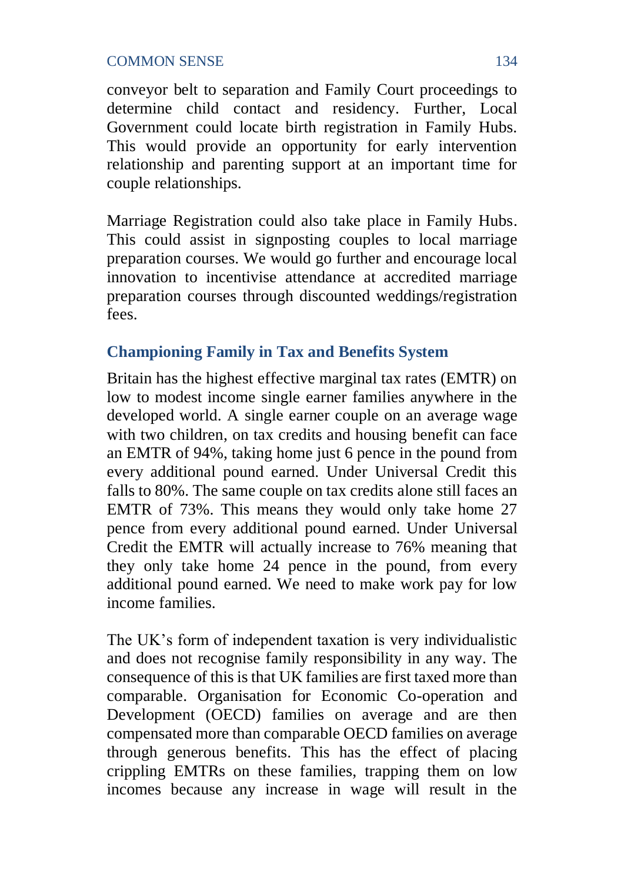conveyor belt to separation and Family Court proceedings to determine child contact and residency. Further, Local Government could locate birth registration in Family Hubs. This would provide an opportunity for early intervention relationship and parenting support at an important time for couple relationships.

Marriage Registration could also take place in Family Hubs. This could assist in signposting couples to local marriage preparation courses. We would go further and encourage local innovation to incentivise attendance at accredited marriage preparation courses through discounted weddings/registration fees.

### Championing Family in Tax and Benefits System

Britain has the highest effective marginal tax rates (EMTR) on low to modest income single earner families anywhere in the developed world. A single earner couple on an average wage with two children, on tax credits and housing benefit can face an EMTR of 94%, taking home just 6 pence in the pound from every additional pound earned. Under Universal Credit this falls to 80%. The same couple on tax credits alone still faces an EMTR of 73%. This means they would only take home 27 pence from every additional pound earned. Under Universal Credit the EMTR will actually increase to 76% meaning that they only take home 24 pence in the pound, from every additional pound earned. We need to make work pay for low income families.

The UK's form of independent taxation is very individualistic and does not recognise family responsibility in any way. The consequence of this is that UK families are first taxed more than comparable. Organisation for Economic Co-operation and Development (OECD) families on average and are then compensated more than comparable OECD families on average through generous benefits. This has the effect of placing crippling EMTRs on these families, trapping them on low incomes because any increase in wage will result in the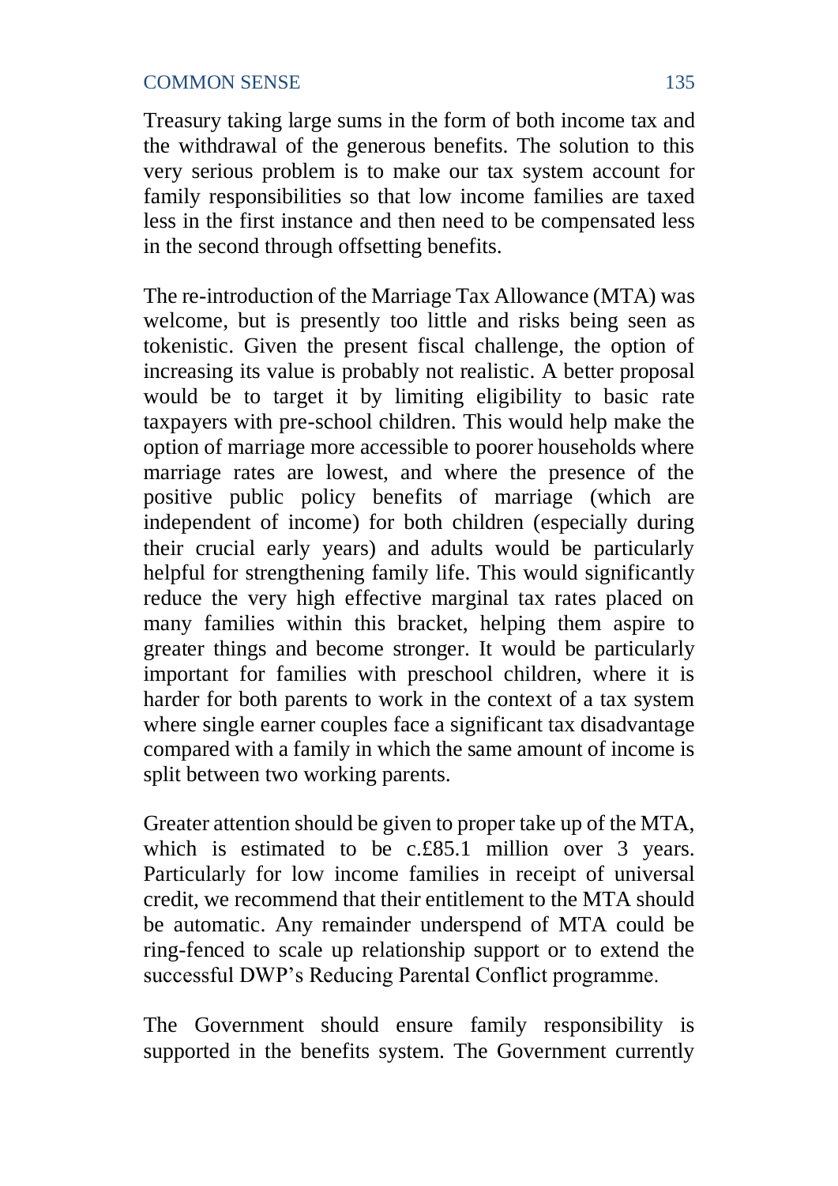Treasury taking large sums in the form of both income tax and the withdrawal of the generous benefits. The solution to this very serious problem is to make our tax system account for family responsibilities so that low income families are taxed less in the first instance and then need to be compensated less in the second through offsetting benefits.

The re-introduction of the Marriage Tax Allowance (MTA) was welcome, but is presently too little and risks being seen as tokenistic. Given the present fiscal challenge, the option of increasing its value is probably not realistic. A better proposal would be to target it by limiting eligibility to basic rate taxpayers with pre-school children. This would help make the option of marriage more accessible to poorer households where marriage rates are lowest, and where the presence of the positive public policy benefits of marriage (which are independent of income) for both children (especially during their crucial early years) and adults would be particularly helpful for strengthening family life. This would significantly reduce the very high effective marginal tax rates placed on many families within this bracket, helping them aspire to greater things and become stronger. It would be particularly important for families with preschool children, where it is harder for both parents to work in the context of a tax system where single earner couples face a significant tax disadvantage compared with a family in which the same amount of income is split between two working parents.

Greater attention should be given to proper take up of the MTA, which is estimated to be c.£85.1 million over 3 years. Particularly for low income families in receipt of universal credit, we recommend that their entitlement to the MTA should be automatic. Any remainder underspend of MTA could be ring-fenced to scale up relationship support or to extend the successful DWP's Reducing Parental Conflict programme.

The Government should ensure family responsibility is supported in the benefits system. The Government currently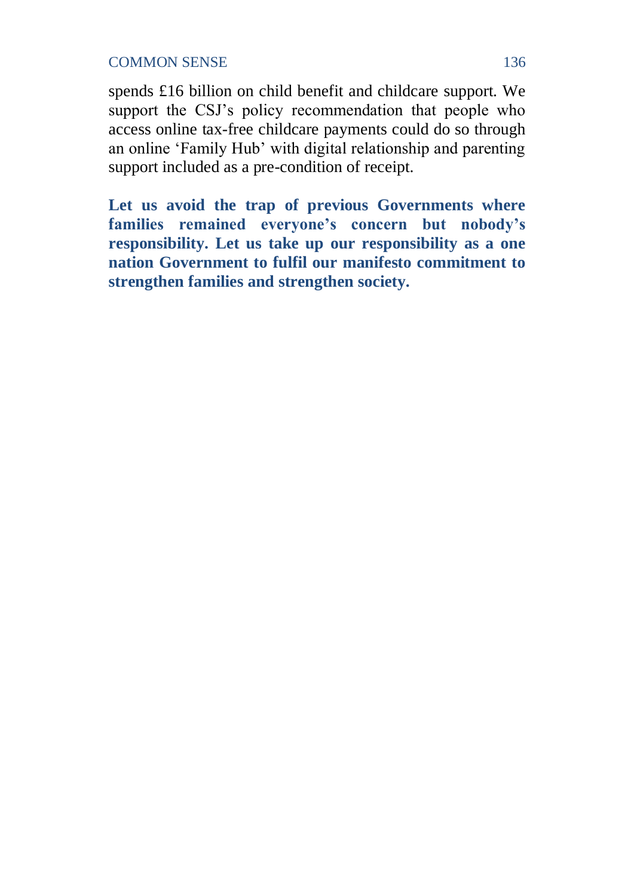spends £16 billion on child benefit and childcare support. We support the CSJ's policy recommendation that people who access online tax-free childcare payments could do so through an online 'Family Hub' with digital relationship and parenting support included as a pre-condition of receipt.

**Let us avoid the trap of previous Governments where families remained everyone's concern but nobody's responsibility. Let us take up our responsibility as a one nation Government to fulfil our manifesto commitment to strengthen families and strengthen society.**